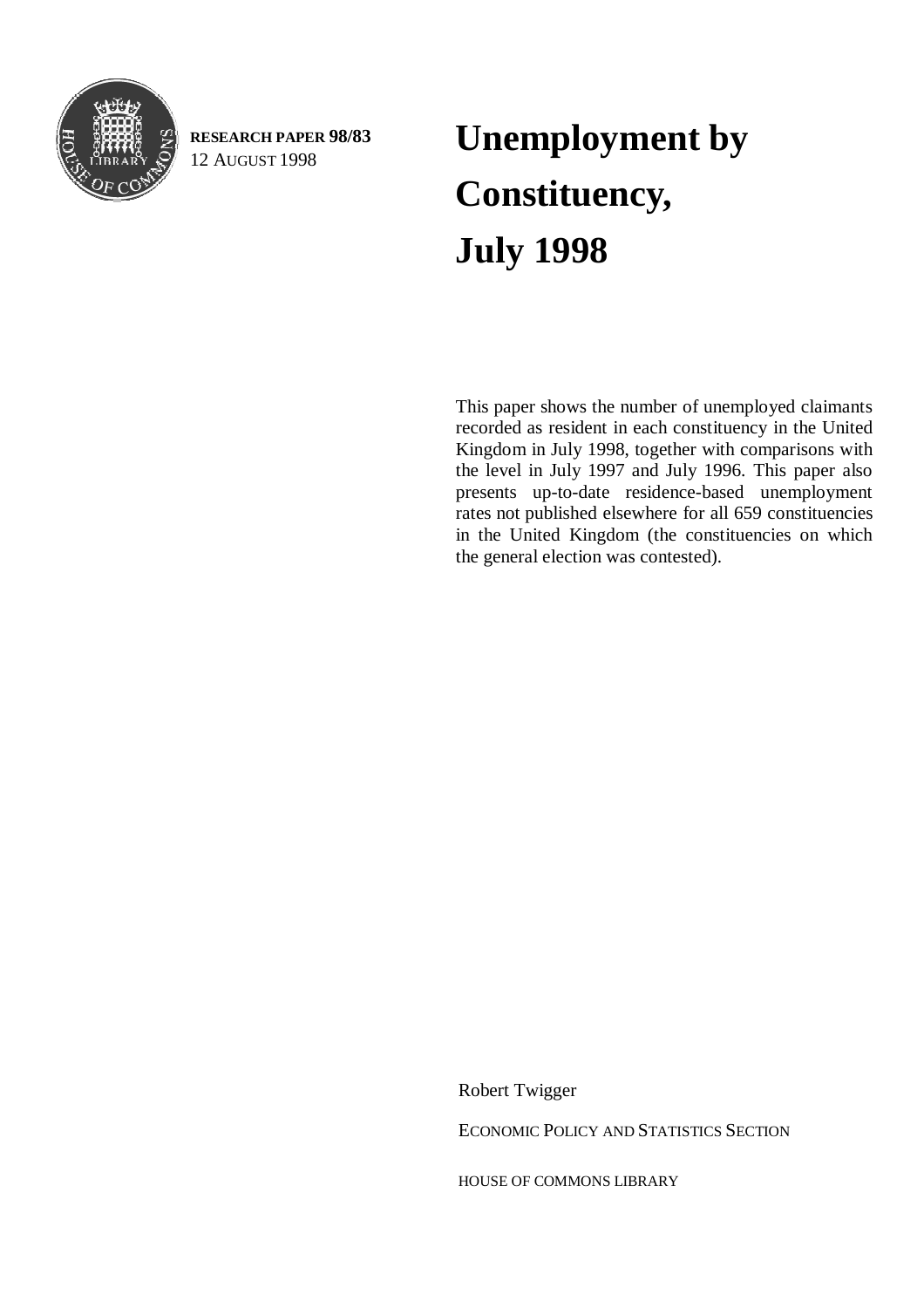**RESEARCH PAPER 98/83**
12 AUGUST 1998

# Unemployment by Constituency, July 1998

This paper shows the number of unemployed claimants recorded as resident in each constituency in the United Kingdom in July 1998, together with comparisons with the level in July 1997 and July 1996. This paper also presents up-to-date residence-based unemployment rates not published elsewhere for all 659 constituencies in the United Kingdom (the constituencies on which the general election was contested).

Robert Twigger

ECONOMIC POLICY AND STATISTICS SECTION

HOUSE OF COMMONS LIBRARY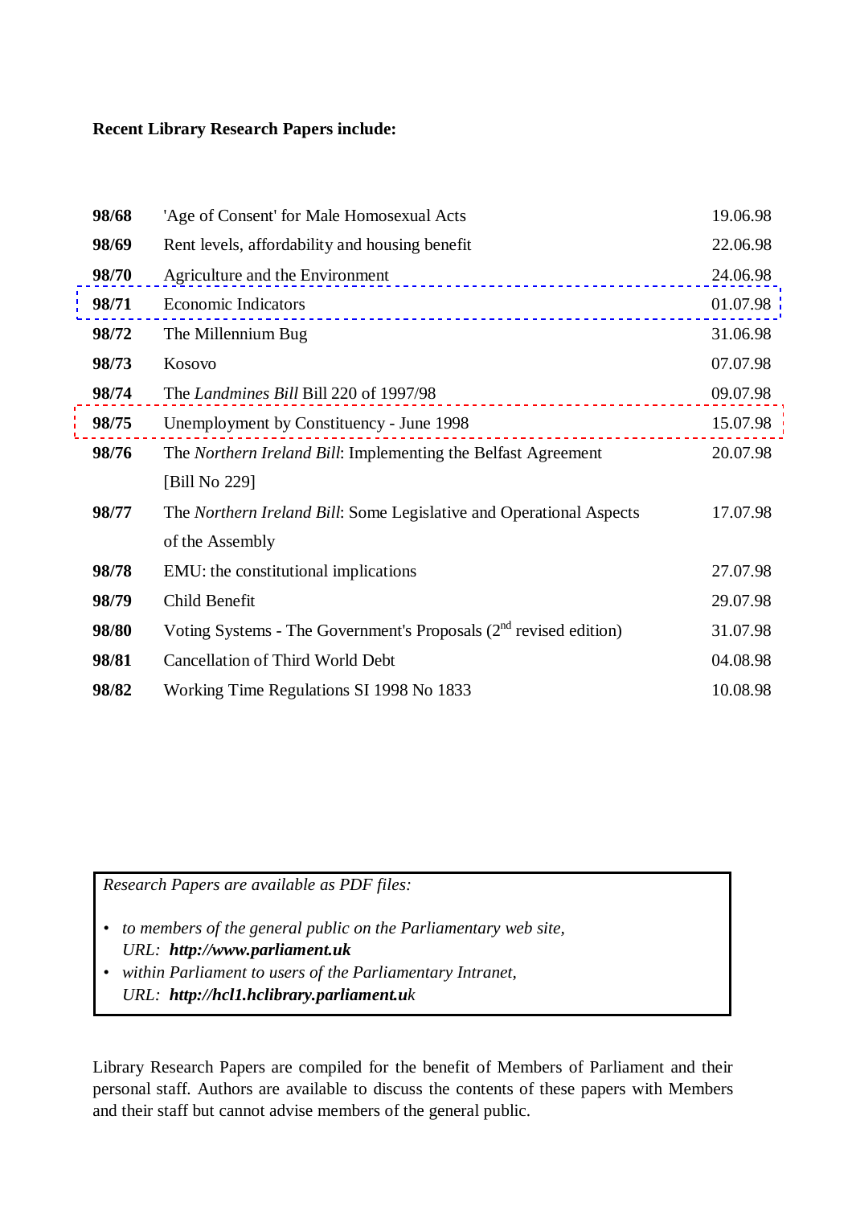**Recent Library Research Papers include:**

| | | |
|---|---|---|
| **98/68** | 'Age of Consent' for Male Homosexual Acts | 19.06.98 |
| **98/69** | Rent levels, affordability and housing benefit | 22.06.98 |
| **98/70** | Agriculture and the Environment | 24.06.98 |
| **98/71** | Economic Indicators | 01.07.98 |
| **98/72** | The Millennium Bug | 31.06.98 |
| **98/73** | Kosovo | 07.07.98 |
| **98/74** | The *Landmines Bill* Bill 220 of 1997/98 | 09.07.98 |
| **98/75** | Unemployment by Constituency - June 1998 | 15.07.98 |
| **98/76** | The *Northern Ireland Bill*: Implementing the Belfast Agreement [Bill No 229] | 20.07.98 |
| **98/77** | The *Northern Ireland Bill*: Some Legislative and Operational Aspects of the Assembly | 17.07.98 |
| **98/78** | EMU: the constitutional implications | 27.07.98 |
| **98/79** | Child Benefit | 29.07.98 |
| **98/80** | Voting Systems - The Government's Proposals (2nd revised edition) | 31.07.98 |
| **98/81** | Cancellation of Third World Debt | 04.08.98 |
| **98/82** | Working Time Regulations SI 1998 No 1833 | 10.08.98 |

*Research Papers are available as PDF files:*

- *to members of the general public on the Parliamentary web site,*
  *URL:* ***http://www.parliament.uk***
- *within Parliament to users of the Parliamentary Intranet,*
  *URL:* ***http://hcl1.hclibrary.parliament.uk***

Library Research Papers are compiled for the benefit of Members of Parliament and their personal staff. Authors are available to discuss the contents of these papers with Members and their staff but cannot advise members of the general public.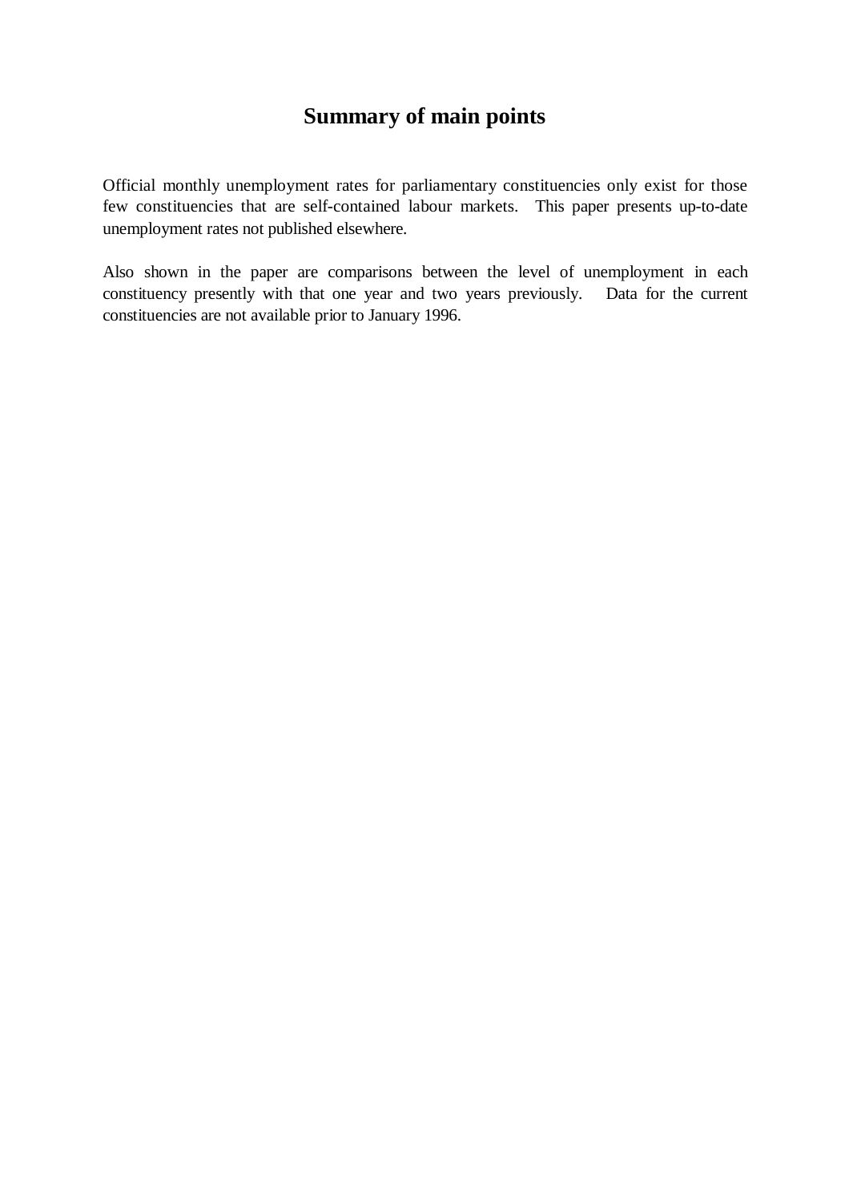# Summary of main points

Official monthly unemployment rates for parliamentary constituencies only exist for those few constituencies that are self-contained labour markets. This paper presents up-to-date unemployment rates not published elsewhere.

Also shown in the paper are comparisons between the level of unemployment in each constituency presently with that one year and two years previously. Data for the current constituencies are not available prior to January 1996.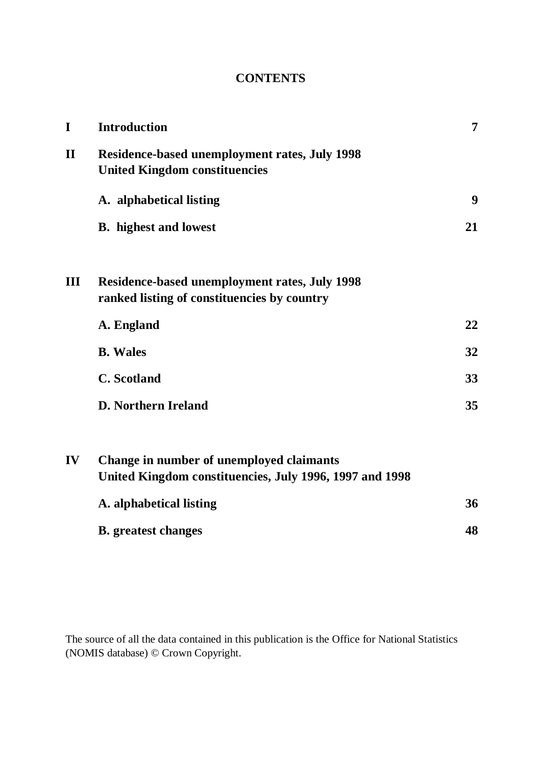# CONTENTS

| | | |
|---|---|---|
| **I** | **Introduction** | **7** |
| **II** | **Residence-based unemployment rates, July 1998 United Kingdom constituencies** | |
| | **A. alphabetical listing** | **9** |
| | **B. highest and lowest** | **21** |
| **III** | **Residence-based unemployment rates, July 1998 ranked listing of constituencies by country** | |
| | **A. England** | **22** |
| | **B. Wales** | **32** |
| | **C. Scotland** | **33** |
| | **D. Northern Ireland** | **35** |
| **IV** | **Change in number of unemployed claimants United Kingdom constituencies, July 1996, 1997 and 1998** | |
| | **A. alphabetical listing** | **36** |
| | **B. greatest changes** | **48** |

The source of all the data contained in this publication is the Office for National Statistics (NOMIS database) © Crown Copyright.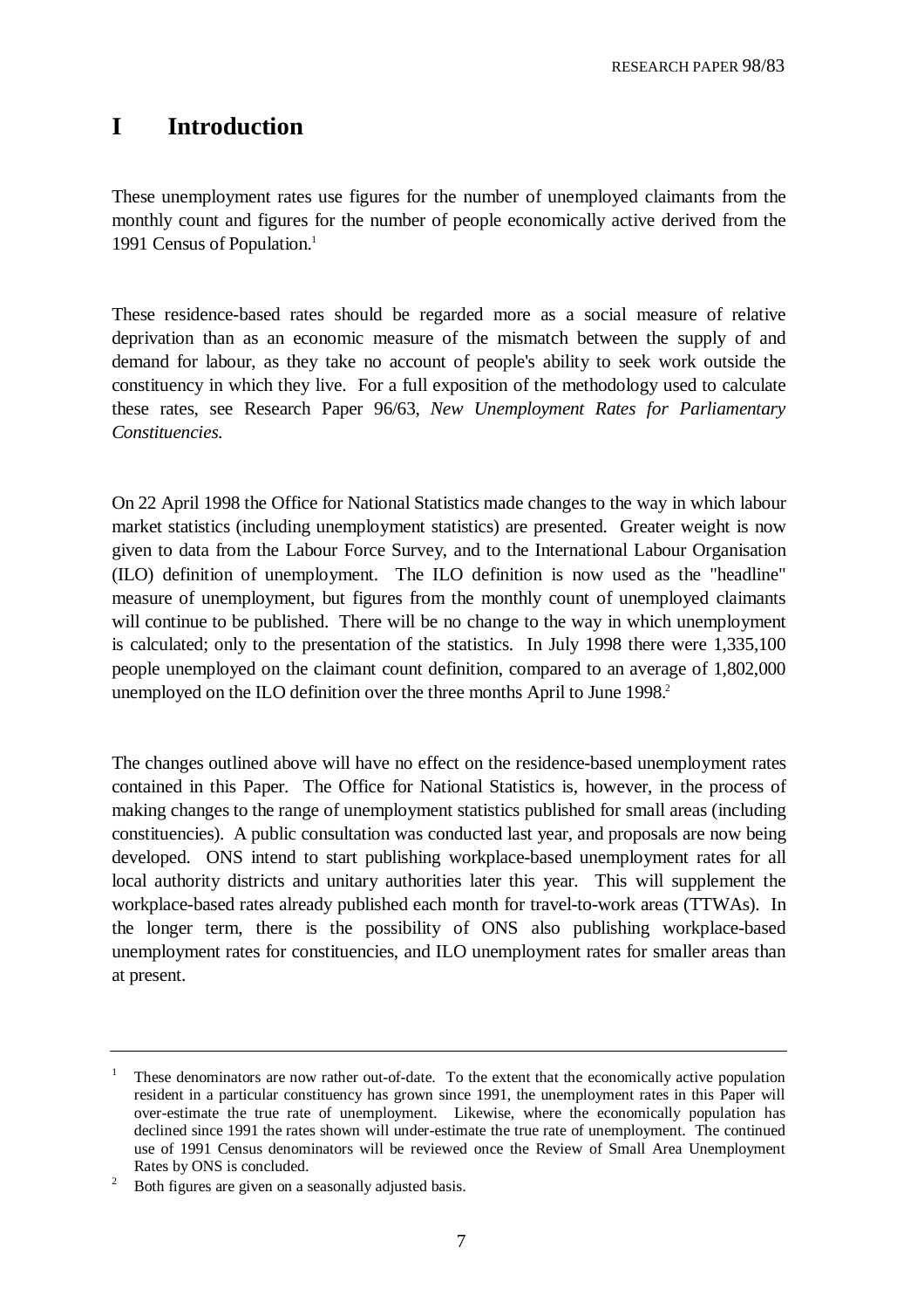# I Introduction

These unemployment rates use figures for the number of unemployed claimants from the monthly count and figures for the number of people economically active derived from the 1991 Census of Population.[1]

These residence-based rates should be regarded more as a social measure of relative deprivation than as an economic measure of the mismatch between the supply of and demand for labour, as they take no account of people's ability to seek work outside the constituency in which they live. For a full exposition of the methodology used to calculate these rates, see Research Paper 96/63, *New Unemployment Rates for Parliamentary Constituencies.*

On 22 April 1998 the Office for National Statistics made changes to the way in which labour market statistics (including unemployment statistics) are presented. Greater weight is now given to data from the Labour Force Survey, and to the International Labour Organisation (ILO) definition of unemployment. The ILO definition is now used as the "headline" measure of unemployment, but figures from the monthly count of unemployed claimants will continue to be published. There will be no change to the way in which unemployment is calculated; only to the presentation of the statistics. In July 1998 there were 1,335,100 people unemployed on the claimant count definition, compared to an average of 1,802,000 unemployed on the ILO definition over the three months April to June 1998.[2]

The changes outlined above will have no effect on the residence-based unemployment rates contained in this Paper. The Office for National Statistics is, however, in the process of making changes to the range of unemployment statistics published for small areas (including constituencies). A public consultation was conducted last year, and proposals are now being developed. ONS intend to start publishing workplace-based unemployment rates for all local authority districts and unitary authorities later this year. This will supplement the workplace-based rates already published each month for travel-to-work areas (TTWAs). In the longer term, there is the possibility of ONS also publishing workplace-based unemployment rates for constituencies, and ILO unemployment rates for smaller areas than at present.

---

[1] These denominators are now rather out-of-date. To the extent that the economically active population resident in a particular constituency has grown since 1991, the unemployment rates in this Paper will over-estimate the true rate of unemployment. Likewise, where the economically population has declined since 1991 the rates shown will under-estimate the true rate of unemployment. The continued use of 1991 Census denominators will be reviewed once the Review of Small Area Unemployment Rates by ONS is concluded.

[2] Both figures are given on a seasonally adjusted basis.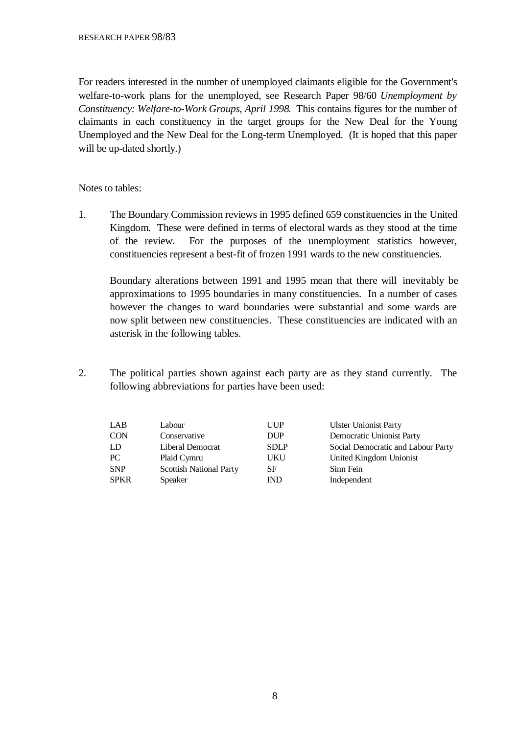For readers interested in the number of unemployed claimants eligible for the Government's welfare-to-work plans for the unemployed, see Research Paper 98/60 *Unemployment by Constituency: Welfare-to-Work Groups, April 1998.* This contains figures for the number of claimants in each constituency in the target groups for the New Deal for the Young Unemployed and the New Deal for the Long-term Unemployed. (It is hoped that this paper will be up-dated shortly.)

Notes to tables:

1. The Boundary Commission reviews in 1995 defined 659 constituencies in the United Kingdom. These were defined in terms of electoral wards as they stood at the time of the review. For the purposes of the unemployment statistics however, constituencies represent a best-fit of frozen 1991 wards to the new constituencies.

   Boundary alterations between 1991 and 1995 mean that there will inevitably be approximations to 1995 boundaries in many constituencies. In a number of cases however the changes to ward boundaries were substantial and some wards are now split between new constituencies. These constituencies are indicated with an asterisk in the following tables.

2. The political parties shown against each party are as they stand currently. The following abbreviations for parties have been used:

| | | | |
|---|---|---|---|
| LAB | Labour | UUP | Ulster Unionist Party |
| CON | Conservative | DUP | Democratic Unionist Party |
| LD | Liberal Democrat | SDLP | Social Democratic and Labour Party |
| PC | Plaid Cymru | UKU | United Kingdom Unionist |
| SNP | Scottish National Party | SF | Sinn Fein |
| SPKR | Speaker | IND | Independent |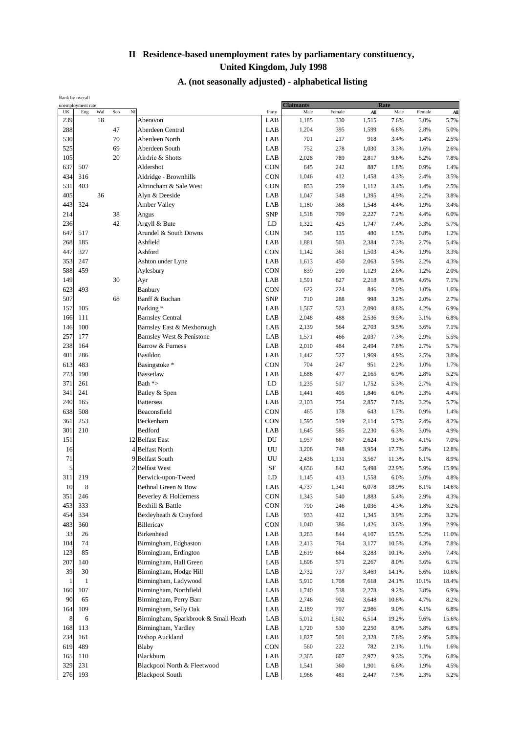# II Residence-based unemployment rates by parliamentary constituency, United Kingdom, July 1998

## A. (not seasonally adjusted) - alphabetical listing

| Rank by overall unemployment rate | | | | | | | Claimants | | | Rate | | |
|---|---|---|---|---|---|---|---|---|---|---|---|---|
| UK | Eng | Wal | Sco | NI | | Party | Male | Female | All | Male | Female | All |
| 239 | | 18 | | | Aberavon | LAB | 1,185 | 330 | 1,515 | 7.6% | 3.0% | 5.7% |
| 288 | | | 47 | | Aberdeen Central | LAB | 1,204 | 395 | 1,599 | 6.8% | 2.8% | 5.0% |
| 530 | | | 70 | | Aberdeen North | LAB | 701 | 217 | 918 | 3.4% | 1.4% | 2.5% |
| 525 | | | 69 | | Aberdeen South | LAB | 752 | 278 | 1,030 | 3.3% | 1.6% | 2.6% |
| 105 | | | 20 | | Airdrie & Shotts | LAB | 2,028 | 789 | 2,817 | 9.6% | 5.2% | 7.8% |
| 637 | 507 | | | | Aldershot | CON | 645 | 242 | 887 | 1.8% | 0.9% | 1.4% |
| 434 | 316 | | | | Aldridge - Brownhills | CON | 1,046 | 412 | 1,458 | 4.3% | 2.4% | 3.5% |
| 531 | 403 | | | | Altrincham & Sale West | CON | 853 | 259 | 1,112 | 3.4% | 1.4% | 2.5% |
| 405 | | 36 | | | Alyn & Deeside | LAB | 1,047 | 348 | 1,395 | 4.9% | 2.2% | 3.8% |
| 443 | 324 | | | | Amber Valley | LAB | 1,180 | 368 | 1,548 | 4.4% | 1.9% | 3.4% |
| 214 | | | 38 | | Angus | SNP | 1,518 | 709 | 2,227 | 7.2% | 4.4% | 6.0% |
| 236 | | | 42 | | Argyll & Bute | LD | 1,322 | 425 | 1,747 | 7.4% | 3.3% | 5.7% |
| 647 | 517 | | | | Arundel & South Downs | CON | 345 | 135 | 480 | 1.5% | 0.8% | 1.2% |
| 268 | 185 | | | | Ashfield | LAB | 1,881 | 503 | 2,384 | 7.3% | 2.7% | 5.4% |
| 447 | 327 | | | | Ashford | CON | 1,142 | 361 | 1,503 | 4.3% | 1.9% | 3.3% |
| 353 | 247 | | | | Ashton under Lyne | LAB | 1,613 | 450 | 2,063 | 5.9% | 2.2% | 4.3% |
| 588 | 459 | | | | Aylesbury | CON | 839 | 290 | 1,129 | 2.6% | 1.2% | 2.0% |
| 149 | | | 30 | | Ayr | LAB | 1,591 | 627 | 2,218 | 8.9% | 4.6% | 7.1% |
| 623 | 493 | | | | Banbury | CON | 622 | 224 | 846 | 2.0% | 1.0% | 1.6% |
| 507 | | | 68 | | Banff & Buchan | SNP | 710 | 288 | 998 | 3.2% | 2.0% | 2.7% |
| 157 | 105 | | | | Barking * | LAB | 1,567 | 523 | 2,090 | 8.8% | 4.2% | 6.9% |
| 166 | 111 | | | | Barnsley Central | LAB | 2,048 | 488 | 2,536 | 9.5% | 3.1% | 6.8% |
| 146 | 100 | | | | Barnsley East & Mexborough | LAB | 2,139 | 564 | 2,703 | 9.5% | 3.6% | 7.1% |
| 257 | 177 | | | | Barnsley West & Penistone | LAB | 1,571 | 466 | 2,037 | 7.3% | 2.9% | 5.5% |
| 238 | 164 | | | | Barrow & Furness | LAB | 2,010 | 484 | 2,494 | 7.8% | 2.7% | 5.7% |
| 401 | 286 | | | | Basildon | LAB | 1,442 | 527 | 1,969 | 4.9% | 2.5% | 3.8% |
| 613 | 483 | | | | Basingstoke * | CON | 704 | 247 | 951 | 2.2% | 1.0% | 1.7% |
| 273 | 190 | | | | Bassetlaw | LAB | 1,688 | 477 | 2,165 | 6.9% | 2.8% | 5.2% |
| 371 | 261 | | | | Bath *> | LD | 1,235 | 517 | 1,752 | 5.3% | 2.7% | 4.1% |
| 341 | 241 | | | | Batley & Spen | LAB | 1,441 | 405 | 1,846 | 6.0% | 2.3% | 4.4% |
| 240 | 165 | | | | Battersea | LAB | 2,103 | 754 | 2,857 | 7.8% | 3.2% | 5.7% |
| 638 | 508 | | | | Beaconsfield | CON | 465 | 178 | 643 | 1.7% | 0.9% | 1.4% |
| 361 | 253 | | | | Beckenham | CON | 1,595 | 519 | 2,114 | 5.7% | 2.4% | 4.2% |
| 301 | 210 | | | | Bedford | LAB | 1,645 | 585 | 2,230 | 6.3% | 3.0% | 4.9% |
| 151 | | | | 12 | Belfast East | DU | 1,957 | 667 | 2,624 | 9.3% | 4.1% | 7.0% |
| 16 | | | | 4 | Belfast North | UU | 3,206 | 748 | 3,954 | 17.7% | 5.8% | 12.8% |
| 71 | | | | 9 | Belfast South | UU | 2,436 | 1,131 | 3,567 | 11.3% | 6.1% | 8.9% |
| 5 | | | | 2 | Belfast West | SF | 4,656 | 842 | 5,498 | 22.9% | 5.9% | 15.9% |
| 311 | 219 | | | | Berwick-upon-Tweed | LD | 1,145 | 413 | 1,558 | 6.0% | 3.0% | 4.8% |
| 10 | 8 | | | | Bethnal Green & Bow | LAB | 4,737 | 1,341 | 6,078 | 18.9% | 8.1% | 14.6% |
| 351 | 246 | | | | Beverley & Holderness | CON | 1,343 | 540 | 1,883 | 5.4% | 2.9% | 4.3% |
| 453 | 333 | | | | Bexhill & Battle | CON | 790 | 246 | 1,036 | 4.3% | 1.8% | 3.2% |
| 454 | 334 | | | | Bexleyheath & Crayford | LAB | 933 | 412 | 1,345 | 3.9% | 2.3% | 3.2% |
| 483 | 360 | | | | Billericay | CON | 1,040 | 386 | 1,426 | 3.6% | 1.9% | 2.9% |
| 33 | 26 | | | | Birkenhead | LAB | 3,263 | 844 | 4,107 | 15.5% | 5.2% | 11.0% |
| 104 | 74 | | | | Birmingham, Edgbaston | LAB | 2,413 | 764 | 3,177 | 10.5% | 4.3% | 7.8% |
| 123 | 85 | | | | Birmingham, Erdington | LAB | 2,619 | 664 | 3,283 | 10.1% | 3.6% | 7.4% |
| 207 | 140 | | | | Birmingham, Hall Green | LAB | 1,696 | 571 | 2,267 | 8.0% | 3.6% | 6.1% |
| 39 | 30 | | | | Birmingham, Hodge Hill | LAB | 2,732 | 737 | 3,469 | 14.1% | 5.6% | 10.6% |
| 1 | 1 | | | | Birmingham, Ladywood | LAB | 5,910 | 1,708 | 7,618 | 24.1% | 10.1% | 18.4% |
| 160 | 107 | | | | Birmingham, Northfield | LAB | 1,740 | 538 | 2,278 | 9.2% | 3.8% | 6.9% |
| 90 | 65 | | | | Birmingham, Perry Barr | LAB | 2,746 | 902 | 3,648 | 10.8% | 4.7% | 8.2% |
| 164 | 109 | | | | Birmingham, Selly Oak | LAB | 2,189 | 797 | 2,986 | 9.0% | 4.1% | 6.8% |
| 8 | 6 | | | | Birmingham, Sparkbrook & Small Heath | LAB | 5,012 | 1,502 | 6,514 | 19.2% | 9.6% | 15.6% |
| 168 | 113 | | | | Birmingham, Yardley | LAB | 1,720 | 530 | 2,250 | 8.9% | 3.8% | 6.8% |
| 234 | 161 | | | | Bishop Auckland | LAB | 1,827 | 501 | 2,328 | 7.8% | 2.9% | 5.8% |
| 619 | 489 | | | | Blaby | CON | 560 | 222 | 782 | 2.1% | 1.1% | 1.6% |
| 165 | 110 | | | | Blackburn | LAB | 2,365 | 607 | 2,972 | 9.3% | 3.3% | 6.8% |
| 329 | 231 | | | | Blackpool North & Fleetwood | LAB | 1,541 | 360 | 1,901 | 6.6% | 1.9% | 4.5% |
| 276 | 193 | | | | Blackpool South | LAB | 1,966 | 481 | 2,447 | 7.5% | 2.3% | 5.2% |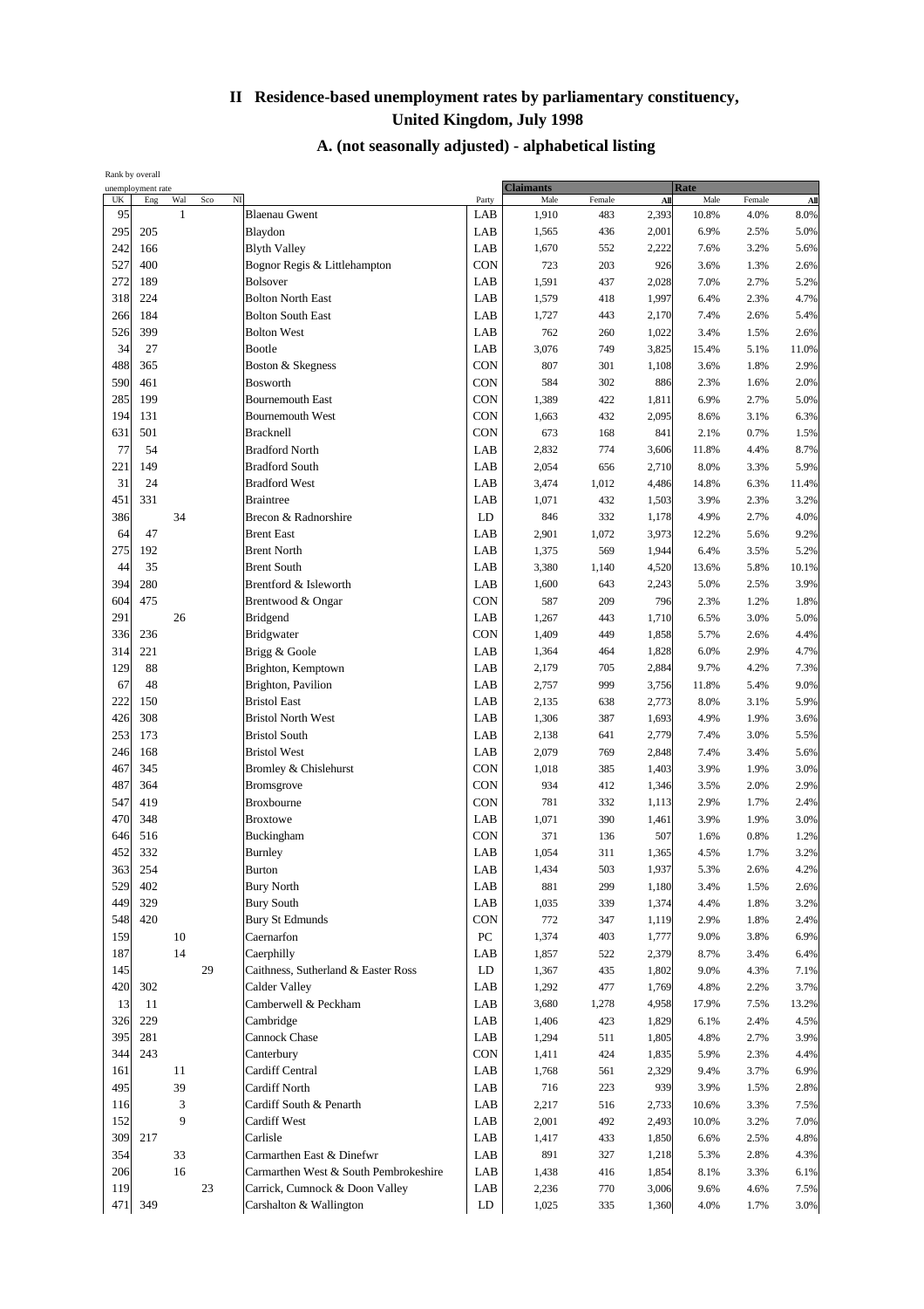# II Residence-based unemployment rates by parliamentary constituency, United Kingdom, July 1998

## A. (not seasonally adjusted) - alphabetical listing

| Rank by overall unemployment rate | | | | | | | Claimants | | | Rate | | |
|---|---|---|---|---|---|---|---|---|---|---|---|---|
| UK | Eng | Wal | Sco | NI | | Party | Male | Female | All | Male | Female | All |
| 95 | | 1 | | | Blaenau Gwent | LAB | 1,910 | 483 | 2,393 | 10.8% | 4.0% | 8.0% |
| 295 | 205 | | | | Blaydon | LAB | 1,565 | 436 | 2,001 | 6.9% | 2.5% | 5.0% |
| 242 | 166 | | | | Blyth Valley | LAB | 1,670 | 552 | 2,222 | 7.6% | 3.2% | 5.6% |
| 527 | 400 | | | | Bognor Regis & Littlehampton | CON | 723 | 203 | 926 | 3.6% | 1.3% | 2.6% |
| 272 | 189 | | | | Bolsover | LAB | 1,591 | 437 | 2,028 | 7.0% | 2.7% | 5.2% |
| 318 | 224 | | | | Bolton North East | LAB | 1,579 | 418 | 1,997 | 6.4% | 2.3% | 4.7% |
| 266 | 184 | | | | Bolton South East | LAB | 1,727 | 443 | 2,170 | 7.4% | 2.6% | 5.4% |
| 526 | 399 | | | | Bolton West | LAB | 762 | 260 | 1,022 | 3.4% | 1.5% | 2.6% |
| 34 | 27 | | | | Bootle | LAB | 3,076 | 749 | 3,825 | 15.4% | 5.1% | 11.0% |
| 488 | 365 | | | | Boston & Skegness | CON | 807 | 301 | 1,108 | 3.6% | 1.8% | 2.9% |
| 590 | 461 | | | | Bosworth | CON | 584 | 302 | 886 | 2.3% | 1.6% | 2.0% |
| 285 | 199 | | | | Bournemouth East | CON | 1,389 | 422 | 1,811 | 6.9% | 2.7% | 5.0% |
| 194 | 131 | | | | Bournemouth West | CON | 1,663 | 432 | 2,095 | 8.6% | 3.1% | 6.3% |
| 631 | 501 | | | | Bracknell | CON | 673 | 168 | 841 | 2.1% | 0.7% | 1.5% |
| 77 | 54 | | | | Bradford North | LAB | 2,832 | 774 | 3,606 | 11.8% | 4.4% | 8.7% |
| 221 | 149 | | | | Bradford South | LAB | 2,054 | 656 | 2,710 | 8.0% | 3.3% | 5.9% |
| 31 | 24 | | | | Bradford West | LAB | 3,474 | 1,012 | 4,486 | 14.8% | 6.3% | 11.4% |
| 451 | 331 | | | | Braintree | LAB | 1,071 | 432 | 1,503 | 3.9% | 2.3% | 3.2% |
| 386 | | 34 | | | Brecon & Radnorshire | LD | 846 | 332 | 1,178 | 4.9% | 2.7% | 4.0% |
| 64 | 47 | | | | Brent East | LAB | 2,901 | 1,072 | 3,973 | 12.2% | 5.6% | 9.2% |
| 275 | 192 | | | | Brent North | LAB | 1,375 | 569 | 1,944 | 6.4% | 3.5% | 5.2% |
| 44 | 35 | | | | Brent South | LAB | 3,380 | 1,140 | 4,520 | 13.6% | 5.8% | 10.1% |
| 394 | 280 | | | | Brentford & Isleworth | LAB | 1,600 | 643 | 2,243 | 5.0% | 2.5% | 3.9% |
| 604 | 475 | | | | Brentwood & Ongar | CON | 587 | 209 | 796 | 2.3% | 1.2% | 1.8% |
| 291 | | 26 | | | Bridgend | LAB | 1,267 | 443 | 1,710 | 6.5% | 3.0% | 5.0% |
| 336 | 236 | | | | Bridgwater | CON | 1,409 | 449 | 1,858 | 5.7% | 2.6% | 4.4% |
| 314 | 221 | | | | Brigg & Goole | LAB | 1,364 | 464 | 1,828 | 6.0% | 2.9% | 4.7% |
| 129 | 88 | | | | Brighton, Kemptown | LAB | 2,179 | 705 | 2,884 | 9.7% | 4.2% | 7.3% |
| 67 | 48 | | | | Brighton, Pavilion | LAB | 2,757 | 999 | 3,756 | 11.8% | 5.4% | 9.0% |
| 222 | 150 | | | | Bristol East | LAB | 2,135 | 638 | 2,773 | 8.0% | 3.1% | 5.9% |
| 426 | 308 | | | | Bristol North West | LAB | 1,306 | 387 | 1,693 | 4.9% | 1.9% | 3.6% |
| 253 | 173 | | | | Bristol South | LAB | 2,138 | 641 | 2,779 | 7.4% | 3.0% | 5.5% |
| 246 | 168 | | | | Bristol West | LAB | 2,079 | 769 | 2,848 | 7.4% | 3.4% | 5.6% |
| 467 | 345 | | | | Bromley & Chislehurst | CON | 1,018 | 385 | 1,403 | 3.9% | 1.9% | 3.0% |
| 487 | 364 | | | | Bromsgrove | CON | 934 | 412 | 1,346 | 3.5% | 2.0% | 2.9% |
| 547 | 419 | | | | Broxbourne | CON | 781 | 332 | 1,113 | 2.9% | 1.7% | 2.4% |
| 470 | 348 | | | | Broxtowe | LAB | 1,071 | 390 | 1,461 | 3.9% | 1.9% | 3.0% |
| 646 | 516 | | | | Buckingham | CON | 371 | 136 | 507 | 1.6% | 0.8% | 1.2% |
| 452 | 332 | | | | Burnley | LAB | 1,054 | 311 | 1,365 | 4.5% | 1.7% | 3.2% |
| 363 | 254 | | | | Burton | LAB | 1,434 | 503 | 1,937 | 5.3% | 2.6% | 4.2% |
| 529 | 402 | | | | Bury North | LAB | 881 | 299 | 1,180 | 3.4% | 1.5% | 2.6% |
| 449 | 329 | | | | Bury South | LAB | 1,035 | 339 | 1,374 | 4.4% | 1.8% | 3.2% |
| 548 | 420 | | | | Bury St Edmunds | CON | 772 | 347 | 1,119 | 2.9% | 1.8% | 2.4% |
| 159 | | 10 | | | Caernarfon | PC | 1,374 | 403 | 1,777 | 9.0% | 3.8% | 6.9% |
| 187 | | 14 | | | Caerphilly | LAB | 1,857 | 522 | 2,379 | 8.7% | 3.4% | 6.4% |
| 145 | | | 29 | | Caithness, Sutherland & Easter Ross | LD | 1,367 | 435 | 1,802 | 9.0% | 4.3% | 7.1% |
| 420 | 302 | | | | Calder Valley | LAB | 1,292 | 477 | 1,769 | 4.8% | 2.2% | 3.7% |
| 13 | 11 | | | | Camberwell & Peckham | LAB | 3,680 | 1,278 | 4,958 | 17.9% | 7.5% | 13.2% |
| 326 | 229 | | | | Cambridge | LAB | 1,406 | 423 | 1,829 | 6.1% | 2.4% | 4.5% |
| 395 | 281 | | | | Cannock Chase | LAB | 1,294 | 511 | 1,805 | 4.8% | 2.7% | 3.9% |
| 344 | 243 | | | | Canterbury | CON | 1,411 | 424 | 1,835 | 5.9% | 2.3% | 4.4% |
| 161 | | 11 | | | Cardiff Central | LAB | 1,768 | 561 | 2,329 | 9.4% | 3.7% | 6.9% |
| 495 | | 39 | | | Cardiff North | LAB | 716 | 223 | 939 | 3.9% | 1.5% | 2.8% |
| 116 | | 3 | | | Cardiff South & Penarth | LAB | 2,217 | 516 | 2,733 | 10.6% | 3.3% | 7.5% |
| 152 | | 9 | | | Cardiff West | LAB | 2,001 | 492 | 2,493 | 10.0% | 3.2% | 7.0% |
| 309 | 217 | | | | Carlisle | LAB | 1,417 | 433 | 1,850 | 6.6% | 2.5% | 4.8% |
| 354 | | 33 | | | Carmarthen East & Dinefwr | LAB | 891 | 327 | 1,218 | 5.3% | 2.8% | 4.3% |
| 206 | | 16 | | | Carmarthen West & South Pembrokeshire | LAB | 1,438 | 416 | 1,854 | 8.1% | 3.3% | 6.1% |
| 119 | | | 23 | | Carrick, Cumnock & Doon Valley | LAB | 2,236 | 770 | 3,006 | 9.6% | 4.6% | 7.5% |
| 471 | 349 | | | | Carshalton & Wallington | LD | 1,025 | 335 | 1,360 | 4.0% | 1.7% | 3.0% |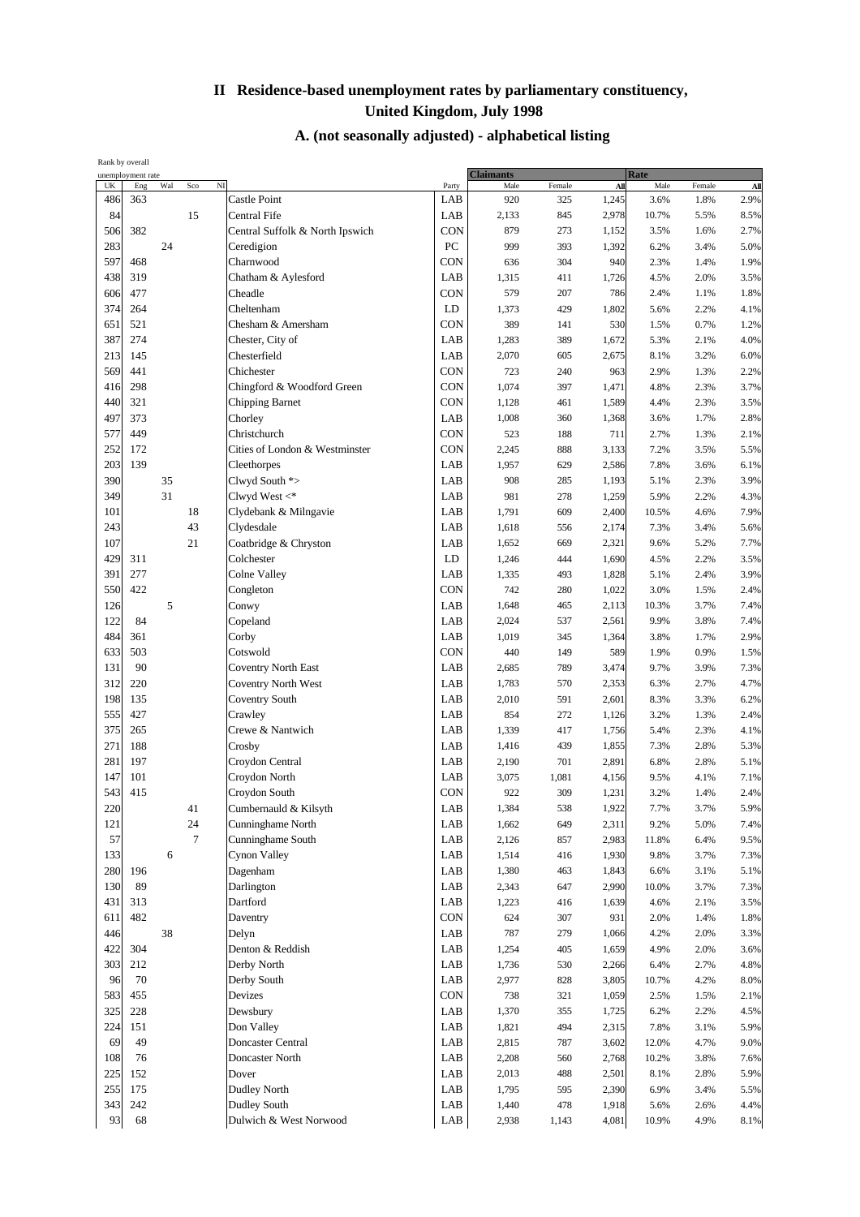# II Residence-based unemployment rates by parliamentary constituency, United Kingdom, July 1998

## A. (not seasonally adjusted) - alphabetical listing

| Rank by overall unemployment rate | | | | | | | Claimants | | | Rate | | |
|---|---|---|---|---|---|---|---|---|---|---|---|---|
| UK | Eng | Wal | Sco | NI | | Party | Male | Female | All | Male | Female | All |
| 486 | 363 | | | | Castle Point | LAB | 920 | 325 | 1,245 | 3.6% | 1.8% | 2.9% |
| 84 | | | 15 | | Central Fife | LAB | 2,133 | 845 | 2,978 | 10.7% | 5.5% | 8.5% |
| 506 | 382 | | | | Central Suffolk & North Ipswich | CON | 879 | 273 | 1,152 | 3.5% | 1.6% | 2.7% |
| 283 | | 24 | | | Ceredigion | PC | 999 | 393 | 1,392 | 6.2% | 3.4% | 5.0% |
| 597 | 468 | | | | Charnwood | CON | 636 | 304 | 940 | 2.3% | 1.4% | 1.9% |
| 438 | 319 | | | | Chatham & Aylesford | LAB | 1,315 | 411 | 1,726 | 4.5% | 2.0% | 3.5% |
| 606 | 477 | | | | Cheadle | CON | 579 | 207 | 786 | 2.4% | 1.1% | 1.8% |
| 374 | 264 | | | | Cheltenham | LD | 1,373 | 429 | 1,802 | 5.6% | 2.2% | 4.1% |
| 651 | 521 | | | | Chesham & Amersham | CON | 389 | 141 | 530 | 1.5% | 0.7% | 1.2% |
| 387 | 274 | | | | Chester, City of | LAB | 1,283 | 389 | 1,672 | 5.3% | 2.1% | 4.0% |
| 213 | 145 | | | | Chesterfield | LAB | 2,070 | 605 | 2,675 | 8.1% | 3.2% | 6.0% |
| 569 | 441 | | | | Chichester | CON | 723 | 240 | 963 | 2.9% | 1.3% | 2.2% |
| 416 | 298 | | | | Chingford & Woodford Green | CON | 1,074 | 397 | 1,471 | 4.8% | 2.3% | 3.7% |
| 440 | 321 | | | | Chipping Barnet | CON | 1,128 | 461 | 1,589 | 4.4% | 2.3% | 3.5% |
| 497 | 373 | | | | Chorley | LAB | 1,008 | 360 | 1,368 | 3.6% | 1.7% | 2.8% |
| 577 | 449 | | | | Christchurch | CON | 523 | 188 | 711 | 2.7% | 1.3% | 2.1% |
| 252 | 172 | | | | Cities of London & Westminster | CON | 2,245 | 888 | 3,133 | 7.2% | 3.5% | 5.5% |
| 203 | 139 | | | | Cleethorpes | LAB | 1,957 | 629 | 2,586 | 7.8% | 3.6% | 6.1% |
| 390 | | 35 | | | Clwyd South *> | LAB | 908 | 285 | 1,193 | 5.1% | 2.3% | 3.9% |
| 349 | | 31 | | | Clwyd West <* | LAB | 981 | 278 | 1,259 | 5.9% | 2.2% | 4.3% |
| 101 | | | 18 | | Clydebank & Milngavie | LAB | 1,791 | 609 | 2,400 | 10.5% | 4.6% | 7.9% |
| 243 | | | 43 | | Clydesdale | LAB | 1,618 | 556 | 2,174 | 7.3% | 3.4% | 5.6% |
| 107 | | | 21 | | Coatbridge & Chryston | LAB | 1,652 | 669 | 2,321 | 9.6% | 5.2% | 7.7% |
| 429 | 311 | | | | Colchester | LD | 1,246 | 444 | 1,690 | 4.5% | 2.2% | 3.5% |
| 391 | 277 | | | | Colne Valley | LAB | 1,335 | 493 | 1,828 | 5.1% | 2.4% | 3.9% |
| 550 | 422 | | | | Congleton | CON | 742 | 280 | 1,022 | 3.0% | 1.5% | 2.4% |
| 126 | | 5 | | | Conwy | LAB | 1,648 | 465 | 2,113 | 10.3% | 3.7% | 7.4% |
| 122 | 84 | | | | Copeland | LAB | 2,024 | 537 | 2,561 | 9.9% | 3.8% | 7.4% |
| 484 | 361 | | | | Corby | LAB | 1,019 | 345 | 1,364 | 3.8% | 1.7% | 2.9% |
| 633 | 503 | | | | Cotswold | CON | 440 | 149 | 589 | 1.9% | 0.9% | 1.5% |
| 131 | 90 | | | | Coventry North East | LAB | 2,685 | 789 | 3,474 | 9.7% | 3.9% | 7.3% |
| 312 | 220 | | | | Coventry North West | LAB | 1,783 | 570 | 2,353 | 6.3% | 2.7% | 4.7% |
| 198 | 135 | | | | Coventry South | LAB | 2,010 | 591 | 2,601 | 8.3% | 3.3% | 6.2% |
| 555 | 427 | | | | Crawley | LAB | 854 | 272 | 1,126 | 3.2% | 1.3% | 2.4% |
| 375 | 265 | | | | Crewe & Nantwich | LAB | 1,339 | 417 | 1,756 | 5.4% | 2.3% | 4.1% |
| 271 | 188 | | | | Crosby | LAB | 1,416 | 439 | 1,855 | 7.3% | 2.8% | 5.3% |
| 281 | 197 | | | | Croydon Central | LAB | 2,190 | 701 | 2,891 | 6.8% | 2.8% | 5.1% |
| 147 | 101 | | | | Croydon North | LAB | 3,075 | 1,081 | 4,156 | 9.5% | 4.1% | 7.1% |
| 543 | 415 | | | | Croydon South | CON | 922 | 309 | 1,231 | 3.2% | 1.4% | 2.4% |
| 220 | | | 41 | | Cumbernauld & Kilsyth | LAB | 1,384 | 538 | 1,922 | 7.7% | 3.7% | 5.9% |
| 121 | | | 24 | | Cunninghame North | LAB | 1,662 | 649 | 2,311 | 9.2% | 5.0% | 7.4% |
| 57 | | | 7 | | Cunninghame South | LAB | 2,126 | 857 | 2,983 | 11.8% | 6.4% | 9.5% |
| 133 | | 6 | | | Cynon Valley | LAB | 1,514 | 416 | 1,930 | 9.8% | 3.7% | 7.3% |
| 280 | 196 | | | | Dagenham | LAB | 1,380 | 463 | 1,843 | 6.6% | 3.1% | 5.1% |
| 130 | 89 | | | | Darlington | LAB | 2,343 | 647 | 2,990 | 10.0% | 3.7% | 7.3% |
| 431 | 313 | | | | Dartford | LAB | 1,223 | 416 | 1,639 | 4.6% | 2.1% | 3.5% |
| 611 | 482 | | | | Daventry | CON | 624 | 307 | 931 | 2.0% | 1.4% | 1.8% |
| 446 | | 38 | | | Delyn | LAB | 787 | 279 | 1,066 | 4.2% | 2.0% | 3.3% |
| 422 | 304 | | | | Denton & Reddish | LAB | 1,254 | 405 | 1,659 | 4.9% | 2.0% | 3.6% |
| 303 | 212 | | | | Derby North | LAB | 1,736 | 530 | 2,266 | 6.4% | 2.7% | 4.8% |
| 96 | 70 | | | | Derby South | LAB | 2,977 | 828 | 3,805 | 10.7% | 4.2% | 8.0% |
| 583 | 455 | | | | Devizes | CON | 738 | 321 | 1,059 | 2.5% | 1.5% | 2.1% |
| 325 | 228 | | | | Dewsbury | LAB | 1,370 | 355 | 1,725 | 6.2% | 2.2% | 4.5% |
| 224 | 151 | | | | Don Valley | LAB | 1,821 | 494 | 2,315 | 7.8% | 3.1% | 5.9% |
| 69 | 49 | | | | Doncaster Central | LAB | 2,815 | 787 | 3,602 | 12.0% | 4.7% | 9.0% |
| 108 | 76 | | | | Doncaster North | LAB | 2,208 | 560 | 2,768 | 10.2% | 3.8% | 7.6% |
| 225 | 152 | | | | Dover | LAB | 2,013 | 488 | 2,501 | 8.1% | 2.8% | 5.9% |
| 255 | 175 | | | | Dudley North | LAB | 1,795 | 595 | 2,390 | 6.9% | 3.4% | 5.5% |
| 343 | 242 | | | | Dudley South | LAB | 1,440 | 478 | 1,918 | 5.6% | 2.6% | 4.4% |
| 93 | 68 | | | | Dulwich & West Norwood | LAB | 2,938 | 1,143 | 4,081 | 10.9% | 4.9% | 8.1% |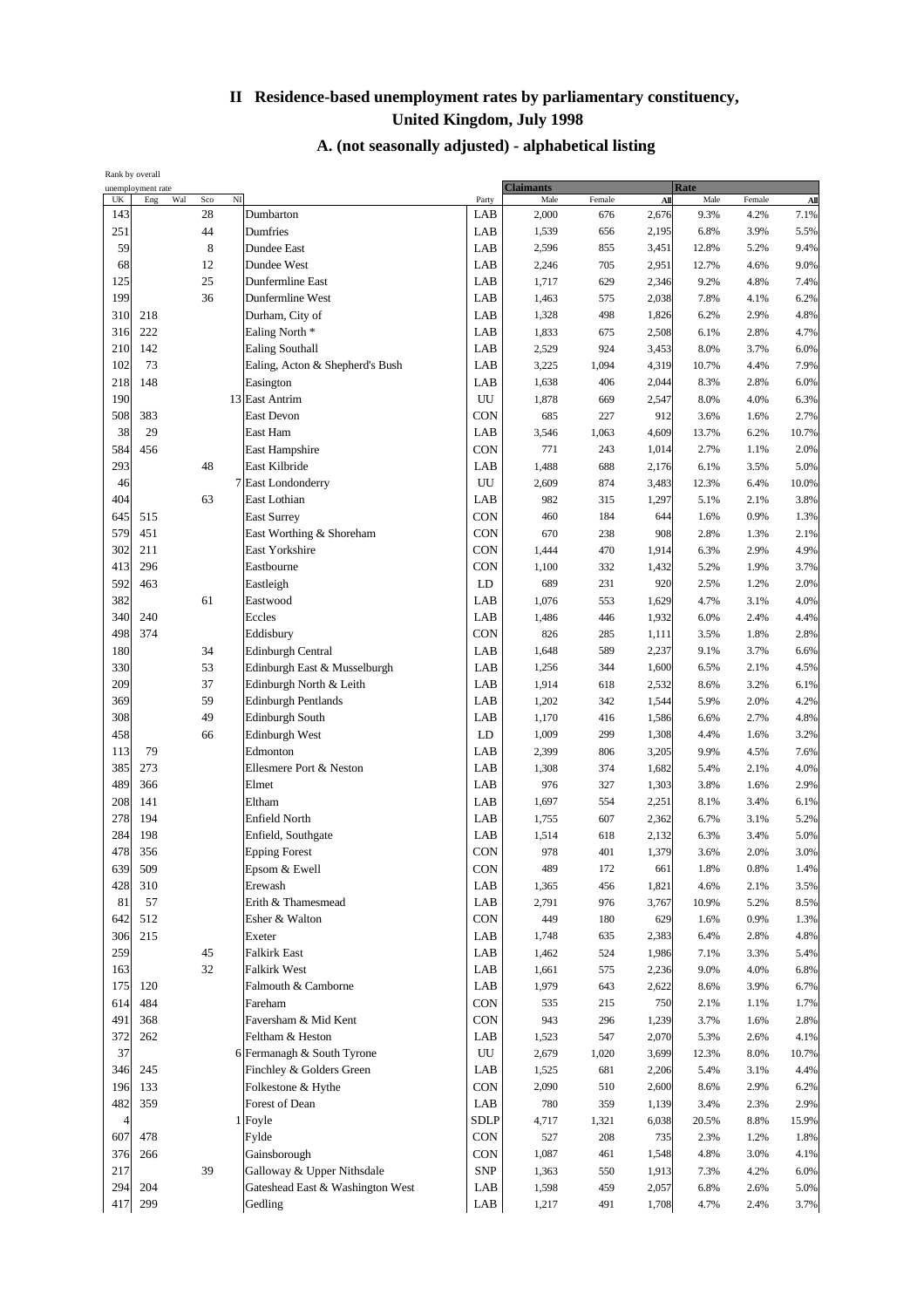# II Residence-based unemployment rates by parliamentary constituency, United Kingdom, July 1998

## A. (not seasonally adjusted) - alphabetical listing

| Rank by overall unemployment rate | | | | | | | Claimants | | | Rate | | |
|---|---|---|---|---|---|---|---|---|---|---|---|---|
| UK | Eng | Wal | Sco | NI | | Party | Male | Female | All | Male | Female | All |
| 143 | | | 28 | | Dumbarton | LAB | 2,000 | 676 | 2,676 | 9.3% | 4.2% | 7.1% |
| 251 | | | 44 | | Dumfries | LAB | 1,539 | 656 | 2,195 | 6.8% | 3.9% | 5.5% |
| 59 | | | 8 | | Dundee East | LAB | 2,596 | 855 | 3,451 | 12.8% | 5.2% | 9.4% |
| 68 | | | 12 | | Dundee West | LAB | 2,246 | 705 | 2,951 | 12.7% | 4.6% | 9.0% |
| 125 | | | 25 | | Dunfermline East | LAB | 1,717 | 629 | 2,346 | 9.2% | 4.8% | 7.4% |
| 199 | | | 36 | | Dunfermline West | LAB | 1,463 | 575 | 2,038 | 7.8% | 4.1% | 6.2% |
| 310 | 218 | | | | Durham, City of | LAB | 1,328 | 498 | 1,826 | 6.2% | 2.9% | 4.8% |
| 316 | 222 | | | | Ealing North * | LAB | 1,833 | 675 | 2,508 | 6.1% | 2.8% | 4.7% |
| 210 | 142 | | | | Ealing Southall | LAB | 2,529 | 924 | 3,453 | 8.0% | 3.7% | 6.0% |
| 102 | 73 | | | | Ealing, Acton & Shepherd's Bush | LAB | 3,225 | 1,094 | 4,319 | 10.7% | 4.4% | 7.9% |
| 218 | 148 | | | | Easington | LAB | 1,638 | 406 | 2,044 | 8.3% | 2.8% | 6.0% |
| 190 | | | | 13 | East Antrim | UU | 1,878 | 669 | 2,547 | 8.0% | 4.0% | 6.3% |
| 508 | 383 | | | | East Devon | CON | 685 | 227 | 912 | 3.6% | 1.6% | 2.7% |
| 38 | 29 | | | | East Ham | LAB | 3,546 | 1,063 | 4,609 | 13.7% | 6.2% | 10.7% |
| 584 | 456 | | | | East Hampshire | CON | 771 | 243 | 1,014 | 2.7% | 1.1% | 2.0% |
| 293 | | | 48 | | East Kilbride | LAB | 1,488 | 688 | 2,176 | 6.1% | 3.5% | 5.0% |
| 46 | | | | 7 | East Londonderry | UU | 2,609 | 874 | 3,483 | 12.3% | 6.4% | 10.0% |
| 404 | | | 63 | | East Lothian | LAB | 982 | 315 | 1,297 | 5.1% | 2.1% | 3.8% |
| 645 | 515 | | | | East Surrey | CON | 460 | 184 | 644 | 1.6% | 0.9% | 1.3% |
| 579 | 451 | | | | East Worthing & Shoreham | CON | 670 | 238 | 908 | 2.8% | 1.3% | 2.1% |
| 302 | 211 | | | | East Yorkshire | CON | 1,444 | 470 | 1,914 | 6.3% | 2.9% | 4.9% |
| 413 | 296 | | | | Eastbourne | CON | 1,100 | 332 | 1,432 | 5.2% | 1.9% | 3.7% |
| 592 | 463 | | | | Eastleigh | LD | 689 | 231 | 920 | 2.5% | 1.2% | 2.0% |
| 382 | | | 61 | | Eastwood | LAB | 1,076 | 553 | 1,629 | 4.7% | 3.1% | 4.0% |
| 340 | 240 | | | | Eccles | LAB | 1,486 | 446 | 1,932 | 6.0% | 2.4% | 4.4% |
| 498 | 374 | | | | Eddisbury | CON | 826 | 285 | 1,111 | 3.5% | 1.8% | 2.8% |
| 180 | | | 34 | | Edinburgh Central | LAB | 1,648 | 589 | 2,237 | 9.1% | 3.7% | 6.6% |
| 330 | | | 53 | | Edinburgh East & Musselburgh | LAB | 1,256 | 344 | 1,600 | 6.5% | 2.1% | 4.5% |
| 209 | | | 37 | | Edinburgh North & Leith | LAB | 1,914 | 618 | 2,532 | 8.6% | 3.2% | 6.1% |
| 369 | | | 59 | | Edinburgh Pentlands | LAB | 1,202 | 342 | 1,544 | 5.9% | 2.0% | 4.2% |
| 308 | | | 49 | | Edinburgh South | LAB | 1,170 | 416 | 1,586 | 6.6% | 2.7% | 4.8% |
| 458 | | | 66 | | Edinburgh West | LD | 1,009 | 299 | 1,308 | 4.4% | 1.6% | 3.2% |
| 113 | 79 | | | | Edmonton | LAB | 2,399 | 806 | 3,205 | 9.9% | 4.5% | 7.6% |
| 385 | 273 | | | | Ellesmere Port & Neston | LAB | 1,308 | 374 | 1,682 | 5.4% | 2.1% | 4.0% |
| 489 | 366 | | | | Elmet | LAB | 976 | 327 | 1,303 | 3.8% | 1.6% | 2.9% |
| 208 | 141 | | | | Eltham | LAB | 1,697 | 554 | 2,251 | 8.1% | 3.4% | 6.1% |
| 278 | 194 | | | | Enfield North | LAB | 1,755 | 607 | 2,362 | 6.7% | 3.1% | 5.2% |
| 284 | 198 | | | | Enfield, Southgate | LAB | 1,514 | 618 | 2,132 | 6.3% | 3.4% | 5.0% |
| 478 | 356 | | | | Epping Forest | CON | 978 | 401 | 1,379 | 3.6% | 2.0% | 3.0% |
| 639 | 509 | | | | Epsom & Ewell | CON | 489 | 172 | 661 | 1.8% | 0.8% | 1.4% |
| 428 | 310 | | | | Erewash | LAB | 1,365 | 456 | 1,821 | 4.6% | 2.1% | 3.5% |
| 81 | 57 | | | | Erith & Thamesmead | LAB | 2,791 | 976 | 3,767 | 10.9% | 5.2% | 8.5% |
| 642 | 512 | | | | Esher & Walton | CON | 449 | 180 | 629 | 1.6% | 0.9% | 1.3% |
| 306 | 215 | | | | Exeter | LAB | 1,748 | 635 | 2,383 | 6.4% | 2.8% | 4.8% |
| 259 | | | 45 | | Falkirk East | LAB | 1,462 | 524 | 1,986 | 7.1% | 3.3% | 5.4% |
| 163 | | | 32 | | Falkirk West | LAB | 1,661 | 575 | 2,236 | 9.0% | 4.0% | 6.8% |
| 175 | 120 | | | | Falmouth & Camborne | LAB | 1,979 | 643 | 2,622 | 8.6% | 3.9% | 6.7% |
| 614 | 484 | | | | Fareham | CON | 535 | 215 | 750 | 2.1% | 1.1% | 1.7% |
| 491 | 368 | | | | Faversham & Mid Kent | CON | 943 | 296 | 1,239 | 3.7% | 1.6% | 2.8% |
| 372 | 262 | | | | Feltham & Heston | LAB | 1,523 | 547 | 2,070 | 5.3% | 2.6% | 4.1% |
| 37 | | | | 6 | Fermanagh & South Tyrone | UU | 2,679 | 1,020 | 3,699 | 12.3% | 8.0% | 10.7% |
| 346 | 245 | | | | Finchley & Golders Green | LAB | 1,525 | 681 | 2,206 | 5.4% | 3.1% | 4.4% |
| 196 | 133 | | | | Folkestone & Hythe | CON | 2,090 | 510 | 2,600 | 8.6% | 2.9% | 6.2% |
| 482 | 359 | | | | Forest of Dean | LAB | 780 | 359 | 1,139 | 3.4% | 2.3% | 2.9% |
| 4 | | | | 1 | Foyle | SDLP | 4,717 | 1,321 | 6,038 | 20.5% | 8.8% | 15.9% |
| 607 | 478 | | | | Fylde | CON | 527 | 208 | 735 | 2.3% | 1.2% | 1.8% |
| 376 | 266 | | | | Gainsborough | CON | 1,087 | 461 | 1,548 | 4.8% | 3.0% | 4.1% |
| 217 | | | 39 | | Galloway & Upper Nithsdale | SNP | 1,363 | 550 | 1,913 | 7.3% | 4.2% | 6.0% |
| 294 | 204 | | | | Gateshead East & Washington West | LAB | 1,598 | 459 | 2,057 | 6.8% | 2.6% | 5.0% |
| 417 | 299 | | | | Gedling | LAB | 1,217 | 491 | 1,708 | 4.7% | 2.4% | 3.7% |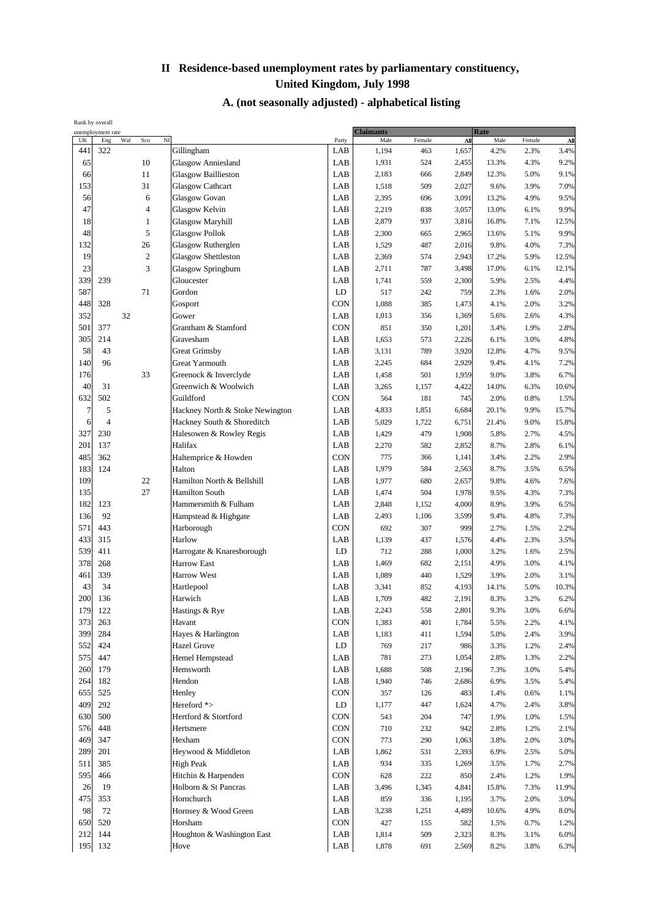## II Residence-based unemployment rates by parliamentary constituency, United Kingdom, July 1998

### A. (not seasonally adjusted) - alphabetical listing

| Rank by overall unemployment rate | | | | | | | Claimants | | | Rate | | |
|---|---|---|---|---|---|---|---|---|---|---|---|---|
| UK | Eng | Wal | Sco | NI | | Party | Male | Female | All | Male | Female | All |
| 441 | 322 | | | | Gillingham | LAB | 1,194 | 463 | 1,657 | 4.2% | 2.3% | 3.4% |
| 65 | | | 10 | | Glasgow Anniesland | LAB | 1,931 | 524 | 2,455 | 13.3% | 4.3% | 9.2% |
| 66 | | | 11 | | Glasgow Baillieston | LAB | 2,183 | 666 | 2,849 | 12.3% | 5.0% | 9.1% |
| 153 | | | 31 | | Glasgow Cathcart | LAB | 1,518 | 509 | 2,027 | 9.6% | 3.9% | 7.0% |
| 56 | | | 6 | | Glasgow Govan | LAB | 2,395 | 696 | 3,091 | 13.2% | 4.9% | 9.5% |
| 47 | | | 4 | | Glasgow Kelvin | LAB | 2,219 | 838 | 3,057 | 13.0% | 6.1% | 9.9% |
| 18 | | | 1 | | Glasgow Maryhill | LAB | 2,879 | 937 | 3,816 | 16.8% | 7.1% | 12.5% |
| 48 | | | 5 | | Glasgow Pollok | LAB | 2,300 | 665 | 2,965 | 13.6% | 5.1% | 9.9% |
| 132 | | | 26 | | Glasgow Rutherglen | LAB | 1,529 | 487 | 2,016 | 9.8% | 4.0% | 7.3% |
| 19 | | | 2 | | Glasgow Shettleston | LAB | 2,369 | 574 | 2,943 | 17.2% | 5.9% | 12.5% |
| 23 | | | 3 | | Glasgow Springburn | LAB | 2,711 | 787 | 3,498 | 17.0% | 6.1% | 12.1% |
| 339 | 239 | | | | Gloucester | LAB | 1,741 | 559 | 2,300 | 5.9% | 2.5% | 4.4% |
| 587 | | | 71 | | Gordon | LD | 517 | 242 | 759 | 2.3% | 1.6% | 2.0% |
| 448 | 328 | | | | Gosport | CON | 1,088 | 385 | 1,473 | 4.1% | 2.0% | 3.2% |
| 352 | | 32 | | | Gower | LAB | 1,013 | 356 | 1,369 | 5.6% | 2.6% | 4.3% |
| 501 | 377 | | | | Grantham & Stamford | CON | 851 | 350 | 1,201 | 3.4% | 1.9% | 2.8% |
| 305 | 214 | | | | Gravesham | LAB | 1,653 | 573 | 2,226 | 6.1% | 3.0% | 4.8% |
| 58 | 43 | | | | Great Grimsby | LAB | 3,131 | 789 | 3,920 | 12.8% | 4.7% | 9.5% |
| 140 | 96 | | | | Great Yarmouth | LAB | 2,245 | 684 | 2,929 | 9.4% | 4.1% | 7.2% |
| 176 | | | 33 | | Greenock & Inverclyde | LAB | 1,458 | 501 | 1,959 | 9.0% | 3.8% | 6.7% |
| 40 | 31 | | | | Greenwich & Woolwich | LAB | 3,265 | 1,157 | 4,422 | 14.0% | 6.3% | 10.6% |
| 632 | 502 | | | | Guildford | CON | 564 | 181 | 745 | 2.0% | 0.8% | 1.5% |
| 7 | 5 | | | | Hackney North & Stoke Newington | LAB | 4,833 | 1,851 | 6,684 | 20.1% | 9.9% | 15.7% |
| 6 | 4 | | | | Hackney South & Shoreditch | LAB | 5,029 | 1,722 | 6,751 | 21.4% | 9.0% | 15.8% |
| 327 | 230 | | | | Halesowen & Rowley Regis | LAB | 1,429 | 479 | 1,908 | 5.8% | 2.7% | 4.5% |
| 201 | 137 | | | | Halifax | LAB | 2,270 | 582 | 2,852 | 8.7% | 2.8% | 6.1% |
| 485 | 362 | | | | Haltemprice & Howden | CON | 775 | 366 | 1,141 | 3.4% | 2.2% | 2.9% |
| 183 | 124 | | | | Halton | LAB | 1,979 | 584 | 2,563 | 8.7% | 3.5% | 6.5% |
| 109 | | | 22 | | Hamilton North & Bellshill | LAB | 1,977 | 680 | 2,657 | 9.8% | 4.6% | 7.6% |
| 135 | | | 27 | | Hamilton South | LAB | 1,474 | 504 | 1,978 | 9.5% | 4.3% | 7.3% |
| 182 | 123 | | | | Hammersmith & Fulham | LAB | 2,848 | 1,152 | 4,000 | 8.9% | 3.9% | 6.5% |
| 136 | 92 | | | | Hampstead & Highgate | LAB | 2,493 | 1,106 | 3,599 | 9.4% | 4.8% | 7.3% |
| 571 | 443 | | | | Harborough | CON | 692 | 307 | 999 | 2.7% | 1.5% | 2.2% |
| 433 | 315 | | | | Harlow | LAB | 1,139 | 437 | 1,576 | 4.4% | 2.3% | 3.5% |
| 539 | 411 | | | | Harrogate & Knaresborough | LD | 712 | 288 | 1,000 | 3.2% | 1.6% | 2.5% |
| 378 | 268 | | | | Harrow East | LAB | 1,469 | 682 | 2,151 | 4.9% | 3.0% | 4.1% |
| 461 | 339 | | | | Harrow West | LAB | 1,089 | 440 | 1,529 | 3.9% | 2.0% | 3.1% |
| 43 | 34 | | | | Hartlepool | LAB | 3,341 | 852 | 4,193 | 14.1% | 5.0% | 10.3% |
| 200 | 136 | | | | Harwich | LAB | 1,709 | 482 | 2,191 | 8.3% | 3.2% | 6.2% |
| 179 | 122 | | | | Hastings & Rye | LAB | 2,243 | 558 | 2,801 | 9.3% | 3.0% | 6.6% |
| 373 | 263 | | | | Havant | CON | 1,383 | 401 | 1,784 | 5.5% | 2.2% | 4.1% |
| 399 | 284 | | | | Hayes & Harlington | LAB | 1,183 | 411 | 1,594 | 5.0% | 2.4% | 3.9% |
| 552 | 424 | | | | Hazel Grove | LD | 769 | 217 | 986 | 3.3% | 1.2% | 2.4% |
| 575 | 447 | | | | Hemel Hempstead | LAB | 781 | 273 | 1,054 | 2.8% | 1.3% | 2.2% |
| 260 | 179 | | | | Hemsworth | LAB | 1,688 | 508 | 2,196 | 7.3% | 3.0% | 5.4% |
| 264 | 182 | | | | Hendon | LAB | 1,940 | 746 | 2,686 | 6.9% | 3.5% | 5.4% |
| 655 | 525 | | | | Henley | CON | 357 | 126 | 483 | 1.4% | 0.6% | 1.1% |
| 409 | 292 | | | | Hereford *> | LD | 1,177 | 447 | 1,624 | 4.7% | 2.4% | 3.8% |
| 630 | 500 | | | | Hertford & Stortford | CON | 543 | 204 | 747 | 1.9% | 1.0% | 1.5% |
| 576 | 448 | | | | Hertsmere | CON | 710 | 232 | 942 | 2.8% | 1.2% | 2.1% |
| 469 | 347 | | | | Hexham | CON | 773 | 290 | 1,063 | 3.8% | 2.0% | 3.0% |
| 289 | 201 | | | | Heywood & Middleton | LAB | 1,862 | 531 | 2,393 | 6.9% | 2.5% | 5.0% |
| 511 | 385 | | | | High Peak | LAB | 934 | 335 | 1,269 | 3.5% | 1.7% | 2.7% |
| 595 | 466 | | | | Hitchin & Harpenden | CON | 628 | 222 | 850 | 2.4% | 1.2% | 1.9% |
| 26 | 19 | | | | Holborn & St Pancras | LAB | 3,496 | 1,345 | 4,841 | 15.8% | 7.3% | 11.9% |
| 475 | 353 | | | | Hornchurch | LAB | 859 | 336 | 1,195 | 3.7% | 2.0% | 3.0% |
| 98 | 72 | | | | Hornsey & Wood Green | LAB | 3,238 | 1,251 | 4,489 | 10.6% | 4.9% | 8.0% |
| 650 | 520 | | | | Horsham | CON | 427 | 155 | 582 | 1.5% | 0.7% | 1.2% |
| 212 | 144 | | | | Houghton & Washington East | LAB | 1,814 | 509 | 2,323 | 8.3% | 3.1% | 6.0% |
| 195 | 132 | | | | Hove | LAB | 1,878 | 691 | 2,569 | 8.2% | 3.8% | 6.3% |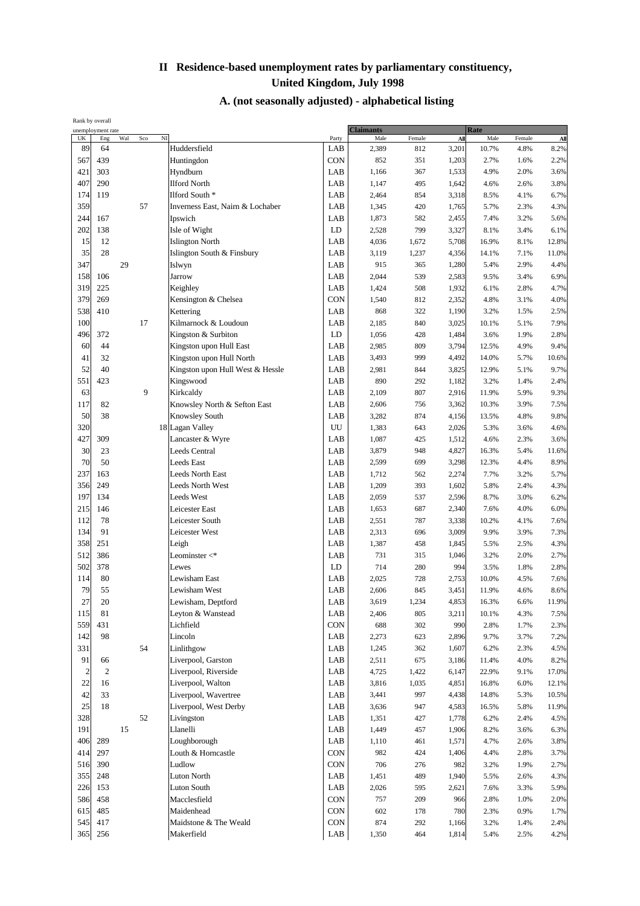# II Residence-based unemployment rates by parliamentary constituency, United Kingdom, July 1998

## A. (not seasonally adjusted) - alphabetical listing

| Rank by overall unemployment rate | | | | | | | Claimants | | | Rate | | |
|---|---|---|---|---|---|---|---|---|---|---|---|---|
| UK | Eng | Wal | Sco | NI | | Party | Male | Female | All | Male | Female | All |
| 89 | 64 | | | | Huddersfield | LAB | 2,389 | 812 | 3,201 | 10.7% | 4.8% | 8.2% |
| 567 | 439 | | | | Huntingdon | CON | 852 | 351 | 1,203 | 2.7% | 1.6% | 2.2% |
| 421 | 303 | | | | Hyndburn | LAB | 1,166 | 367 | 1,533 | 4.9% | 2.0% | 3.6% |
| 407 | 290 | | | | Ilford North | LAB | 1,147 | 495 | 1,642 | 4.6% | 2.6% | 3.8% |
| 174 | 119 | | | | Ilford South * | LAB | 2,464 | 854 | 3,318 | 8.5% | 4.1% | 6.7% |
| 359 | | | 57 | | Inverness East, Nairn & Lochaber | LAB | 1,345 | 420 | 1,765 | 5.7% | 2.3% | 4.3% |
| 244 | 167 | | | | Ipswich | LAB | 1,873 | 582 | 2,455 | 7.4% | 3.2% | 5.6% |
| 202 | 138 | | | | Isle of Wight | LD | 2,528 | 799 | 3,327 | 8.1% | 3.4% | 6.1% |
| 15 | 12 | | | | Islington North | LAB | 4,036 | 1,672 | 5,708 | 16.9% | 8.1% | 12.8% |
| 35 | 28 | | | | Islington South & Finsbury | LAB | 3,119 | 1,237 | 4,356 | 14.1% | 7.1% | 11.0% |
| 347 | | 29 | | | Islwyn | LAB | 915 | 365 | 1,280 | 5.4% | 2.9% | 4.4% |
| 158 | 106 | | | | Jarrow | LAB | 2,044 | 539 | 2,583 | 9.5% | 3.4% | 6.9% |
| 319 | 225 | | | | Keighley | LAB | 1,424 | 508 | 1,932 | 6.1% | 2.8% | 4.7% |
| 379 | 269 | | | | Kensington & Chelsea | CON | 1,540 | 812 | 2,352 | 4.8% | 3.1% | 4.0% |
| 538 | 410 | | | | Kettering | LAB | 868 | 322 | 1,190 | 3.2% | 1.5% | 2.5% |
| 100 | | | 17 | | Kilmarnock & Loudoun | LAB | 2,185 | 840 | 3,025 | 10.1% | 5.1% | 7.9% |
| 496 | 372 | | | | Kingston & Surbiton | LD | 1,056 | 428 | 1,484 | 3.6% | 1.9% | 2.8% |
| 60 | 44 | | | | Kingston upon Hull East | LAB | 2,985 | 809 | 3,794 | 12.5% | 4.9% | 9.4% |
| 41 | 32 | | | | Kingston upon Hull North | LAB | 3,493 | 999 | 4,492 | 14.0% | 5.7% | 10.6% |
| 52 | 40 | | | | Kingston upon Hull West & Hessle | LAB | 2,981 | 844 | 3,825 | 12.9% | 5.1% | 9.7% |
| 551 | 423 | | | | Kingswood | LAB | 890 | 292 | 1,182 | 3.2% | 1.4% | 2.4% |
| 63 | | | 9 | | Kirkcaldy | LAB | 2,109 | 807 | 2,916 | 11.9% | 5.9% | 9.3% |
| 117 | 82 | | | | Knowsley North & Sefton East | LAB | 2,606 | 756 | 3,362 | 10.3% | 3.9% | 7.5% |
| 50 | 38 | | | | Knowsley South | LAB | 3,282 | 874 | 4,156 | 13.5% | 4.8% | 9.8% |
| 320 | | | | 18 | Lagan Valley | UU | 1,383 | 643 | 2,026 | 5.3% | 3.6% | 4.6% |
| 427 | 309 | | | | Lancaster & Wyre | LAB | 1,087 | 425 | 1,512 | 4.6% | 2.3% | 3.6% |
| 30 | 23 | | | | Leeds Central | LAB | 3,879 | 948 | 4,827 | 16.3% | 5.4% | 11.6% |
| 70 | 50 | | | | Leeds East | LAB | 2,599 | 699 | 3,298 | 12.3% | 4.4% | 8.9% |
| 237 | 163 | | | | Leeds North East | LAB | 1,712 | 562 | 2,274 | 7.7% | 3.2% | 5.7% |
| 356 | 249 | | | | Leeds North West | LAB | 1,209 | 393 | 1,602 | 5.8% | 2.4% | 4.3% |
| 197 | 134 | | | | Leeds West | LAB | 2,059 | 537 | 2,596 | 8.7% | 3.0% | 6.2% |
| 215 | 146 | | | | Leicester East | LAB | 1,653 | 687 | 2,340 | 7.6% | 4.0% | 6.0% |
| 112 | 78 | | | | Leicester South | LAB | 2,551 | 787 | 3,338 | 10.2% | 4.1% | 7.6% |
| 134 | 91 | | | | Leicester West | LAB | 2,313 | 696 | 3,009 | 9.9% | 3.9% | 7.3% |
| 358 | 251 | | | | Leigh | LAB | 1,387 | 458 | 1,845 | 5.5% | 2.5% | 4.3% |
| 512 | 386 | | | | Leominster <* | LAB | 731 | 315 | 1,046 | 3.2% | 2.0% | 2.7% |
| 502 | 378 | | | | Lewes | LD | 714 | 280 | 994 | 3.5% | 1.8% | 2.8% |
| 114 | 80 | | | | Lewisham East | LAB | 2,025 | 728 | 2,753 | 10.0% | 4.5% | 7.6% |
| 79 | 55 | | | | Lewisham West | LAB | 2,606 | 845 | 3,451 | 11.9% | 4.6% | 8.6% |
| 27 | 20 | | | | Lewisham, Deptford | LAB | 3,619 | 1,234 | 4,853 | 16.3% | 6.6% | 11.9% |
| 115 | 81 | | | | Leyton & Wanstead | LAB | 2,406 | 805 | 3,211 | 10.1% | 4.3% | 7.5% |
| 559 | 431 | | | | Lichfield | CON | 688 | 302 | 990 | 2.8% | 1.7% | 2.3% |
| 142 | 98 | | | | Lincoln | LAB | 2,273 | 623 | 2,896 | 9.7% | 3.7% | 7.2% |
| 331 | | | 54 | | Linlithgow | LAB | 1,245 | 362 | 1,607 | 6.2% | 2.3% | 4.5% |
| 91 | 66 | | | | Liverpool, Garston | LAB | 2,511 | 675 | 3,186 | 11.4% | 4.0% | 8.2% |
| 2 | 2 | | | | Liverpool, Riverside | LAB | 4,725 | 1,422 | 6,147 | 22.9% | 9.1% | 17.0% |
| 22 | 16 | | | | Liverpool, Walton | LAB | 3,816 | 1,035 | 4,851 | 16.8% | 6.0% | 12.1% |
| 42 | 33 | | | | Liverpool, Wavertree | LAB | 3,441 | 997 | 4,438 | 14.8% | 5.3% | 10.5% |
| 25 | 18 | | | | Liverpool, West Derby | LAB | 3,636 | 947 | 4,583 | 16.5% | 5.8% | 11.9% |
| 328 | | | 52 | | Livingston | LAB | 1,351 | 427 | 1,778 | 6.2% | 2.4% | 4.5% |
| 191 | | 15 | | | Llanelli | LAB | 1,449 | 457 | 1,906 | 8.2% | 3.6% | 6.3% |
| 406 | 289 | | | | Loughborough | LAB | 1,110 | 461 | 1,571 | 4.7% | 2.6% | 3.8% |
| 414 | 297 | | | | Louth & Horncastle | CON | 982 | 424 | 1,406 | 4.4% | 2.8% | 3.7% |
| 516 | 390 | | | | Ludlow | CON | 706 | 276 | 982 | 3.2% | 1.9% | 2.7% |
| 355 | 248 | | | | Luton North | LAB | 1,451 | 489 | 1,940 | 5.5% | 2.6% | 4.3% |
| 226 | 153 | | | | Luton South | LAB | 2,026 | 595 | 2,621 | 7.6% | 3.3% | 5.9% |
| 586 | 458 | | | | Macclesfield | CON | 757 | 209 | 966 | 2.8% | 1.0% | 2.0% |
| 615 | 485 | | | | Maidenhead | CON | 602 | 178 | 780 | 2.3% | 0.9% | 1.7% |
| 545 | 417 | | | | Maidstone & The Weald | CON | 874 | 292 | 1,166 | 3.2% | 1.4% | 2.4% |
| 365 | 256 | | | | Makerfield | LAB | 1,350 | 464 | 1,814 | 5.4% | 2.5% | 4.2% |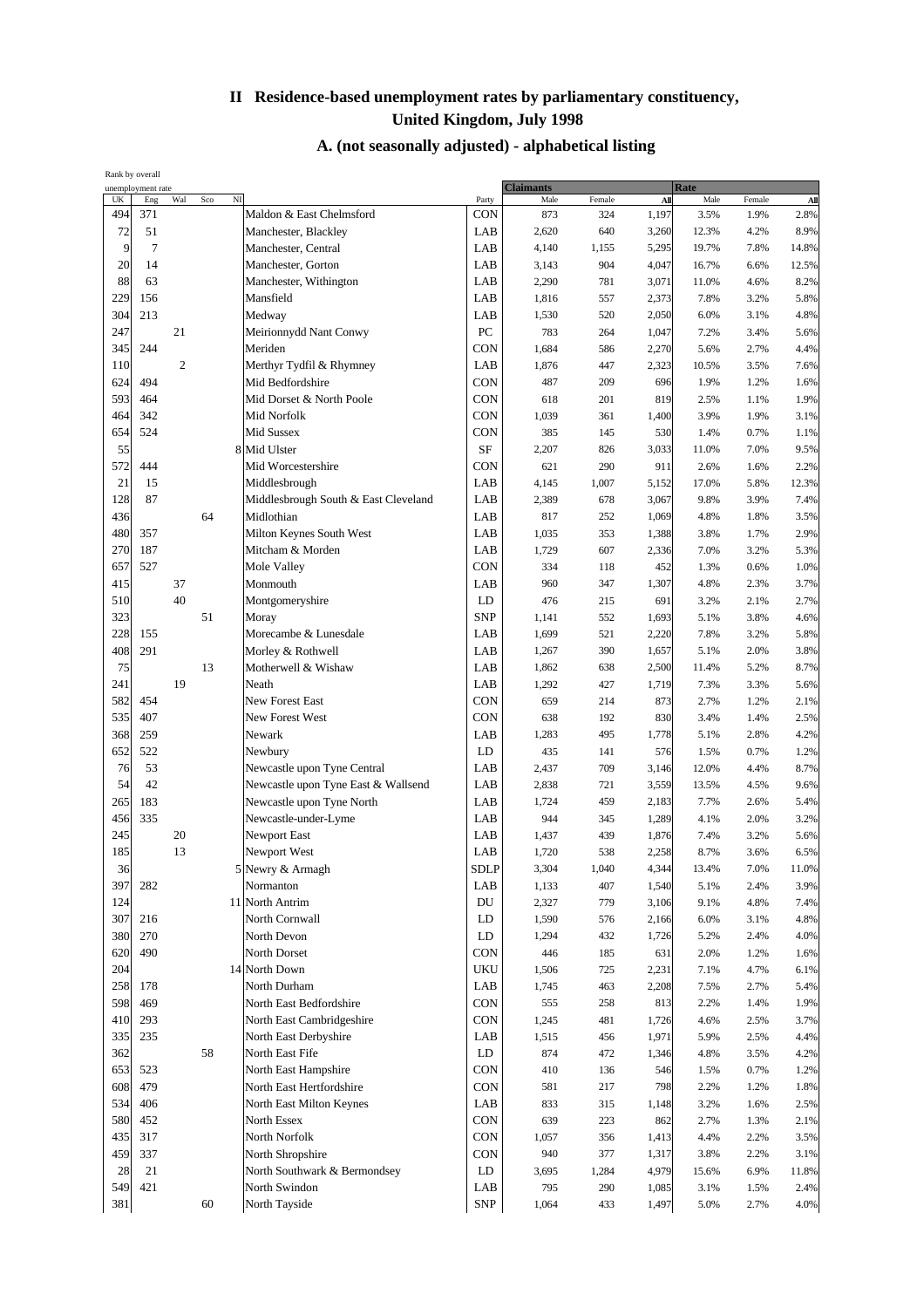# II Residence-based unemployment rates by parliamentary constituency, United Kingdom, July 1998

## A. (not seasonally adjusted) - alphabetical listing

| Rank by overall unemployment rate | | | | | | | Claimants | | | Rate | | |
|---|---|---|---|---|---|---|---|---|---|---|---|---|
| UK | Eng | Wal | Sco | NI | | Party | Male | Female | All | Male | Female | All |
| 494 | 371 | | | | Maldon & East Chelmsford | CON | 873 | 324 | 1,197 | 3.5% | 1.9% | 2.8% |
| 72 | 51 | | | | Manchester, Blackley | LAB | 2,620 | 640 | 3,260 | 12.3% | 4.2% | 8.9% |
| 9 | 7 | | | | Manchester, Central | LAB | 4,140 | 1,155 | 5,295 | 19.7% | 7.8% | 14.8% |
| 20 | 14 | | | | Manchester, Gorton | LAB | 3,143 | 904 | 4,047 | 16.7% | 6.6% | 12.5% |
| 88 | 63 | | | | Manchester, Withington | LAB | 2,290 | 781 | 3,071 | 11.0% | 4.6% | 8.2% |
| 229 | 156 | | | | Mansfield | LAB | 1,816 | 557 | 2,373 | 7.8% | 3.2% | 5.8% |
| 304 | 213 | | | | Medway | LAB | 1,530 | 520 | 2,050 | 6.0% | 3.1% | 4.8% |
| 247 | | 21 | | | Meirionnydd Nant Conwy | PC | 783 | 264 | 1,047 | 7.2% | 3.4% | 5.6% |
| 345 | 244 | | | | Meriden | CON | 1,684 | 586 | 2,270 | 5.6% | 2.7% | 4.4% |
| 110 | | 2 | | | Merthyr Tydfil & Rhymney | LAB | 1,876 | 447 | 2,323 | 10.5% | 3.5% | 7.6% |
| 624 | 494 | | | | Mid Bedfordshire | CON | 487 | 209 | 696 | 1.9% | 1.2% | 1.6% |
| 593 | 464 | | | | Mid Dorset & North Poole | CON | 618 | 201 | 819 | 2.5% | 1.1% | 1.9% |
| 464 | 342 | | | | Mid Norfolk | CON | 1,039 | 361 | 1,400 | 3.9% | 1.9% | 3.1% |
| 654 | 524 | | | | Mid Sussex | CON | 385 | 145 | 530 | 1.4% | 0.7% | 1.1% |
| 55 | | | | 8 | Mid Ulster | SF | 2,207 | 826 | 3,033 | 11.0% | 7.0% | 9.5% |
| 572 | 444 | | | | Mid Worcestershire | CON | 621 | 290 | 911 | 2.6% | 1.6% | 2.2% |
| 21 | 15 | | | | Middlesbrough | LAB | 4,145 | 1,007 | 5,152 | 17.0% | 5.8% | 12.3% |
| 128 | 87 | | | | Middlesbrough South & East Cleveland | LAB | 2,389 | 678 | 3,067 | 9.8% | 3.9% | 7.4% |
| 436 | | | 64 | | Midlothian | LAB | 817 | 252 | 1,069 | 4.8% | 1.8% | 3.5% |
| 480 | 357 | | | | Milton Keynes South West | LAB | 1,035 | 353 | 1,388 | 3.8% | 1.7% | 2.9% |
| 270 | 187 | | | | Mitcham & Morden | LAB | 1,729 | 607 | 2,336 | 7.0% | 3.2% | 5.3% |
| 657 | 527 | | | | Mole Valley | CON | 334 | 118 | 452 | 1.3% | 0.6% | 1.0% |
| 415 | | 37 | | | Monmouth | LAB | 960 | 347 | 1,307 | 4.8% | 2.3% | 3.7% |
| 510 | | 40 | | | Montgomeryshire | LD | 476 | 215 | 691 | 3.2% | 2.1% | 2.7% |
| 323 | | | 51 | | Moray | SNP | 1,141 | 552 | 1,693 | 5.1% | 3.8% | 4.6% |
| 228 | 155 | | | | Morecambe & Lunesdale | LAB | 1,699 | 521 | 2,220 | 7.8% | 3.2% | 5.8% |
| 408 | 291 | | | | Morley & Rothwell | LAB | 1,267 | 390 | 1,657 | 5.1% | 2.0% | 3.8% |
| 75 | | | 13 | | Motherwell & Wishaw | LAB | 1,862 | 638 | 2,500 | 11.4% | 5.2% | 8.7% |
| 241 | | 19 | | | Neath | LAB | 1,292 | 427 | 1,719 | 7.3% | 3.3% | 5.6% |
| 582 | 454 | | | | New Forest East | CON | 659 | 214 | 873 | 2.7% | 1.2% | 2.1% |
| 535 | 407 | | | | New Forest West | CON | 638 | 192 | 830 | 3.4% | 1.4% | 2.5% |
| 368 | 259 | | | | Newark | LAB | 1,283 | 495 | 1,778 | 5.1% | 2.8% | 4.2% |
| 652 | 522 | | | | Newbury | LD | 435 | 141 | 576 | 1.5% | 0.7% | 1.2% |
| 76 | 53 | | | | Newcastle upon Tyne Central | LAB | 2,437 | 709 | 3,146 | 12.0% | 4.4% | 8.7% |
| 54 | 42 | | | | Newcastle upon Tyne East & Wallsend | LAB | 2,838 | 721 | 3,559 | 13.5% | 4.5% | 9.6% |
| 265 | 183 | | | | Newcastle upon Tyne North | LAB | 1,724 | 459 | 2,183 | 7.7% | 2.6% | 5.4% |
| 456 | 335 | | | | Newcastle-under-Lyme | LAB | 944 | 345 | 1,289 | 4.1% | 2.0% | 3.2% |
| 245 | | 20 | | | Newport East | LAB | 1,437 | 439 | 1,876 | 7.4% | 3.2% | 5.6% |
| 185 | | 13 | | | Newport West | LAB | 1,720 | 538 | 2,258 | 8.7% | 3.6% | 6.5% |
| 36 | | | | 5 | Newry & Armagh | SDLP | 3,304 | 1,040 | 4,344 | 13.4% | 7.0% | 11.0% |
| 397 | 282 | | | | Normanton | LAB | 1,133 | 407 | 1,540 | 5.1% | 2.4% | 3.9% |
| 124 | | | | 11 | North Antrim | DU | 2,327 | 779 | 3,106 | 9.1% | 4.8% | 7.4% |
| 307 | 216 | | | | North Cornwall | LD | 1,590 | 576 | 2,166 | 6.0% | 3.1% | 4.8% |
| 380 | 270 | | | | North Devon | LD | 1,294 | 432 | 1,726 | 5.2% | 2.4% | 4.0% |
| 620 | 490 | | | | North Dorset | CON | 446 | 185 | 631 | 2.0% | 1.2% | 1.6% |
| 204 | | | | 14 | North Down | UKU | 1,506 | 725 | 2,231 | 7.1% | 4.7% | 6.1% |
| 258 | 178 | | | | North Durham | LAB | 1,745 | 463 | 2,208 | 7.5% | 2.7% | 5.4% |
| 598 | 469 | | | | North East Bedfordshire | CON | 555 | 258 | 813 | 2.2% | 1.4% | 1.9% |
| 410 | 293 | | | | North East Cambridgeshire | CON | 1,245 | 481 | 1,726 | 4.6% | 2.5% | 3.7% |
| 335 | 235 | | | | North East Derbyshire | LAB | 1,515 | 456 | 1,971 | 5.9% | 2.5% | 4.4% |
| 362 | | | 58 | | North East Fife | LD | 874 | 472 | 1,346 | 4.8% | 3.5% | 4.2% |
| 653 | 523 | | | | North East Hampshire | CON | 410 | 136 | 546 | 1.5% | 0.7% | 1.2% |
| 608 | 479 | | | | North East Hertfordshire | CON | 581 | 217 | 798 | 2.2% | 1.2% | 1.8% |
| 534 | 406 | | | | North East Milton Keynes | LAB | 833 | 315 | 1,148 | 3.2% | 1.6% | 2.5% |
| 580 | 452 | | | | North Essex | CON | 639 | 223 | 862 | 2.7% | 1.3% | 2.1% |
| 435 | 317 | | | | North Norfolk | CON | 1,057 | 356 | 1,413 | 4.4% | 2.2% | 3.5% |
| 459 | 337 | | | | North Shropshire | CON | 940 | 377 | 1,317 | 3.8% | 2.2% | 3.1% |
| 28 | 21 | | | | North Southwark & Bermondsey | LD | 3,695 | 1,284 | 4,979 | 15.6% | 6.9% | 11.8% |
| 549 | 421 | | | | North Swindon | LAB | 795 | 290 | 1,085 | 3.1% | 1.5% | 2.4% |
| 381 | | | 60 | | North Tayside | SNP | 1,064 | 433 | 1,497 | 5.0% | 2.7% | 4.0% |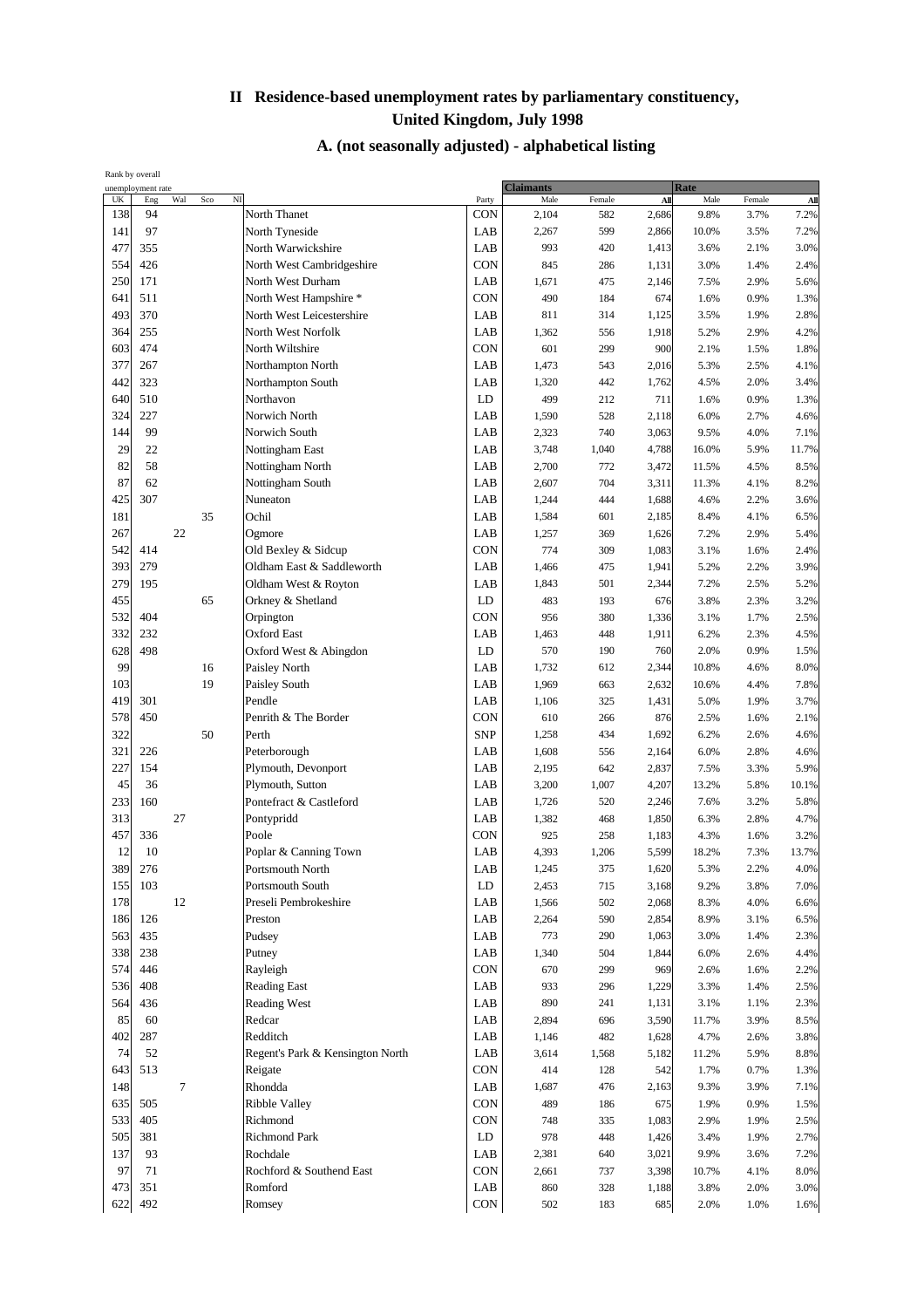# II Residence-based unemployment rates by parliamentary constituency, United Kingdom, July 1998

## A. (not seasonally adjusted) - alphabetical listing

| Rank by overall unemployment rate | | | | | | | Claimants | | | Rate | | |
|---|---|---|---|---|---|---|---|---|---|---|---|---|
| UK | Eng | Wal | Sco | NI | | Party | Male | Female | All | Male | Female | All |
| 138 | 94 | | | | North Thanet | CON | 2,104 | 582 | 2,686 | 9.8% | 3.7% | 7.2% |
| 141 | 97 | | | | North Tyneside | LAB | 2,267 | 599 | 2,866 | 10.0% | 3.5% | 7.2% |
| 477 | 355 | | | | North Warwickshire | LAB | 993 | 420 | 1,413 | 3.6% | 2.1% | 3.0% |
| 554 | 426 | | | | North West Cambridgeshire | CON | 845 | 286 | 1,131 | 3.0% | 1.4% | 2.4% |
| 250 | 171 | | | | North West Durham | LAB | 1,671 | 475 | 2,146 | 7.5% | 2.9% | 5.6% |
| 641 | 511 | | | | North West Hampshire * | CON | 490 | 184 | 674 | 1.6% | 0.9% | 1.3% |
| 493 | 370 | | | | North West Leicestershire | LAB | 811 | 314 | 1,125 | 3.5% | 1.9% | 2.8% |
| 364 | 255 | | | | North West Norfolk | LAB | 1,362 | 556 | 1,918 | 5.2% | 2.9% | 4.2% |
| 603 | 474 | | | | North Wiltshire | CON | 601 | 299 | 900 | 2.1% | 1.5% | 1.8% |
| 377 | 267 | | | | Northampton North | LAB | 1,473 | 543 | 2,016 | 5.3% | 2.5% | 4.1% |
| 442 | 323 | | | | Northampton South | LAB | 1,320 | 442 | 1,762 | 4.5% | 2.0% | 3.4% |
| 640 | 510 | | | | Northavon | LD | 499 | 212 | 711 | 1.6% | 0.9% | 1.3% |
| 324 | 227 | | | | Norwich North | LAB | 1,590 | 528 | 2,118 | 6.0% | 2.7% | 4.6% |
| 144 | 99 | | | | Norwich South | LAB | 2,323 | 740 | 3,063 | 9.5% | 4.0% | 7.1% |
| 29 | 22 | | | | Nottingham East | LAB | 3,748 | 1,040 | 4,788 | 16.0% | 5.9% | 11.7% |
| 82 | 58 | | | | Nottingham North | LAB | 2,700 | 772 | 3,472 | 11.5% | 4.5% | 8.5% |
| 87 | 62 | | | | Nottingham South | LAB | 2,607 | 704 | 3,311 | 11.3% | 4.1% | 8.2% |
| 425 | 307 | | | | Nuneaton | LAB | 1,244 | 444 | 1,688 | 4.6% | 2.2% | 3.6% |
| 181 | | | 35 | | Ochil | LAB | 1,584 | 601 | 2,185 | 8.4% | 4.1% | 6.5% |
| 267 | | 22 | | | Ogmore | LAB | 1,257 | 369 | 1,626 | 7.2% | 2.9% | 5.4% |
| 542 | 414 | | | | Old Bexley & Sidcup | CON | 774 | 309 | 1,083 | 3.1% | 1.6% | 2.4% |
| 393 | 279 | | | | Oldham East & Saddleworth | LAB | 1,466 | 475 | 1,941 | 5.2% | 2.2% | 3.9% |
| 279 | 195 | | | | Oldham West & Royton | LAB | 1,843 | 501 | 2,344 | 7.2% | 2.5% | 5.2% |
| 455 | | | 65 | | Orkney & Shetland | LD | 483 | 193 | 676 | 3.8% | 2.3% | 3.2% |
| 532 | 404 | | | | Orpington | CON | 956 | 380 | 1,336 | 3.1% | 1.7% | 2.5% |
| 332 | 232 | | | | Oxford East | LAB | 1,463 | 448 | 1,911 | 6.2% | 2.3% | 4.5% |
| 628 | 498 | | | | Oxford West & Abingdon | LD | 570 | 190 | 760 | 2.0% | 0.9% | 1.5% |
| 99 | | | 16 | | Paisley North | LAB | 1,732 | 612 | 2,344 | 10.8% | 4.6% | 8.0% |
| 103 | | | 19 | | Paisley South | LAB | 1,969 | 663 | 2,632 | 10.6% | 4.4% | 7.8% |
| 419 | 301 | | | | Pendle | LAB | 1,106 | 325 | 1,431 | 5.0% | 1.9% | 3.7% |
| 578 | 450 | | | | Penrith & The Border | CON | 610 | 266 | 876 | 2.5% | 1.6% | 2.1% |
| 322 | | | 50 | | Perth | SNP | 1,258 | 434 | 1,692 | 6.2% | 2.6% | 4.6% |
| 321 | 226 | | | | Peterborough | LAB | 1,608 | 556 | 2,164 | 6.0% | 2.8% | 4.6% |
| 227 | 154 | | | | Plymouth, Devonport | LAB | 2,195 | 642 | 2,837 | 7.5% | 3.3% | 5.9% |
| 45 | 36 | | | | Plymouth, Sutton | LAB | 3,200 | 1,007 | 4,207 | 13.2% | 5.8% | 10.1% |
| 233 | 160 | | | | Pontefract & Castleford | LAB | 1,726 | 520 | 2,246 | 7.6% | 3.2% | 5.8% |
| 313 | | 27 | | | Pontypridd | LAB | 1,382 | 468 | 1,850 | 6.3% | 2.8% | 4.7% |
| 457 | 336 | | | | Poole | CON | 925 | 258 | 1,183 | 4.3% | 1.6% | 3.2% |
| 12 | 10 | | | | Poplar & Canning Town | LAB | 4,393 | 1,206 | 5,599 | 18.2% | 7.3% | 13.7% |
| 389 | 276 | | | | Portsmouth North | LAB | 1,245 | 375 | 1,620 | 5.3% | 2.2% | 4.0% |
| 155 | 103 | | | | Portsmouth South | LD | 2,453 | 715 | 3,168 | 9.2% | 3.8% | 7.0% |
| 178 | | 12 | | | Preseli Pembrokeshire | LAB | 1,566 | 502 | 2,068 | 8.3% | 4.0% | 6.6% |
| 186 | 126 | | | | Preston | LAB | 2,264 | 590 | 2,854 | 8.9% | 3.1% | 6.5% |
| 563 | 435 | | | | Pudsey | LAB | 773 | 290 | 1,063 | 3.0% | 1.4% | 2.3% |
| 338 | 238 | | | | Putney | LAB | 1,340 | 504 | 1,844 | 6.0% | 2.6% | 4.4% |
| 574 | 446 | | | | Rayleigh | CON | 670 | 299 | 969 | 2.6% | 1.6% | 2.2% |
| 536 | 408 | | | | Reading East | LAB | 933 | 296 | 1,229 | 3.3% | 1.4% | 2.5% |
| 564 | 436 | | | | Reading West | LAB | 890 | 241 | 1,131 | 3.1% | 1.1% | 2.3% |
| 85 | 60 | | | | Redcar | LAB | 2,894 | 696 | 3,590 | 11.7% | 3.9% | 8.5% |
| 402 | 287 | | | | Redditch | LAB | 1,146 | 482 | 1,628 | 4.7% | 2.6% | 3.8% |
| 74 | 52 | | | | Regent's Park & Kensington North | LAB | 3,614 | 1,568 | 5,182 | 11.2% | 5.9% | 8.8% |
| 643 | 513 | | | | Reigate | CON | 414 | 128 | 542 | 1.7% | 0.7% | 1.3% |
| 148 | | 7 | | | Rhondda | LAB | 1,687 | 476 | 2,163 | 9.3% | 3.9% | 7.1% |
| 635 | 505 | | | | Ribble Valley | CON | 489 | 186 | 675 | 1.9% | 0.9% | 1.5% |
| 533 | 405 | | | | Richmond | CON | 748 | 335 | 1,083 | 2.9% | 1.9% | 2.5% |
| 505 | 381 | | | | Richmond Park | LD | 978 | 448 | 1,426 | 3.4% | 1.9% | 2.7% |
| 137 | 93 | | | | Rochdale | LAB | 2,381 | 640 | 3,021 | 9.9% | 3.6% | 7.2% |
| 97 | 71 | | | | Rochford & Southend East | CON | 2,661 | 737 | 3,398 | 10.7% | 4.1% | 8.0% |
| 473 | 351 | | | | Romford | LAB | 860 | 328 | 1,188 | 3.8% | 2.0% | 3.0% |
| 622 | 492 | | | | Romsey | CON | 502 | 183 | 685 | 2.0% | 1.0% | 1.6% |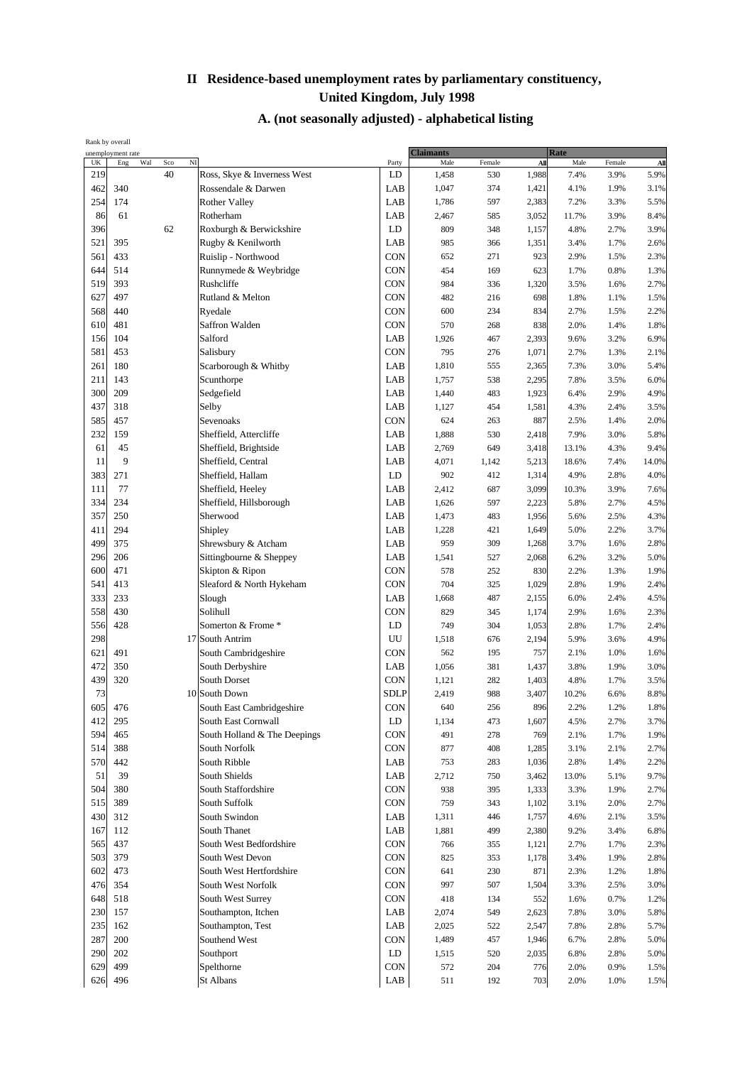# II Residence-based unemployment rates by parliamentary constituency, United Kingdom, July 1998

## A. (not seasonally adjusted) - alphabetical listing

| Rank by overall unemployment rate | | | | | | | Claimants | | | Rate | | |
|---|---|---|---|---|---|---|---|---|---|---|---|---|
| UK | Eng | Wal | Sco | NI | | Party | Male | Female | All | Male | Female | All |
| 219 | | | 40 | | Ross, Skye & Inverness West | LD | 1,458 | 530 | 1,988 | 7.4% | 3.9% | 5.9% |
| 462 | 340 | | | | Rossendale & Darwen | LAB | 1,047 | 374 | 1,421 | 4.1% | 1.9% | 3.1% |
| 254 | 174 | | | | Rother Valley | LAB | 1,786 | 597 | 2,383 | 7.2% | 3.3% | 5.5% |
| 86 | 61 | | | | Rotherham | LAB | 2,467 | 585 | 3,052 | 11.7% | 3.9% | 8.4% |
| 396 | | | 62 | | Roxburgh & Berwickshire | LD | 809 | 348 | 1,157 | 4.8% | 2.7% | 3.9% |
| 521 | 395 | | | | Rugby & Kenilworth | LAB | 985 | 366 | 1,351 | 3.4% | 1.7% | 2.6% |
| 561 | 433 | | | | Ruislip - Northwood | CON | 652 | 271 | 923 | 2.9% | 1.5% | 2.3% |
| 644 | 514 | | | | Runnymede & Weybridge | CON | 454 | 169 | 623 | 1.7% | 0.8% | 1.3% |
| 519 | 393 | | | | Rushcliffe | CON | 984 | 336 | 1,320 | 3.5% | 1.6% | 2.7% |
| 627 | 497 | | | | Rutland & Melton | CON | 482 | 216 | 698 | 1.8% | 1.1% | 1.5% |
| 568 | 440 | | | | Ryedale | CON | 600 | 234 | 834 | 2.7% | 1.5% | 2.2% |
| 610 | 481 | | | | Saffron Walden | CON | 570 | 268 | 838 | 2.0% | 1.4% | 1.8% |
| 156 | 104 | | | | Salford | LAB | 1,926 | 467 | 2,393 | 9.6% | 3.2% | 6.9% |
| 581 | 453 | | | | Salisbury | CON | 795 | 276 | 1,071 | 2.7% | 1.3% | 2.1% |
| 261 | 180 | | | | Scarborough & Whitby | LAB | 1,810 | 555 | 2,365 | 7.3% | 3.0% | 5.4% |
| 211 | 143 | | | | Scunthorpe | LAB | 1,757 | 538 | 2,295 | 7.8% | 3.5% | 6.0% |
| 300 | 209 | | | | Sedgefield | LAB | 1,440 | 483 | 1,923 | 6.4% | 2.9% | 4.9% |
| 437 | 318 | | | | Selby | LAB | 1,127 | 454 | 1,581 | 4.3% | 2.4% | 3.5% |
| 585 | 457 | | | | Sevenoaks | CON | 624 | 263 | 887 | 2.5% | 1.4% | 2.0% |
| 232 | 159 | | | | Sheffield, Attercliffe | LAB | 1,888 | 530 | 2,418 | 7.9% | 3.0% | 5.8% |
| 61 | 45 | | | | Sheffield, Brightside | LAB | 2,769 | 649 | 3,418 | 13.1% | 4.3% | 9.4% |
| 11 | 9 | | | | Sheffield, Central | LAB | 4,071 | 1,142 | 5,213 | 18.6% | 7.4% | 14.0% |
| 383 | 271 | | | | Sheffield, Hallam | LD | 902 | 412 | 1,314 | 4.9% | 2.8% | 4.0% |
| 111 | 77 | | | | Sheffield, Heeley | LAB | 2,412 | 687 | 3,099 | 10.3% | 3.9% | 7.6% |
| 334 | 234 | | | | Sheffield, Hillsborough | LAB | 1,626 | 597 | 2,223 | 5.8% | 2.7% | 4.5% |
| 357 | 250 | | | | Sherwood | LAB | 1,473 | 483 | 1,956 | 5.6% | 2.5% | 4.3% |
| 411 | 294 | | | | Shipley | LAB | 1,228 | 421 | 1,649 | 5.0% | 2.2% | 3.7% |
| 499 | 375 | | | | Shrewsbury & Atcham | LAB | 959 | 309 | 1,268 | 3.7% | 1.6% | 2.8% |
| 296 | 206 | | | | Sittingbourne & Sheppey | LAB | 1,541 | 527 | 2,068 | 6.2% | 3.2% | 5.0% |
| 600 | 471 | | | | Skipton & Ripon | CON | 578 | 252 | 830 | 2.2% | 1.3% | 1.9% |
| 541 | 413 | | | | Sleaford & North Hykeham | CON | 704 | 325 | 1,029 | 2.8% | 1.9% | 2.4% |
| 333 | 233 | | | | Slough | LAB | 1,668 | 487 | 2,155 | 6.0% | 2.4% | 4.5% |
| 558 | 430 | | | | Solihull | CON | 829 | 345 | 1,174 | 2.9% | 1.6% | 2.3% |
| 556 | 428 | | | | Somerton & Frome * | LD | 749 | 304 | 1,053 | 2.8% | 1.7% | 2.4% |
| 298 | | | | 17 | South Antrim | UU | 1,518 | 676 | 2,194 | 5.9% | 3.6% | 4.9% |
| 621 | 491 | | | | South Cambridgeshire | CON | 562 | 195 | 757 | 2.1% | 1.0% | 1.6% |
| 472 | 350 | | | | South Derbyshire | LAB | 1,056 | 381 | 1,437 | 3.8% | 1.9% | 3.0% |
| 439 | 320 | | | | South Dorset | CON | 1,121 | 282 | 1,403 | 4.8% | 1.7% | 3.5% |
| 73 | | | | 10 | South Down | SDLP | 2,419 | 988 | 3,407 | 10.2% | 6.6% | 8.8% |
| 605 | 476 | | | | South East Cambridgeshire | CON | 640 | 256 | 896 | 2.2% | 1.2% | 1.8% |
| 412 | 295 | | | | South East Cornwall | LD | 1,134 | 473 | 1,607 | 4.5% | 2.7% | 3.7% |
| 594 | 465 | | | | South Holland & The Deepings | CON | 491 | 278 | 769 | 2.1% | 1.7% | 1.9% |
| 514 | 388 | | | | South Norfolk | CON | 877 | 408 | 1,285 | 3.1% | 2.1% | 2.7% |
| 570 | 442 | | | | South Ribble | LAB | 753 | 283 | 1,036 | 2.8% | 1.4% | 2.2% |
| 51 | 39 | | | | South Shields | LAB | 2,712 | 750 | 3,462 | 13.0% | 5.1% | 9.7% |
| 504 | 380 | | | | South Staffordshire | CON | 938 | 395 | 1,333 | 3.3% | 1.9% | 2.7% |
| 515 | 389 | | | | South Suffolk | CON | 759 | 343 | 1,102 | 3.1% | 2.0% | 2.7% |
| 430 | 312 | | | | South Swindon | LAB | 1,311 | 446 | 1,757 | 4.6% | 2.1% | 3.5% |
| 167 | 112 | | | | South Thanet | LAB | 1,881 | 499 | 2,380 | 9.2% | 3.4% | 6.8% |
| 565 | 437 | | | | South West Bedfordshire | CON | 766 | 355 | 1,121 | 2.7% | 1.7% | 2.3% |
| 503 | 379 | | | | South West Devon | CON | 825 | 353 | 1,178 | 3.4% | 1.9% | 2.8% |
| 602 | 473 | | | | South West Hertfordshire | CON | 641 | 230 | 871 | 2.3% | 1.2% | 1.8% |
| 476 | 354 | | | | South West Norfolk | CON | 997 | 507 | 1,504 | 3.3% | 2.5% | 3.0% |
| 648 | 518 | | | | South West Surrey | CON | 418 | 134 | 552 | 1.6% | 0.7% | 1.2% |
| 230 | 157 | | | | Southampton, Itchen | LAB | 2,074 | 549 | 2,623 | 7.8% | 3.0% | 5.8% |
| 235 | 162 | | | | Southampton, Test | LAB | 2,025 | 522 | 2,547 | 7.8% | 2.8% | 5.7% |
| 287 | 200 | | | | Southend West | CON | 1,489 | 457 | 1,946 | 6.7% | 2.8% | 5.0% |
| 290 | 202 | | | | Southport | LD | 1,515 | 520 | 2,035 | 6.8% | 2.8% | 5.0% |
| 629 | 499 | | | | Spelthorne | CON | 572 | 204 | 776 | 2.0% | 0.9% | 1.5% |
| 626 | 496 | | | | St Albans | LAB | 511 | 192 | 703 | 2.0% | 1.0% | 1.5% |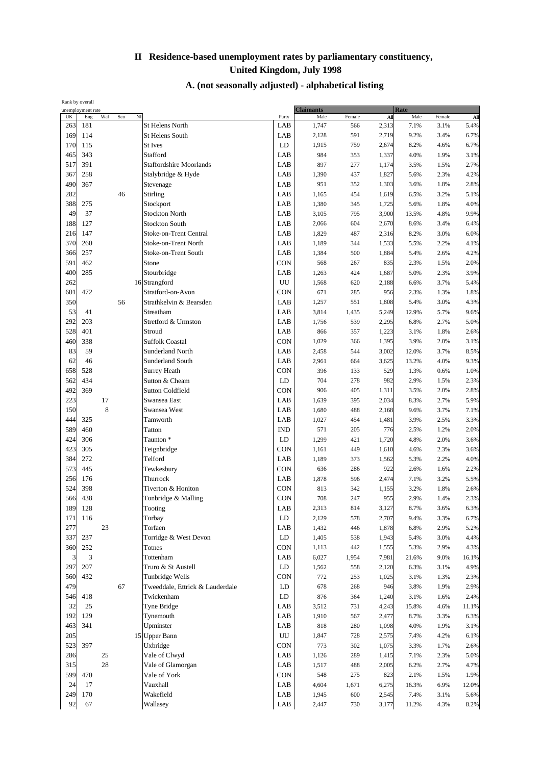# II Residence-based unemployment rates by parliamentary constituency, United Kingdom, July 1998

## A. (not seasonally adjusted) - alphabetical listing

| Rank by overall unemployment rate | | | | | | | Claimants | | | Rate | | |
|---|---|---|---|---|---|---|---|---|---|---|---|---|
| UK | Eng | Wal | Sco | NI | | Party | Male | Female | All | Male | Female | All |
| 263 | 181 | | | | St Helens North | LAB | 1,747 | 566 | 2,313 | 7.1% | 3.1% | 5.4% |
| 169 | 114 | | | | St Helens South | LAB | 2,128 | 591 | 2,719 | 9.2% | 3.4% | 6.7% |
| 170 | 115 | | | | St Ives | LD | 1,915 | 759 | 2,674 | 8.2% | 4.6% | 6.7% |
| 465 | 343 | | | | Stafford | LAB | 984 | 353 | 1,337 | 4.0% | 1.9% | 3.1% |
| 517 | 391 | | | | Staffordshire Moorlands | LAB | 897 | 277 | 1,174 | 3.5% | 1.5% | 2.7% |
| 367 | 258 | | | | Stalybridge & Hyde | LAB | 1,390 | 437 | 1,827 | 5.6% | 2.3% | 4.2% |
| 490 | 367 | | | | Stevenage | LAB | 951 | 352 | 1,303 | 3.6% | 1.8% | 2.8% |
| 282 | | | 46 | | Stirling | LAB | 1,165 | 454 | 1,619 | 6.5% | 3.2% | 5.1% |
| 388 | 275 | | | | Stockport | LAB | 1,380 | 345 | 1,725 | 5.6% | 1.8% | 4.0% |
| 49 | 37 | | | | Stockton North | LAB | 3,105 | 795 | 3,900 | 13.5% | 4.8% | 9.9% |
| 188 | 127 | | | | Stockton South | LAB | 2,066 | 604 | 2,670 | 8.6% | 3.4% | 6.4% |
| 216 | 147 | | | | Stoke-on-Trent Central | LAB | 1,829 | 487 | 2,316 | 8.2% | 3.0% | 6.0% |
| 370 | 260 | | | | Stoke-on-Trent North | LAB | 1,189 | 344 | 1,533 | 5.5% | 2.2% | 4.1% |
| 366 | 257 | | | | Stoke-on-Trent South | LAB | 1,384 | 500 | 1,884 | 5.4% | 2.6% | 4.2% |
| 591 | 462 | | | | Stone | CON | 568 | 267 | 835 | 2.3% | 1.5% | 2.0% |
| 400 | 285 | | | | Stourbridge | LAB | 1,263 | 424 | 1,687 | 5.0% | 2.3% | 3.9% |
| 262 | | | | 16 | Strangford | UU | 1,568 | 620 | 2,188 | 6.6% | 3.7% | 5.4% |
| 601 | 472 | | | | Stratford-on-Avon | CON | 671 | 285 | 956 | 2.3% | 1.3% | 1.8% |
| 350 | | | 56 | | Strathkelvin & Bearsden | LAB | 1,257 | 551 | 1,808 | 5.4% | 3.0% | 4.3% |
| 53 | 41 | | | | Streatham | LAB | 3,814 | 1,435 | 5,249 | 12.9% | 5.7% | 9.6% |
| 292 | 203 | | | | Stretford & Urmston | LAB | 1,756 | 539 | 2,295 | 6.8% | 2.7% | 5.0% |
| 528 | 401 | | | | Stroud | LAB | 866 | 357 | 1,223 | 3.1% | 1.8% | 2.6% |
| 460 | 338 | | | | Suffolk Coastal | CON | 1,029 | 366 | 1,395 | 3.9% | 2.0% | 3.1% |
| 83 | 59 | | | | Sunderland North | LAB | 2,458 | 544 | 3,002 | 12.0% | 3.7% | 8.5% |
| 62 | 46 | | | | Sunderland South | LAB | 2,961 | 664 | 3,625 | 13.2% | 4.0% | 9.3% |
| 658 | 528 | | | | Surrey Heath | CON | 396 | 133 | 529 | 1.3% | 0.6% | 1.0% |
| 562 | 434 | | | | Sutton & Cheam | LD | 704 | 278 | 982 | 2.9% | 1.5% | 2.3% |
| 492 | 369 | | | | Sutton Coldfield | CON | 906 | 405 | 1,311 | 3.5% | 2.0% | 2.8% |
| 223 | | 17 | | | Swansea East | LAB | 1,639 | 395 | 2,034 | 8.3% | 2.7% | 5.9% |
| 150 | | 8 | | | Swansea West | LAB | 1,680 | 488 | 2,168 | 9.6% | 3.7% | 7.1% |
| 444 | 325 | | | | Tamworth | LAB | 1,027 | 454 | 1,481 | 3.9% | 2.5% | 3.3% |
| 589 | 460 | | | | Tatton | IND | 571 | 205 | 776 | 2.5% | 1.2% | 2.0% |
| 424 | 306 | | | | Taunton * | LD | 1,299 | 421 | 1,720 | 4.8% | 2.0% | 3.6% |
| 423 | 305 | | | | Teignbridge | CON | 1,161 | 449 | 1,610 | 4.6% | 2.3% | 3.6% |
| 384 | 272 | | | | Telford | LAB | 1,189 | 373 | 1,562 | 5.3% | 2.2% | 4.0% |
| 573 | 445 | | | | Tewkesbury | CON | 636 | 286 | 922 | 2.6% | 1.6% | 2.2% |
| 256 | 176 | | | | Thurrock | LAB | 1,878 | 596 | 2,474 | 7.1% | 3.2% | 5.5% |
| 524 | 398 | | | | Tiverton & Honiton | CON | 813 | 342 | 1,155 | 3.2% | 1.8% | 2.6% |
| 566 | 438 | | | | Tonbridge & Malling | CON | 708 | 247 | 955 | 2.9% | 1.4% | 2.3% |
| 189 | 128 | | | | Tooting | LAB | 2,313 | 814 | 3,127 | 8.7% | 3.6% | 6.3% |
| 171 | 116 | | | | Torbay | LD | 2,129 | 578 | 2,707 | 9.4% | 3.3% | 6.7% |
| 277 | | 23 | | | Torfaen | LAB | 1,432 | 446 | 1,878 | 6.8% | 2.9% | 5.2% |
| 337 | 237 | | | | Torridge & West Devon | LD | 1,405 | 538 | 1,943 | 5.4% | 3.0% | 4.4% |
| 360 | 252 | | | | Totnes | CON | 1,113 | 442 | 1,555 | 5.3% | 2.9% | 4.3% |
| 3 | 3 | | | | Tottenham | LAB | 6,027 | 1,954 | 7,981 | 21.6% | 9.0% | 16.1% |
| 297 | 207 | | | | Truro & St Austell | LD | 1,562 | 558 | 2,120 | 6.3% | 3.1% | 4.9% |
| 560 | 432 | | | | Tunbridge Wells | CON | 772 | 253 | 1,025 | 3.1% | 1.3% | 2.3% |
| 479 | | | 67 | | Tweeddale, Ettrick & Lauderdale | LD | 678 | 268 | 946 | 3.8% | 1.9% | 2.9% |
| 546 | 418 | | | | Twickenham | LD | 876 | 364 | 1,240 | 3.1% | 1.6% | 2.4% |
| 32 | 25 | | | | Tyne Bridge | LAB | 3,512 | 731 | 4,243 | 15.8% | 4.6% | 11.1% |
| 192 | 129 | | | | Tynemouth | LAB | 1,910 | 567 | 2,477 | 8.7% | 3.3% | 6.3% |
| 463 | 341 | | | | Upminster | LAB | 818 | 280 | 1,098 | 4.0% | 1.9% | 3.1% |
| 205 | | | | 15 | Upper Bann | UU | 1,847 | 728 | 2,575 | 7.4% | 4.2% | 6.1% |
| 523 | 397 | | | | Uxbridge | CON | 773 | 302 | 1,075 | 3.3% | 1.7% | 2.6% |
| 286 | | 25 | | | Vale of Clwyd | LAB | 1,126 | 289 | 1,415 | 7.1% | 2.3% | 5.0% |
| 315 | | 28 | | | Vale of Glamorgan | LAB | 1,517 | 488 | 2,005 | 6.2% | 2.7% | 4.7% |
| 599 | 470 | | | | Vale of York | CON | 548 | 275 | 823 | 2.1% | 1.5% | 1.9% |
| 24 | 17 | | | | Vauxhall | LAB | 4,604 | 1,671 | 6,275 | 16.3% | 6.9% | 12.0% |
| 249 | 170 | | | | Wakefield | LAB | 1,945 | 600 | 2,545 | 7.4% | 3.1% | 5.6% |
| 92 | 67 | | | | Wallasey | LAB | 2,447 | 730 | 3,177 | 11.2% | 4.3% | 8.2% |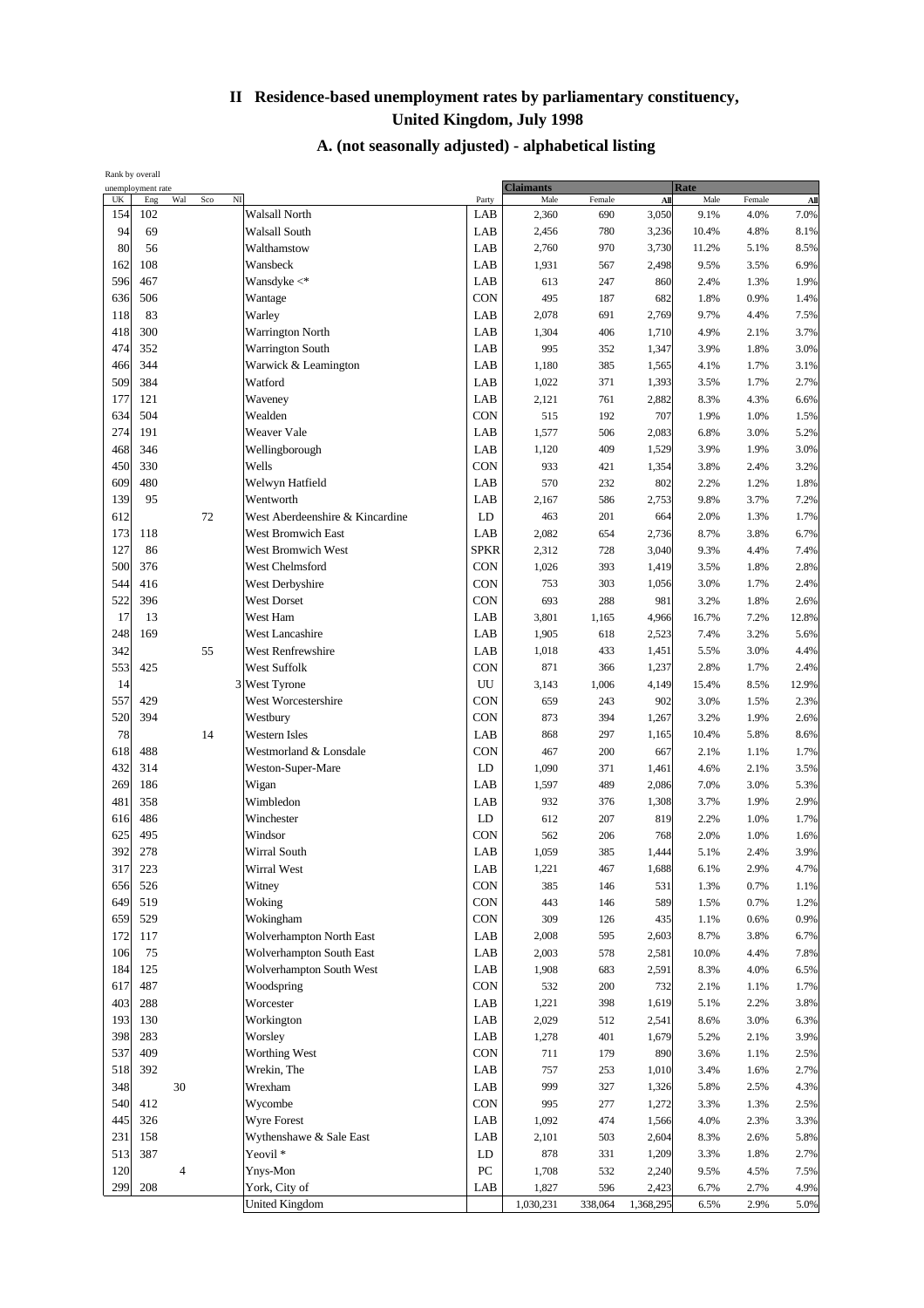# II Residence-based unemployment rates by parliamentary constituency, United Kingdom, July 1998

## A. (not seasonally adjusted) - alphabetical listing

| Rank by overall unemployment rate | | | | | | | Claimants | | | Rate | | |
|---|---|---|---|---|---|---|---|---|---|---|---|---|
| UK | Eng | Wal | Sco | NI | | Party | Male | Female | All | Male | Female | All |
| 154 | 102 | | | | Walsall North | LAB | 2,360 | 690 | 3,050 | 9.1% | 4.0% | 7.0% |
| 94 | 69 | | | | Walsall South | LAB | 2,456 | 780 | 3,236 | 10.4% | 4.8% | 8.1% |
| 80 | 56 | | | | Walthamstow | LAB | 2,760 | 970 | 3,730 | 11.2% | 5.1% | 8.5% |
| 162 | 108 | | | | Wansbeck | LAB | 1,931 | 567 | 2,498 | 9.5% | 3.5% | 6.9% |
| 596 | 467 | | | | Wansdyke <* | LAB | 613 | 247 | 860 | 2.4% | 1.3% | 1.9% |
| 636 | 506 | | | | Wantage | CON | 495 | 187 | 682 | 1.8% | 0.9% | 1.4% |
| 118 | 83 | | | | Warley | LAB | 2,078 | 691 | 2,769 | 9.7% | 4.4% | 7.5% |
| 418 | 300 | | | | Warrington North | LAB | 1,304 | 406 | 1,710 | 4.9% | 2.1% | 3.7% |
| 474 | 352 | | | | Warrington South | LAB | 995 | 352 | 1,347 | 3.9% | 1.8% | 3.0% |
| 466 | 344 | | | | Warwick & Leamington | LAB | 1,180 | 385 | 1,565 | 4.1% | 1.7% | 3.1% |
| 509 | 384 | | | | Watford | LAB | 1,022 | 371 | 1,393 | 3.5% | 1.7% | 2.7% |
| 177 | 121 | | | | Waveney | LAB | 2,121 | 761 | 2,882 | 8.3% | 4.3% | 6.6% |
| 634 | 504 | | | | Wealden | CON | 515 | 192 | 707 | 1.9% | 1.0% | 1.5% |
| 274 | 191 | | | | Weaver Vale | LAB | 1,577 | 506 | 2,083 | 6.8% | 3.0% | 5.2% |
| 468 | 346 | | | | Wellingborough | LAB | 1,120 | 409 | 1,529 | 3.9% | 1.9% | 3.0% |
| 450 | 330 | | | | Wells | CON | 933 | 421 | 1,354 | 3.8% | 2.4% | 3.2% |
| 609 | 480 | | | | Welwyn Hatfield | LAB | 570 | 232 | 802 | 2.2% | 1.2% | 1.8% |
| 139 | 95 | | | | Wentworth | LAB | 2,167 | 586 | 2,753 | 9.8% | 3.7% | 7.2% |
| 612 | | | 72 | | West Aberdeenshire & Kincardine | LD | 463 | 201 | 664 | 2.0% | 1.3% | 1.7% |
| 173 | 118 | | | | West Bromwich East | LAB | 2,082 | 654 | 2,736 | 8.7% | 3.8% | 6.7% |
| 127 | 86 | | | | West Bromwich West | SPKR | 2,312 | 728 | 3,040 | 9.3% | 4.4% | 7.4% |
| 500 | 376 | | | | West Chelmsford | CON | 1,026 | 393 | 1,419 | 3.5% | 1.8% | 2.8% |
| 544 | 416 | | | | West Derbyshire | CON | 753 | 303 | 1,056 | 3.0% | 1.7% | 2.4% |
| 522 | 396 | | | | West Dorset | CON | 693 | 288 | 981 | 3.2% | 1.8% | 2.6% |
| 17 | 13 | | | | West Ham | LAB | 3,801 | 1,165 | 4,966 | 16.7% | 7.2% | 12.8% |
| 248 | 169 | | | | West Lancashire | LAB | 1,905 | 618 | 2,523 | 7.4% | 3.2% | 5.6% |
| 342 | | | 55 | | West Renfrewshire | LAB | 1,018 | 433 | 1,451 | 5.5% | 3.0% | 4.4% |
| 553 | 425 | | | | West Suffolk | CON | 871 | 366 | 1,237 | 2.8% | 1.7% | 2.4% |
| 14 | | | | 3 | West Tyrone | UU | 3,143 | 1,006 | 4,149 | 15.4% | 8.5% | 12.9% |
| 557 | 429 | | | | West Worcestershire | CON | 659 | 243 | 902 | 3.0% | 1.5% | 2.3% |
| 520 | 394 | | | | Westbury | CON | 873 | 394 | 1,267 | 3.2% | 1.9% | 2.6% |
| 78 | | | 14 | | Western Isles | LAB | 868 | 297 | 1,165 | 10.4% | 5.8% | 8.6% |
| 618 | 488 | | | | Westmorland & Lonsdale | CON | 467 | 200 | 667 | 2.1% | 1.1% | 1.7% |
| 432 | 314 | | | | Weston-Super-Mare | LD | 1,090 | 371 | 1,461 | 4.6% | 2.1% | 3.5% |
| 269 | 186 | | | | Wigan | LAB | 1,597 | 489 | 2,086 | 7.0% | 3.0% | 5.3% |
| 481 | 358 | | | | Wimbledon | LAB | 932 | 376 | 1,308 | 3.7% | 1.9% | 2.9% |
| 616 | 486 | | | | Winchester | LD | 612 | 207 | 819 | 2.2% | 1.0% | 1.7% |
| 625 | 495 | | | | Windsor | CON | 562 | 206 | 768 | 2.0% | 1.0% | 1.6% |
| 392 | 278 | | | | Wirral South | LAB | 1,059 | 385 | 1,444 | 5.1% | 2.4% | 3.9% |
| 317 | 223 | | | | Wirral West | LAB | 1,221 | 467 | 1,688 | 6.1% | 2.9% | 4.7% |
| 656 | 526 | | | | Witney | CON | 385 | 146 | 531 | 1.3% | 0.7% | 1.1% |
| 649 | 519 | | | | Woking | CON | 443 | 146 | 589 | 1.5% | 0.7% | 1.2% |
| 659 | 529 | | | | Wokingham | CON | 309 | 126 | 435 | 1.1% | 0.6% | 0.9% |
| 172 | 117 | | | | Wolverhampton North East | LAB | 2,008 | 595 | 2,603 | 8.7% | 3.8% | 6.7% |
| 106 | 75 | | | | Wolverhampton South East | LAB | 2,003 | 578 | 2,581 | 10.0% | 4.4% | 7.8% |
| 184 | 125 | | | | Wolverhampton South West | LAB | 1,908 | 683 | 2,591 | 8.3% | 4.0% | 6.5% |
| 617 | 487 | | | | Woodspring | CON | 532 | 200 | 732 | 2.1% | 1.1% | 1.7% |
| 403 | 288 | | | | Worcester | LAB | 1,221 | 398 | 1,619 | 5.1% | 2.2% | 3.8% |
| 193 | 130 | | | | Workington | LAB | 2,029 | 512 | 2,541 | 8.6% | 3.0% | 6.3% |
| 398 | 283 | | | | Worsley | LAB | 1,278 | 401 | 1,679 | 5.2% | 2.1% | 3.9% |
| 537 | 409 | | | | Worthing West | CON | 711 | 179 | 890 | 3.6% | 1.1% | 2.5% |
| 518 | 392 | | | | Wrekin, The | LAB | 757 | 253 | 1,010 | 3.4% | 1.6% | 2.7% |
| 348 | | 30 | | | Wrexham | LAB | 999 | 327 | 1,326 | 5.8% | 2.5% | 4.3% |
| 540 | 412 | | | | Wycombe | CON | 995 | 277 | 1,272 | 3.3% | 1.3% | 2.5% |
| 445 | 326 | | | | Wyre Forest | LAB | 1,092 | 474 | 1,566 | 4.0% | 2.3% | 3.3% |
| 231 | 158 | | | | Wythenshawe & Sale East | LAB | 2,101 | 503 | 2,604 | 8.3% | 2.6% | 5.8% |
| 513 | 387 | | | | Yeovil * | LD | 878 | 331 | 1,209 | 3.3% | 1.8% | 2.7% |
| 120 | | 4 | | | Ynys-Mon | PC | 1,708 | 532 | 2,240 | 9.5% | 4.5% | 7.5% |
| 299 | 208 | | | | York, City of | LAB | 1,827 | 596 | 2,423 | 6.7% | 2.7% | 4.9% |
| | | | | | United Kingdom | | 1,030,231 | 338,064 | 1,368,295 | 6.5% | 2.9% | 5.0% |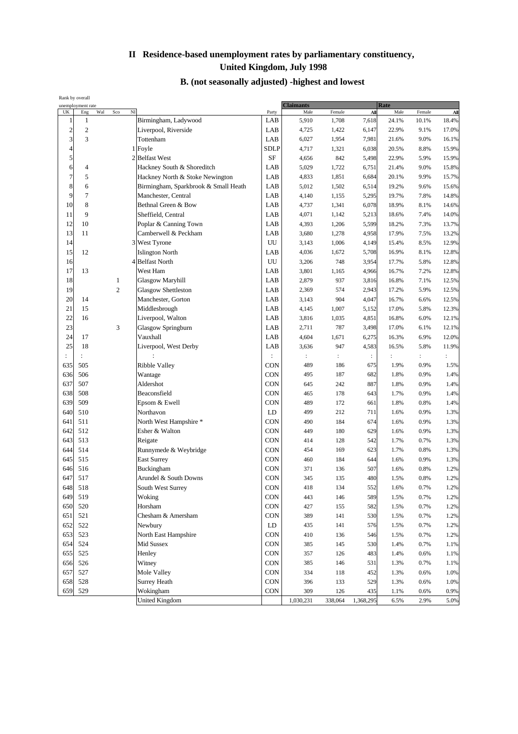# II Residence-based unemployment rates by parliamentary constituency, United Kingdom, July 1998

## B. (not seasonally adjusted) -highest and lowest

| Rank by overall unemployment rate | | | | | | | Claimants | | | Rate | | |
|---|---|---|---|---|---|---|---|---|---|---|---|---|
| UK | Eng | Wal | Sco | NI | | Party | Male | Female | All | Male | Female | All |
| 1 | 1 | | | | Birmingham, Ladywood | LAB | 5,910 | 1,708 | 7,618 | 24.1% | 10.1% | 18.4% |
| 2 | 2 | | | | Liverpool, Riverside | LAB | 4,725 | 1,422 | 6,147 | 22.9% | 9.1% | 17.0% |
| 3 | 3 | | | | Tottenham | LAB | 6,027 | 1,954 | 7,981 | 21.6% | 9.0% | 16.1% |
| 4 | | | | 1 | Foyle | SDLP | 4,717 | 1,321 | 6,038 | 20.5% | 8.8% | 15.9% |
| 5 | | | | 2 | Belfast West | SF | 4,656 | 842 | 5,498 | 22.9% | 5.9% | 15.9% |
| 6 | 4 | | | | Hackney South & Shoreditch | LAB | 5,029 | 1,722 | 6,751 | 21.4% | 9.0% | 15.8% |
| 7 | 5 | | | | Hackney North & Stoke Newington | LAB | 4,833 | 1,851 | 6,684 | 20.1% | 9.9% | 15.7% |
| 8 | 6 | | | | Birmingham, Sparkbrook & Small Heath | LAB | 5,012 | 1,502 | 6,514 | 19.2% | 9.6% | 15.6% |
| 9 | 7 | | | | Manchester, Central | LAB | 4,140 | 1,155 | 5,295 | 19.7% | 7.8% | 14.8% |
| 10 | 8 | | | | Bethnal Green & Bow | LAB | 4,737 | 1,341 | 6,078 | 18.9% | 8.1% | 14.6% |
| 11 | 9 | | | | Sheffield, Central | LAB | 4,071 | 1,142 | 5,213 | 18.6% | 7.4% | 14.0% |
| 12 | 10 | | | | Poplar & Canning Town | LAB | 4,393 | 1,206 | 5,599 | 18.2% | 7.3% | 13.7% |
| 13 | 11 | | | | Camberwell & Peckham | LAB | 3,680 | 1,278 | 4,958 | 17.9% | 7.5% | 13.2% |
| 14 | | | | 3 | West Tyrone | UU | 3,143 | 1,006 | 4,149 | 15.4% | 8.5% | 12.9% |
| 15 | 12 | | | | Islington North | LAB | 4,036 | 1,672 | 5,708 | 16.9% | 8.1% | 12.8% |
| 16 | | | | 4 | Belfast North | UU | 3,206 | 748 | 3,954 | 17.7% | 5.8% | 12.8% |
| 17 | 13 | | | | West Ham | LAB | 3,801 | 1,165 | 4,966 | 16.7% | 7.2% | 12.8% |
| 18 | | | 1 | | Glasgow Maryhill | LAB | 2,879 | 937 | 3,816 | 16.8% | 7.1% | 12.5% |
| 19 | | | 2 | | Glasgow Shettleston | LAB | 2,369 | 574 | 2,943 | 17.2% | 5.9% | 12.5% |
| 20 | 14 | | | | Manchester, Gorton | LAB | 3,143 | 904 | 4,047 | 16.7% | 6.6% | 12.5% |
| 21 | 15 | | | | Middlesbrough | LAB | 4,145 | 1,007 | 5,152 | 17.0% | 5.8% | 12.3% |
| 22 | 16 | | | | Liverpool, Walton | LAB | 3,816 | 1,035 | 4,851 | 16.8% | 6.0% | 12.1% |
| 23 | | | 3 | | Glasgow Springburn | LAB | 2,711 | 787 | 3,498 | 17.0% | 6.1% | 12.1% |
| 24 | 17 | | | | Vauxhall | LAB | 4,604 | 1,671 | 6,275 | 16.3% | 6.9% | 12.0% |
| 25 | 18 | | | | Liverpool, West Derby | LAB | 3,636 | 947 | 4,583 | 16.5% | 5.8% | 11.9% |
| : | : | | | | : | : | : | : | : | : | : | : |
| 635 | 505 | | | | Ribble Valley | CON | 489 | 186 | 675 | 1.9% | 0.9% | 1.5% |
| 636 | 506 | | | | Wantage | CON | 495 | 187 | 682 | 1.8% | 0.9% | 1.4% |
| 637 | 507 | | | | Aldershot | CON | 645 | 242 | 887 | 1.8% | 0.9% | 1.4% |
| 638 | 508 | | | | Beaconsfield | CON | 465 | 178 | 643 | 1.7% | 0.9% | 1.4% |
| 639 | 509 | | | | Epsom & Ewell | CON | 489 | 172 | 661 | 1.8% | 0.8% | 1.4% |
| 640 | 510 | | | | Northavon | LD | 499 | 212 | 711 | 1.6% | 0.9% | 1.3% |
| 641 | 511 | | | | North West Hampshire * | CON | 490 | 184 | 674 | 1.6% | 0.9% | 1.3% |
| 642 | 512 | | | | Esher & Walton | CON | 449 | 180 | 629 | 1.6% | 0.9% | 1.3% |
| 643 | 513 | | | | Reigate | CON | 414 | 128 | 542 | 1.7% | 0.7% | 1.3% |
| 644 | 514 | | | | Runnymede & Weybridge | CON | 454 | 169 | 623 | 1.7% | 0.8% | 1.3% |
| 645 | 515 | | | | East Surrey | CON | 460 | 184 | 644 | 1.6% | 0.9% | 1.3% |
| 646 | 516 | | | | Buckingham | CON | 371 | 136 | 507 | 1.6% | 0.8% | 1.2% |
| 647 | 517 | | | | Arundel & South Downs | CON | 345 | 135 | 480 | 1.5% | 0.8% | 1.2% |
| 648 | 518 | | | | South West Surrey | CON | 418 | 134 | 552 | 1.6% | 0.7% | 1.2% |
| 649 | 519 | | | | Woking | CON | 443 | 146 | 589 | 1.5% | 0.7% | 1.2% |
| 650 | 520 | | | | Horsham | CON | 427 | 155 | 582 | 1.5% | 0.7% | 1.2% |
| 651 | 521 | | | | Chesham & Amersham | CON | 389 | 141 | 530 | 1.5% | 0.7% | 1.2% |
| 652 | 522 | | | | Newbury | LD | 435 | 141 | 576 | 1.5% | 0.7% | 1.2% |
| 653 | 523 | | | | North East Hampshire | CON | 410 | 136 | 546 | 1.5% | 0.7% | 1.2% |
| 654 | 524 | | | | Mid Sussex | CON | 385 | 145 | 530 | 1.4% | 0.7% | 1.1% |
| 655 | 525 | | | | Henley | CON | 357 | 126 | 483 | 1.4% | 0.6% | 1.1% |
| 656 | 526 | | | | Witney | CON | 385 | 146 | 531 | 1.3% | 0.7% | 1.1% |
| 657 | 527 | | | | Mole Valley | CON | 334 | 118 | 452 | 1.3% | 0.6% | 1.0% |
| 658 | 528 | | | | Surrey Heath | CON | 396 | 133 | 529 | 1.3% | 0.6% | 1.0% |
| 659 | 529 | | | | Wokingham | CON | 309 | 126 | 435 | 1.1% | 0.6% | 0.9% |
| | | | | | United Kingdom | | 1,030,231 | 338,064 | 1,368,295 | 6.5% | 2.9% | 5.0% |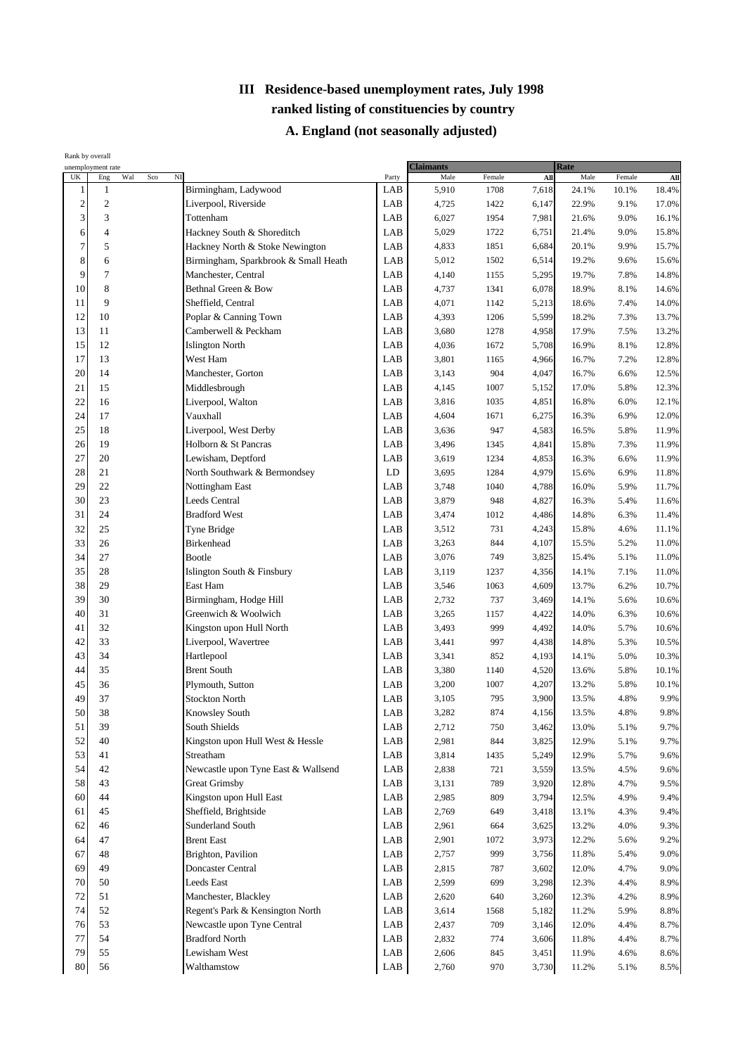# III Residence-based unemployment rates, July 1998

## ranked listing of constituencies by country

### A. England (not seasonally adjusted)

| Rank by overall unemployment rate | | | | | | | Claimants | | | Rate | | |
|---|---|---|---|---|---|---|---|---|---|---|---|---|
| UK | Eng | Wal | Sco | NI | | Party | Male | Female | All | Male | Female | All |
| 1 | 1 | | | | Birmingham, Ladywood | LAB | 5,910 | 1708 | 7,618 | 24.1% | 10.1% | 18.4% |
| 2 | 2 | | | | Liverpool, Riverside | LAB | 4,725 | 1422 | 6,147 | 22.9% | 9.1% | 17.0% |
| 3 | 3 | | | | Tottenham | LAB | 6,027 | 1954 | 7,981 | 21.6% | 9.0% | 16.1% |
| 6 | 4 | | | | Hackney South & Shoreditch | LAB | 5,029 | 1722 | 6,751 | 21.4% | 9.0% | 15.8% |
| 7 | 5 | | | | Hackney North & Stoke Newington | LAB | 4,833 | 1851 | 6,684 | 20.1% | 9.9% | 15.7% |
| 8 | 6 | | | | Birmingham, Sparkbrook & Small Heath | LAB | 5,012 | 1502 | 6,514 | 19.2% | 9.6% | 15.6% |
| 9 | 7 | | | | Manchester, Central | LAB | 4,140 | 1155 | 5,295 | 19.7% | 7.8% | 14.8% |
| 10 | 8 | | | | Bethnal Green & Bow | LAB | 4,737 | 1341 | 6,078 | 18.9% | 8.1% | 14.6% |
| 11 | 9 | | | | Sheffield, Central | LAB | 4,071 | 1142 | 5,213 | 18.6% | 7.4% | 14.0% |
| 12 | 10 | | | | Poplar & Canning Town | LAB | 4,393 | 1206 | 5,599 | 18.2% | 7.3% | 13.7% |
| 13 | 11 | | | | Camberwell & Peckham | LAB | 3,680 | 1278 | 4,958 | 17.9% | 7.5% | 13.2% |
| 15 | 12 | | | | Islington North | LAB | 4,036 | 1672 | 5,708 | 16.9% | 8.1% | 12.8% |
| 17 | 13 | | | | West Ham | LAB | 3,801 | 1165 | 4,966 | 16.7% | 7.2% | 12.8% |
| 20 | 14 | | | | Manchester, Gorton | LAB | 3,143 | 904 | 4,047 | 16.7% | 6.6% | 12.5% |
| 21 | 15 | | | | Middlesbrough | LAB | 4,145 | 1007 | 5,152 | 17.0% | 5.8% | 12.3% |
| 22 | 16 | | | | Liverpool, Walton | LAB | 3,816 | 1035 | 4,851 | 16.8% | 6.0% | 12.1% |
| 24 | 17 | | | | Vauxhall | LAB | 4,604 | 1671 | 6,275 | 16.3% | 6.9% | 12.0% |
| 25 | 18 | | | | Liverpool, West Derby | LAB | 3,636 | 947 | 4,583 | 16.5% | 5.8% | 11.9% |
| 26 | 19 | | | | Holborn & St Pancras | LAB | 3,496 | 1345 | 4,841 | 15.8% | 7.3% | 11.9% |
| 27 | 20 | | | | Lewisham, Deptford | LAB | 3,619 | 1234 | 4,853 | 16.3% | 6.6% | 11.9% |
| 28 | 21 | | | | North Southwark & Bermondsey | LD | 3,695 | 1284 | 4,979 | 15.6% | 6.9% | 11.8% |
| 29 | 22 | | | | Nottingham East | LAB | 3,748 | 1040 | 4,788 | 16.0% | 5.9% | 11.7% |
| 30 | 23 | | | | Leeds Central | LAB | 3,879 | 948 | 4,827 | 16.3% | 5.4% | 11.6% |
| 31 | 24 | | | | Bradford West | LAB | 3,474 | 1012 | 4,486 | 14.8% | 6.3% | 11.4% |
| 32 | 25 | | | | Tyne Bridge | LAB | 3,512 | 731 | 4,243 | 15.8% | 4.6% | 11.1% |
| 33 | 26 | | | | Birkenhead | LAB | 3,263 | 844 | 4,107 | 15.5% | 5.2% | 11.0% |
| 34 | 27 | | | | Bootle | LAB | 3,076 | 749 | 3,825 | 15.4% | 5.1% | 11.0% |
| 35 | 28 | | | | Islington South & Finsbury | LAB | 3,119 | 1237 | 4,356 | 14.1% | 7.1% | 11.0% |
| 38 | 29 | | | | East Ham | LAB | 3,546 | 1063 | 4,609 | 13.7% | 6.2% | 10.7% |
| 39 | 30 | | | | Birmingham, Hodge Hill | LAB | 2,732 | 737 | 3,469 | 14.1% | 5.6% | 10.6% |
| 40 | 31 | | | | Greenwich & Woolwich | LAB | 3,265 | 1157 | 4,422 | 14.0% | 6.3% | 10.6% |
| 41 | 32 | | | | Kingston upon Hull North | LAB | 3,493 | 999 | 4,492 | 14.0% | 5.7% | 10.6% |
| 42 | 33 | | | | Liverpool, Wavertree | LAB | 3,441 | 997 | 4,438 | 14.8% | 5.3% | 10.5% |
| 43 | 34 | | | | Hartlepool | LAB | 3,341 | 852 | 4,193 | 14.1% | 5.0% | 10.3% |
| 44 | 35 | | | | Brent South | LAB | 3,380 | 1140 | 4,520 | 13.6% | 5.8% | 10.1% |
| 45 | 36 | | | | Plymouth, Sutton | LAB | 3,200 | 1007 | 4,207 | 13.2% | 5.8% | 10.1% |
| 49 | 37 | | | | Stockton North | LAB | 3,105 | 795 | 3,900 | 13.5% | 4.8% | 9.9% |
| 50 | 38 | | | | Knowsley South | LAB | 3,282 | 874 | 4,156 | 13.5% | 4.8% | 9.8% |
| 51 | 39 | | | | South Shields | LAB | 2,712 | 750 | 3,462 | 13.0% | 5.1% | 9.7% |
| 52 | 40 | | | | Kingston upon Hull West & Hessle | LAB | 2,981 | 844 | 3,825 | 12.9% | 5.1% | 9.7% |
| 53 | 41 | | | | Streatham | LAB | 3,814 | 1435 | 5,249 | 12.9% | 5.7% | 9.6% |
| 54 | 42 | | | | Newcastle upon Tyne East & Wallsend | LAB | 2,838 | 721 | 3,559 | 13.5% | 4.5% | 9.6% |
| 58 | 43 | | | | Great Grimsby | LAB | 3,131 | 789 | 3,920 | 12.8% | 4.7% | 9.5% |
| 60 | 44 | | | | Kingston upon Hull East | LAB | 2,985 | 809 | 3,794 | 12.5% | 4.9% | 9.4% |
| 61 | 45 | | | | Sheffield, Brightside | LAB | 2,769 | 649 | 3,418 | 13.1% | 4.3% | 9.4% |
| 62 | 46 | | | | Sunderland South | LAB | 2,961 | 664 | 3,625 | 13.2% | 4.0% | 9.3% |
| 64 | 47 | | | | Brent East | LAB | 2,901 | 1072 | 3,973 | 12.2% | 5.6% | 9.2% |
| 67 | 48 | | | | Brighton, Pavilion | LAB | 2,757 | 999 | 3,756 | 11.8% | 5.4% | 9.0% |
| 69 | 49 | | | | Doncaster Central | LAB | 2,815 | 787 | 3,602 | 12.0% | 4.7% | 9.0% |
| 70 | 50 | | | | Leeds East | LAB | 2,599 | 699 | 3,298 | 12.3% | 4.4% | 8.9% |
| 72 | 51 | | | | Manchester, Blackley | LAB | 2,620 | 640 | 3,260 | 12.3% | 4.2% | 8.9% |
| 74 | 52 | | | | Regent's Park & Kensington North | LAB | 3,614 | 1568 | 5,182 | 11.2% | 5.9% | 8.8% |
| 76 | 53 | | | | Newcastle upon Tyne Central | LAB | 2,437 | 709 | 3,146 | 12.0% | 4.4% | 8.7% |
| 77 | 54 | | | | Bradford North | LAB | 2,832 | 774 | 3,606 | 11.8% | 4.4% | 8.7% |
| 79 | 55 | | | | Lewisham West | LAB | 2,606 | 845 | 3,451 | 11.9% | 4.6% | 8.6% |
| 80 | 56 | | | | Walthamstow | LAB | 2,760 | 970 | 3,730 | 11.2% | 5.1% | 8.5% |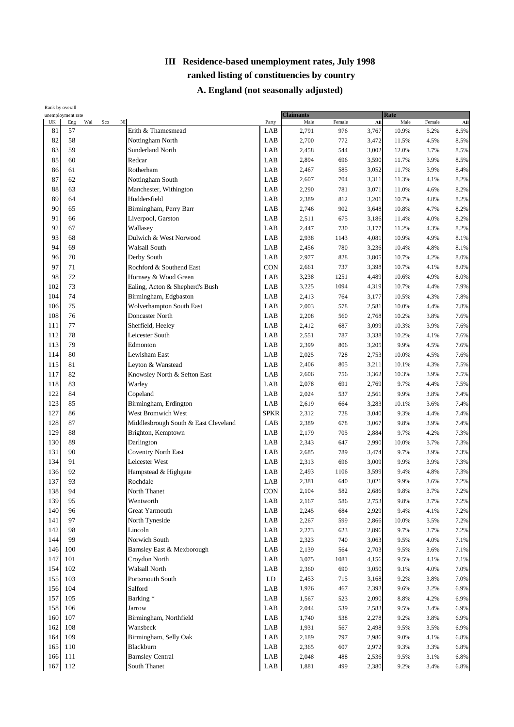# III Residence-based unemployment rates, July 1998

## ranked listing of constituencies by country

### A. England (not seasonally adjusted)

| Rank by overall unemployment rate | | | | | | | Claimants | | | Rate | | |
|---|---|---|---|---|---|---|---|---|---|---|---|---|
| UK | Eng | Wal | Sco | NI | | Party | Male | Female | All | Male | Female | All |
| 81 | 57 | | | | Erith & Thamesmead | LAB | 2,791 | 976 | 3,767 | 10.9% | 5.2% | 8.5% |
| 82 | 58 | | | | Nottingham North | LAB | 2,700 | 772 | 3,472 | 11.5% | 4.5% | 8.5% |
| 83 | 59 | | | | Sunderland North | LAB | 2,458 | 544 | 3,002 | 12.0% | 3.7% | 8.5% |
| 85 | 60 | | | | Redcar | LAB | 2,894 | 696 | 3,590 | 11.7% | 3.9% | 8.5% |
| 86 | 61 | | | | Rotherham | LAB | 2,467 | 585 | 3,052 | 11.7% | 3.9% | 8.4% |
| 87 | 62 | | | | Nottingham South | LAB | 2,607 | 704 | 3,311 | 11.3% | 4.1% | 8.2% |
| 88 | 63 | | | | Manchester, Withington | LAB | 2,290 | 781 | 3,071 | 11.0% | 4.6% | 8.2% |
| 89 | 64 | | | | Huddersfield | LAB | 2,389 | 812 | 3,201 | 10.7% | 4.8% | 8.2% |
| 90 | 65 | | | | Birmingham, Perry Barr | LAB | 2,746 | 902 | 3,648 | 10.8% | 4.7% | 8.2% |
| 91 | 66 | | | | Liverpool, Garston | LAB | 2,511 | 675 | 3,186 | 11.4% | 4.0% | 8.2% |
| 92 | 67 | | | | Wallasey | LAB | 2,447 | 730 | 3,177 | 11.2% | 4.3% | 8.2% |
| 93 | 68 | | | | Dulwich & West Norwood | LAB | 2,938 | 1143 | 4,081 | 10.9% | 4.9% | 8.1% |
| 94 | 69 | | | | Walsall South | LAB | 2,456 | 780 | 3,236 | 10.4% | 4.8% | 8.1% |
| 96 | 70 | | | | Derby South | LAB | 2,977 | 828 | 3,805 | 10.7% | 4.2% | 8.0% |
| 97 | 71 | | | | Rochford & Southend East | CON | 2,661 | 737 | 3,398 | 10.7% | 4.1% | 8.0% |
| 98 | 72 | | | | Hornsey & Wood Green | LAB | 3,238 | 1251 | 4,489 | 10.6% | 4.9% | 8.0% |
| 102 | 73 | | | | Ealing, Acton & Shepherd's Bush | LAB | 3,225 | 1094 | 4,319 | 10.7% | 4.4% | 7.9% |
| 104 | 74 | | | | Birmingham, Edgbaston | LAB | 2,413 | 764 | 3,177 | 10.5% | 4.3% | 7.8% |
| 106 | 75 | | | | Wolverhampton South East | LAB | 2,003 | 578 | 2,581 | 10.0% | 4.4% | 7.8% |
| 108 | 76 | | | | Doncaster North | LAB | 2,208 | 560 | 2,768 | 10.2% | 3.8% | 7.6% |
| 111 | 77 | | | | Sheffield, Heeley | LAB | 2,412 | 687 | 3,099 | 10.3% | 3.9% | 7.6% |
| 112 | 78 | | | | Leicester South | LAB | 2,551 | 787 | 3,338 | 10.2% | 4.1% | 7.6% |
| 113 | 79 | | | | Edmonton | LAB | 2,399 | 806 | 3,205 | 9.9% | 4.5% | 7.6% |
| 114 | 80 | | | | Lewisham East | LAB | 2,025 | 728 | 2,753 | 10.0% | 4.5% | 7.6% |
| 115 | 81 | | | | Leyton & Wanstead | LAB | 2,406 | 805 | 3,211 | 10.1% | 4.3% | 7.5% |
| 117 | 82 | | | | Knowsley North & Sefton East | LAB | 2,606 | 756 | 3,362 | 10.3% | 3.9% | 7.5% |
| 118 | 83 | | | | Warley | LAB | 2,078 | 691 | 2,769 | 9.7% | 4.4% | 7.5% |
| 122 | 84 | | | | Copeland | LAB | 2,024 | 537 | 2,561 | 9.9% | 3.8% | 7.4% |
| 123 | 85 | | | | Birmingham, Erdington | LAB | 2,619 | 664 | 3,283 | 10.1% | 3.6% | 7.4% |
| 127 | 86 | | | | West Bromwich West | SPKR | 2,312 | 728 | 3,040 | 9.3% | 4.4% | 7.4% |
| 128 | 87 | | | | Middlesbrough South & East Cleveland | LAB | 2,389 | 678 | 3,067 | 9.8% | 3.9% | 7.4% |
| 129 | 88 | | | | Brighton, Kemptown | LAB | 2,179 | 705 | 2,884 | 9.7% | 4.2% | 7.3% |
| 130 | 89 | | | | Darlington | LAB | 2,343 | 647 | 2,990 | 10.0% | 3.7% | 7.3% |
| 131 | 90 | | | | Coventry North East | LAB | 2,685 | 789 | 3,474 | 9.7% | 3.9% | 7.3% |
| 134 | 91 | | | | Leicester West | LAB | 2,313 | 696 | 3,009 | 9.9% | 3.9% | 7.3% |
| 136 | 92 | | | | Hampstead & Highgate | LAB | 2,493 | 1106 | 3,599 | 9.4% | 4.8% | 7.3% |
| 137 | 93 | | | | Rochdale | LAB | 2,381 | 640 | 3,021 | 9.9% | 3.6% | 7.2% |
| 138 | 94 | | | | North Thanet | CON | 2,104 | 582 | 2,686 | 9.8% | 3.7% | 7.2% |
| 139 | 95 | | | | Wentworth | LAB | 2,167 | 586 | 2,753 | 9.8% | 3.7% | 7.2% |
| 140 | 96 | | | | Great Yarmouth | LAB | 2,245 | 684 | 2,929 | 9.4% | 4.1% | 7.2% |
| 141 | 97 | | | | North Tyneside | LAB | 2,267 | 599 | 2,866 | 10.0% | 3.5% | 7.2% |
| 142 | 98 | | | | Lincoln | LAB | 2,273 | 623 | 2,896 | 9.7% | 3.7% | 7.2% |
| 144 | 99 | | | | Norwich South | LAB | 2,323 | 740 | 3,063 | 9.5% | 4.0% | 7.1% |
| 146 | 100 | | | | Barnsley East & Mexborough | LAB | 2,139 | 564 | 2,703 | 9.5% | 3.6% | 7.1% |
| 147 | 101 | | | | Croydon North | LAB | 3,075 | 1081 | 4,156 | 9.5% | 4.1% | 7.1% |
| 154 | 102 | | | | Walsall North | LAB | 2,360 | 690 | 3,050 | 9.1% | 4.0% | 7.0% |
| 155 | 103 | | | | Portsmouth South | LD | 2,453 | 715 | 3,168 | 9.2% | 3.8% | 7.0% |
| 156 | 104 | | | | Salford | LAB | 1,926 | 467 | 2,393 | 9.6% | 3.2% | 6.9% |
| 157 | 105 | | | | Barking * | LAB | 1,567 | 523 | 2,090 | 8.8% | 4.2% | 6.9% |
| 158 | 106 | | | | Jarrow | LAB | 2,044 | 539 | 2,583 | 9.5% | 3.4% | 6.9% |
| 160 | 107 | | | | Birmingham, Northfield | LAB | 1,740 | 538 | 2,278 | 9.2% | 3.8% | 6.9% |
| 162 | 108 | | | | Wansbeck | LAB | 1,931 | 567 | 2,498 | 9.5% | 3.5% | 6.9% |
| 164 | 109 | | | | Birmingham, Selly Oak | LAB | 2,189 | 797 | 2,986 | 9.0% | 4.1% | 6.8% |
| 165 | 110 | | | | Blackburn | LAB | 2,365 | 607 | 2,972 | 9.3% | 3.3% | 6.8% |
| 166 | 111 | | | | Barnsley Central | LAB | 2,048 | 488 | 2,536 | 9.5% | 3.1% | 6.8% |
| 167 | 112 | | | | South Thanet | LAB | 1,881 | 499 | 2,380 | 9.2% | 3.4% | 6.8% |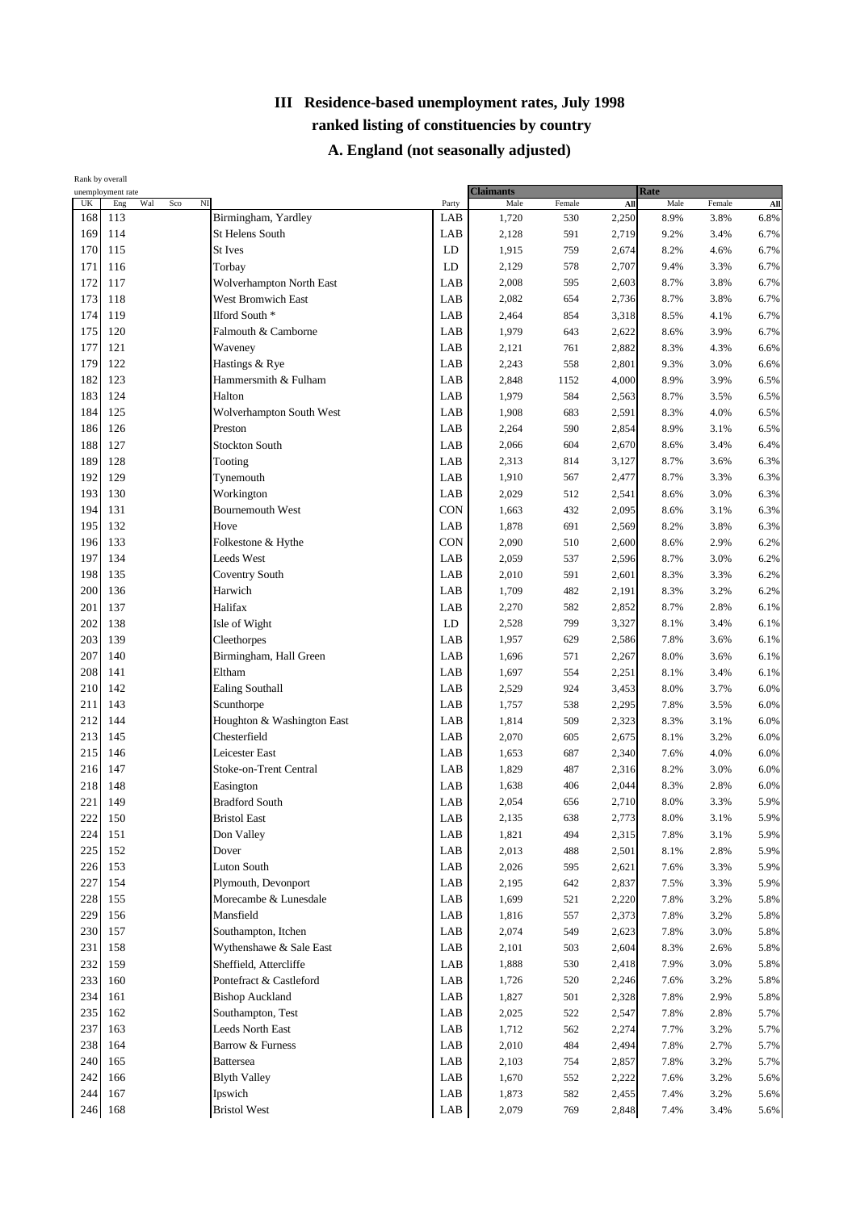# III Residence-based unemployment rates, July 1998

## ranked listing of constituencies by country

### A. England (not seasonally adjusted)

| Rank by overall unemployment rate | | | | | | | Claimants | | | Rate | | |
|---|---|---|---|---|---|---|---|---|---|---|---|---|
| UK | Eng | Wal | Sco | NI | | Party | Male | Female | All | Male | Female | All |
| 168 | 113 | | | | Birmingham, Yardley | LAB | 1,720 | 530 | 2,250 | 8.9% | 3.8% | 6.8% |
| 169 | 114 | | | | St Helens South | LAB | 2,128 | 591 | 2,719 | 9.2% | 3.4% | 6.7% |
| 170 | 115 | | | | St Ives | LD | 1,915 | 759 | 2,674 | 8.2% | 4.6% | 6.7% |
| 171 | 116 | | | | Torbay | LD | 2,129 | 578 | 2,707 | 9.4% | 3.3% | 6.7% |
| 172 | 117 | | | | Wolverhampton North East | LAB | 2,008 | 595 | 2,603 | 8.7% | 3.8% | 6.7% |
| 173 | 118 | | | | West Bromwich East | LAB | 2,082 | 654 | 2,736 | 8.7% | 3.8% | 6.7% |
| 174 | 119 | | | | Ilford South * | LAB | 2,464 | 854 | 3,318 | 8.5% | 4.1% | 6.7% |
| 175 | 120 | | | | Falmouth & Camborne | LAB | 1,979 | 643 | 2,622 | 8.6% | 3.9% | 6.7% |
| 177 | 121 | | | | Waveney | LAB | 2,121 | 761 | 2,882 | 8.3% | 4.3% | 6.6% |
| 179 | 122 | | | | Hastings & Rye | LAB | 2,243 | 558 | 2,801 | 9.3% | 3.0% | 6.6% |
| 182 | 123 | | | | Hammersmith & Fulham | LAB | 2,848 | 1152 | 4,000 | 8.9% | 3.9% | 6.5% |
| 183 | 124 | | | | Halton | LAB | 1,979 | 584 | 2,563 | 8.7% | 3.5% | 6.5% |
| 184 | 125 | | | | Wolverhampton South West | LAB | 1,908 | 683 | 2,591 | 8.3% | 4.0% | 6.5% |
| 186 | 126 | | | | Preston | LAB | 2,264 | 590 | 2,854 | 8.9% | 3.1% | 6.5% |
| 188 | 127 | | | | Stockton South | LAB | 2,066 | 604 | 2,670 | 8.6% | 3.4% | 6.4% |
| 189 | 128 | | | | Tooting | LAB | 2,313 | 814 | 3,127 | 8.7% | 3.6% | 6.3% |
| 192 | 129 | | | | Tynemouth | LAB | 1,910 | 567 | 2,477 | 8.7% | 3.3% | 6.3% |
| 193 | 130 | | | | Workington | LAB | 2,029 | 512 | 2,541 | 8.6% | 3.0% | 6.3% |
| 194 | 131 | | | | Bournemouth West | CON | 1,663 | 432 | 2,095 | 8.6% | 3.1% | 6.3% |
| 195 | 132 | | | | Hove | LAB | 1,878 | 691 | 2,569 | 8.2% | 3.8% | 6.3% |
| 196 | 133 | | | | Folkestone & Hythe | CON | 2,090 | 510 | 2,600 | 8.6% | 2.9% | 6.2% |
| 197 | 134 | | | | Leeds West | LAB | 2,059 | 537 | 2,596 | 8.7% | 3.0% | 6.2% |
| 198 | 135 | | | | Coventry South | LAB | 2,010 | 591 | 2,601 | 8.3% | 3.3% | 6.2% |
| 200 | 136 | | | | Harwich | LAB | 1,709 | 482 | 2,191 | 8.3% | 3.2% | 6.2% |
| 201 | 137 | | | | Halifax | LAB | 2,270 | 582 | 2,852 | 8.7% | 2.8% | 6.1% |
| 202 | 138 | | | | Isle of Wight | LD | 2,528 | 799 | 3,327 | 8.1% | 3.4% | 6.1% |
| 203 | 139 | | | | Cleethorpes | LAB | 1,957 | 629 | 2,586 | 7.8% | 3.6% | 6.1% |
| 207 | 140 | | | | Birmingham, Hall Green | LAB | 1,696 | 571 | 2,267 | 8.0% | 3.6% | 6.1% |
| 208 | 141 | | | | Eltham | LAB | 1,697 | 554 | 2,251 | 8.1% | 3.4% | 6.1% |
| 210 | 142 | | | | Ealing Southall | LAB | 2,529 | 924 | 3,453 | 8.0% | 3.7% | 6.0% |
| 211 | 143 | | | | Scunthorpe | LAB | 1,757 | 538 | 2,295 | 7.8% | 3.5% | 6.0% |
| 212 | 144 | | | | Houghton & Washington East | LAB | 1,814 | 509 | 2,323 | 8.3% | 3.1% | 6.0% |
| 213 | 145 | | | | Chesterfield | LAB | 2,070 | 605 | 2,675 | 8.1% | 3.2% | 6.0% |
| 215 | 146 | | | | Leicester East | LAB | 1,653 | 687 | 2,340 | 7.6% | 4.0% | 6.0% |
| 216 | 147 | | | | Stoke-on-Trent Central | LAB | 1,829 | 487 | 2,316 | 8.2% | 3.0% | 6.0% |
| 218 | 148 | | | | Easington | LAB | 1,638 | 406 | 2,044 | 8.3% | 2.8% | 6.0% |
| 221 | 149 | | | | Bradford South | LAB | 2,054 | 656 | 2,710 | 8.0% | 3.3% | 5.9% |
| 222 | 150 | | | | Bristol East | LAB | 2,135 | 638 | 2,773 | 8.0% | 3.1% | 5.9% |
| 224 | 151 | | | | Don Valley | LAB | 1,821 | 494 | 2,315 | 7.8% | 3.1% | 5.9% |
| 225 | 152 | | | | Dover | LAB | 2,013 | 488 | 2,501 | 8.1% | 2.8% | 5.9% |
| 226 | 153 | | | | Luton South | LAB | 2,026 | 595 | 2,621 | 7.6% | 3.3% | 5.9% |
| 227 | 154 | | | | Plymouth, Devonport | LAB | 2,195 | 642 | 2,837 | 7.5% | 3.3% | 5.9% |
| 228 | 155 | | | | Morecambe & Lunesdale | LAB | 1,699 | 521 | 2,220 | 7.8% | 3.2% | 5.8% |
| 229 | 156 | | | | Mansfield | LAB | 1,816 | 557 | 2,373 | 7.8% | 3.2% | 5.8% |
| 230 | 157 | | | | Southampton, Itchen | LAB | 2,074 | 549 | 2,623 | 7.8% | 3.0% | 5.8% |
| 231 | 158 | | | | Wythenshawe & Sale East | LAB | 2,101 | 503 | 2,604 | 8.3% | 2.6% | 5.8% |
| 232 | 159 | | | | Sheffield, Attercliffe | LAB | 1,888 | 530 | 2,418 | 7.9% | 3.0% | 5.8% |
| 233 | 160 | | | | Pontefract & Castleford | LAB | 1,726 | 520 | 2,246 | 7.6% | 3.2% | 5.8% |
| 234 | 161 | | | | Bishop Auckland | LAB | 1,827 | 501 | 2,328 | 7.8% | 2.9% | 5.8% |
| 235 | 162 | | | | Southampton, Test | LAB | 2,025 | 522 | 2,547 | 7.8% | 2.8% | 5.7% |
| 237 | 163 | | | | Leeds North East | LAB | 1,712 | 562 | 2,274 | 7.7% | 3.2% | 5.7% |
| 238 | 164 | | | | Barrow & Furness | LAB | 2,010 | 484 | 2,494 | 7.8% | 2.7% | 5.7% |
| 240 | 165 | | | | Battersea | LAB | 2,103 | 754 | 2,857 | 7.8% | 3.2% | 5.7% |
| 242 | 166 | | | | Blyth Valley | LAB | 1,670 | 552 | 2,222 | 7.6% | 3.2% | 5.6% |
| 244 | 167 | | | | Ipswich | LAB | 1,873 | 582 | 2,455 | 7.4% | 3.2% | 5.6% |
| 246 | 168 | | | | Bristol West | LAB | 2,079 | 769 | 2,848 | 7.4% | 3.4% | 5.6% |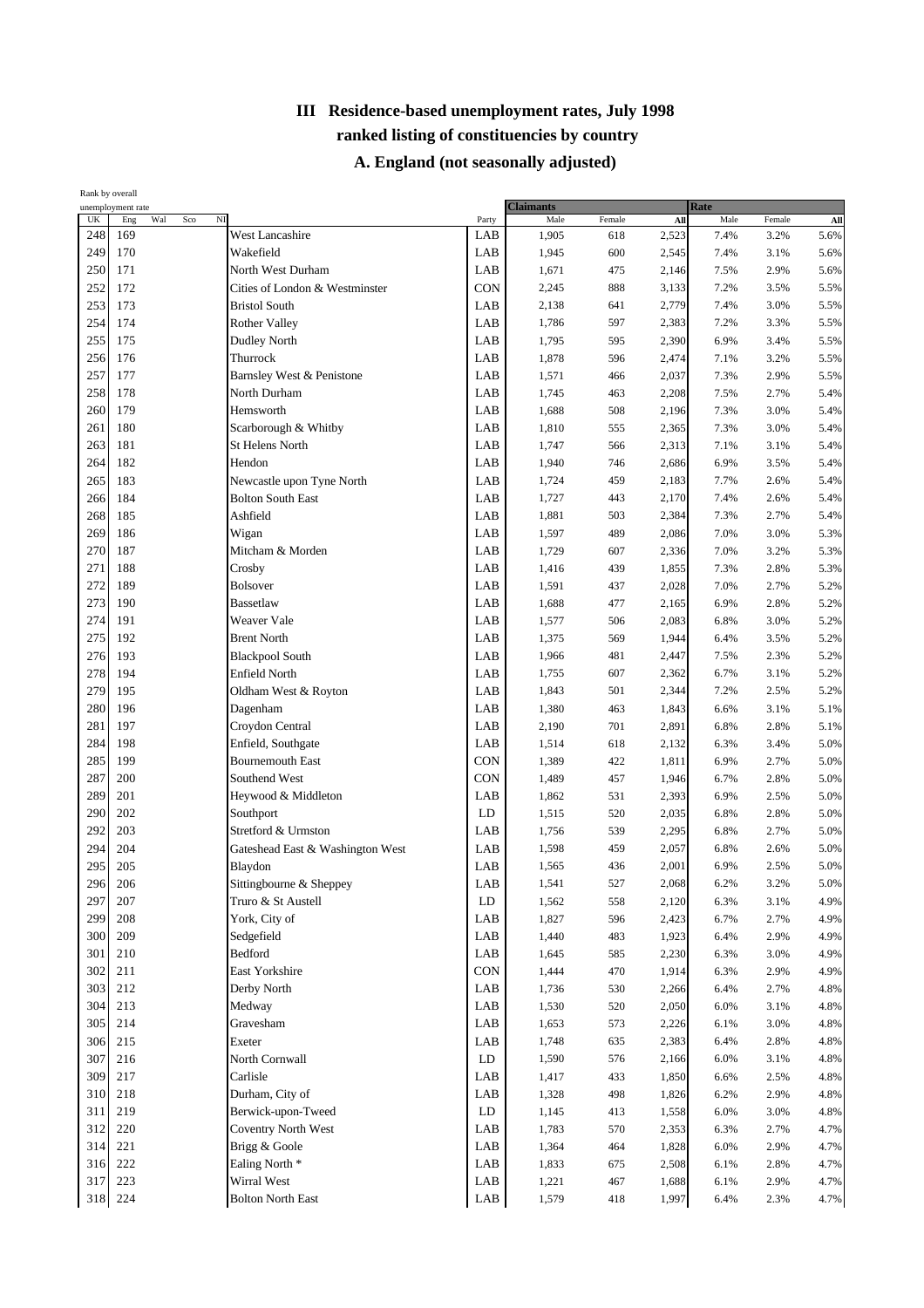# III Residence-based unemployment rates, July 1998

## ranked listing of constituencies by country

### A. England (not seasonally adjusted)

| Rank by overall unemployment rate | | | | | | | Claimants | | | Rate | | |
|---|---|---|---|---|---|---|---|---|---|---|---|---|
| UK | Eng | Wal | Sco | NI | | Party | Male | Female | All | Male | Female | All |
| 248 | 169 | | | | West Lancashire | LAB | 1,905 | 618 | 2,523 | 7.4% | 3.2% | 5.6% |
| 249 | 170 | | | | Wakefield | LAB | 1,945 | 600 | 2,545 | 7.4% | 3.1% | 5.6% |
| 250 | 171 | | | | North West Durham | LAB | 1,671 | 475 | 2,146 | 7.5% | 2.9% | 5.6% |
| 252 | 172 | | | | Cities of London & Westminster | CON | 2,245 | 888 | 3,133 | 7.2% | 3.5% | 5.5% |
| 253 | 173 | | | | Bristol South | LAB | 2,138 | 641 | 2,779 | 7.4% | 3.0% | 5.5% |
| 254 | 174 | | | | Rother Valley | LAB | 1,786 | 597 | 2,383 | 7.2% | 3.3% | 5.5% |
| 255 | 175 | | | | Dudley North | LAB | 1,795 | 595 | 2,390 | 6.9% | 3.4% | 5.5% |
| 256 | 176 | | | | Thurrock | LAB | 1,878 | 596 | 2,474 | 7.1% | 3.2% | 5.5% |
| 257 | 177 | | | | Barnsley West & Penistone | LAB | 1,571 | 466 | 2,037 | 7.3% | 2.9% | 5.5% |
| 258 | 178 | | | | North Durham | LAB | 1,745 | 463 | 2,208 | 7.5% | 2.7% | 5.4% |
| 260 | 179 | | | | Hemsworth | LAB | 1,688 | 508 | 2,196 | 7.3% | 3.0% | 5.4% |
| 261 | 180 | | | | Scarborough & Whitby | LAB | 1,810 | 555 | 2,365 | 7.3% | 3.0% | 5.4% |
| 263 | 181 | | | | St Helens North | LAB | 1,747 | 566 | 2,313 | 7.1% | 3.1% | 5.4% |
| 264 | 182 | | | | Hendon | LAB | 1,940 | 746 | 2,686 | 6.9% | 3.5% | 5.4% |
| 265 | 183 | | | | Newcastle upon Tyne North | LAB | 1,724 | 459 | 2,183 | 7.7% | 2.6% | 5.4% |
| 266 | 184 | | | | Bolton South East | LAB | 1,727 | 443 | 2,170 | 7.4% | 2.6% | 5.4% |
| 268 | 185 | | | | Ashfield | LAB | 1,881 | 503 | 2,384 | 7.3% | 2.7% | 5.4% |
| 269 | 186 | | | | Wigan | LAB | 1,597 | 489 | 2,086 | 7.0% | 3.0% | 5.3% |
| 270 | 187 | | | | Mitcham & Morden | LAB | 1,729 | 607 | 2,336 | 7.0% | 3.2% | 5.3% |
| 271 | 188 | | | | Crosby | LAB | 1,416 | 439 | 1,855 | 7.3% | 2.8% | 5.3% |
| 272 | 189 | | | | Bolsover | LAB | 1,591 | 437 | 2,028 | 7.0% | 2.7% | 5.2% |
| 273 | 190 | | | | Bassetlaw | LAB | 1,688 | 477 | 2,165 | 6.9% | 2.8% | 5.2% |
| 274 | 191 | | | | Weaver Vale | LAB | 1,577 | 506 | 2,083 | 6.8% | 3.0% | 5.2% |
| 275 | 192 | | | | Brent North | LAB | 1,375 | 569 | 1,944 | 6.4% | 3.5% | 5.2% |
| 276 | 193 | | | | Blackpool South | LAB | 1,966 | 481 | 2,447 | 7.5% | 2.3% | 5.2% |
| 278 | 194 | | | | Enfield North | LAB | 1,755 | 607 | 2,362 | 6.7% | 3.1% | 5.2% |
| 279 | 195 | | | | Oldham West & Royton | LAB | 1,843 | 501 | 2,344 | 7.2% | 2.5% | 5.2% |
| 280 | 196 | | | | Dagenham | LAB | 1,380 | 463 | 1,843 | 6.6% | 3.1% | 5.1% |
| 281 | 197 | | | | Croydon Central | LAB | 2,190 | 701 | 2,891 | 6.8% | 2.8% | 5.1% |
| 284 | 198 | | | | Enfield, Southgate | LAB | 1,514 | 618 | 2,132 | 6.3% | 3.4% | 5.0% |
| 285 | 199 | | | | Bournemouth East | CON | 1,389 | 422 | 1,811 | 6.9% | 2.7% | 5.0% |
| 287 | 200 | | | | Southend West | CON | 1,489 | 457 | 1,946 | 6.7% | 2.8% | 5.0% |
| 289 | 201 | | | | Heywood & Middleton | LAB | 1,862 | 531 | 2,393 | 6.9% | 2.5% | 5.0% |
| 290 | 202 | | | | Southport | LD | 1,515 | 520 | 2,035 | 6.8% | 2.8% | 5.0% |
| 292 | 203 | | | | Stretford & Urmston | LAB | 1,756 | 539 | 2,295 | 6.8% | 2.7% | 5.0% |
| 294 | 204 | | | | Gateshead East & Washington West | LAB | 1,598 | 459 | 2,057 | 6.8% | 2.6% | 5.0% |
| 295 | 205 | | | | Blaydon | LAB | 1,565 | 436 | 2,001 | 6.9% | 2.5% | 5.0% |
| 296 | 206 | | | | Sittingbourne & Sheppey | LAB | 1,541 | 527 | 2,068 | 6.2% | 3.2% | 5.0% |
| 297 | 207 | | | | Truro & St Austell | LD | 1,562 | 558 | 2,120 | 6.3% | 3.1% | 4.9% |
| 299 | 208 | | | | York, City of | LAB | 1,827 | 596 | 2,423 | 6.7% | 2.7% | 4.9% |
| 300 | 209 | | | | Sedgefield | LAB | 1,440 | 483 | 1,923 | 6.4% | 2.9% | 4.9% |
| 301 | 210 | | | | Bedford | LAB | 1,645 | 585 | 2,230 | 6.3% | 3.0% | 4.9% |
| 302 | 211 | | | | East Yorkshire | CON | 1,444 | 470 | 1,914 | 6.3% | 2.9% | 4.9% |
| 303 | 212 | | | | Derby North | LAB | 1,736 | 530 | 2,266 | 6.4% | 2.7% | 4.8% |
| 304 | 213 | | | | Medway | LAB | 1,530 | 520 | 2,050 | 6.0% | 3.1% | 4.8% |
| 305 | 214 | | | | Gravesham | LAB | 1,653 | 573 | 2,226 | 6.1% | 3.0% | 4.8% |
| 306 | 215 | | | | Exeter | LAB | 1,748 | 635 | 2,383 | 6.4% | 2.8% | 4.8% |
| 307 | 216 | | | | North Cornwall | LD | 1,590 | 576 | 2,166 | 6.0% | 3.1% | 4.8% |
| 309 | 217 | | | | Carlisle | LAB | 1,417 | 433 | 1,850 | 6.6% | 2.5% | 4.8% |
| 310 | 218 | | | | Durham, City of | LAB | 1,328 | 498 | 1,826 | 6.2% | 2.9% | 4.8% |
| 311 | 219 | | | | Berwick-upon-Tweed | LD | 1,145 | 413 | 1,558 | 6.0% | 3.0% | 4.8% |
| 312 | 220 | | | | Coventry North West | LAB | 1,783 | 570 | 2,353 | 6.3% | 2.7% | 4.7% |
| 314 | 221 | | | | Brigg & Goole | LAB | 1,364 | 464 | 1,828 | 6.0% | 2.9% | 4.7% |
| 316 | 222 | | | | Ealing North * | LAB | 1,833 | 675 | 2,508 | 6.1% | 2.8% | 4.7% |
| 317 | 223 | | | | Wirral West | LAB | 1,221 | 467 | 1,688 | 6.1% | 2.9% | 4.7% |
| 318 | 224 | | | | Bolton North East | LAB | 1,579 | 418 | 1,997 | 6.4% | 2.3% | 4.7% |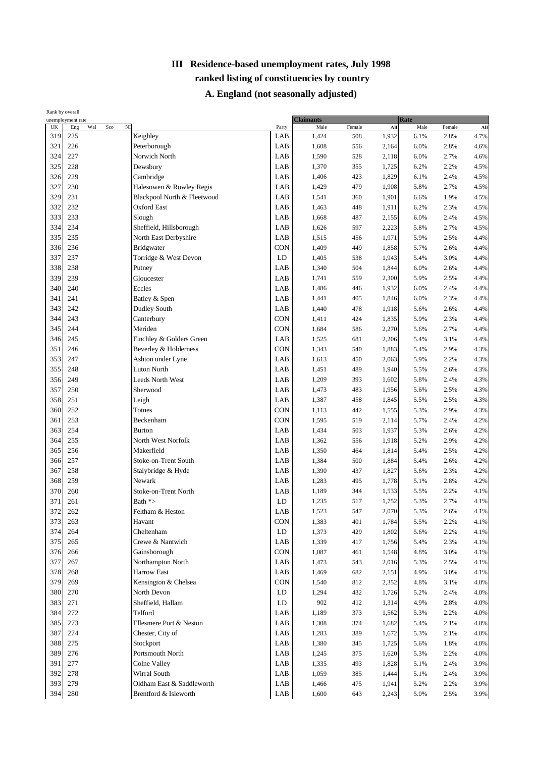# III Residence-based unemployment rates, July 1998

## ranked listing of constituencies by country

### A. England (not seasonally adjusted)

| Rank by overall unemployment rate | | | | | | | Claimants | | | Rate | | |
|---|---|---|---|---|---|---|---|---|---|---|---|---|
| UK | Eng | Wal | Sco | NI | | Party | Male | Female | All | Male | Female | All |
| 319 | 225 | | | | Keighley | LAB | 1,424 | 508 | 1,932 | 6.1% | 2.8% | 4.7% |
| 321 | 226 | | | | Peterborough | LAB | 1,608 | 556 | 2,164 | 6.0% | 2.8% | 4.6% |
| 324 | 227 | | | | Norwich North | LAB | 1,590 | 528 | 2,118 | 6.0% | 2.7% | 4.6% |
| 325 | 228 | | | | Dewsbury | LAB | 1,370 | 355 | 1,725 | 6.2% | 2.2% | 4.5% |
| 326 | 229 | | | | Cambridge | LAB | 1,406 | 423 | 1,829 | 6.1% | 2.4% | 4.5% |
| 327 | 230 | | | | Halesowen & Rowley Regis | LAB | 1,429 | 479 | 1,908 | 5.8% | 2.7% | 4.5% |
| 329 | 231 | | | | Blackpool North & Fleetwood | LAB | 1,541 | 360 | 1,901 | 6.6% | 1.9% | 4.5% |
| 332 | 232 | | | | Oxford East | LAB | 1,463 | 448 | 1,911 | 6.2% | 2.3% | 4.5% |
| 333 | 233 | | | | Slough | LAB | 1,668 | 487 | 2,155 | 6.0% | 2.4% | 4.5% |
| 334 | 234 | | | | Sheffield, Hillsborough | LAB | 1,626 | 597 | 2,223 | 5.8% | 2.7% | 4.5% |
| 335 | 235 | | | | North East Derbyshire | LAB | 1,515 | 456 | 1,971 | 5.9% | 2.5% | 4.4% |
| 336 | 236 | | | | Bridgwater | CON | 1,409 | 449 | 1,858 | 5.7% | 2.6% | 4.4% |
| 337 | 237 | | | | Torridge & West Devon | LD | 1,405 | 538 | 1,943 | 5.4% | 3.0% | 4.4% |
| 338 | 238 | | | | Putney | LAB | 1,340 | 504 | 1,844 | 6.0% | 2.6% | 4.4% |
| 339 | 239 | | | | Gloucester | LAB | 1,741 | 559 | 2,300 | 5.9% | 2.5% | 4.4% |
| 340 | 240 | | | | Eccles | LAB | 1,486 | 446 | 1,932 | 6.0% | 2.4% | 4.4% |
| 341 | 241 | | | | Batley & Spen | LAB | 1,441 | 405 | 1,846 | 6.0% | 2.3% | 4.4% |
| 343 | 242 | | | | Dudley South | LAB | 1,440 | 478 | 1,918 | 5.6% | 2.6% | 4.4% |
| 344 | 243 | | | | Canterbury | CON | 1,411 | 424 | 1,835 | 5.9% | 2.3% | 4.4% |
| 345 | 244 | | | | Meriden | CON | 1,684 | 586 | 2,270 | 5.6% | 2.7% | 4.4% |
| 346 | 245 | | | | Finchley & Golders Green | LAB | 1,525 | 681 | 2,206 | 5.4% | 3.1% | 4.4% |
| 351 | 246 | | | | Beverley & Holderness | CON | 1,343 | 540 | 1,883 | 5.4% | 2.9% | 4.3% |
| 353 | 247 | | | | Ashton under Lyne | LAB | 1,613 | 450 | 2,063 | 5.9% | 2.2% | 4.3% |
| 355 | 248 | | | | Luton North | LAB | 1,451 | 489 | 1,940 | 5.5% | 2.6% | 4.3% |
| 356 | 249 | | | | Leeds North West | LAB | 1,209 | 393 | 1,602 | 5.8% | 2.4% | 4.3% |
| 357 | 250 | | | | Sherwood | LAB | 1,473 | 483 | 1,956 | 5.6% | 2.5% | 4.3% |
| 358 | 251 | | | | Leigh | LAB | 1,387 | 458 | 1,845 | 5.5% | 2.5% | 4.3% |
| 360 | 252 | | | | Totnes | CON | 1,113 | 442 | 1,555 | 5.3% | 2.9% | 4.3% |
| 361 | 253 | | | | Beckenham | CON | 1,595 | 519 | 2,114 | 5.7% | 2.4% | 4.2% |
| 363 | 254 | | | | Burton | LAB | 1,434 | 503 | 1,937 | 5.3% | 2.6% | 4.2% |
| 364 | 255 | | | | North West Norfolk | LAB | 1,362 | 556 | 1,918 | 5.2% | 2.9% | 4.2% |
| 365 | 256 | | | | Makerfield | LAB | 1,350 | 464 | 1,814 | 5.4% | 2.5% | 4.2% |
| 366 | 257 | | | | Stoke-on-Trent South | LAB | 1,384 | 500 | 1,884 | 5.4% | 2.6% | 4.2% |
| 367 | 258 | | | | Stalybridge & Hyde | LAB | 1,390 | 437 | 1,827 | 5.6% | 2.3% | 4.2% |
| 368 | 259 | | | | Newark | LAB | 1,283 | 495 | 1,778 | 5.1% | 2.8% | 4.2% |
| 370 | 260 | | | | Stoke-on-Trent North | LAB | 1,189 | 344 | 1,533 | 5.5% | 2.2% | 4.1% |
| 371 | 261 | | | | Bath *> | LD | 1,235 | 517 | 1,752 | 5.3% | 2.7% | 4.1% |
| 372 | 262 | | | | Feltham & Heston | LAB | 1,523 | 547 | 2,070 | 5.3% | 2.6% | 4.1% |
| 373 | 263 | | | | Havant | CON | 1,383 | 401 | 1,784 | 5.5% | 2.2% | 4.1% |
| 374 | 264 | | | | Cheltenham | LD | 1,373 | 429 | 1,802 | 5.6% | 2.2% | 4.1% |
| 375 | 265 | | | | Crewe & Nantwich | LAB | 1,339 | 417 | 1,756 | 5.4% | 2.3% | 4.1% |
| 376 | 266 | | | | Gainsborough | CON | 1,087 | 461 | 1,548 | 4.8% | 3.0% | 4.1% |
| 377 | 267 | | | | Northampton North | LAB | 1,473 | 543 | 2,016 | 5.3% | 2.5% | 4.1% |
| 378 | 268 | | | | Harrow East | LAB | 1,469 | 682 | 2,151 | 4.9% | 3.0% | 4.1% |
| 379 | 269 | | | | Kensington & Chelsea | CON | 1,540 | 812 | 2,352 | 4.8% | 3.1% | 4.0% |
| 380 | 270 | | | | North Devon | LD | 1,294 | 432 | 1,726 | 5.2% | 2.4% | 4.0% |
| 383 | 271 | | | | Sheffield, Hallam | LD | 902 | 412 | 1,314 | 4.9% | 2.8% | 4.0% |
| 384 | 272 | | | | Telford | LAB | 1,189 | 373 | 1,562 | 5.3% | 2.2% | 4.0% |
| 385 | 273 | | | | Ellesmere Port & Neston | LAB | 1,308 | 374 | 1,682 | 5.4% | 2.1% | 4.0% |
| 387 | 274 | | | | Chester, City of | LAB | 1,283 | 389 | 1,672 | 5.3% | 2.1% | 4.0% |
| 388 | 275 | | | | Stockport | LAB | 1,380 | 345 | 1,725 | 5.6% | 1.8% | 4.0% |
| 389 | 276 | | | | Portsmouth North | LAB | 1,245 | 375 | 1,620 | 5.3% | 2.2% | 4.0% |
| 391 | 277 | | | | Colne Valley | LAB | 1,335 | 493 | 1,828 | 5.1% | 2.4% | 3.9% |
| 392 | 278 | | | | Wirral South | LAB | 1,059 | 385 | 1,444 | 5.1% | 2.4% | 3.9% |
| 393 | 279 | | | | Oldham East & Saddleworth | LAB | 1,466 | 475 | 1,941 | 5.2% | 2.2% | 3.9% |
| 394 | 280 | | | | Brentford & Isleworth | LAB | 1,600 | 643 | 2,243 | 5.0% | 2.5% | 3.9% |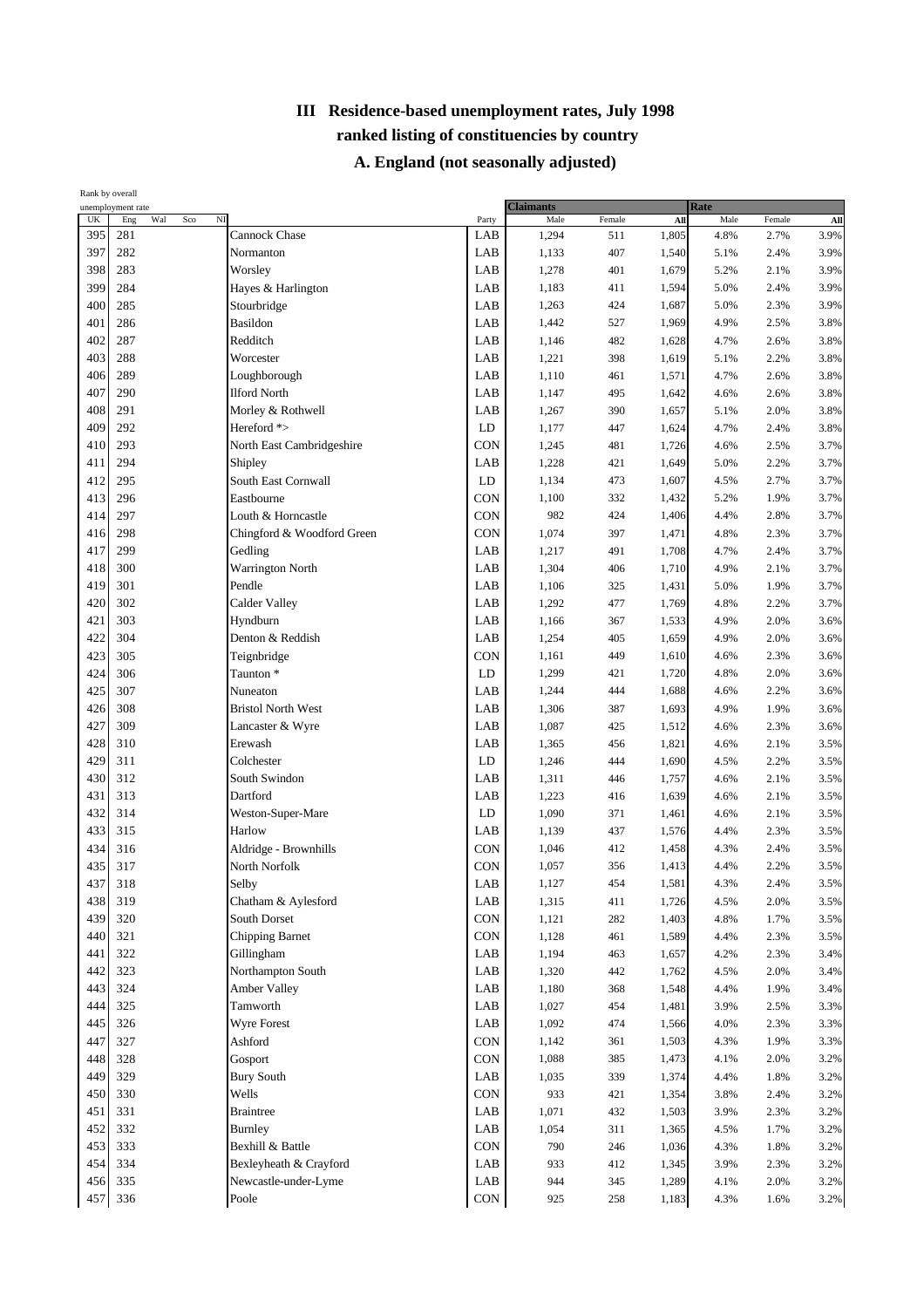# III Residence-based unemployment rates, July 1998

## ranked listing of constituencies by country

### A. England (not seasonally adjusted)

| Rank by overall unemployment rate | | | | | | | Claimants | | | Rate | | |
|---|---|---|---|---|---|---|---|---|---|---|---|---|
| UK | Eng | Wal | Sco | NI | | Party | Male | Female | All | Male | Female | All |
| 395 | 281 | | | | Cannock Chase | LAB | 1,294 | 511 | 1,805 | 4.8% | 2.7% | 3.9% |
| 397 | 282 | | | | Normanton | LAB | 1,133 | 407 | 1,540 | 5.1% | 2.4% | 3.9% |
| 398 | 283 | | | | Worsley | LAB | 1,278 | 401 | 1,679 | 5.2% | 2.1% | 3.9% |
| 399 | 284 | | | | Hayes & Harlington | LAB | 1,183 | 411 | 1,594 | 5.0% | 2.4% | 3.9% |
| 400 | 285 | | | | Stourbridge | LAB | 1,263 | 424 | 1,687 | 5.0% | 2.3% | 3.9% |
| 401 | 286 | | | | Basildon | LAB | 1,442 | 527 | 1,969 | 4.9% | 2.5% | 3.8% |
| 402 | 287 | | | | Redditch | LAB | 1,146 | 482 | 1,628 | 4.7% | 2.6% | 3.8% |
| 403 | 288 | | | | Worcester | LAB | 1,221 | 398 | 1,619 | 5.1% | 2.2% | 3.8% |
| 406 | 289 | | | | Loughborough | LAB | 1,110 | 461 | 1,571 | 4.7% | 2.6% | 3.8% |
| 407 | 290 | | | | Ilford North | LAB | 1,147 | 495 | 1,642 | 4.6% | 2.6% | 3.8% |
| 408 | 291 | | | | Morley & Rothwell | LAB | 1,267 | 390 | 1,657 | 5.1% | 2.0% | 3.8% |
| 409 | 292 | | | | Hereford *> | LD | 1,177 | 447 | 1,624 | 4.7% | 2.4% | 3.8% |
| 410 | 293 | | | | North East Cambridgeshire | CON | 1,245 | 481 | 1,726 | 4.6% | 2.5% | 3.7% |
| 411 | 294 | | | | Shipley | LAB | 1,228 | 421 | 1,649 | 5.0% | 2.2% | 3.7% |
| 412 | 295 | | | | South East Cornwall | LD | 1,134 | 473 | 1,607 | 4.5% | 2.7% | 3.7% |
| 413 | 296 | | | | Eastbourne | CON | 1,100 | 332 | 1,432 | 5.2% | 1.9% | 3.7% |
| 414 | 297 | | | | Louth & Horncastle | CON | 982 | 424 | 1,406 | 4.4% | 2.8% | 3.7% |
| 416 | 298 | | | | Chingford & Woodford Green | CON | 1,074 | 397 | 1,471 | 4.8% | 2.3% | 3.7% |
| 417 | 299 | | | | Gedling | LAB | 1,217 | 491 | 1,708 | 4.7% | 2.4% | 3.7% |
| 418 | 300 | | | | Warrington North | LAB | 1,304 | 406 | 1,710 | 4.9% | 2.1% | 3.7% |
| 419 | 301 | | | | Pendle | LAB | 1,106 | 325 | 1,431 | 5.0% | 1.9% | 3.7% |
| 420 | 302 | | | | Calder Valley | LAB | 1,292 | 477 | 1,769 | 4.8% | 2.2% | 3.7% |
| 421 | 303 | | | | Hyndburn | LAB | 1,166 | 367 | 1,533 | 4.9% | 2.0% | 3.6% |
| 422 | 304 | | | | Denton & Reddish | LAB | 1,254 | 405 | 1,659 | 4.9% | 2.0% | 3.6% |
| 423 | 305 | | | | Teignbridge | CON | 1,161 | 449 | 1,610 | 4.6% | 2.3% | 3.6% |
| 424 | 306 | | | | Taunton * | LD | 1,299 | 421 | 1,720 | 4.8% | 2.0% | 3.6% |
| 425 | 307 | | | | Nuneaton | LAB | 1,244 | 444 | 1,688 | 4.6% | 2.2% | 3.6% |
| 426 | 308 | | | | Bristol North West | LAB | 1,306 | 387 | 1,693 | 4.9% | 1.9% | 3.6% |
| 427 | 309 | | | | Lancaster & Wyre | LAB | 1,087 | 425 | 1,512 | 4.6% | 2.3% | 3.6% |
| 428 | 310 | | | | Erewash | LAB | 1,365 | 456 | 1,821 | 4.6% | 2.1% | 3.5% |
| 429 | 311 | | | | Colchester | LD | 1,246 | 444 | 1,690 | 4.5% | 2.2% | 3.5% |
| 430 | 312 | | | | South Swindon | LAB | 1,311 | 446 | 1,757 | 4.6% | 2.1% | 3.5% |
| 431 | 313 | | | | Dartford | LAB | 1,223 | 416 | 1,639 | 4.6% | 2.1% | 3.5% |
| 432 | 314 | | | | Weston-Super-Mare | LD | 1,090 | 371 | 1,461 | 4.6% | 2.1% | 3.5% |
| 433 | 315 | | | | Harlow | LAB | 1,139 | 437 | 1,576 | 4.4% | 2.3% | 3.5% |
| 434 | 316 | | | | Aldridge - Brownhills | CON | 1,046 | 412 | 1,458 | 4.3% | 2.4% | 3.5% |
| 435 | 317 | | | | North Norfolk | CON | 1,057 | 356 | 1,413 | 4.4% | 2.2% | 3.5% |
| 437 | 318 | | | | Selby | LAB | 1,127 | 454 | 1,581 | 4.3% | 2.4% | 3.5% |
| 438 | 319 | | | | Chatham & Aylesford | LAB | 1,315 | 411 | 1,726 | 4.5% | 2.0% | 3.5% |
| 439 | 320 | | | | South Dorset | CON | 1,121 | 282 | 1,403 | 4.8% | 1.7% | 3.5% |
| 440 | 321 | | | | Chipping Barnet | CON | 1,128 | 461 | 1,589 | 4.4% | 2.3% | 3.5% |
| 441 | 322 | | | | Gillingham | LAB | 1,194 | 463 | 1,657 | 4.2% | 2.3% | 3.4% |
| 442 | 323 | | | | Northampton South | LAB | 1,320 | 442 | 1,762 | 4.5% | 2.0% | 3.4% |
| 443 | 324 | | | | Amber Valley | LAB | 1,180 | 368 | 1,548 | 4.4% | 1.9% | 3.4% |
| 444 | 325 | | | | Tamworth | LAB | 1,027 | 454 | 1,481 | 3.9% | 2.5% | 3.3% |
| 445 | 326 | | | | Wyre Forest | LAB | 1,092 | 474 | 1,566 | 4.0% | 2.3% | 3.3% |
| 447 | 327 | | | | Ashford | CON | 1,142 | 361 | 1,503 | 4.3% | 1.9% | 3.3% |
| 448 | 328 | | | | Gosport | CON | 1,088 | 385 | 1,473 | 4.1% | 2.0% | 3.2% |
| 449 | 329 | | | | Bury South | LAB | 1,035 | 339 | 1,374 | 4.4% | 1.8% | 3.2% |
| 450 | 330 | | | | Wells | CON | 933 | 421 | 1,354 | 3.8% | 2.4% | 3.2% |
| 451 | 331 | | | | Braintree | LAB | 1,071 | 432 | 1,503 | 3.9% | 2.3% | 3.2% |
| 452 | 332 | | | | Burnley | LAB | 1,054 | 311 | 1,365 | 4.5% | 1.7% | 3.2% |
| 453 | 333 | | | | Bexhill & Battle | CON | 790 | 246 | 1,036 | 4.3% | 1.8% | 3.2% |
| 454 | 334 | | | | Bexleyheath & Crayford | LAB | 933 | 412 | 1,345 | 3.9% | 2.3% | 3.2% |
| 456 | 335 | | | | Newcastle-under-Lyme | LAB | 944 | 345 | 1,289 | 4.1% | 2.0% | 3.2% |
| 457 | 336 | | | | Poole | CON | 925 | 258 | 1,183 | 4.3% | 1.6% | 3.2% |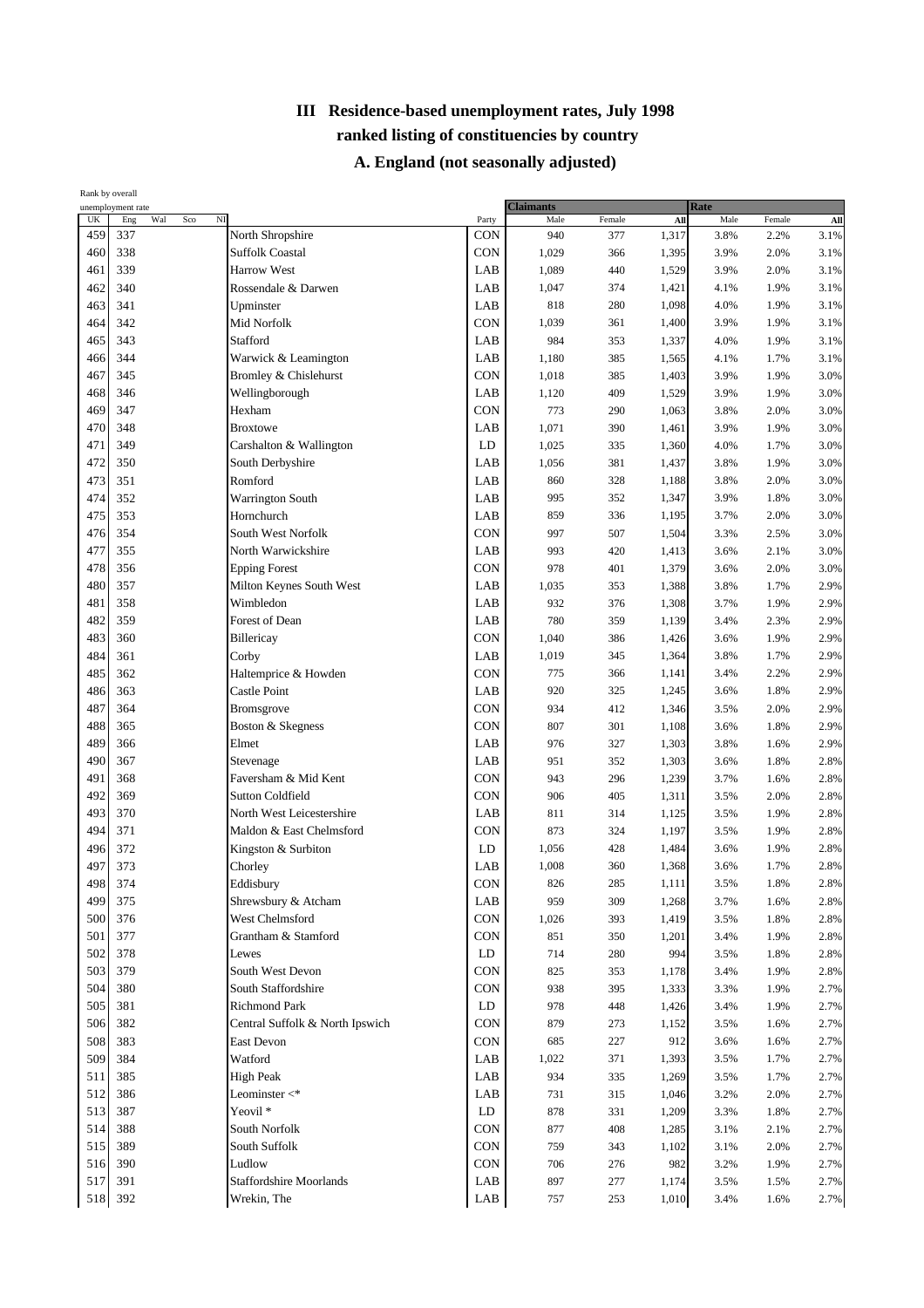# III Residence-based unemployment rates, July 1998

## ranked listing of constituencies by country

### A. England (not seasonally adjusted)

| Rank by overall unemployment rate | | | | | | | Claimants | | | Rate | | |
|---|---|---|---|---|---|---|---|---|---|---|---|---|
| UK | Eng | Wal | Sco | NI | | Party | Male | Female | All | Male | Female | All |
| 459 | 337 | | | | North Shropshire | CON | 940 | 377 | 1,317 | 3.8% | 2.2% | 3.1% |
| 460 | 338 | | | | Suffolk Coastal | CON | 1,029 | 366 | 1,395 | 3.9% | 2.0% | 3.1% |
| 461 | 339 | | | | Harrow West | LAB | 1,089 | 440 | 1,529 | 3.9% | 2.0% | 3.1% |
| 462 | 340 | | | | Rossendale & Darwen | LAB | 1,047 | 374 | 1,421 | 4.1% | 1.9% | 3.1% |
| 463 | 341 | | | | Upminster | LAB | 818 | 280 | 1,098 | 4.0% | 1.9% | 3.1% |
| 464 | 342 | | | | Mid Norfolk | CON | 1,039 | 361 | 1,400 | 3.9% | 1.9% | 3.1% |
| 465 | 343 | | | | Stafford | LAB | 984 | 353 | 1,337 | 4.0% | 1.9% | 3.1% |
| 466 | 344 | | | | Warwick & Leamington | LAB | 1,180 | 385 | 1,565 | 4.1% | 1.7% | 3.1% |
| 467 | 345 | | | | Bromley & Chislehurst | CON | 1,018 | 385 | 1,403 | 3.9% | 1.9% | 3.0% |
| 468 | 346 | | | | Wellingborough | LAB | 1,120 | 409 | 1,529 | 3.9% | 1.9% | 3.0% |
| 469 | 347 | | | | Hexham | CON | 773 | 290 | 1,063 | 3.8% | 2.0% | 3.0% |
| 470 | 348 | | | | Broxtowe | LAB | 1,071 | 390 | 1,461 | 3.9% | 1.9% | 3.0% |
| 471 | 349 | | | | Carshalton & Wallington | LD | 1,025 | 335 | 1,360 | 4.0% | 1.7% | 3.0% |
| 472 | 350 | | | | South Derbyshire | LAB | 1,056 | 381 | 1,437 | 3.8% | 1.9% | 3.0% |
| 473 | 351 | | | | Romford | LAB | 860 | 328 | 1,188 | 3.8% | 2.0% | 3.0% |
| 474 | 352 | | | | Warrington South | LAB | 995 | 352 | 1,347 | 3.9% | 1.8% | 3.0% |
| 475 | 353 | | | | Hornchurch | LAB | 859 | 336 | 1,195 | 3.7% | 2.0% | 3.0% |
| 476 | 354 | | | | South West Norfolk | CON | 997 | 507 | 1,504 | 3.3% | 2.5% | 3.0% |
| 477 | 355 | | | | North Warwickshire | LAB | 993 | 420 | 1,413 | 3.6% | 2.1% | 3.0% |
| 478 | 356 | | | | Epping Forest | CON | 978 | 401 | 1,379 | 3.6% | 2.0% | 3.0% |
| 480 | 357 | | | | Milton Keynes South West | LAB | 1,035 | 353 | 1,388 | 3.8% | 1.7% | 2.9% |
| 481 | 358 | | | | Wimbledon | LAB | 932 | 376 | 1,308 | 3.7% | 1.9% | 2.9% |
| 482 | 359 | | | | Forest of Dean | LAB | 780 | 359 | 1,139 | 3.4% | 2.3% | 2.9% |
| 483 | 360 | | | | Billericay | CON | 1,040 | 386 | 1,426 | 3.6% | 1.9% | 2.9% |
| 484 | 361 | | | | Corby | LAB | 1,019 | 345 | 1,364 | 3.8% | 1.7% | 2.9% |
| 485 | 362 | | | | Haltemprice & Howden | CON | 775 | 366 | 1,141 | 3.4% | 2.2% | 2.9% |
| 486 | 363 | | | | Castle Point | LAB | 920 | 325 | 1,245 | 3.6% | 1.8% | 2.9% |
| 487 | 364 | | | | Bromsgrove | CON | 934 | 412 | 1,346 | 3.5% | 2.0% | 2.9% |
| 488 | 365 | | | | Boston & Skegness | CON | 807 | 301 | 1,108 | 3.6% | 1.8% | 2.9% |
| 489 | 366 | | | | Elmet | LAB | 976 | 327 | 1,303 | 3.8% | 1.6% | 2.9% |
| 490 | 367 | | | | Stevenage | LAB | 951 | 352 | 1,303 | 3.6% | 1.8% | 2.8% |
| 491 | 368 | | | | Faversham & Mid Kent | CON | 943 | 296 | 1,239 | 3.7% | 1.6% | 2.8% |
| 492 | 369 | | | | Sutton Coldfield | CON | 906 | 405 | 1,311 | 3.5% | 2.0% | 2.8% |
| 493 | 370 | | | | North West Leicestershire | LAB | 811 | 314 | 1,125 | 3.5% | 1.9% | 2.8% |
| 494 | 371 | | | | Maldon & East Chelmsford | CON | 873 | 324 | 1,197 | 3.5% | 1.9% | 2.8% |
| 496 | 372 | | | | Kingston & Surbiton | LD | 1,056 | 428 | 1,484 | 3.6% | 1.9% | 2.8% |
| 497 | 373 | | | | Chorley | LAB | 1,008 | 360 | 1,368 | 3.6% | 1.7% | 2.8% |
| 498 | 374 | | | | Eddisbury | CON | 826 | 285 | 1,111 | 3.5% | 1.8% | 2.8% |
| 499 | 375 | | | | Shrewsbury & Atcham | LAB | 959 | 309 | 1,268 | 3.7% | 1.6% | 2.8% |
| 500 | 376 | | | | West Chelmsford | CON | 1,026 | 393 | 1,419 | 3.5% | 1.8% | 2.8% |
| 501 | 377 | | | | Grantham & Stamford | CON | 851 | 350 | 1,201 | 3.4% | 1.9% | 2.8% |
| 502 | 378 | | | | Lewes | LD | 714 | 280 | 994 | 3.5% | 1.8% | 2.8% |
| 503 | 379 | | | | South West Devon | CON | 825 | 353 | 1,178 | 3.4% | 1.9% | 2.8% |
| 504 | 380 | | | | South Staffordshire | CON | 938 | 395 | 1,333 | 3.3% | 1.9% | 2.7% |
| 505 | 381 | | | | Richmond Park | LD | 978 | 448 | 1,426 | 3.4% | 1.9% | 2.7% |
| 506 | 382 | | | | Central Suffolk & North Ipswich | CON | 879 | 273 | 1,152 | 3.5% | 1.6% | 2.7% |
| 508 | 383 | | | | East Devon | CON | 685 | 227 | 912 | 3.6% | 1.6% | 2.7% |
| 509 | 384 | | | | Watford | LAB | 1,022 | 371 | 1,393 | 3.5% | 1.7% | 2.7% |
| 511 | 385 | | | | High Peak | LAB | 934 | 335 | 1,269 | 3.5% | 1.7% | 2.7% |
| 512 | 386 | | | | Leominster <* | LAB | 731 | 315 | 1,046 | 3.2% | 2.0% | 2.7% |
| 513 | 387 | | | | Yeovil * | LD | 878 | 331 | 1,209 | 3.3% | 1.8% | 2.7% |
| 514 | 388 | | | | South Norfolk | CON | 877 | 408 | 1,285 | 3.1% | 2.1% | 2.7% |
| 515 | 389 | | | | South Suffolk | CON | 759 | 343 | 1,102 | 3.1% | 2.0% | 2.7% |
| 516 | 390 | | | | Ludlow | CON | 706 | 276 | 982 | 3.2% | 1.9% | 2.7% |
| 517 | 391 | | | | Staffordshire Moorlands | LAB | 897 | 277 | 1,174 | 3.5% | 1.5% | 2.7% |
| 518 | 392 | | | | Wrekin, The | LAB | 757 | 253 | 1,010 | 3.4% | 1.6% | 2.7% |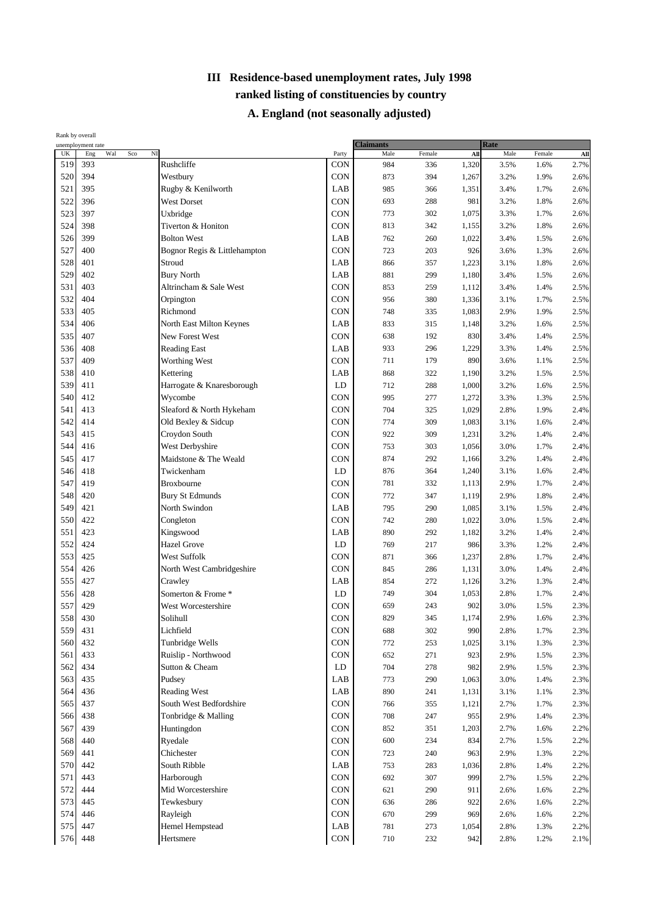# III Residence-based unemployment rates, July 1998

## ranked listing of constituencies by country

### A. England (not seasonally adjusted)

| Rank by overall unemployment rate | | | | | | | Claimants | | | Rate | | |
|---|---|---|---|---|---|---|---|---|---|---|---|---|
| UK | Eng | Wal | Sco | NI | | Party | Male | Female | All | Male | Female | All |
| 519 | 393 | | | | Rushcliffe | CON | 984 | 336 | 1,320 | 3.5% | 1.6% | 2.7% |
| 520 | 394 | | | | Westbury | CON | 873 | 394 | 1,267 | 3.2% | 1.9% | 2.6% |
| 521 | 395 | | | | Rugby & Kenilworth | LAB | 985 | 366 | 1,351 | 3.4% | 1.7% | 2.6% |
| 522 | 396 | | | | West Dorset | CON | 693 | 288 | 981 | 3.2% | 1.8% | 2.6% |
| 523 | 397 | | | | Uxbridge | CON | 773 | 302 | 1,075 | 3.3% | 1.7% | 2.6% |
| 524 | 398 | | | | Tiverton & Honiton | CON | 813 | 342 | 1,155 | 3.2% | 1.8% | 2.6% |
| 526 | 399 | | | | Bolton West | LAB | 762 | 260 | 1,022 | 3.4% | 1.5% | 2.6% |
| 527 | 400 | | | | Bognor Regis & Littlehampton | CON | 723 | 203 | 926 | 3.6% | 1.3% | 2.6% |
| 528 | 401 | | | | Stroud | LAB | 866 | 357 | 1,223 | 3.1% | 1.8% | 2.6% |
| 529 | 402 | | | | Bury North | LAB | 881 | 299 | 1,180 | 3.4% | 1.5% | 2.6% |
| 531 | 403 | | | | Altrincham & Sale West | CON | 853 | 259 | 1,112 | 3.4% | 1.4% | 2.5% |
| 532 | 404 | | | | Orpington | CON | 956 | 380 | 1,336 | 3.1% | 1.7% | 2.5% |
| 533 | 405 | | | | Richmond | CON | 748 | 335 | 1,083 | 2.9% | 1.9% | 2.5% |
| 534 | 406 | | | | North East Milton Keynes | LAB | 833 | 315 | 1,148 | 3.2% | 1.6% | 2.5% |
| 535 | 407 | | | | New Forest West | CON | 638 | 192 | 830 | 3.4% | 1.4% | 2.5% |
| 536 | 408 | | | | Reading East | LAB | 933 | 296 | 1,229 | 3.3% | 1.4% | 2.5% |
| 537 | 409 | | | | Worthing West | CON | 711 | 179 | 890 | 3.6% | 1.1% | 2.5% |
| 538 | 410 | | | | Kettering | LAB | 868 | 322 | 1,190 | 3.2% | 1.5% | 2.5% |
| 539 | 411 | | | | Harrogate & Knaresborough | LD | 712 | 288 | 1,000 | 3.2% | 1.6% | 2.5% |
| 540 | 412 | | | | Wycombe | CON | 995 | 277 | 1,272 | 3.3% | 1.3% | 2.5% |
| 541 | 413 | | | | Sleaford & North Hykeham | CON | 704 | 325 | 1,029 | 2.8% | 1.9% | 2.4% |
| 542 | 414 | | | | Old Bexley & Sidcup | CON | 774 | 309 | 1,083 | 3.1% | 1.6% | 2.4% |
| 543 | 415 | | | | Croydon South | CON | 922 | 309 | 1,231 | 3.2% | 1.4% | 2.4% |
| 544 | 416 | | | | West Derbyshire | CON | 753 | 303 | 1,056 | 3.0% | 1.7% | 2.4% |
| 545 | 417 | | | | Maidstone & The Weald | CON | 874 | 292 | 1,166 | 3.2% | 1.4% | 2.4% |
| 546 | 418 | | | | Twickenham | LD | 876 | 364 | 1,240 | 3.1% | 1.6% | 2.4% |
| 547 | 419 | | | | Broxbourne | CON | 781 | 332 | 1,113 | 2.9% | 1.7% | 2.4% |
| 548 | 420 | | | | Bury St Edmunds | CON | 772 | 347 | 1,119 | 2.9% | 1.8% | 2.4% |
| 549 | 421 | | | | North Swindon | LAB | 795 | 290 | 1,085 | 3.1% | 1.5% | 2.4% |
| 550 | 422 | | | | Congleton | CON | 742 | 280 | 1,022 | 3.0% | 1.5% | 2.4% |
| 551 | 423 | | | | Kingswood | LAB | 890 | 292 | 1,182 | 3.2% | 1.4% | 2.4% |
| 552 | 424 | | | | Hazel Grove | LD | 769 | 217 | 986 | 3.3% | 1.2% | 2.4% |
| 553 | 425 | | | | West Suffolk | CON | 871 | 366 | 1,237 | 2.8% | 1.7% | 2.4% |
| 554 | 426 | | | | North West Cambridgeshire | CON | 845 | 286 | 1,131 | 3.0% | 1.4% | 2.4% |
| 555 | 427 | | | | Crawley | LAB | 854 | 272 | 1,126 | 3.2% | 1.3% | 2.4% |
| 556 | 428 | | | | Somerton & Frome * | LD | 749 | 304 | 1,053 | 2.8% | 1.7% | 2.4% |
| 557 | 429 | | | | West Worcestershire | CON | 659 | 243 | 902 | 3.0% | 1.5% | 2.3% |
| 558 | 430 | | | | Solihull | CON | 829 | 345 | 1,174 | 2.9% | 1.6% | 2.3% |
| 559 | 431 | | | | Lichfield | CON | 688 | 302 | 990 | 2.8% | 1.7% | 2.3% |
| 560 | 432 | | | | Tunbridge Wells | CON | 772 | 253 | 1,025 | 3.1% | 1.3% | 2.3% |
| 561 | 433 | | | | Ruislip - Northwood | CON | 652 | 271 | 923 | 2.9% | 1.5% | 2.3% |
| 562 | 434 | | | | Sutton & Cheam | LD | 704 | 278 | 982 | 2.9% | 1.5% | 2.3% |
| 563 | 435 | | | | Pudsey | LAB | 773 | 290 | 1,063 | 3.0% | 1.4% | 2.3% |
| 564 | 436 | | | | Reading West | LAB | 890 | 241 | 1,131 | 3.1% | 1.1% | 2.3% |
| 565 | 437 | | | | South West Bedfordshire | CON | 766 | 355 | 1,121 | 2.7% | 1.7% | 2.3% |
| 566 | 438 | | | | Tonbridge & Malling | CON | 708 | 247 | 955 | 2.9% | 1.4% | 2.3% |
| 567 | 439 | | | | Huntingdon | CON | 852 | 351 | 1,203 | 2.7% | 1.6% | 2.2% |
| 568 | 440 | | | | Ryedale | CON | 600 | 234 | 834 | 2.7% | 1.5% | 2.2% |
| 569 | 441 | | | | Chichester | CON | 723 | 240 | 963 | 2.9% | 1.3% | 2.2% |
| 570 | 442 | | | | South Ribble | LAB | 753 | 283 | 1,036 | 2.8% | 1.4% | 2.2% |
| 571 | 443 | | | | Harborough | CON | 692 | 307 | 999 | 2.7% | 1.5% | 2.2% |
| 572 | 444 | | | | Mid Worcestershire | CON | 621 | 290 | 911 | 2.6% | 1.6% | 2.2% |
| 573 | 445 | | | | Tewkesbury | CON | 636 | 286 | 922 | 2.6% | 1.6% | 2.2% |
| 574 | 446 | | | | Rayleigh | CON | 670 | 299 | 969 | 2.6% | 1.6% | 2.2% |
| 575 | 447 | | | | Hemel Hempstead | LAB | 781 | 273 | 1,054 | 2.8% | 1.3% | 2.2% |
| 576 | 448 | | | | Hertsmere | CON | 710 | 232 | 942 | 2.8% | 1.2% | 2.1% |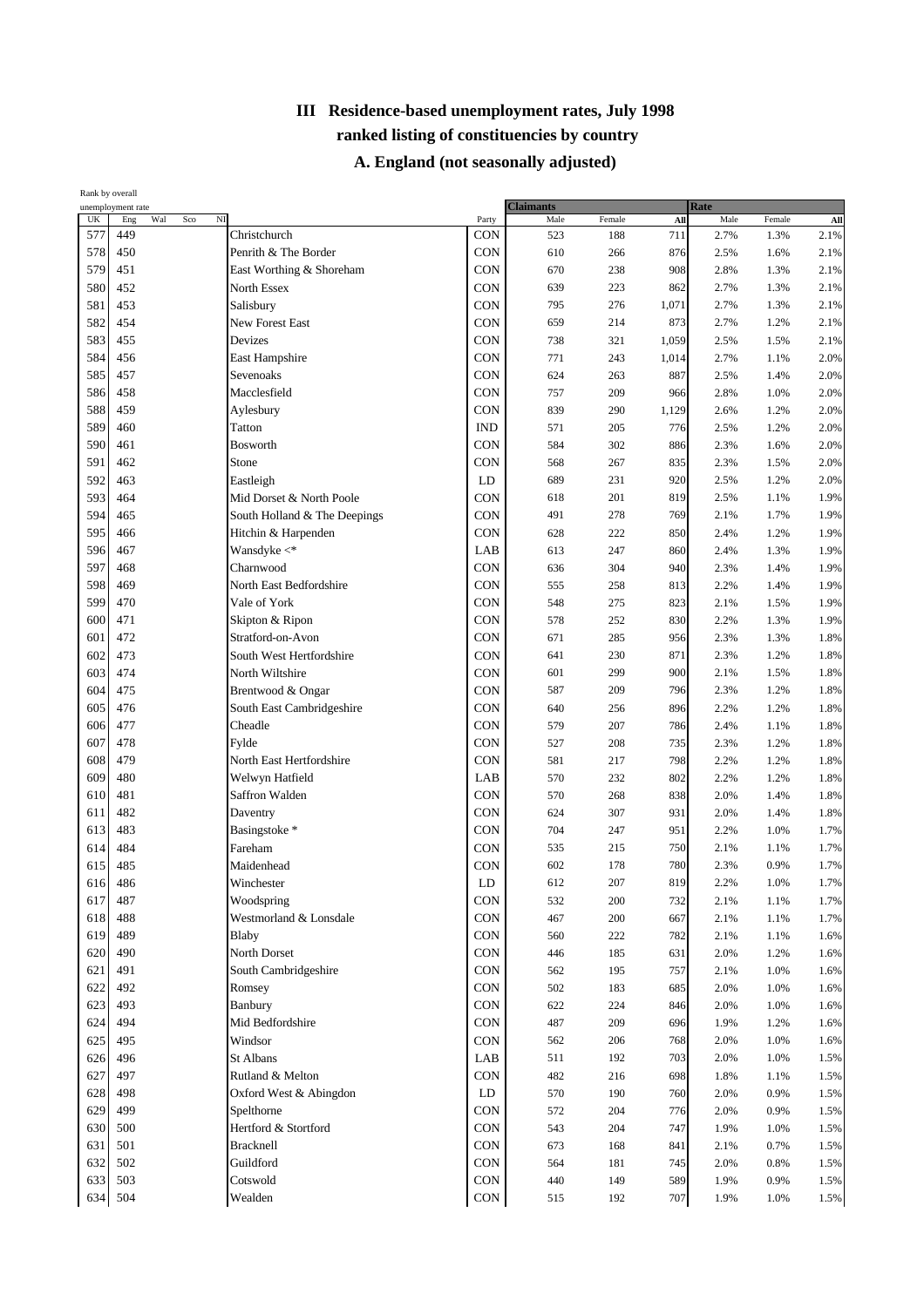# III Residence-based unemployment rates, July 1998

## ranked listing of constituencies by country

### A. England (not seasonally adjusted)

| Rank by overall unemployment rate | | | | | | | Claimants | | | Rate | | |
|---|---|---|---|---|---|---|---|---|---|---|---|---|
| UK | Eng | Wal | Sco | NI | | Party | Male | Female | All | Male | Female | All |
| 577 | 449 | | | | Christchurch | CON | 523 | 188 | 711 | 2.7% | 1.3% | 2.1% |
| 578 | 450 | | | | Penrith & The Border | CON | 610 | 266 | 876 | 2.5% | 1.6% | 2.1% |
| 579 | 451 | | | | East Worthing & Shoreham | CON | 670 | 238 | 908 | 2.8% | 1.3% | 2.1% |
| 580 | 452 | | | | North Essex | CON | 639 | 223 | 862 | 2.7% | 1.3% | 2.1% |
| 581 | 453 | | | | Salisbury | CON | 795 | 276 | 1,071 | 2.7% | 1.3% | 2.1% |
| 582 | 454 | | | | New Forest East | CON | 659 | 214 | 873 | 2.7% | 1.2% | 2.1% |
| 583 | 455 | | | | Devizes | CON | 738 | 321 | 1,059 | 2.5% | 1.5% | 2.1% |
| 584 | 456 | | | | East Hampshire | CON | 771 | 243 | 1,014 | 2.7% | 1.1% | 2.0% |
| 585 | 457 | | | | Sevenoaks | CON | 624 | 263 | 887 | 2.5% | 1.4% | 2.0% |
| 586 | 458 | | | | Macclesfield | CON | 757 | 209 | 966 | 2.8% | 1.0% | 2.0% |
| 588 | 459 | | | | Aylesbury | CON | 839 | 290 | 1,129 | 2.6% | 1.2% | 2.0% |
| 589 | 460 | | | | Tatton | IND | 571 | 205 | 776 | 2.5% | 1.2% | 2.0% |
| 590 | 461 | | | | Bosworth | CON | 584 | 302 | 886 | 2.3% | 1.6% | 2.0% |
| 591 | 462 | | | | Stone | CON | 568 | 267 | 835 | 2.3% | 1.5% | 2.0% |
| 592 | 463 | | | | Eastleigh | LD | 689 | 231 | 920 | 2.5% | 1.2% | 2.0% |
| 593 | 464 | | | | Mid Dorset & North Poole | CON | 618 | 201 | 819 | 2.5% | 1.1% | 1.9% |
| 594 | 465 | | | | South Holland & The Deepings | CON | 491 | 278 | 769 | 2.1% | 1.7% | 1.9% |
| 595 | 466 | | | | Hitchin & Harpenden | CON | 628 | 222 | 850 | 2.4% | 1.2% | 1.9% |
| 596 | 467 | | | | Wansdyke <* | LAB | 613 | 247 | 860 | 2.4% | 1.3% | 1.9% |
| 597 | 468 | | | | Charnwood | CON | 636 | 304 | 940 | 2.3% | 1.4% | 1.9% |
| 598 | 469 | | | | North East Bedfordshire | CON | 555 | 258 | 813 | 2.2% | 1.4% | 1.9% |
| 599 | 470 | | | | Vale of York | CON | 548 | 275 | 823 | 2.1% | 1.5% | 1.9% |
| 600 | 471 | | | | Skipton & Ripon | CON | 578 | 252 | 830 | 2.2% | 1.3% | 1.9% |
| 601 | 472 | | | | Stratford-on-Avon | CON | 671 | 285 | 956 | 2.3% | 1.3% | 1.8% |
| 602 | 473 | | | | South West Hertfordshire | CON | 641 | 230 | 871 | 2.3% | 1.2% | 1.8% |
| 603 | 474 | | | | North Wiltshire | CON | 601 | 299 | 900 | 2.1% | 1.5% | 1.8% |
| 604 | 475 | | | | Brentwood & Ongar | CON | 587 | 209 | 796 | 2.3% | 1.2% | 1.8% |
| 605 | 476 | | | | South East Cambridgeshire | CON | 640 | 256 | 896 | 2.2% | 1.2% | 1.8% |
| 606 | 477 | | | | Cheadle | CON | 579 | 207 | 786 | 2.4% | 1.1% | 1.8% |
| 607 | 478 | | | | Fylde | CON | 527 | 208 | 735 | 2.3% | 1.2% | 1.8% |
| 608 | 479 | | | | North East Hertfordshire | CON | 581 | 217 | 798 | 2.2% | 1.2% | 1.8% |
| 609 | 480 | | | | Welwyn Hatfield | LAB | 570 | 232 | 802 | 2.2% | 1.2% | 1.8% |
| 610 | 481 | | | | Saffron Walden | CON | 570 | 268 | 838 | 2.0% | 1.4% | 1.8% |
| 611 | 482 | | | | Daventry | CON | 624 | 307 | 931 | 2.0% | 1.4% | 1.8% |
| 613 | 483 | | | | Basingstoke * | CON | 704 | 247 | 951 | 2.2% | 1.0% | 1.7% |
| 614 | 484 | | | | Fareham | CON | 535 | 215 | 750 | 2.1% | 1.1% | 1.7% |
| 615 | 485 | | | | Maidenhead | CON | 602 | 178 | 780 | 2.3% | 0.9% | 1.7% |
| 616 | 486 | | | | Winchester | LD | 612 | 207 | 819 | 2.2% | 1.0% | 1.7% |
| 617 | 487 | | | | Woodspring | CON | 532 | 200 | 732 | 2.1% | 1.1% | 1.7% |
| 618 | 488 | | | | Westmorland & Lonsdale | CON | 467 | 200 | 667 | 2.1% | 1.1% | 1.7% |
| 619 | 489 | | | | Blaby | CON | 560 | 222 | 782 | 2.1% | 1.1% | 1.6% |
| 620 | 490 | | | | North Dorset | CON | 446 | 185 | 631 | 2.0% | 1.2% | 1.6% |
| 621 | 491 | | | | South Cambridgeshire | CON | 562 | 195 | 757 | 2.1% | 1.0% | 1.6% |
| 622 | 492 | | | | Romsey | CON | 502 | 183 | 685 | 2.0% | 1.0% | 1.6% |
| 623 | 493 | | | | Banbury | CON | 622 | 224 | 846 | 2.0% | 1.0% | 1.6% |
| 624 | 494 | | | | Mid Bedfordshire | CON | 487 | 209 | 696 | 1.9% | 1.2% | 1.6% |
| 625 | 495 | | | | Windsor | CON | 562 | 206 | 768 | 2.0% | 1.0% | 1.6% |
| 626 | 496 | | | | St Albans | LAB | 511 | 192 | 703 | 2.0% | 1.0% | 1.5% |
| 627 | 497 | | | | Rutland & Melton | CON | 482 | 216 | 698 | 1.8% | 1.1% | 1.5% |
| 628 | 498 | | | | Oxford West & Abingdon | LD | 570 | 190 | 760 | 2.0% | 0.9% | 1.5% |
| 629 | 499 | | | | Spelthorne | CON | 572 | 204 | 776 | 2.0% | 0.9% | 1.5% |
| 630 | 500 | | | | Hertford & Stortford | CON | 543 | 204 | 747 | 1.9% | 1.0% | 1.5% |
| 631 | 501 | | | | Bracknell | CON | 673 | 168 | 841 | 2.1% | 0.7% | 1.5% |
| 632 | 502 | | | | Guildford | CON | 564 | 181 | 745 | 2.0% | 0.8% | 1.5% |
| 633 | 503 | | | | Cotswold | CON | 440 | 149 | 589 | 1.9% | 0.9% | 1.5% |
| 634 | 504 | | | | Wealden | CON | 515 | 192 | 707 | 1.9% | 1.0% | 1.5% |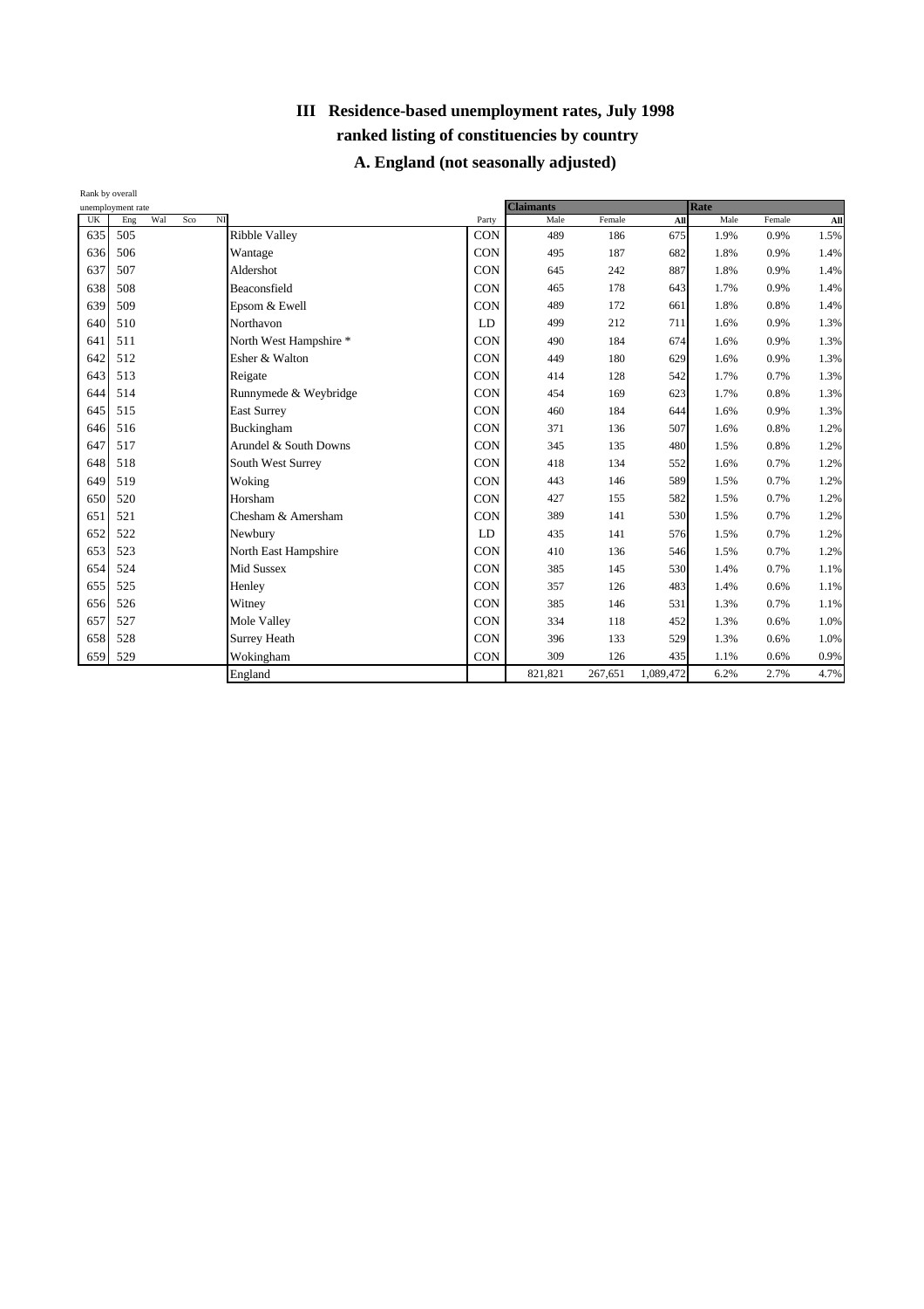# III Residence-based unemployment rates, July 1998

## ranked listing of constituencies by country

### A. England (not seasonally adjusted)

| Rank by overall unemployment rate | | | | | | | Claimants | | | Rate | | |
|---|---|---|---|---|---|---|---|---|---|---|---|---|
| UK | Eng | Wal | Sco | NI | | Party | Male | Female | All | Male | Female | All |
| 635 | 505 | | | | Ribble Valley | CON | 489 | 186 | 675 | 1.9% | 0.9% | 1.5% |
| 636 | 506 | | | | Wantage | CON | 495 | 187 | 682 | 1.8% | 0.9% | 1.4% |
| 637 | 507 | | | | Aldershot | CON | 645 | 242 | 887 | 1.8% | 0.9% | 1.4% |
| 638 | 508 | | | | Beaconsfield | CON | 465 | 178 | 643 | 1.7% | 0.9% | 1.4% |
| 639 | 509 | | | | Epsom & Ewell | CON | 489 | 172 | 661 | 1.8% | 0.8% | 1.4% |
| 640 | 510 | | | | Northavon | LD | 499 | 212 | 711 | 1.6% | 0.9% | 1.3% |
| 641 | 511 | | | | North West Hampshire * | CON | 490 | 184 | 674 | 1.6% | 0.9% | 1.3% |
| 642 | 512 | | | | Esher & Walton | CON | 449 | 180 | 629 | 1.6% | 0.9% | 1.3% |
| 643 | 513 | | | | Reigate | CON | 414 | 128 | 542 | 1.7% | 0.7% | 1.3% |
| 644 | 514 | | | | Runnymede & Weybridge | CON | 454 | 169 | 623 | 1.7% | 0.8% | 1.3% |
| 645 | 515 | | | | East Surrey | CON | 460 | 184 | 644 | 1.6% | 0.9% | 1.3% |
| 646 | 516 | | | | Buckingham | CON | 371 | 136 | 507 | 1.6% | 0.8% | 1.2% |
| 647 | 517 | | | | Arundel & South Downs | CON | 345 | 135 | 480 | 1.5% | 0.8% | 1.2% |
| 648 | 518 | | | | South West Surrey | CON | 418 | 134 | 552 | 1.6% | 0.7% | 1.2% |
| 649 | 519 | | | | Woking | CON | 443 | 146 | 589 | 1.5% | 0.7% | 1.2% |
| 650 | 520 | | | | Horsham | CON | 427 | 155 | 582 | 1.5% | 0.7% | 1.2% |
| 651 | 521 | | | | Chesham & Amersham | CON | 389 | 141 | 530 | 1.5% | 0.7% | 1.2% |
| 652 | 522 | | | | Newbury | LD | 435 | 141 | 576 | 1.5% | 0.7% | 1.2% |
| 653 | 523 | | | | North East Hampshire | CON | 410 | 136 | 546 | 1.5% | 0.7% | 1.2% |
| 654 | 524 | | | | Mid Sussex | CON | 385 | 145 | 530 | 1.4% | 0.7% | 1.1% |
| 655 | 525 | | | | Henley | CON | 357 | 126 | 483 | 1.4% | 0.6% | 1.1% |
| 656 | 526 | | | | Witney | CON | 385 | 146 | 531 | 1.3% | 0.7% | 1.1% |
| 657 | 527 | | | | Mole Valley | CON | 334 | 118 | 452 | 1.3% | 0.6% | 1.0% |
| 658 | 528 | | | | Surrey Heath | CON | 396 | 133 | 529 | 1.3% | 0.6% | 1.0% |
| 659 | 529 | | | | Wokingham | CON | 309 | 126 | 435 | 1.1% | 0.6% | 0.9% |
| | | | | | England | | 821,821 | 267,651 | 1,089,472 | 6.2% | 2.7% | 4.7% |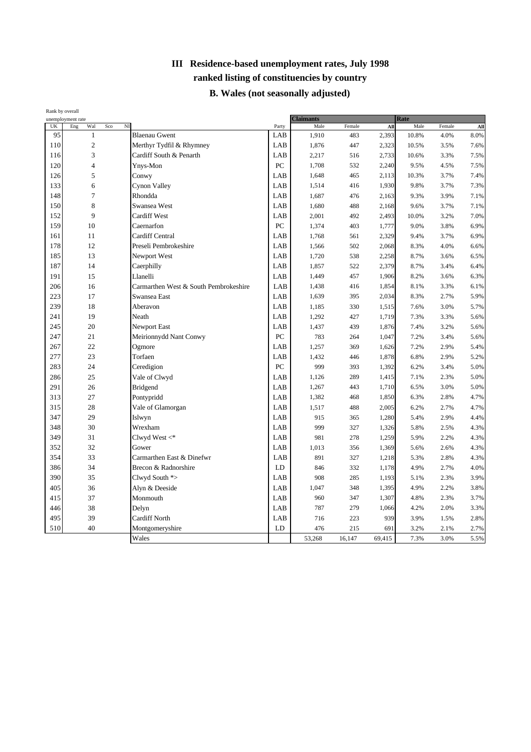# III Residence-based unemployment rates, July 1998

## ranked listing of constituencies by country

## B. Wales (not seasonally adjusted)

| Rank by overall unemployment rate | | | | | | | Claimants | | | Rate | | |
|---|---|---|---|---|---|---|---|---|---|---|---|---|
| UK | Eng | Wal | Sco | NI | | Party | Male | Female | All | Male | Female | All |
| 95 | | 1 | | | Blaenau Gwent | LAB | 1,910 | 483 | 2,393 | 10.8% | 4.0% | 8.0% |
| 110 | | 2 | | | Merthyr Tydfil & Rhymney | LAB | 1,876 | 447 | 2,323 | 10.5% | 3.5% | 7.6% |
| 116 | | 3 | | | Cardiff South & Penarth | LAB | 2,217 | 516 | 2,733 | 10.6% | 3.3% | 7.5% |
| 120 | | 4 | | | Ynys-Mon | PC | 1,708 | 532 | 2,240 | 9.5% | 4.5% | 7.5% |
| 126 | | 5 | | | Conwy | LAB | 1,648 | 465 | 2,113 | 10.3% | 3.7% | 7.4% |
| 133 | | 6 | | | Cynon Valley | LAB | 1,514 | 416 | 1,930 | 9.8% | 3.7% | 7.3% |
| 148 | | 7 | | | Rhondda | LAB | 1,687 | 476 | 2,163 | 9.3% | 3.9% | 7.1% |
| 150 | | 8 | | | Swansea West | LAB | 1,680 | 488 | 2,168 | 9.6% | 3.7% | 7.1% |
| 152 | | 9 | | | Cardiff West | LAB | 2,001 | 492 | 2,493 | 10.0% | 3.2% | 7.0% |
| 159 | | 10 | | | Caernarfon | PC | 1,374 | 403 | 1,777 | 9.0% | 3.8% | 6.9% |
| 161 | | 11 | | | Cardiff Central | LAB | 1,768 | 561 | 2,329 | 9.4% | 3.7% | 6.9% |
| 178 | | 12 | | | Preseli Pembrokeshire | LAB | 1,566 | 502 | 2,068 | 8.3% | 4.0% | 6.6% |
| 185 | | 13 | | | Newport West | LAB | 1,720 | 538 | 2,258 | 8.7% | 3.6% | 6.5% |
| 187 | | 14 | | | Caerphilly | LAB | 1,857 | 522 | 2,379 | 8.7% | 3.4% | 6.4% |
| 191 | | 15 | | | Llanelli | LAB | 1,449 | 457 | 1,906 | 8.2% | 3.6% | 6.3% |
| 206 | | 16 | | | Carmarthen West & South Pembrokeshire | LAB | 1,438 | 416 | 1,854 | 8.1% | 3.3% | 6.1% |
| 223 | | 17 | | | Swansea East | LAB | 1,639 | 395 | 2,034 | 8.3% | 2.7% | 5.9% |
| 239 | | 18 | | | Aberavon | LAB | 1,185 | 330 | 1,515 | 7.6% | 3.0% | 5.7% |
| 241 | | 19 | | | Neath | LAB | 1,292 | 427 | 1,719 | 7.3% | 3.3% | 5.6% |
| 245 | | 20 | | | Newport East | LAB | 1,437 | 439 | 1,876 | 7.4% | 3.2% | 5.6% |
| 247 | | 21 | | | Meirionnydd Nant Conwy | PC | 783 | 264 | 1,047 | 7.2% | 3.4% | 5.6% |
| 267 | | 22 | | | Ogmore | LAB | 1,257 | 369 | 1,626 | 7.2% | 2.9% | 5.4% |
| 277 | | 23 | | | Torfaen | LAB | 1,432 | 446 | 1,878 | 6.8% | 2.9% | 5.2% |
| 283 | | 24 | | | Ceredigion | PC | 999 | 393 | 1,392 | 6.2% | 3.4% | 5.0% |
| 286 | | 25 | | | Vale of Clwyd | LAB | 1,126 | 289 | 1,415 | 7.1% | 2.3% | 5.0% |
| 291 | | 26 | | | Bridgend | LAB | 1,267 | 443 | 1,710 | 6.5% | 3.0% | 5.0% |
| 313 | | 27 | | | Pontypridd | LAB | 1,382 | 468 | 1,850 | 6.3% | 2.8% | 4.7% |
| 315 | | 28 | | | Vale of Glamorgan | LAB | 1,517 | 488 | 2,005 | 6.2% | 2.7% | 4.7% |
| 347 | | 29 | | | Islwyn | LAB | 915 | 365 | 1,280 | 5.4% | 2.9% | 4.4% |
| 348 | | 30 | | | Wrexham | LAB | 999 | 327 | 1,326 | 5.8% | 2.5% | 4.3% |
| 349 | | 31 | | | Clwyd West <* | LAB | 981 | 278 | 1,259 | 5.9% | 2.2% | 4.3% |
| 352 | | 32 | | | Gower | LAB | 1,013 | 356 | 1,369 | 5.6% | 2.6% | 4.3% |
| 354 | | 33 | | | Carmarthen East & Dinefwr | LAB | 891 | 327 | 1,218 | 5.3% | 2.8% | 4.3% |
| 386 | | 34 | | | Brecon & Radnorshire | LD | 846 | 332 | 1,178 | 4.9% | 2.7% | 4.0% |
| 390 | | 35 | | | Clwyd South *> | LAB | 908 | 285 | 1,193 | 5.1% | 2.3% | 3.9% |
| 405 | | 36 | | | Alyn & Deeside | LAB | 1,047 | 348 | 1,395 | 4.9% | 2.2% | 3.8% |
| 415 | | 37 | | | Monmouth | LAB | 960 | 347 | 1,307 | 4.8% | 2.3% | 3.7% |
| 446 | | 38 | | | Delyn | LAB | 787 | 279 | 1,066 | 4.2% | 2.0% | 3.3% |
| 495 | | 39 | | | Cardiff North | LAB | 716 | 223 | 939 | 3.9% | 1.5% | 2.8% |
| 510 | | 40 | | | Montgomeryshire | LD | 476 | 215 | 691 | 3.2% | 2.1% | 2.7% |
| | | | | | Wales | | 53,268 | 16,147 | 69,415 | 7.3% | 3.0% | 5.5% |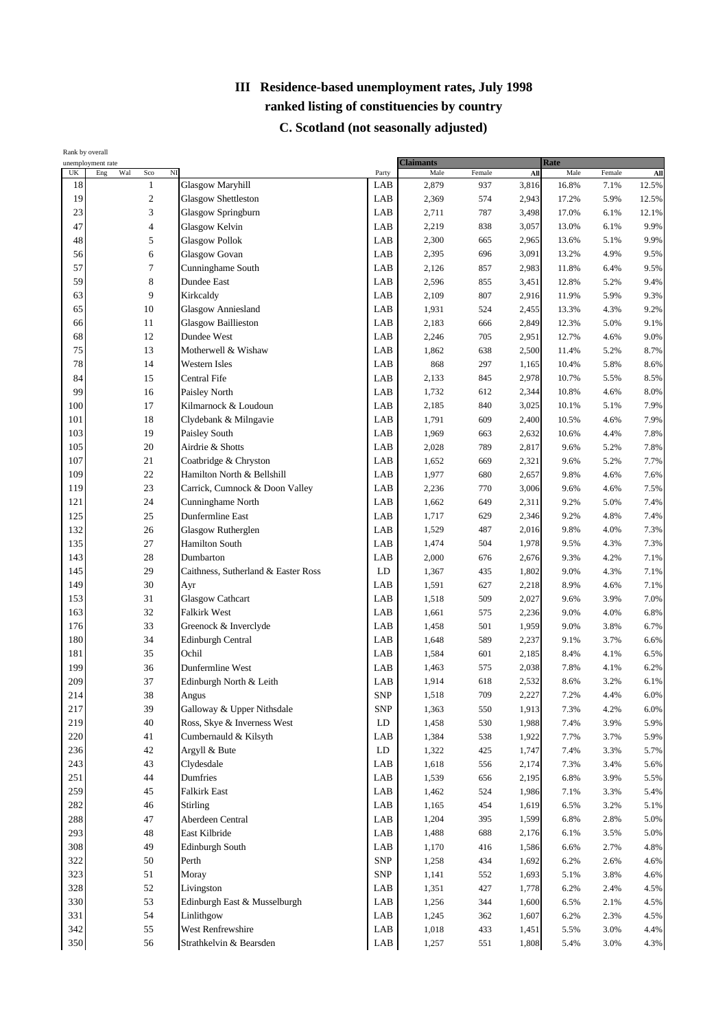# III Residence-based unemployment rates, July 1998

## ranked listing of constituencies by country

## C. Scotland (not seasonally adjusted)

| Rank by overall unemployment rate | | | | | | | Claimants | | | Rate | | |
|---|---|---|---|---|---|---|---|---|---|---|---|---|
| UK | Eng | Wal | Sco | NI | | Party | Male | Female | All | Male | Female | All |
| 18 | | | 1 | | Glasgow Maryhill | LAB | 2,879 | 937 | 3,816 | 16.8% | 7.1% | 12.5% |
| 19 | | | 2 | | Glasgow Shettleston | LAB | 2,369 | 574 | 2,943 | 17.2% | 5.9% | 12.5% |
| 23 | | | 3 | | Glasgow Springburn | LAB | 2,711 | 787 | 3,498 | 17.0% | 6.1% | 12.1% |
| 47 | | | 4 | | Glasgow Kelvin | LAB | 2,219 | 838 | 3,057 | 13.0% | 6.1% | 9.9% |
| 48 | | | 5 | | Glasgow Pollok | LAB | 2,300 | 665 | 2,965 | 13.6% | 5.1% | 9.9% |
| 56 | | | 6 | | Glasgow Govan | LAB | 2,395 | 696 | 3,091 | 13.2% | 4.9% | 9.5% |
| 57 | | | 7 | | Cunninghame South | LAB | 2,126 | 857 | 2,983 | 11.8% | 6.4% | 9.5% |
| 59 | | | 8 | | Dundee East | LAB | 2,596 | 855 | 3,451 | 12.8% | 5.2% | 9.4% |
| 63 | | | 9 | | Kirkcaldy | LAB | 2,109 | 807 | 2,916 | 11.9% | 5.9% | 9.3% |
| 65 | | | 10 | | Glasgow Anniesland | LAB | 1,931 | 524 | 2,455 | 13.3% | 4.3% | 9.2% |
| 66 | | | 11 | | Glasgow Baillieston | LAB | 2,183 | 666 | 2,849 | 12.3% | 5.0% | 9.1% |
| 68 | | | 12 | | Dundee West | LAB | 2,246 | 705 | 2,951 | 12.7% | 4.6% | 9.0% |
| 75 | | | 13 | | Motherwell & Wishaw | LAB | 1,862 | 638 | 2,500 | 11.4% | 5.2% | 8.7% |
| 78 | | | 14 | | Western Isles | LAB | 868 | 297 | 1,165 | 10.4% | 5.8% | 8.6% |
| 84 | | | 15 | | Central Fife | LAB | 2,133 | 845 | 2,978 | 10.7% | 5.5% | 8.5% |
| 99 | | | 16 | | Paisley North | LAB | 1,732 | 612 | 2,344 | 10.8% | 4.6% | 8.0% |
| 100 | | | 17 | | Kilmarnock & Loudoun | LAB | 2,185 | 840 | 3,025 | 10.1% | 5.1% | 7.9% |
| 101 | | | 18 | | Clydebank & Milngavie | LAB | 1,791 | 609 | 2,400 | 10.5% | 4.6% | 7.9% |
| 103 | | | 19 | | Paisley South | LAB | 1,969 | 663 | 2,632 | 10.6% | 4.4% | 7.8% |
| 105 | | | 20 | | Airdrie & Shotts | LAB | 2,028 | 789 | 2,817 | 9.6% | 5.2% | 7.8% |
| 107 | | | 21 | | Coatbridge & Chryston | LAB | 1,652 | 669 | 2,321 | 9.6% | 5.2% | 7.7% |
| 109 | | | 22 | | Hamilton North & Bellshill | LAB | 1,977 | 680 | 2,657 | 9.8% | 4.6% | 7.6% |
| 119 | | | 23 | | Carrick, Cumnock & Doon Valley | LAB | 2,236 | 770 | 3,006 | 9.6% | 4.6% | 7.5% |
| 121 | | | 24 | | Cunninghame North | LAB | 1,662 | 649 | 2,311 | 9.2% | 5.0% | 7.4% |
| 125 | | | 25 | | Dunfermline East | LAB | 1,717 | 629 | 2,346 | 9.2% | 4.8% | 7.4% |
| 132 | | | 26 | | Glasgow Rutherglen | LAB | 1,529 | 487 | 2,016 | 9.8% | 4.0% | 7.3% |
| 135 | | | 27 | | Hamilton South | LAB | 1,474 | 504 | 1,978 | 9.5% | 4.3% | 7.3% |
| 143 | | | 28 | | Dumbarton | LAB | 2,000 | 676 | 2,676 | 9.3% | 4.2% | 7.1% |
| 145 | | | 29 | | Caithness, Sutherland & Easter Ross | LD | 1,367 | 435 | 1,802 | 9.0% | 4.3% | 7.1% |
| 149 | | | 30 | | Ayr | LAB | 1,591 | 627 | 2,218 | 8.9% | 4.6% | 7.1% |
| 153 | | | 31 | | Glasgow Cathcart | LAB | 1,518 | 509 | 2,027 | 9.6% | 3.9% | 7.0% |
| 163 | | | 32 | | Falkirk West | LAB | 1,661 | 575 | 2,236 | 9.0% | 4.0% | 6.8% |
| 176 | | | 33 | | Greenock & Inverclyde | LAB | 1,458 | 501 | 1,959 | 9.0% | 3.8% | 6.7% |
| 180 | | | 34 | | Edinburgh Central | LAB | 1,648 | 589 | 2,237 | 9.1% | 3.7% | 6.6% |
| 181 | | | 35 | | Ochil | LAB | 1,584 | 601 | 2,185 | 8.4% | 4.1% | 6.5% |
| 199 | | | 36 | | Dunfermline West | LAB | 1,463 | 575 | 2,038 | 7.8% | 4.1% | 6.2% |
| 209 | | | 37 | | Edinburgh North & Leith | LAB | 1,914 | 618 | 2,532 | 8.6% | 3.2% | 6.1% |
| 214 | | | 38 | | Angus | SNP | 1,518 | 709 | 2,227 | 7.2% | 4.4% | 6.0% |
| 217 | | | 39 | | Galloway & Upper Nithsdale | SNP | 1,363 | 550 | 1,913 | 7.3% | 4.2% | 6.0% |
| 219 | | | 40 | | Ross, Skye & Inverness West | LD | 1,458 | 530 | 1,988 | 7.4% | 3.9% | 5.9% |
| 220 | | | 41 | | Cumbernauld & Kilsyth | LAB | 1,384 | 538 | 1,922 | 7.7% | 3.7% | 5.9% |
| 236 | | | 42 | | Argyll & Bute | LD | 1,322 | 425 | 1,747 | 7.4% | 3.3% | 5.7% |
| 243 | | | 43 | | Clydesdale | LAB | 1,618 | 556 | 2,174 | 7.3% | 3.4% | 5.6% |
| 251 | | | 44 | | Dumfries | LAB | 1,539 | 656 | 2,195 | 6.8% | 3.9% | 5.5% |
| 259 | | | 45 | | Falkirk East | LAB | 1,462 | 524 | 1,986 | 7.1% | 3.3% | 5.4% |
| 282 | | | 46 | | Stirling | LAB | 1,165 | 454 | 1,619 | 6.5% | 3.2% | 5.1% |
| 288 | | | 47 | | Aberdeen Central | LAB | 1,204 | 395 | 1,599 | 6.8% | 2.8% | 5.0% |
| 293 | | | 48 | | East Kilbride | LAB | 1,488 | 688 | 2,176 | 6.1% | 3.5% | 5.0% |
| 308 | | | 49 | | Edinburgh South | LAB | 1,170 | 416 | 1,586 | 6.6% | 2.7% | 4.8% |
| 322 | | | 50 | | Perth | SNP | 1,258 | 434 | 1,692 | 6.2% | 2.6% | 4.6% |
| 323 | | | 51 | | Moray | SNP | 1,141 | 552 | 1,693 | 5.1% | 3.8% | 4.6% |
| 328 | | | 52 | | Livingston | LAB | 1,351 | 427 | 1,778 | 6.2% | 2.4% | 4.5% |
| 330 | | | 53 | | Edinburgh East & Musselburgh | LAB | 1,256 | 344 | 1,600 | 6.5% | 2.1% | 4.5% |
| 331 | | | 54 | | Linlithgow | LAB | 1,245 | 362 | 1,607 | 6.2% | 2.3% | 4.5% |
| 342 | | | 55 | | West Renfrewshire | LAB | 1,018 | 433 | 1,451 | 5.5% | 3.0% | 4.4% |
| 350 | | | 56 | | Strathkelvin & Bearsden | LAB | 1,257 | 551 | 1,808 | 5.4% | 3.0% | 4.3% |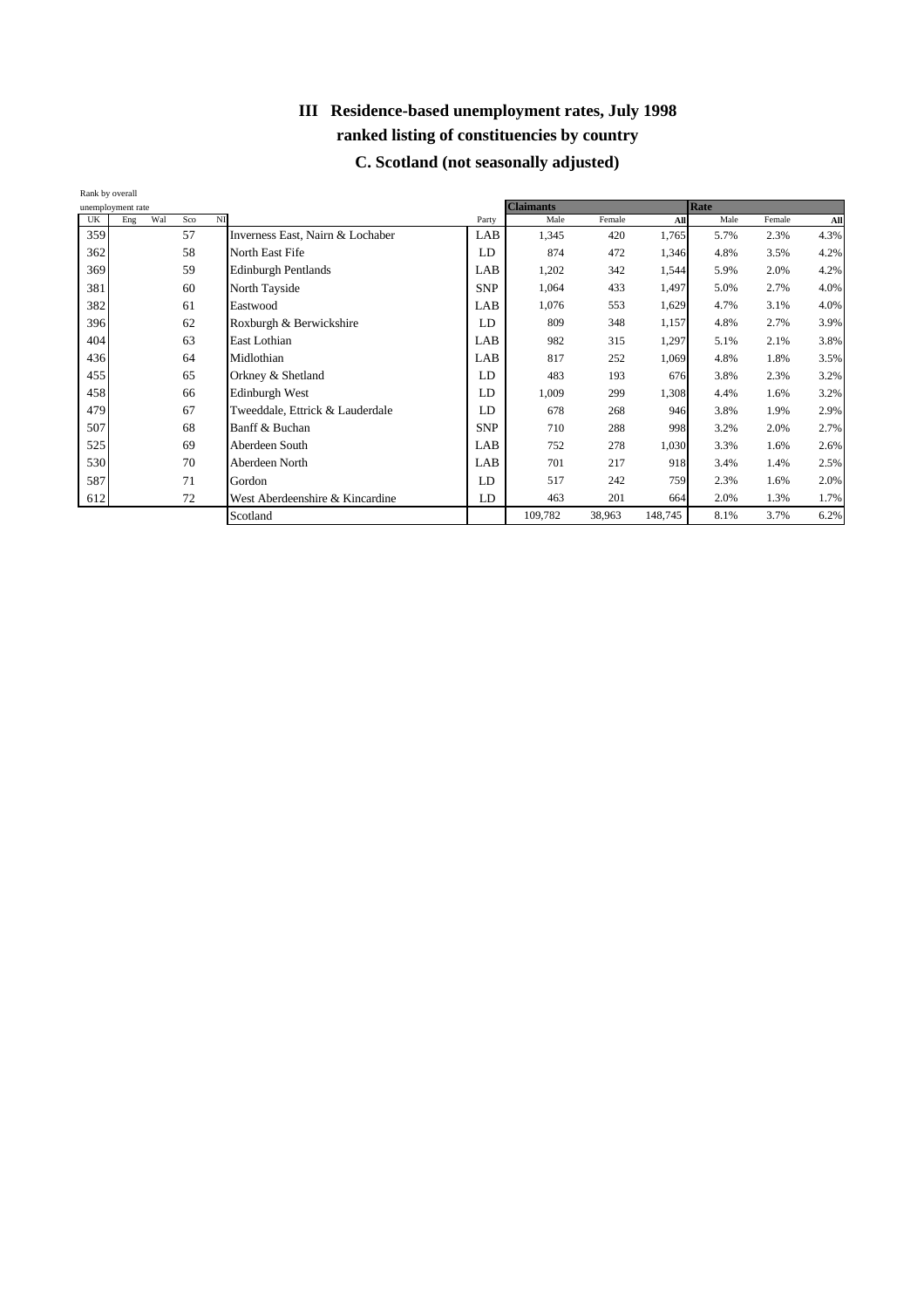# III Residence-based unemployment rates, July 1998

## ranked listing of constituencies by country

## C. Scotland (not seasonally adjusted)

| Rank by overall unemployment rate | | | | | | | Claimants | | | Rate | | |
|---|---|---|---|---|---|---|---|---|---|---|---|---|
| UK | Eng | Wal | Sco | NI | | Party | Male | Female | All | Male | Female | All |
| 359 | | | 57 | | Inverness East, Nairn & Lochaber | LAB | 1,345 | 420 | 1,765 | 5.7% | 2.3% | 4.3% |
| 362 | | | 58 | | North East Fife | LD | 874 | 472 | 1,346 | 4.8% | 3.5% | 4.2% |
| 369 | | | 59 | | Edinburgh Pentlands | LAB | 1,202 | 342 | 1,544 | 5.9% | 2.0% | 4.2% |
| 381 | | | 60 | | North Tayside | SNP | 1,064 | 433 | 1,497 | 5.0% | 2.7% | 4.0% |
| 382 | | | 61 | | Eastwood | LAB | 1,076 | 553 | 1,629 | 4.7% | 3.1% | 4.0% |
| 396 | | | 62 | | Roxburgh & Berwickshire | LD | 809 | 348 | 1,157 | 4.8% | 2.7% | 3.9% |
| 404 | | | 63 | | East Lothian | LAB | 982 | 315 | 1,297 | 5.1% | 2.1% | 3.8% |
| 436 | | | 64 | | Midlothian | LAB | 817 | 252 | 1,069 | 4.8% | 1.8% | 3.5% |
| 455 | | | 65 | | Orkney & Shetland | LD | 483 | 193 | 676 | 3.8% | 2.3% | 3.2% |
| 458 | | | 66 | | Edinburgh West | LD | 1,009 | 299 | 1,308 | 4.4% | 1.6% | 3.2% |
| 479 | | | 67 | | Tweeddale, Ettrick & Lauderdale | LD | 678 | 268 | 946 | 3.8% | 1.9% | 2.9% |
| 507 | | | 68 | | Banff & Buchan | SNP | 710 | 288 | 998 | 3.2% | 2.0% | 2.7% |
| 525 | | | 69 | | Aberdeen South | LAB | 752 | 278 | 1,030 | 3.3% | 1.6% | 2.6% |
| 530 | | | 70 | | Aberdeen North | LAB | 701 | 217 | 918 | 3.4% | 1.4% | 2.5% |
| 587 | | | 71 | | Gordon | LD | 517 | 242 | 759 | 2.3% | 1.6% | 2.0% |
| 612 | | | 72 | | West Aberdeenshire & Kincardine | LD | 463 | 201 | 664 | 2.0% | 1.3% | 1.7% |
| | | | | | Scotland | | 109,782 | 38,963 | 148,745 | 8.1% | 3.7% | 6.2% |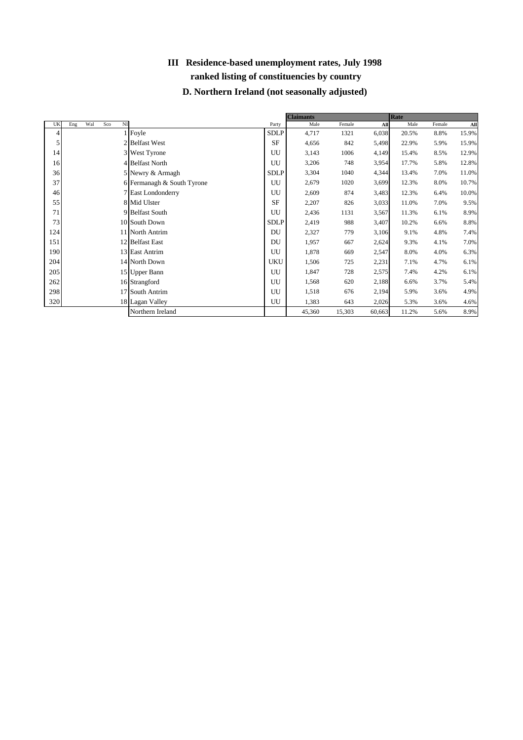# III Residence-based unemployment rates, July 1998

## ranked listing of constituencies by country

## D. Northern Ireland (not seasonally adjusted)

| UK | Eng | Wal | Sco | NI | | Party | Claimants Male | Claimants Female | Claimants All | Rate Male | Rate Female | Rate All |
|---|---|---|---|---|---|---|---|---|---|---|---|---|
| 4 | | | | 1 | Foyle | SDLP | 4,717 | 1321 | 6,038 | 20.5% | 8.8% | 15.9% |
| 5 | | | | 2 | Belfast West | SF | 4,656 | 842 | 5,498 | 22.9% | 5.9% | 15.9% |
| 14 | | | | 3 | West Tyrone | UU | 3,143 | 1006 | 4,149 | 15.4% | 8.5% | 12.9% |
| 16 | | | | 4 | Belfast North | UU | 3,206 | 748 | 3,954 | 17.7% | 5.8% | 12.8% |
| 36 | | | | 5 | Newry & Armagh | SDLP | 3,304 | 1040 | 4,344 | 13.4% | 7.0% | 11.0% |
| 37 | | | | 6 | Fermanagh & South Tyrone | UU | 2,679 | 1020 | 3,699 | 12.3% | 8.0% | 10.7% |
| 46 | | | | 7 | East Londonderry | UU | 2,609 | 874 | 3,483 | 12.3% | 6.4% | 10.0% |
| 55 | | | | 8 | Mid Ulster | SF | 2,207 | 826 | 3,033 | 11.0% | 7.0% | 9.5% |
| 71 | | | | 9 | Belfast South | UU | 2,436 | 1131 | 3,567 | 11.3% | 6.1% | 8.9% |
| 73 | | | | 10 | South Down | SDLP | 2,419 | 988 | 3,407 | 10.2% | 6.6% | 8.8% |
| 124 | | | | 11 | North Antrim | DU | 2,327 | 779 | 3,106 | 9.1% | 4.8% | 7.4% |
| 151 | | | | 12 | Belfast East | DU | 1,957 | 667 | 2,624 | 9.3% | 4.1% | 7.0% |
| 190 | | | | 13 | East Antrim | UU | 1,878 | 669 | 2,547 | 8.0% | 4.0% | 6.3% |
| 204 | | | | 14 | North Down | UKU | 1,506 | 725 | 2,231 | 7.1% | 4.7% | 6.1% |
| 205 | | | | 15 | Upper Bann | UU | 1,847 | 728 | 2,575 | 7.4% | 4.2% | 6.1% |
| 262 | | | | 16 | Strangford | UU | 1,568 | 620 | 2,188 | 6.6% | 3.7% | 5.4% |
| 298 | | | | 17 | South Antrim | UU | 1,518 | 676 | 2,194 | 5.9% | 3.6% | 4.9% |
| 320 | | | | 18 | Lagan Valley | UU | 1,383 | 643 | 2,026 | 5.3% | 3.6% | 4.6% |
| | | | | | Northern Ireland | | 45,360 | 15,303 | 60,663 | 11.2% | 5.6% | 8.9% |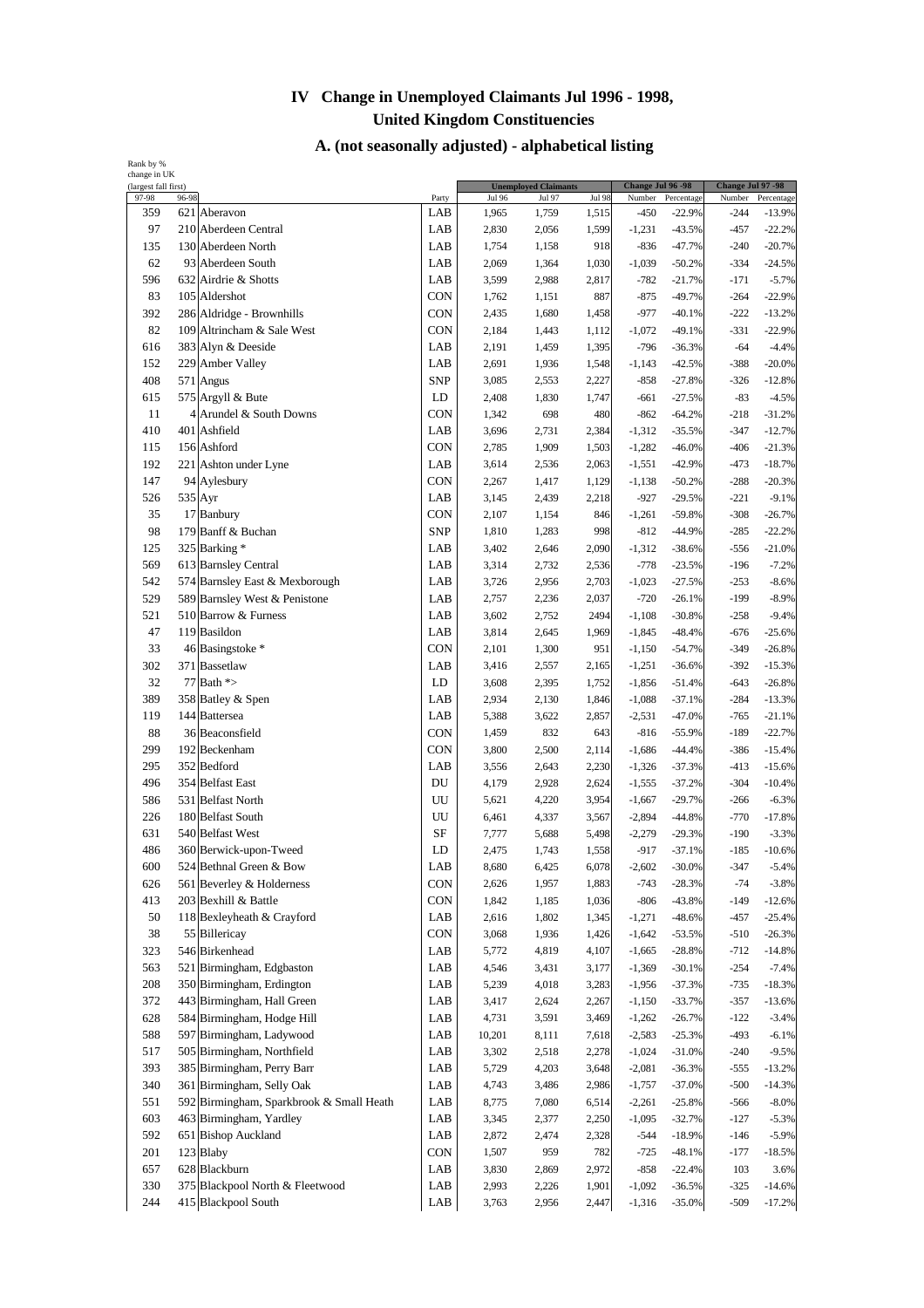# IV Change in Unemployed Claimants Jul 1996 - 1998, United Kingdom Constituencies

## A. (not seasonally adjusted) - alphabetical listing

| Rank by % change in UK (largest fall first) | | | | Unemployed Claimants | | | Change Jul 96 -98 | | Change Jul 97 -98 | |
|---|---|---|---|---|---|---|---|---|---|---|
| 97-98 | 96-98 | | Party | Jul 96 | Jul 97 | Jul 98 | Number | Percentage | Number | Percentage |
| 359 | 621 | Aberavon | LAB | 1,965 | 1,759 | 1,515 | -450 | -22.9% | -244 | -13.9% |
| 97 | 210 | Aberdeen Central | LAB | 2,830 | 2,056 | 1,599 | -1,231 | -43.5% | -457 | -22.2% |
| 135 | 130 | Aberdeen North | LAB | 1,754 | 1,158 | 918 | -836 | -47.7% | -240 | -20.7% |
| 62 | 93 | Aberdeen South | LAB | 2,069 | 1,364 | 1,030 | -1,039 | -50.2% | -334 | -24.5% |
| 596 | 632 | Airdrie & Shotts | LAB | 3,599 | 2,988 | 2,817 | -782 | -21.7% | -171 | -5.7% |
| 83 | 105 | Aldershot | CON | 1,762 | 1,151 | 887 | -875 | -49.7% | -264 | -22.9% |
| 392 | 286 | Aldridge - Brownhills | CON | 2,435 | 1,680 | 1,458 | -977 | -40.1% | -222 | -13.2% |
| 82 | 109 | Altrincham & Sale West | CON | 2,184 | 1,443 | 1,112 | -1,072 | -49.1% | -331 | -22.9% |
| 616 | 383 | Alyn & Deeside | LAB | 2,191 | 1,459 | 1,395 | -796 | -36.3% | -64 | -4.4% |
| 152 | 229 | Amber Valley | LAB | 2,691 | 1,936 | 1,548 | -1,143 | -42.5% | -388 | -20.0% |
| 408 | 571 | Angus | SNP | 3,085 | 2,553 | 2,227 | -858 | -27.8% | -326 | -12.8% |
| 615 | 575 | Argyll & Bute | LD | 2,408 | 1,830 | 1,747 | -661 | -27.5% | -83 | -4.5% |
| 11 | 4 | Arundel & South Downs | CON | 1,342 | 698 | 480 | -862 | -64.2% | -218 | -31.2% |
| 410 | 401 | Ashfield | LAB | 3,696 | 2,731 | 2,384 | -1,312 | -35.5% | -347 | -12.7% |
| 115 | 156 | Ashford | CON | 2,785 | 1,909 | 1,503 | -1,282 | -46.0% | -406 | -21.3% |
| 192 | 221 | Ashton under Lyne | LAB | 3,614 | 2,536 | 2,063 | -1,551 | -42.9% | -473 | -18.7% |
| 147 | 94 | Aylesbury | CON | 2,267 | 1,417 | 1,129 | -1,138 | -50.2% | -288 | -20.3% |
| 526 | 535 | Ayr | LAB | 3,145 | 2,439 | 2,218 | -927 | -29.5% | -221 | -9.1% |
| 35 | 17 | Banbury | CON | 2,107 | 1,154 | 846 | -1,261 | -59.8% | -308 | -26.7% |
| 98 | 179 | Banff & Buchan | SNP | 1,810 | 1,283 | 998 | -812 | -44.9% | -285 | -22.2% |
| 125 | 325 | Barking * | LAB | 3,402 | 2,646 | 2,090 | -1,312 | -38.6% | -556 | -21.0% |
| 569 | 613 | Barnsley Central | LAB | 3,314 | 2,732 | 2,536 | -778 | -23.5% | -196 | -7.2% |
| 542 | 574 | Barnsley East & Mexborough | LAB | 3,726 | 2,956 | 2,703 | -1,023 | -27.5% | -253 | -8.6% |
| 529 | 589 | Barnsley West & Penistone | LAB | 2,757 | 2,236 | 2,037 | -720 | -26.1% | -199 | -8.9% |
| 521 | 510 | Barrow & Furness | LAB | 3,602 | 2,752 | 2494 | -1,108 | -30.8% | -258 | -9.4% |
| 47 | 119 | Basildon | LAB | 3,814 | 2,645 | 1,969 | -1,845 | -48.4% | -676 | -25.6% |
| 33 | 46 | Basingstoke * | CON | 2,101 | 1,300 | 951 | -1,150 | -54.7% | -349 | -26.8% |
| 302 | 371 | Bassetlaw | LAB | 3,416 | 2,557 | 2,165 | -1,251 | -36.6% | -392 | -15.3% |
| 32 | 77 | Bath *> | LD | 3,608 | 2,395 | 1,752 | -1,856 | -51.4% | -643 | -26.8% |
| 389 | 358 | Batley & Spen | LAB | 2,934 | 2,130 | 1,846 | -1,088 | -37.1% | -284 | -13.3% |
| 119 | 144 | Battersea | LAB | 5,388 | 3,622 | 2,857 | -2,531 | -47.0% | -765 | -21.1% |
| 88 | 36 | Beaconsfield | CON | 1,459 | 832 | 643 | -816 | -55.9% | -189 | -22.7% |
| 299 | 192 | Beckenham | CON | 3,800 | 2,500 | 2,114 | -1,686 | -44.4% | -386 | -15.4% |
| 295 | 352 | Bedford | LAB | 3,556 | 2,643 | 2,230 | -1,326 | -37.3% | -413 | -15.6% |
| 496 | 354 | Belfast East | DU | 4,179 | 2,928 | 2,624 | -1,555 | -37.2% | -304 | -10.4% |
| 586 | 531 | Belfast North | UU | 5,621 | 4,220 | 3,954 | -1,667 | -29.7% | -266 | -6.3% |
| 226 | 180 | Belfast South | UU | 6,461 | 4,337 | 3,567 | -2,894 | -44.8% | -770 | -17.8% |
| 631 | 540 | Belfast West | SF | 7,777 | 5,688 | 5,498 | -2,279 | -29.3% | -190 | -3.3% |
| 486 | 360 | Berwick-upon-Tweed | LD | 2,475 | 1,743 | 1,558 | -917 | -37.1% | -185 | -10.6% |
| 600 | 524 | Bethnal Green & Bow | LAB | 8,680 | 6,425 | 6,078 | -2,602 | -30.0% | -347 | -5.4% |
| 626 | 561 | Beverley & Holderness | CON | 2,626 | 1,957 | 1,883 | -743 | -28.3% | -74 | -3.8% |
| 413 | 203 | Bexhill & Battle | CON | 1,842 | 1,185 | 1,036 | -806 | -43.8% | -149 | -12.6% |
| 50 | 118 | Bexleyheath & Crayford | LAB | 2,616 | 1,802 | 1,345 | -1,271 | -48.6% | -457 | -25.4% |
| 38 | 55 | Billericay | CON | 3,068 | 1,936 | 1,426 | -1,642 | -53.5% | -510 | -26.3% |
| 323 | 546 | Birkenhead | LAB | 5,772 | 4,819 | 4,107 | -1,665 | -28.8% | -712 | -14.8% |
| 563 | 521 | Birmingham, Edgbaston | LAB | 4,546 | 3,431 | 3,177 | -1,369 | -30.1% | -254 | -7.4% |
| 208 | 350 | Birmingham, Erdington | LAB | 5,239 | 4,018 | 3,283 | -1,956 | -37.3% | -735 | -18.3% |
| 372 | 443 | Birmingham, Hall Green | LAB | 3,417 | 2,624 | 2,267 | -1,150 | -33.7% | -357 | -13.6% |
| 628 | 584 | Birmingham, Hodge Hill | LAB | 4,731 | 3,591 | 3,469 | -1,262 | -26.7% | -122 | -3.4% |
| 588 | 597 | Birmingham, Ladywood | LAB | 10,201 | 8,111 | 7,618 | -2,583 | -25.3% | -493 | -6.1% |
| 517 | 505 | Birmingham, Northfield | LAB | 3,302 | 2,518 | 2,278 | -1,024 | -31.0% | -240 | -9.5% |
| 393 | 385 | Birmingham, Perry Barr | LAB | 5,729 | 4,203 | 3,648 | -2,081 | -36.3% | -555 | -13.2% |
| 340 | 361 | Birmingham, Selly Oak | LAB | 4,743 | 3,486 | 2,986 | -1,757 | -37.0% | -500 | -14.3% |
| 551 | 592 | Birmingham, Sparkbrook & Small Heath | LAB | 8,775 | 7,080 | 6,514 | -2,261 | -25.8% | -566 | -8.0% |
| 603 | 463 | Birmingham, Yardley | LAB | 3,345 | 2,377 | 2,250 | -1,095 | -32.7% | -127 | -5.3% |
| 592 | 651 | Bishop Auckland | LAB | 2,872 | 2,474 | 2,328 | -544 | -18.9% | -146 | -5.9% |
| 201 | 123 | Blaby | CON | 1,507 | 959 | 782 | -725 | -48.1% | -177 | -18.5% |
| 657 | 628 | Blackburn | LAB | 3,830 | 2,869 | 2,972 | -858 | -22.4% | 103 | 3.6% |
| 330 | 375 | Blackpool North & Fleetwood | LAB | 2,993 | 2,226 | 1,901 | -1,092 | -36.5% | -325 | -14.6% |
| 244 | 415 | Blackpool South | LAB | 3,763 | 2,956 | 2,447 | -1,316 | -35.0% | -509 | -17.2% |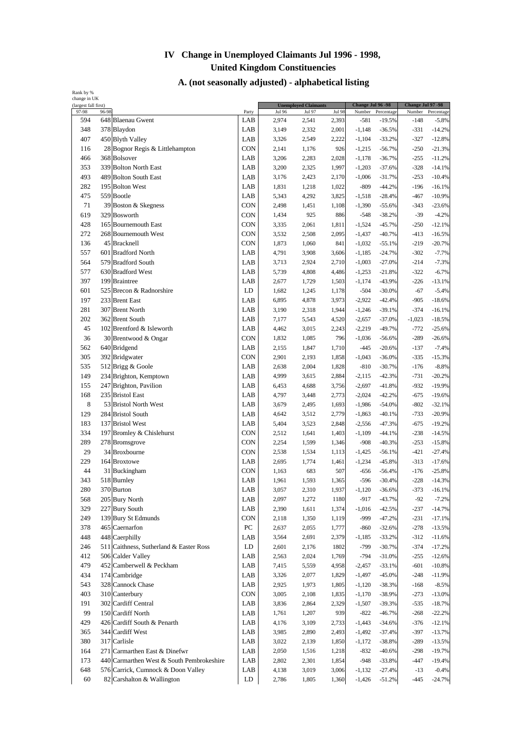# IV Change in Unemployed Claimants Jul 1996 - 1998, United Kingdom Constituencies

## A. (not seasonally adjusted) - alphabetical listing

| Rank by % change in UK (largest fall first) | | | | Unemployed Claimants | | | Change Jul 96 -98 | | Change Jul 97 -98 | |
|---|---|---|---|---|---|---|---|---|---|---|
| 97-98 | 96-98 | | Party | Jul 96 | Jul 97 | Jul 98 | Number | Percentage | Number | Percentage |
| 594 | 648 | Blaenau Gwent | LAB | 2,974 | 2,541 | 2,393 | -581 | -19.5% | -148 | -5.8% |
| 348 | 378 | Blaydon | LAB | 3,149 | 2,332 | 2,001 | -1,148 | -36.5% | -331 | -14.2% |
| 407 | 450 | Blyth Valley | LAB | 3,326 | 2,549 | 2,222 | -1,104 | -33.2% | -327 | -12.8% |
| 116 | 28 | Bognor Regis & Littlehampton | CON | 2,141 | 1,176 | 926 | -1,215 | -56.7% | -250 | -21.3% |
| 466 | 368 | Bolsover | LAB | 3,206 | 2,283 | 2,028 | -1,178 | -36.7% | -255 | -11.2% |
| 353 | 339 | Bolton North East | LAB | 3,200 | 2,325 | 1,997 | -1,203 | -37.6% | -328 | -14.1% |
| 493 | 489 | Bolton South East | LAB | 3,176 | 2,423 | 2,170 | -1,006 | -31.7% | -253 | -10.4% |
| 282 | 195 | Bolton West | LAB | 1,831 | 1,218 | 1,022 | -809 | -44.2% | -196 | -16.1% |
| 475 | 559 | Bootle | LAB | 5,343 | 4,292 | 3,825 | -1,518 | -28.4% | -467 | -10.9% |
| 71 | 39 | Boston & Skegness | CON | 2,498 | 1,451 | 1,108 | -1,390 | -55.6% | -343 | -23.6% |
| 619 | 329 | Bosworth | CON | 1,434 | 925 | 886 | -548 | -38.2% | -39 | -4.2% |
| 428 | 165 | Bournemouth East | CON | 3,335 | 2,061 | 1,811 | -1,524 | -45.7% | -250 | -12.1% |
| 272 | 268 | Bournemouth West | CON | 3,532 | 2,508 | 2,095 | -1,437 | -40.7% | -413 | -16.5% |
| 136 | 45 | Bracknell | CON | 1,873 | 1,060 | 841 | -1,032 | -55.1% | -219 | -20.7% |
| 557 | 601 | Bradford North | LAB | 4,791 | 3,908 | 3,606 | -1,185 | -24.7% | -302 | -7.7% |
| 564 | 579 | Bradford South | LAB | 3,713 | 2,924 | 2,710 | -1,003 | -27.0% | -214 | -7.3% |
| 577 | 630 | Bradford West | LAB | 5,739 | 4,808 | 4,486 | -1,253 | -21.8% | -322 | -6.7% |
| 397 | 199 | Braintree | LAB | 2,677 | 1,729 | 1,503 | -1,174 | -43.9% | -226 | -13.1% |
| 601 | 525 | Brecon & Radnorshire | LD | 1,682 | 1,245 | 1,178 | -504 | -30.0% | -67 | -5.4% |
| 197 | 233 | Brent East | LAB | 6,895 | 4,878 | 3,973 | -2,922 | -42.4% | -905 | -18.6% |
| 281 | 307 | Brent North | LAB | 3,190 | 2,318 | 1,944 | -1,246 | -39.1% | -374 | -16.1% |
| 202 | 362 | Brent South | LAB | 7,177 | 5,543 | 4,520 | -2,657 | -37.0% | -1,023 | -18.5% |
| 45 | 102 | Brentford & Isleworth | LAB | 4,462 | 3,015 | 2,243 | -2,219 | -49.7% | -772 | -25.6% |
| 36 | 30 | Brentwood & Ongar | CON | 1,832 | 1,085 | 796 | -1,036 | -56.6% | -289 | -26.6% |
| 562 | 640 | Bridgend | LAB | 2,155 | 1,847 | 1,710 | -445 | -20.6% | -137 | -7.4% |
| 305 | 392 | Bridgwater | CON | 2,901 | 2,193 | 1,858 | -1,043 | -36.0% | -335 | -15.3% |
| 535 | 512 | Brigg & Goole | LAB | 2,638 | 2,004 | 1,828 | -810 | -30.7% | -176 | -8.8% |
| 149 | 234 | Brighton, Kemptown | LAB | 4,999 | 3,615 | 2,884 | -2,115 | -42.3% | -731 | -20.2% |
| 155 | 247 | Brighton, Pavilion | LAB | 6,453 | 4,688 | 3,756 | -2,697 | -41.8% | -932 | -19.9% |
| 168 | 235 | Bristol East | LAB | 4,797 | 3,448 | 2,773 | -2,024 | -42.2% | -675 | -19.6% |
| 8 | 53 | Bristol North West | LAB | 3,679 | 2,495 | 1,693 | -1,986 | -54.0% | -802 | -32.1% |
| 129 | 284 | Bristol South | LAB | 4,642 | 3,512 | 2,779 | -1,863 | -40.1% | -733 | -20.9% |
| 183 | 137 | Bristol West | LAB | 5,404 | 3,523 | 2,848 | -2,556 | -47.3% | -675 | -19.2% |
| 334 | 197 | Bromley & Chislehurst | CON | 2,512 | 1,641 | 1,403 | -1,109 | -44.1% | -238 | -14.5% |
| 289 | 278 | Bromsgrove | CON | 2,254 | 1,599 | 1,346 | -908 | -40.3% | -253 | -15.8% |
| 29 | 34 | Broxbourne | CON | 2,538 | 1,534 | 1,113 | -1,425 | -56.1% | -421 | -27.4% |
| 229 | 164 | Broxtowe | LAB | 2,695 | 1,774 | 1,461 | -1,234 | -45.8% | -313 | -17.6% |
| 44 | 31 | Buckingham | CON | 1,163 | 683 | 507 | -656 | -56.4% | -176 | -25.8% |
| 343 | 518 | Burnley | LAB | 1,961 | 1,593 | 1,365 | -596 | -30.4% | -228 | -14.3% |
| 280 | 370 | Burton | LAB | 3,057 | 2,310 | 1,937 | -1,120 | -36.6% | -373 | -16.1% |
| 568 | 205 | Bury North | LAB | 2,097 | 1,272 | 1180 | -917 | -43.7% | -92 | -7.2% |
| 329 | 227 | Bury South | LAB | 2,390 | 1,611 | 1,374 | -1,016 | -42.5% | -237 | -14.7% |
| 249 | 139 | Bury St Edmunds | CON | 2,118 | 1,350 | 1,119 | -999 | -47.2% | -231 | -17.1% |
| 378 | 465 | Caernarfon | PC | 2,637 | 2,055 | 1,777 | -860 | -32.6% | -278 | -13.5% |
| 448 | 448 | Caerphilly | LAB | 3,564 | 2,691 | 2,379 | -1,185 | -33.2% | -312 | -11.6% |
| 246 | 511 | Caithness, Sutherland & Easter Ross | LD | 2,601 | 2,176 | 1802 | -799 | -30.7% | -374 | -17.2% |
| 412 | 506 | Calder Valley | LAB | 2,563 | 2,024 | 1,769 | -794 | -31.0% | -255 | -12.6% |
| 479 | 452 | Camberwell & Peckham | LAB | 7,415 | 5,559 | 4,958 | -2,457 | -33.1% | -601 | -10.8% |
| 434 | 174 | Cambridge | LAB | 3,326 | 2,077 | 1,829 | -1,497 | -45.0% | -248 | -11.9% |
| 543 | 328 | Cannock Chase | LAB | 2,925 | 1,973 | 1,805 | -1,120 | -38.3% | -168 | -8.5% |
| 403 | 310 | Canterbury | CON | 3,005 | 2,108 | 1,835 | -1,170 | -38.9% | -273 | -13.0% |
| 191 | 302 | Cardiff Central | LAB | 3,836 | 2,864 | 2,329 | -1,507 | -39.3% | -535 | -18.7% |
| 99 | 150 | Cardiff North | LAB | 1,761 | 1,207 | 939 | -822 | -46.7% | -268 | -22.2% |
| 429 | 426 | Cardiff South & Penarth | LAB | 4,176 | 3,109 | 2,733 | -1,443 | -34.6% | -376 | -12.1% |
| 365 | 344 | Cardiff West | LAB | 3,985 | 2,890 | 2,493 | -1,492 | -37.4% | -397 | -13.7% |
| 380 | 317 | Carlisle | LAB | 3,022 | 2,139 | 1,850 | -1,172 | -38.8% | -289 | -13.5% |
| 164 | 271 | Carmarthen East & Dinefwr | LAB | 2,050 | 1,516 | 1,218 | -832 | -40.6% | -298 | -19.7% |
| 173 | 440 | Carmarthen West & South Pembrokeshire | LAB | 2,802 | 2,301 | 1,854 | -948 | -33.8% | -447 | -19.4% |
| 648 | 576 | Carrick, Cumnock & Doon Valley | LAB | 4,138 | 3,019 | 3,006 | -1,132 | -27.4% | -13 | -0.4% |
| 60 | 82 | Carshalton & Wallington | LD | 2,786 | 1,805 | 1,360 | -1,426 | -51.2% | -445 | -24.7% |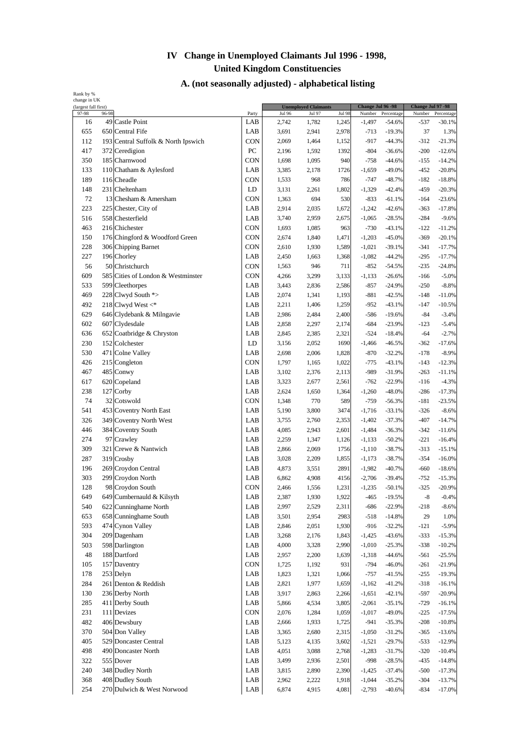# IV Change in Unemployed Claimants Jul 1996 - 1998,
# United Kingdom Constituencies

## A. (not seasonally adjusted) - alphabetical listing

| Rank by % change in UK (largest fall first) | | | | Unemployed Claimants | | | Change Jul 96 -98 | | Change Jul 97 -98 | |
|---|---|---|---|---|---|---|---|---|---|---|
| 97-98 | 96-98 | | Party | Jul 96 | Jul 97 | Jul 98 | Number | Percentage | Number | Percentage |
| 16 | 49 | Castle Point | LAB | 2,742 | 1,782 | 1,245 | -1,497 | -54.6% | -537 | -30.1% |
| 655 | 650 | Central Fife | LAB | 3,691 | 2,941 | 2,978 | -713 | -19.3% | 37 | 1.3% |
| 112 | 193 | Central Suffolk & North Ipswich | CON | 2,069 | 1,464 | 1,152 | -917 | -44.3% | -312 | -21.3% |
| 417 | 372 | Ceredigion | PC | 2,196 | 1,592 | 1392 | -804 | -36.6% | -200 | -12.6% |
| 350 | 185 | Charnwood | CON | 1,698 | 1,095 | 940 | -758 | -44.6% | -155 | -14.2% |
| 133 | 110 | Chatham & Aylesford | LAB | 3,385 | 2,178 | 1726 | -1,659 | -49.0% | -452 | -20.8% |
| 189 | 116 | Cheadle | CON | 1,533 | 968 | 786 | -747 | -48.7% | -182 | -18.8% |
| 148 | 231 | Cheltenham | LD | 3,131 | 2,261 | 1,802 | -1,329 | -42.4% | -459 | -20.3% |
| 72 | 13 | Chesham & Amersham | CON | 1,363 | 694 | 530 | -833 | -61.1% | -164 | -23.6% |
| 223 | 225 | Chester, City of | LAB | 2,914 | 2,035 | 1,672 | -1,242 | -42.6% | -363 | -17.8% |
| 516 | 558 | Chesterfield | LAB | 3,740 | 2,959 | 2,675 | -1,065 | -28.5% | -284 | -9.6% |
| 463 | 216 | Chichester | CON | 1,693 | 1,085 | 963 | -730 | -43.1% | -122 | -11.2% |
| 150 | 176 | Chingford & Woodford Green | CON | 2,674 | 1,840 | 1,471 | -1,203 | -45.0% | -369 | -20.1% |
| 228 | 306 | Chipping Barnet | CON | 2,610 | 1,930 | 1,589 | -1,021 | -39.1% | -341 | -17.7% |
| 227 | 196 | Chorley | LAB | 2,450 | 1,663 | 1,368 | -1,082 | -44.2% | -295 | -17.7% |
| 56 | 50 | Christchurch | CON | 1,563 | 946 | 711 | -852 | -54.5% | -235 | -24.8% |
| 609 | 585 | Cities of London & Westminster | CON | 4,266 | 3,299 | 3,133 | -1,133 | -26.6% | -166 | -5.0% |
| 533 | 599 | Cleethorpes | LAB | 3,443 | 2,836 | 2,586 | -857 | -24.9% | -250 | -8.8% |
| 469 | 228 | Clwyd South *> | LAB | 2,074 | 1,341 | 1,193 | -881 | -42.5% | -148 | -11.0% |
| 492 | 218 | Clwyd West <* | LAB | 2,211 | 1,406 | 1,259 | -952 | -43.1% | -147 | -10.5% |
| 629 | 646 | Clydebank & Milngavie | LAB | 2,986 | 2,484 | 2,400 | -586 | -19.6% | -84 | -3.4% |
| 602 | 607 | Clydesdale | LAB | 2,858 | 2,297 | 2,174 | -684 | -23.9% | -123 | -5.4% |
| 636 | 652 | Coatbridge & Chryston | LAB | 2,845 | 2,385 | 2,321 | -524 | -18.4% | -64 | -2.7% |
| 230 | 152 | Colchester | LD | 3,156 | 2,052 | 1690 | -1,466 | -46.5% | -362 | -17.6% |
| 530 | 471 | Colne Valley | LAB | 2,698 | 2,006 | 1,828 | -870 | -32.2% | -178 | -8.9% |
| 426 | 215 | Congleton | CON | 1,797 | 1,165 | 1,022 | -775 | -43.1% | -143 | -12.3% |
| 467 | 485 | Conwy | LAB | 3,102 | 2,376 | 2,113 | -989 | -31.9% | -263 | -11.1% |
| 617 | 620 | Copeland | LAB | 3,323 | 2,677 | 2,561 | -762 | -22.9% | -116 | -4.3% |
| 238 | 127 | Corby | LAB | 2,624 | 1,650 | 1,364 | -1,260 | -48.0% | -286 | -17.3% |
| 74 | 32 | Cotswold | CON | 1,348 | 770 | 589 | -759 | -56.3% | -181 | -23.5% |
| 541 | 453 | Coventry North East | LAB | 5,190 | 3,800 | 3474 | -1,716 | -33.1% | -326 | -8.6% |
| 326 | 349 | Coventry North West | LAB | 3,755 | 2,760 | 2,353 | -1,402 | -37.3% | -407 | -14.7% |
| 446 | 384 | Coventry South | LAB | 4,085 | 2,943 | 2,601 | -1,484 | -36.3% | -342 | -11.6% |
| 274 | 97 | Crawley | LAB | 2,259 | 1,347 | 1,126 | -1,133 | -50.2% | -221 | -16.4% |
| 309 | 321 | Crewe & Nantwich | LAB | 2,866 | 2,069 | 1756 | -1,110 | -38.7% | -313 | -15.1% |
| 287 | 319 | Crosby | LAB | 3,028 | 2,209 | 1,855 | -1,173 | -38.7% | -354 | -16.0% |
| 196 | 269 | Croydon Central | LAB | 4,873 | 3,551 | 2891 | -1,982 | -40.7% | -660 | -18.6% |
| 303 | 299 | Croydon North | LAB | 6,862 | 4,908 | 4156 | -2,706 | -39.4% | -752 | -15.3% |
| 128 | 98 | Croydon South | CON | 2,466 | 1,556 | 1,231 | -1,235 | -50.1% | -325 | -20.9% |
| 649 | 649 | Cumbernauld & Kilsyth | LAB | 2,387 | 1,930 | 1,922 | -465 | -19.5% | -8 | -0.4% |
| 540 | 622 | Cunninghame North | LAB | 2,997 | 2,529 | 2,311 | -686 | -22.9% | -218 | -8.6% |
| 653 | 658 | Cunninghame South | LAB | 3,501 | 2,954 | 2983 | -518 | -14.8% | 29 | 1.0% |
| 593 | 474 | Cynon Valley | LAB | 2,846 | 2,051 | 1,930 | -916 | -32.2% | -121 | -5.9% |
| 304 | 209 | Dagenham | LAB | 3,268 | 2,176 | 1,843 | -1,425 | -43.6% | -333 | -15.3% |
| 503 | 598 | Darlington | LAB | 4,000 | 3,328 | 2,990 | -1,010 | -25.3% | -338 | -10.2% |
| 48 | 188 | Dartford | LAB | 2,957 | 2,200 | 1,639 | -1,318 | -44.6% | -561 | -25.5% |
| 105 | 157 | Daventry | CON | 1,725 | 1,192 | 931 | -794 | -46.0% | -261 | -21.9% |
| 178 | 253 | Delyn | LAB | 1,823 | 1,321 | 1,066 | -757 | -41.5% | -255 | -19.3% |
| 284 | 261 | Denton & Reddish | LAB | 2,821 | 1,977 | 1,659 | -1,162 | -41.2% | -318 | -16.1% |
| 130 | 236 | Derby North | LAB | 3,917 | 2,863 | 2,266 | -1,651 | -42.1% | -597 | -20.9% |
| 285 | 411 | Derby South | LAB | 5,866 | 4,534 | 3,805 | -2,061 | -35.1% | -729 | -16.1% |
| 231 | 111 | Devizes | CON | 2,076 | 1,284 | 1,059 | -1,017 | -49.0% | -225 | -17.5% |
| 482 | 406 | Dewsbury | LAB | 2,666 | 1,933 | 1,725 | -941 | -35.3% | -208 | -10.8% |
| 370 | 504 | Don Valley | LAB | 3,365 | 2,680 | 2,315 | -1,050 | -31.2% | -365 | -13.6% |
| 405 | 529 | Doncaster Central | LAB | 5,123 | 4,135 | 3,602 | -1,521 | -29.7% | -533 | -12.9% |
| 498 | 490 | Doncaster North | LAB | 4,051 | 3,088 | 2,768 | -1,283 | -31.7% | -320 | -10.4% |
| 322 | 555 | Dover | LAB | 3,499 | 2,936 | 2,501 | -998 | -28.5% | -435 | -14.8% |
| 240 | 348 | Dudley North | LAB | 3,815 | 2,890 | 2,390 | -1,425 | -37.4% | -500 | -17.3% |
| 368 | 408 | Dudley South | LAB | 2,962 | 2,222 | 1,918 | -1,044 | -35.2% | -304 | -13.7% |
| 254 | 270 | Dulwich & West Norwood | LAB | 6,874 | 4,915 | 4,081 | -2,793 | -40.6% | -834 | -17.0% |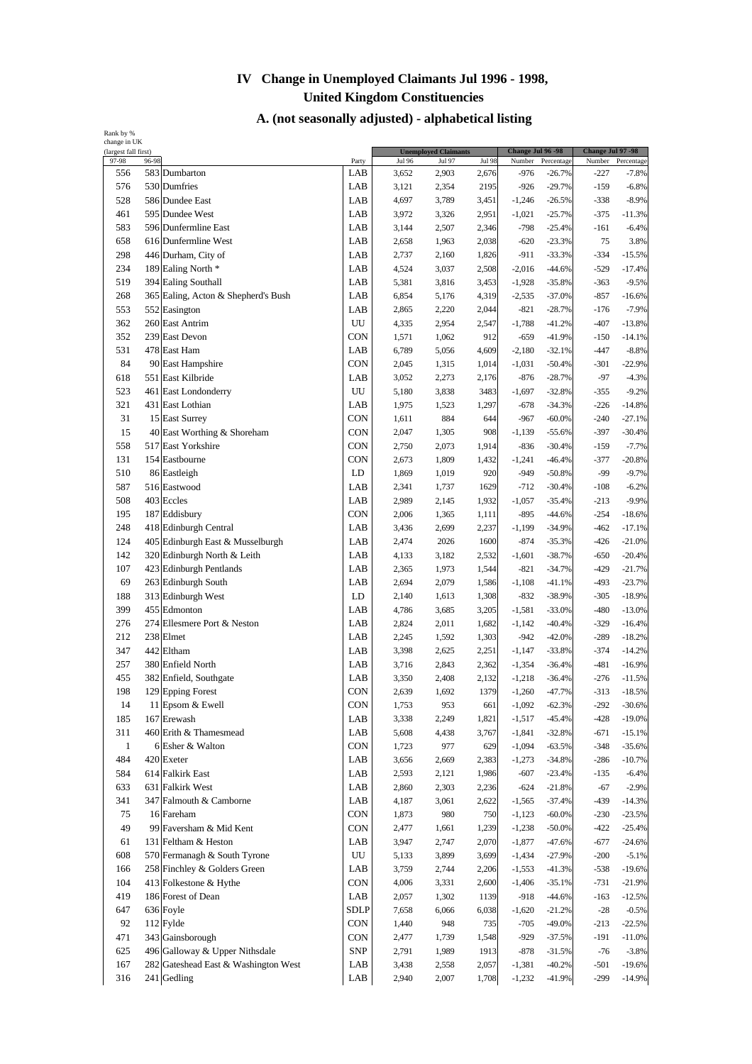# IV Change in Unemployed Claimants Jul 1996 - 1998, United Kingdom Constituencies

## A. (not seasonally adjusted) - alphabetical listing

| Rank by % change in UK (largest fall first) 97-98 | 96-98 | | Party | Unemployed Claimants Jul 96 | Jul 97 | Jul 98 | Change Jul 96 -98 Number | Percentage | Change Jul 97 -98 Number | Percentage |
|---|---|---|---|---|---|---|---|---|---|---|
| 556 | 583 | Dumbarton | LAB | 3,652 | 2,903 | 2,676 | -976 | -26.7% | -227 | -7.8% |
| 576 | 530 | Dumfries | LAB | 3,121 | 2,354 | 2195 | -926 | -29.7% | -159 | -6.8% |
| 528 | 586 | Dundee East | LAB | 4,697 | 3,789 | 3,451 | -1,246 | -26.5% | -338 | -8.9% |
| 461 | 595 | Dundee West | LAB | 3,972 | 3,326 | 2,951 | -1,021 | -25.7% | -375 | -11.3% |
| 583 | 596 | Dunfermline East | LAB | 3,144 | 2,507 | 2,346 | -798 | -25.4% | -161 | -6.4% |
| 658 | 616 | Dunfermline West | LAB | 2,658 | 1,963 | 2,038 | -620 | -23.3% | 75 | 3.8% |
| 298 | 446 | Durham, City of | LAB | 2,737 | 2,160 | 1,826 | -911 | -33.3% | -334 | -15.5% |
| 234 | 189 | Ealing North * | LAB | 4,524 | 3,037 | 2,508 | -2,016 | -44.6% | -529 | -17.4% |
| 519 | 394 | Ealing Southall | LAB | 5,381 | 3,816 | 3,453 | -1,928 | -35.8% | -363 | -9.5% |
| 268 | 365 | Ealing, Acton & Shepherd's Bush | LAB | 6,854 | 5,176 | 4,319 | -2,535 | -37.0% | -857 | -16.6% |
| 553 | 552 | Easington | LAB | 2,865 | 2,220 | 2,044 | -821 | -28.7% | -176 | -7.9% |
| 362 | 260 | East Antrim | UU | 4,335 | 2,954 | 2,547 | -1,788 | -41.2% | -407 | -13.8% |
| 352 | 239 | East Devon | CON | 1,571 | 1,062 | 912 | -659 | -41.9% | -150 | -14.1% |
| 531 | 478 | East Ham | LAB | 6,789 | 5,056 | 4,609 | -2,180 | -32.1% | -447 | -8.8% |
| 84 | 90 | East Hampshire | CON | 2,045 | 1,315 | 1,014 | -1,031 | -50.4% | -301 | -22.9% |
| 618 | 551 | East Kilbride | LAB | 3,052 | 2,273 | 2,176 | -876 | -28.7% | -97 | -4.3% |
| 523 | 461 | East Londonderry | UU | 5,180 | 3,838 | 3483 | -1,697 | -32.8% | -355 | -9.2% |
| 321 | 431 | East Lothian | LAB | 1,975 | 1,523 | 1,297 | -678 | -34.3% | -226 | -14.8% |
| 31 | 15 | East Surrey | CON | 1,611 | 884 | 644 | -967 | -60.0% | -240 | -27.1% |
| 15 | 40 | East Worthing & Shoreham | CON | 2,047 | 1,305 | 908 | -1,139 | -55.6% | -397 | -30.4% |
| 558 | 517 | East Yorkshire | CON | 2,750 | 2,073 | 1,914 | -836 | -30.4% | -159 | -7.7% |
| 131 | 154 | Eastbourne | CON | 2,673 | 1,809 | 1,432 | -1,241 | -46.4% | -377 | -20.8% |
| 510 | 86 | Eastleigh | LD | 1,869 | 1,019 | 920 | -949 | -50.8% | -99 | -9.7% |
| 587 | 516 | Eastwood | LAB | 2,341 | 1,737 | 1629 | -712 | -30.4% | -108 | -6.2% |
| 508 | 403 | Eccles | LAB | 2,989 | 2,145 | 1,932 | -1,057 | -35.4% | -213 | -9.9% |
| 195 | 187 | Eddisbury | CON | 2,006 | 1,365 | 1,111 | -895 | -44.6% | -254 | -18.6% |
| 248 | 418 | Edinburgh Central | LAB | 3,436 | 2,699 | 2,237 | -1,199 | -34.9% | -462 | -17.1% |
| 124 | 405 | Edinburgh East & Musselburgh | LAB | 2,474 | 2026 | 1600 | -874 | -35.3% | -426 | -21.0% |
| 142 | 320 | Edinburgh North & Leith | LAB | 4,133 | 3,182 | 2,532 | -1,601 | -38.7% | -650 | -20.4% |
| 107 | 423 | Edinburgh Pentlands | LAB | 2,365 | 1,973 | 1,544 | -821 | -34.7% | -429 | -21.7% |
| 69 | 263 | Edinburgh South | LAB | 2,694 | 2,079 | 1,586 | -1,108 | -41.1% | -493 | -23.7% |
| 188 | 313 | Edinburgh West | LD | 2,140 | 1,613 | 1,308 | -832 | -38.9% | -305 | -18.9% |
| 399 | 455 | Edmonton | LAB | 4,786 | 3,685 | 3,205 | -1,581 | -33.0% | -480 | -13.0% |
| 276 | 274 | Ellesmere Port & Neston | LAB | 2,824 | 2,011 | 1,682 | -1,142 | -40.4% | -329 | -16.4% |
| 212 | 238 | Elmet | LAB | 2,245 | 1,592 | 1,303 | -942 | -42.0% | -289 | -18.2% |
| 347 | 442 | Eltham | LAB | 3,398 | 2,625 | 2,251 | -1,147 | -33.8% | -374 | -14.2% |
| 257 | 380 | Enfield North | LAB | 3,716 | 2,843 | 2,362 | -1,354 | -36.4% | -481 | -16.9% |
| 455 | 382 | Enfield, Southgate | LAB | 3,350 | 2,408 | 2,132 | -1,218 | -36.4% | -276 | -11.5% |
| 198 | 129 | Epping Forest | CON | 2,639 | 1,692 | 1379 | -1,260 | -47.7% | -313 | -18.5% |
| 14 | 11 | Epsom & Ewell | CON | 1,753 | 953 | 661 | -1,092 | -62.3% | -292 | -30.6% |
| 185 | 167 | Erewash | LAB | 3,338 | 2,249 | 1,821 | -1,517 | -45.4% | -428 | -19.0% |
| 311 | 460 | Erith & Thamesmead | LAB | 5,608 | 4,438 | 3,767 | -1,841 | -32.8% | -671 | -15.1% |
| 1 | 6 | Esher & Walton | CON | 1,723 | 977 | 629 | -1,094 | -63.5% | -348 | -35.6% |
| 484 | 420 | Exeter | LAB | 3,656 | 2,669 | 2,383 | -1,273 | -34.8% | -286 | -10.7% |
| 584 | 614 | Falkirk East | LAB | 2,593 | 2,121 | 1,986 | -607 | -23.4% | -135 | -6.4% |
| 633 | 631 | Falkirk West | LAB | 2,860 | 2,303 | 2,236 | -624 | -21.8% | -67 | -2.9% |
| 341 | 347 | Falmouth & Camborne | LAB | 4,187 | 3,061 | 2,622 | -1,565 | -37.4% | -439 | -14.3% |
| 75 | 16 | Fareham | CON | 1,873 | 980 | 750 | -1,123 | -60.0% | -230 | -23.5% |
| 49 | 99 | Faversham & Mid Kent | CON | 2,477 | 1,661 | 1,239 | -1,238 | -50.0% | -422 | -25.4% |
| 61 | 131 | Feltham & Heston | LAB | 3,947 | 2,747 | 2,070 | -1,877 | -47.6% | -677 | -24.6% |
| 608 | 570 | Fermanagh & South Tyrone | UU | 5,133 | 3,899 | 3,699 | -1,434 | -27.9% | -200 | -5.1% |
| 166 | 258 | Finchley & Golders Green | LAB | 3,759 | 2,744 | 2,206 | -1,553 | -41.3% | -538 | -19.6% |
| 104 | 413 | Folkestone & Hythe | CON | 4,006 | 3,331 | 2,600 | -1,406 | -35.1% | -731 | -21.9% |
| 419 | 186 | Forest of Dean | LAB | 2,057 | 1,302 | 1139 | -918 | -44.6% | -163 | -12.5% |
| 647 | 636 | Foyle | SDLP | 7,658 | 6,066 | 6,038 | -1,620 | -21.2% | -28 | -0.5% |
| 92 | 112 | Fylde | CON | 1,440 | 948 | 735 | -705 | -49.0% | -213 | -22.5% |
| 471 | 343 | Gainsborough | CON | 2,477 | 1,739 | 1,548 | -929 | -37.5% | -191 | -11.0% |
| 625 | 496 | Galloway & Upper Nithsdale | SNP | 2,791 | 1,989 | 1913 | -878 | -31.5% | -76 | -3.8% |
| 167 | 282 | Gateshead East & Washington West | LAB | 3,438 | 2,558 | 2,057 | -1,381 | -40.2% | -501 | -19.6% |
| 316 | 241 | Gedling | LAB | 2,940 | 2,007 | 1,708 | -1,232 | -41.9% | -299 | -14.9% |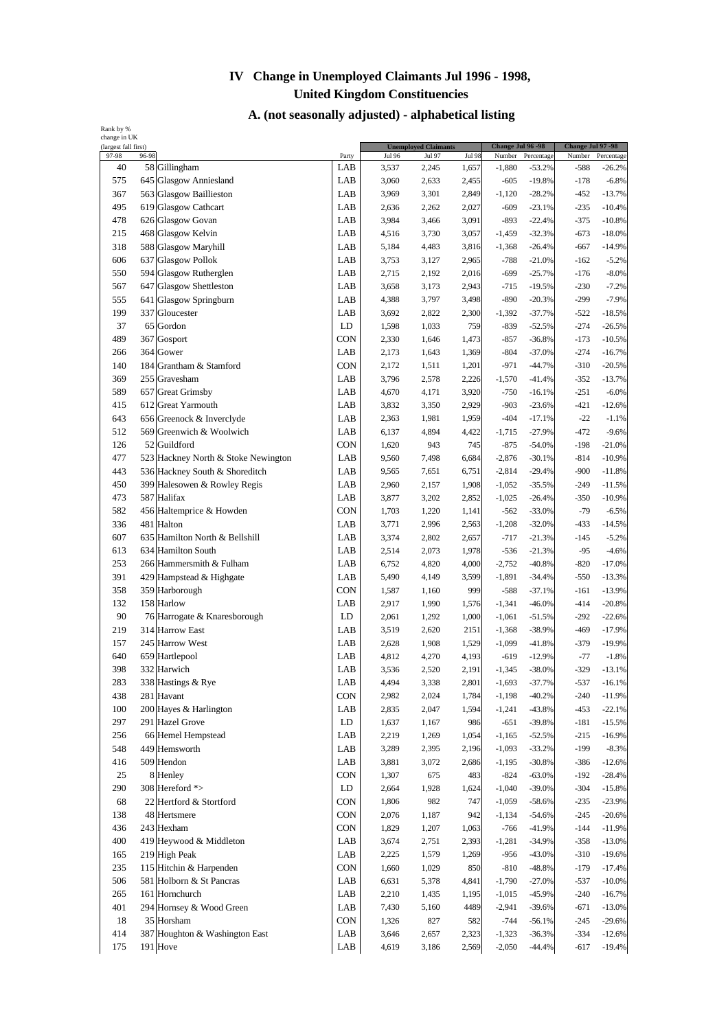# IV Change in Unemployed Claimants Jul 1996 - 1998, United Kingdom Constituencies

## A. (not seasonally adjusted) - alphabetical listing

| Rank by % change in UK (largest fall first) 97-98 | 96-98 | | Party | Unemployed Claimants Jul 96 | Jul 97 | Jul 98 | Change Jul 96 -98 Number | Percentage | Change Jul 97 -98 Number | Percentage |
|---|---|---|---|---|---|---|---|---|---|---|
| 40 | 58 | Gillingham | LAB | 3,537 | 2,245 | 1,657 | -1,880 | -53.2% | -588 | -26.2% |
| 575 | 645 | Glasgow Anniesland | LAB | 3,060 | 2,633 | 2,455 | -605 | -19.8% | -178 | -6.8% |
| 367 | 563 | Glasgow Baillieston | LAB | 3,969 | 3,301 | 2,849 | -1,120 | -28.2% | -452 | -13.7% |
| 495 | 619 | Glasgow Cathcart | LAB | 2,636 | 2,262 | 2,027 | -609 | -23.1% | -235 | -10.4% |
| 478 | 626 | Glasgow Govan | LAB | 3,984 | 3,466 | 3,091 | -893 | -22.4% | -375 | -10.8% |
| 215 | 468 | Glasgow Kelvin | LAB | 4,516 | 3,730 | 3,057 | -1,459 | -32.3% | -673 | -18.0% |
| 318 | 588 | Glasgow Maryhill | LAB | 5,184 | 4,483 | 3,816 | -1,368 | -26.4% | -667 | -14.9% |
| 606 | 637 | Glasgow Pollok | LAB | 3,753 | 3,127 | 2,965 | -788 | -21.0% | -162 | -5.2% |
| 550 | 594 | Glasgow Rutherglen | LAB | 2,715 | 2,192 | 2,016 | -699 | -25.7% | -176 | -8.0% |
| 567 | 647 | Glasgow Shettleston | LAB | 3,658 | 3,173 | 2,943 | -715 | -19.5% | -230 | -7.2% |
| 555 | 641 | Glasgow Springburn | LAB | 4,388 | 3,797 | 3,498 | -890 | -20.3% | -299 | -7.9% |
| 199 | 337 | Gloucester | LAB | 3,692 | 2,822 | 2,300 | -1,392 | -37.7% | -522 | -18.5% |
| 37 | 65 | Gordon | LD | 1,598 | 1,033 | 759 | -839 | -52.5% | -274 | -26.5% |
| 489 | 367 | Gosport | CON | 2,330 | 1,646 | 1,473 | -857 | -36.8% | -173 | -10.5% |
| 266 | 364 | Gower | LAB | 2,173 | 1,643 | 1,369 | -804 | -37.0% | -274 | -16.7% |
| 140 | 184 | Grantham & Stamford | CON | 2,172 | 1,511 | 1,201 | -971 | -44.7% | -310 | -20.5% |
| 369 | 255 | Gravesham | LAB | 3,796 | 2,578 | 2,226 | -1,570 | -41.4% | -352 | -13.7% |
| 589 | 657 | Great Grimsby | LAB | 4,670 | 4,171 | 3,920 | -750 | -16.1% | -251 | -6.0% |
| 415 | 612 | Great Yarmouth | LAB | 3,832 | 3,350 | 2,929 | -903 | -23.6% | -421 | -12.6% |
| 643 | 656 | Greenock & Inverclyde | LAB | 2,363 | 1,981 | 1,959 | -404 | -17.1% | -22 | -1.1% |
| 512 | 569 | Greenwich & Woolwich | LAB | 6,137 | 4,894 | 4,422 | -1,715 | -27.9% | -472 | -9.6% |
| 126 | 52 | Guildford | CON | 1,620 | 943 | 745 | -875 | -54.0% | -198 | -21.0% |
| 477 | 523 | Hackney North & Stoke Newington | LAB | 9,560 | 7,498 | 6,684 | -2,876 | -30.1% | -814 | -10.9% |
| 443 | 536 | Hackney South & Shoreditch | LAB | 9,565 | 7,651 | 6,751 | -2,814 | -29.4% | -900 | -11.8% |
| 450 | 399 | Halesowen & Rowley Regis | LAB | 2,960 | 2,157 | 1,908 | -1,052 | -35.5% | -249 | -11.5% |
| 473 | 587 | Halifax | LAB | 3,877 | 3,202 | 2,852 | -1,025 | -26.4% | -350 | -10.9% |
| 582 | 456 | Haltemprice & Howden | CON | 1,703 | 1,220 | 1,141 | -562 | -33.0% | -79 | -6.5% |
| 336 | 481 | Halton | LAB | 3,771 | 2,996 | 2,563 | -1,208 | -32.0% | -433 | -14.5% |
| 607 | 635 | Hamilton North & Bellshill | LAB | 3,374 | 2,802 | 2,657 | -717 | -21.3% | -145 | -5.2% |
| 613 | 634 | Hamilton South | LAB | 2,514 | 2,073 | 1,978 | -536 | -21.3% | -95 | -4.6% |
| 253 | 266 | Hammersmith & Fulham | LAB | 6,752 | 4,820 | 4,000 | -2,752 | -40.8% | -820 | -17.0% |
| 391 | 429 | Hampstead & Highgate | LAB | 5,490 | 4,149 | 3,599 | -1,891 | -34.4% | -550 | -13.3% |
| 358 | 359 | Harborough | CON | 1,587 | 1,160 | 999 | -588 | -37.1% | -161 | -13.9% |
| 132 | 158 | Harlow | LAB | 2,917 | 1,990 | 1,576 | -1,341 | -46.0% | -414 | -20.8% |
| 90 | 76 | Harrogate & Knaresborough | LD | 2,061 | 1,292 | 1,000 | -1,061 | -51.5% | -292 | -22.6% |
| 219 | 314 | Harrow East | LAB | 3,519 | 2,620 | 2151 | -1,368 | -38.9% | -469 | -17.9% |
| 157 | 245 | Harrow West | LAB | 2,628 | 1,908 | 1,529 | -1,099 | -41.8% | -379 | -19.9% |
| 640 | 659 | Hartlepool | LAB | 4,812 | 4,270 | 4,193 | -619 | -12.9% | -77 | -1.8% |
| 398 | 332 | Harwich | LAB | 3,536 | 2,520 | 2,191 | -1,345 | -38.0% | -329 | -13.1% |
| 283 | 338 | Hastings & Rye | LAB | 4,494 | 3,338 | 2,801 | -1,693 | -37.7% | -537 | -16.1% |
| 438 | 281 | Havant | CON | 2,982 | 2,024 | 1,784 | -1,198 | -40.2% | -240 | -11.9% |
| 100 | 200 | Hayes & Harlington | LAB | 2,835 | 2,047 | 1,594 | -1,241 | -43.8% | -453 | -22.1% |
| 297 | 291 | Hazel Grove | LD | 1,637 | 1,167 | 986 | -651 | -39.8% | -181 | -15.5% |
| 256 | 66 | Hemel Hempstead | LAB | 2,219 | 1,269 | 1,054 | -1,165 | -52.5% | -215 | -16.9% |
| 548 | 449 | Hemsworth | LAB | 3,289 | 2,395 | 2,196 | -1,093 | -33.2% | -199 | -8.3% |
| 416 | 509 | Hendon | LAB | 3,881 | 3,072 | 2,686 | -1,195 | -30.8% | -386 | -12.6% |
| 25 | 8 | Henley | CON | 1,307 | 675 | 483 | -824 | -63.0% | -192 | -28.4% |
| 290 | 308 | Hereford *> | LD | 2,664 | 1,928 | 1,624 | -1,040 | -39.0% | -304 | -15.8% |
| 68 | 22 | Hertford & Stortford | CON | 1,806 | 982 | 747 | -1,059 | -58.6% | -235 | -23.9% |
| 138 | 48 | Hertsmere | CON | 2,076 | 1,187 | 942 | -1,134 | -54.6% | -245 | -20.6% |
| 436 | 243 | Hexham | CON | 1,829 | 1,207 | 1,063 | -766 | -41.9% | -144 | -11.9% |
| 400 | 419 | Heywood & Middleton | LAB | 3,674 | 2,751 | 2,393 | -1,281 | -34.9% | -358 | -13.0% |
| 165 | 219 | High Peak | LAB | 2,225 | 1,579 | 1,269 | -956 | -43.0% | -310 | -19.6% |
| 235 | 115 | Hitchin & Harpenden | CON | 1,660 | 1,029 | 850 | -810 | -48.8% | -179 | -17.4% |
| 506 | 581 | Holborn & St Pancras | LAB | 6,631 | 5,378 | 4,841 | -1,790 | -27.0% | -537 | -10.0% |
| 265 | 161 | Hornchurch | LAB | 2,210 | 1,435 | 1,195 | -1,015 | -45.9% | -240 | -16.7% |
| 401 | 294 | Hornsey & Wood Green | LAB | 7,430 | 5,160 | 4489 | -2,941 | -39.6% | -671 | -13.0% |
| 18 | 35 | Horsham | CON | 1,326 | 827 | 582 | -744 | -56.1% | -245 | -29.6% |
| 414 | 387 | Houghton & Washington East | LAB | 3,646 | 2,657 | 2,323 | -1,323 | -36.3% | -334 | -12.6% |
| 175 | 191 | Hove | LAB | 4,619 | 3,186 | 2,569 | -2,050 | -44.4% | -617 | -19.4% |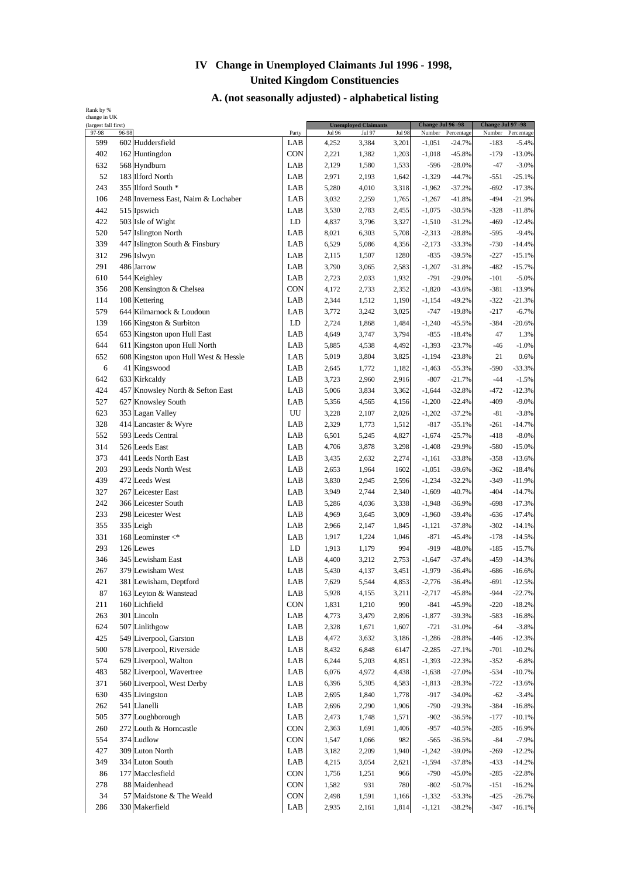# IV Change in Unemployed Claimants Jul 1996 - 1998, United Kingdom Constituencies

## A. (not seasonally adjusted) - alphabetical listing

| Rank by % change in UK (largest fall first) 97-98 | 96-98 | | Party | Unemployed Claimants Jul 96 | Jul 97 | Jul 98 | Change Jul 96 -98 Number | Percentage | Change Jul 97 -98 Number | Percentage |
|---|---|---|---|---|---|---|---|---|---|---|
| 599 | 602 | Huddersfield | LAB | 4,252 | 3,384 | 3,201 | -1,051 | -24.7% | -183 | -5.4% |
| 402 | 162 | Huntingdon | CON | 2,221 | 1,382 | 1,203 | -1,018 | -45.8% | -179 | -13.0% |
| 632 | 568 | Hyndburn | LAB | 2,129 | 1,580 | 1,533 | -596 | -28.0% | -47 | -3.0% |
| 52 | 183 | Ilford North | LAB | 2,971 | 2,193 | 1,642 | -1,329 | -44.7% | -551 | -25.1% |
| 243 | 355 | Ilford South * | LAB | 5,280 | 4,010 | 3,318 | -1,962 | -37.2% | -692 | -17.3% |
| 106 | 248 | Inverness East, Nairn & Lochaber | LAB | 3,032 | 2,259 | 1,765 | -1,267 | -41.8% | -494 | -21.9% |
| 442 | 515 | Ipswich | LAB | 3,530 | 2,783 | 2,455 | -1,075 | -30.5% | -328 | -11.8% |
| 422 | 503 | Isle of Wight | LD | 4,837 | 3,796 | 3,327 | -1,510 | -31.2% | -469 | -12.4% |
| 520 | 547 | Islington North | LAB | 8,021 | 6,303 | 5,708 | -2,313 | -28.8% | -595 | -9.4% |
| 339 | 447 | Islington South & Finsbury | LAB | 6,529 | 5,086 | 4,356 | -2,173 | -33.3% | -730 | -14.4% |
| 312 | 296 | Islwyn | LAB | 2,115 | 1,507 | 1280 | -835 | -39.5% | -227 | -15.1% |
| 291 | 486 | Jarrow | LAB | 3,790 | 3,065 | 2,583 | -1,207 | -31.8% | -482 | -15.7% |
| 610 | 544 | Keighley | LAB | 2,723 | 2,033 | 1,932 | -791 | -29.0% | -101 | -5.0% |
| 356 | 208 | Kensington & Chelsea | CON | 4,172 | 2,733 | 2,352 | -1,820 | -43.6% | -381 | -13.9% |
| 114 | 108 | Kettering | LAB | 2,344 | 1,512 | 1,190 | -1,154 | -49.2% | -322 | -21.3% |
| 579 | 644 | Kilmarnock & Loudoun | LAB | 3,772 | 3,242 | 3,025 | -747 | -19.8% | -217 | -6.7% |
| 139 | 166 | Kingston & Surbiton | LD | 2,724 | 1,868 | 1,484 | -1,240 | -45.5% | -384 | -20.6% |
| 654 | 653 | Kingston upon Hull East | LAB | 4,649 | 3,747 | 3,794 | -855 | -18.4% | 47 | 1.3% |
| 644 | 611 | Kingston upon Hull North | LAB | 5,885 | 4,538 | 4,492 | -1,393 | -23.7% | -46 | -1.0% |
| 652 | 608 | Kingston upon Hull West & Hessle | LAB | 5,019 | 3,804 | 3,825 | -1,194 | -23.8% | 21 | 0.6% |
| 6 | 41 | Kingswood | LAB | 2,645 | 1,772 | 1,182 | -1,463 | -55.3% | -590 | -33.3% |
| 642 | 633 | Kirkcaldy | LAB | 3,723 | 2,960 | 2,916 | -807 | -21.7% | -44 | -1.5% |
| 424 | 457 | Knowsley North & Sefton East | LAB | 5,006 | 3,834 | 3,362 | -1,644 | -32.8% | -472 | -12.3% |
| 527 | 627 | Knowsley South | LAB | 5,356 | 4,565 | 4,156 | -1,200 | -22.4% | -409 | -9.0% |
| 623 | 353 | Lagan Valley | UU | 3,228 | 2,107 | 2,026 | -1,202 | -37.2% | -81 | -3.8% |
| 328 | 414 | Lancaster & Wyre | LAB | 2,329 | 1,773 | 1,512 | -817 | -35.1% | -261 | -14.7% |
| 552 | 593 | Leeds Central | LAB | 6,501 | 5,245 | 4,827 | -1,674 | -25.7% | -418 | -8.0% |
| 314 | 526 | Leeds East | LAB | 4,706 | 3,878 | 3,298 | -1,408 | -29.9% | -580 | -15.0% |
| 373 | 441 | Leeds North East | LAB | 3,435 | 2,632 | 2,274 | -1,161 | -33.8% | -358 | -13.6% |
| 203 | 293 | Leeds North West | LAB | 2,653 | 1,964 | 1602 | -1,051 | -39.6% | -362 | -18.4% |
| 439 | 472 | Leeds West | LAB | 3,830 | 2,945 | 2,596 | -1,234 | -32.2% | -349 | -11.9% |
| 327 | 267 | Leicester East | LAB | 3,949 | 2,744 | 2,340 | -1,609 | -40.7% | -404 | -14.7% |
| 242 | 366 | Leicester South | LAB | 5,286 | 4,036 | 3,338 | -1,948 | -36.9% | -698 | -17.3% |
| 233 | 298 | Leicester West | LAB | 4,969 | 3,645 | 3,009 | -1,960 | -39.4% | -636 | -17.4% |
| 355 | 335 | Leigh | LAB | 2,966 | 2,147 | 1,845 | -1,121 | -37.8% | -302 | -14.1% |
| 331 | 168 | Leominster <* | LAB | 1,917 | 1,224 | 1,046 | -871 | -45.4% | -178 | -14.5% |
| 293 | 126 | Lewes | LD | 1,913 | 1,179 | 994 | -919 | -48.0% | -185 | -15.7% |
| 346 | 345 | Lewisham East | LAB | 4,400 | 3,212 | 2,753 | -1,647 | -37.4% | -459 | -14.3% |
| 267 | 379 | Lewisham West | LAB | 5,430 | 4,137 | 3,451 | -1,979 | -36.4% | -686 | -16.6% |
| 421 | 381 | Lewisham, Deptford | LAB | 7,629 | 5,544 | 4,853 | -2,776 | -36.4% | -691 | -12.5% |
| 87 | 163 | Leyton & Wanstead | LAB | 5,928 | 4,155 | 3,211 | -2,717 | -45.8% | -944 | -22.7% |
| 211 | 160 | Lichfield | CON | 1,831 | 1,210 | 990 | -841 | -45.9% | -220 | -18.2% |
| 263 | 301 | Lincoln | LAB | 4,773 | 3,479 | 2,896 | -1,877 | -39.3% | -583 | -16.8% |
| 624 | 507 | Linlithgow | LAB | 2,328 | 1,671 | 1,607 | -721 | -31.0% | -64 | -3.8% |
| 425 | 549 | Liverpool, Garston | LAB | 4,472 | 3,632 | 3,186 | -1,286 | -28.8% | -446 | -12.3% |
| 500 | 578 | Liverpool, Riverside | LAB | 8,432 | 6,848 | 6147 | -2,285 | -27.1% | -701 | -10.2% |
| 574 | 629 | Liverpool, Walton | LAB | 6,244 | 5,203 | 4,851 | -1,393 | -22.3% | -352 | -6.8% |
| 483 | 582 | Liverpool, Wavertree | LAB | 6,076 | 4,972 | 4,438 | -1,638 | -27.0% | -534 | -10.7% |
| 371 | 560 | Liverpool, West Derby | LAB | 6,396 | 5,305 | 4,583 | -1,813 | -28.3% | -722 | -13.6% |
| 630 | 435 | Livingston | LAB | 2,695 | 1,840 | 1,778 | -917 | -34.0% | -62 | -3.4% |
| 262 | 541 | Llanelli | LAB | 2,696 | 2,290 | 1,906 | -790 | -29.3% | -384 | -16.8% |
| 505 | 377 | Loughborough | LAB | 2,473 | 1,748 | 1,571 | -902 | -36.5% | -177 | -10.1% |
| 260 | 272 | Louth & Horncastle | CON | 2,363 | 1,691 | 1,406 | -957 | -40.5% | -285 | -16.9% |
| 554 | 374 | Ludlow | CON | 1,547 | 1,066 | 982 | -565 | -36.5% | -84 | -7.9% |
| 427 | 309 | Luton North | LAB | 3,182 | 2,209 | 1,940 | -1,242 | -39.0% | -269 | -12.2% |
| 349 | 334 | Luton South | LAB | 4,215 | 3,054 | 2,621 | -1,594 | -37.8% | -433 | -14.2% |
| 86 | 177 | Macclesfield | CON | 1,756 | 1,251 | 966 | -790 | -45.0% | -285 | -22.8% |
| 278 | 88 | Maidenhead | CON | 1,582 | 931 | 780 | -802 | -50.7% | -151 | -16.2% |
| 34 | 57 | Maidstone & The Weald | CON | 2,498 | 1,591 | 1,166 | -1,332 | -53.3% | -425 | -26.7% |
| 286 | 330 | Makerfield | LAB | 2,935 | 2,161 | 1,814 | -1,121 | -38.2% | -347 | -16.1% |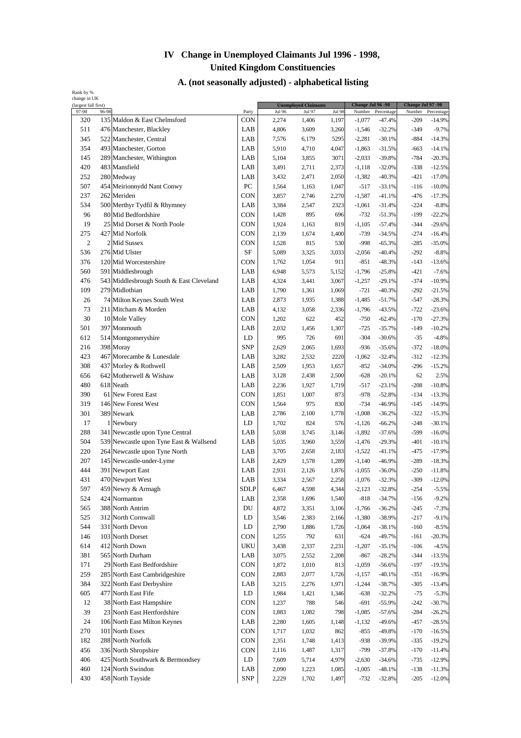# IV Change in Unemployed Claimants Jul 1996 - 1998, United Kingdom Constituencies

## A. (not seasonally adjusted) - alphabetical listing

| Rank by % change in UK (largest fall first) 97-98 | 96-98 | | Party | Unemployed Claimants Jul 96 | Jul 97 | Jul 98 | Change Jul 96 -98 Number | Percentage | Change Jul 97 -98 Number | Percentage |
|---|---|---|---|---|---|---|---|---|---|---|
| 320 | 135 | Maldon & East Chelmsford | CON | 2,274 | 1,406 | 1,197 | -1,077 | -47.4% | -209 | -14.9% |
| 511 | 476 | Manchester, Blackley | LAB | 4,806 | 3,609 | 3,260 | -1,546 | -32.2% | -349 | -9.7% |
| 345 | 522 | Manchester, Central | LAB | 7,576 | 6,179 | 5295 | -2,281 | -30.1% | -884 | -14.3% |
| 354 | 493 | Manchester, Gorton | LAB | 5,910 | 4,710 | 4,047 | -1,863 | -31.5% | -663 | -14.1% |
| 145 | 289 | Manchester, Withington | LAB | 5,104 | 3,855 | 3071 | -2,033 | -39.8% | -784 | -20.3% |
| 420 | 483 | Mansfield | LAB | 3,491 | 2,711 | 2,373 | -1,118 | -32.0% | -338 | -12.5% |
| 252 | 280 | Medway | LAB | 3,432 | 2,471 | 2,050 | -1,382 | -40.3% | -421 | -17.0% |
| 507 | 454 | Meirionnydd Nant Conwy | PC | 1,564 | 1,163 | 1,047 | -517 | -33.1% | -116 | -10.0% |
| 237 | 262 | Meriden | CON | 3,857 | 2,746 | 2,270 | -1,587 | -41.1% | -476 | -17.3% |
| 534 | 500 | Merthyr Tydfil & Rhymney | LAB | 3,384 | 2,547 | 2323 | -1,061 | -31.4% | -224 | -8.8% |
| 96 | 80 | Mid Bedfordshire | CON | 1,428 | 895 | 696 | -732 | -51.3% | -199 | -22.2% |
| 19 | 25 | Mid Dorset & North Poole | CON | 1,924 | 1,163 | 819 | -1,105 | -57.4% | -344 | -29.6% |
| 275 | 427 | Mid Norfolk | CON | 2,139 | 1,674 | 1,400 | -739 | -34.5% | -274 | -16.4% |
| 2 | 2 | Mid Sussex | CON | 1,528 | 815 | 530 | -998 | -65.3% | -285 | -35.0% |
| 536 | 276 | Mid Ulster | SF | 5,089 | 3,325 | 3,033 | -2,056 | -40.4% | -292 | -8.8% |
| 376 | 120 | Mid Worcestershire | CON | 1,762 | 1,054 | 911 | -851 | -48.3% | -143 | -13.6% |
| 560 | 591 | Middlesbrough | LAB | 6,948 | 5,573 | 5,152 | -1,796 | -25.8% | -421 | -7.6% |
| 476 | 543 | Middlesbrough South & East Cleveland | LAB | 4,324 | 3,441 | 3,067 | -1,257 | -29.1% | -374 | -10.9% |
| 109 | 279 | Midlothian | LAB | 1,790 | 1,361 | 1,069 | -721 | -40.3% | -292 | -21.5% |
| 26 | 74 | Milton Keynes South West | LAB | 2,873 | 1,935 | 1,388 | -1,485 | -51.7% | -547 | -28.3% |
| 73 | 211 | Mitcham & Morden | LAB | 4,132 | 3,058 | 2,336 | -1,796 | -43.5% | -722 | -23.6% |
| 30 | 10 | Mole Valley | CON | 1,202 | 622 | 452 | -750 | -62.4% | -170 | -27.3% |
| 501 | 397 | Monmouth | LAB | 2,032 | 1,456 | 1,307 | -725 | -35.7% | -149 | -10.2% |
| 612 | 514 | Montgomeryshire | LD | 995 | 726 | 691 | -304 | -30.6% | -35 | -4.8% |
| 216 | 398 | Moray | SNP | 2,629 | 2,065 | 1,693 | -936 | -35.6% | -372 | -18.0% |
| 423 | 467 | Morecambe & Lunesdale | LAB | 3,282 | 2,532 | 2220 | -1,062 | -32.4% | -312 | -12.3% |
| 308 | 437 | Morley & Rothwell | LAB | 2,509 | 1,953 | 1,657 | -852 | -34.0% | -296 | -15.2% |
| 656 | 642 | Motherwell & Wishaw | LAB | 3,128 | 2,438 | 2,500 | -628 | -20.1% | 62 | 2.5% |
| 480 | 618 | Neath | LAB | 2,236 | 1,927 | 1,719 | -517 | -23.1% | -208 | -10.8% |
| 390 | 61 | New Forest East | CON | 1,851 | 1,007 | 873 | -978 | -52.8% | -134 | -13.3% |
| 319 | 146 | New Forest West | CON | 1,564 | 975 | 830 | -734 | -46.9% | -145 | -14.9% |
| 301 | 389 | Newark | LAB | 2,786 | 2,100 | 1,778 | -1,008 | -36.2% | -322 | -15.3% |
| 17 | 1 | Newbury | LD | 1,702 | 824 | 576 | -1,126 | -66.2% | -248 | -30.1% |
| 288 | 341 | Newcastle upon Tyne Central | LAB | 5,038 | 3,745 | 3,146 | -1,892 | -37.6% | -599 | -16.0% |
| 504 | 539 | Newcastle upon Tyne East & Wallsend | LAB | 5,035 | 3,960 | 3,559 | -1,476 | -29.3% | -401 | -10.1% |
| 220 | 264 | Newcastle upon Tyne North | LAB | 3,705 | 2,658 | 2,183 | -1,522 | -41.1% | -475 | -17.9% |
| 207 | 145 | Newcastle-under-Lyme | LAB | 2,429 | 1,578 | 1,289 | -1,140 | -46.9% | -289 | -18.3% |
| 444 | 391 | Newport East | LAB | 2,931 | 2,126 | 1,876 | -1,055 | -36.0% | -250 | -11.8% |
| 431 | 470 | Newport West | LAB | 3,334 | 2,567 | 2,258 | -1,076 | -32.3% | -309 | -12.0% |
| 597 | 459 | Newry & Armagh | SDLP | 6,467 | 4,598 | 4,344 | -2,123 | -32.8% | -254 | -5.5% |
| 524 | 424 | Normanton | LAB | 2,358 | 1,696 | 1,540 | -818 | -34.7% | -156 | -9.2% |
| 565 | 388 | North Antrim | DU | 4,872 | 3,351 | 3,106 | -1,766 | -36.2% | -245 | -7.3% |
| 525 | 312 | North Cornwall | LD | 3,546 | 2,383 | 2,166 | -1,380 | -38.9% | -217 | -9.1% |
| 544 | 331 | North Devon | LD | 2,790 | 1,886 | 1,726 | -1,064 | -38.1% | -160 | -8.5% |
| 146 | 103 | North Dorset | CON | 1,255 | 792 | 631 | -624 | -49.7% | -161 | -20.3% |
| 614 | 412 | North Down | UKU | 3,438 | 2,337 | 2,231 | -1,207 | -35.1% | -106 | -4.5% |
| 381 | 565 | North Durham | LAB | 3,075 | 2,552 | 2,208 | -867 | -28.2% | -344 | -13.5% |
| 171 | 29 | North East Bedfordshire | CON | 1,872 | 1,010 | 813 | -1,059 | -56.6% | -197 | -19.5% |
| 259 | 285 | North East Cambridgeshire | CON | 2,883 | 2,077 | 1,726 | -1,157 | -40.1% | -351 | -16.9% |
| 384 | 322 | North East Derbyshire | LAB | 3,215 | 2,276 | 1,971 | -1,244 | -38.7% | -305 | -13.4% |
| 605 | 477 | North East Fife | LD | 1,984 | 1,421 | 1,346 | -638 | -32.2% | -75 | -5.3% |
| 12 | 38 | North East Hampshire | CON | 1,237 | 788 | 546 | -691 | -55.9% | -242 | -30.7% |
| 39 | 23 | North East Hertfordshire | CON | 1,883 | 1,082 | 798 | -1,085 | -57.6% | -284 | -26.2% |
| 24 | 106 | North East Milton Keynes | LAB | 2,280 | 1,605 | 1,148 | -1,132 | -49.6% | -457 | -28.5% |
| 270 | 101 | North Essex | CON | 1,717 | 1,032 | 862 | -855 | -49.8% | -170 | -16.5% |
| 182 | 288 | North Norfolk | CON | 2,351 | 1,748 | 1,413 | -938 | -39.9% | -335 | -19.2% |
| 456 | 336 | North Shropshire | CON | 2,116 | 1,487 | 1,317 | -799 | -37.8% | -170 | -11.4% |
| 406 | 425 | North Southwark & Bermondsey | LD | 7,609 | 5,714 | 4,979 | -2,630 | -34.6% | -735 | -12.9% |
| 460 | 124 | North Swindon | LAB | 2,090 | 1,223 | 1,085 | -1,005 | -48.1% | -138 | -11.3% |
| 430 | 458 | North Tayside | SNP | 2,229 | 1,702 | 1,497 | -732 | -32.8% | -205 | -12.0% |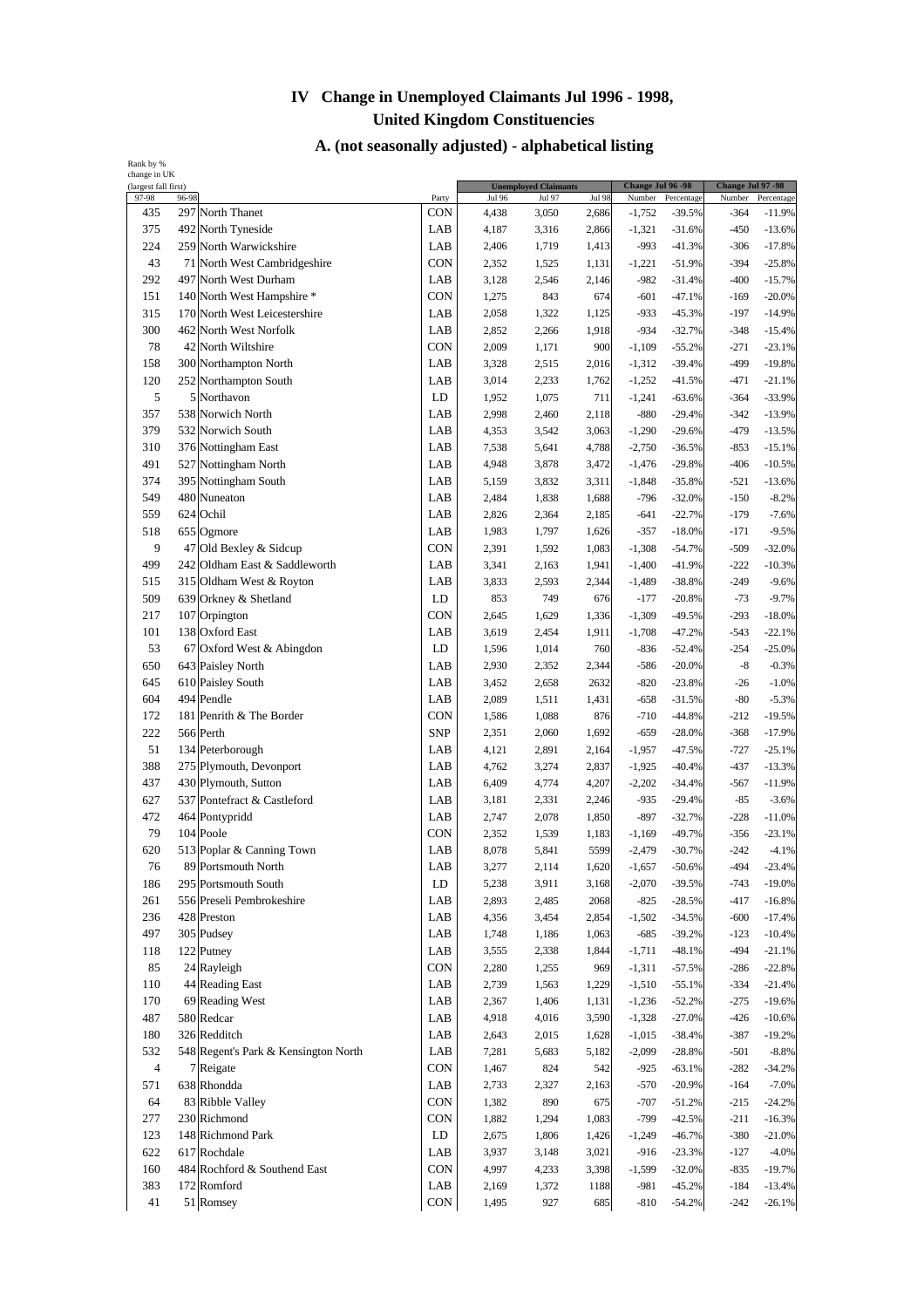# IV Change in Unemployed Claimants Jul 1996 - 1998,
## United Kingdom Constituencies
### A. (not seasonally adjusted) - alphabetical listing

| Rank by % change in UK (largest fall first) | | | | Unemployed Claimants | | | Change Jul 96 -98 | | Change Jul 97 -98 | |
|---|---|---|---|---|---|---|---|---|---|---|
| 97-98 | 96-98 | | Party | Jul 96 | Jul 97 | Jul 98 | Number | Percentage | Number | Percentage |
| 435 | 297 | North Thanet | CON | 4,438 | 3,050 | 2,686 | -1,752 | -39.5% | -364 | -11.9% |
| 375 | 492 | North Tyneside | LAB | 4,187 | 3,316 | 2,866 | -1,321 | -31.6% | -450 | -13.6% |
| 224 | 259 | North Warwickshire | LAB | 2,406 | 1,719 | 1,413 | -993 | -41.3% | -306 | -17.8% |
| 43 | 71 | North West Cambridgeshire | CON | 2,352 | 1,525 | 1,131 | -1,221 | -51.9% | -394 | -25.8% |
| 292 | 497 | North West Durham | LAB | 3,128 | 2,546 | 2,146 | -982 | -31.4% | -400 | -15.7% |
| 151 | 140 | North West Hampshire * | CON | 1,275 | 843 | 674 | -601 | -47.1% | -169 | -20.0% |
| 315 | 170 | North West Leicestershire | LAB | 2,058 | 1,322 | 1,125 | -933 | -45.3% | -197 | -14.9% |
| 300 | 462 | North West Norfolk | LAB | 2,852 | 2,266 | 1,918 | -934 | -32.7% | -348 | -15.4% |
| 78 | 42 | North Wiltshire | CON | 2,009 | 1,171 | 900 | -1,109 | -55.2% | -271 | -23.1% |
| 158 | 300 | Northampton North | LAB | 3,328 | 2,515 | 2,016 | -1,312 | -39.4% | -499 | -19.8% |
| 120 | 252 | Northampton South | LAB | 3,014 | 2,233 | 1,762 | -1,252 | -41.5% | -471 | -21.1% |
| 5 | 5 | Northavon | LD | 1,952 | 1,075 | 711 | -1,241 | -63.6% | -364 | -33.9% |
| 357 | 538 | Norwich North | LAB | 2,998 | 2,460 | 2,118 | -880 | -29.4% | -342 | -13.9% |
| 379 | 532 | Norwich South | LAB | 4,353 | 3,542 | 3,063 | -1,290 | -29.6% | -479 | -13.5% |
| 310 | 376 | Nottingham East | LAB | 7,538 | 5,641 | 4,788 | -2,750 | -36.5% | -853 | -15.1% |
| 491 | 527 | Nottingham North | LAB | 4,948 | 3,878 | 3,472 | -1,476 | -29.8% | -406 | -10.5% |
| 374 | 395 | Nottingham South | LAB | 5,159 | 3,832 | 3,311 | -1,848 | -35.8% | -521 | -13.6% |
| 549 | 480 | Nuneaton | LAB | 2,484 | 1,838 | 1,688 | -796 | -32.0% | -150 | -8.2% |
| 559 | 624 | Ochil | LAB | 2,826 | 2,364 | 2,185 | -641 | -22.7% | -179 | -7.6% |
| 518 | 655 | Ogmore | LAB | 1,983 | 1,797 | 1,626 | -357 | -18.0% | -171 | -9.5% |
| 9 | 47 | Old Bexley & Sidcup | CON | 2,391 | 1,592 | 1,083 | -1,308 | -54.7% | -509 | -32.0% |
| 499 | 242 | Oldham East & Saddleworth | LAB | 3,341 | 2,163 | 1,941 | -1,400 | -41.9% | -222 | -10.3% |
| 515 | 315 | Oldham West & Royton | LAB | 3,833 | 2,593 | 2,344 | -1,489 | -38.8% | -249 | -9.6% |
| 509 | 639 | Orkney & Shetland | LD | 853 | 749 | 676 | -177 | -20.8% | -73 | -9.7% |
| 217 | 107 | Orpington | CON | 2,645 | 1,629 | 1,336 | -1,309 | -49.5% | -293 | -18.0% |
| 101 | 138 | Oxford East | LAB | 3,619 | 2,454 | 1,911 | -1,708 | -47.2% | -543 | -22.1% |
| 53 | 67 | Oxford West & Abingdon | LD | 1,596 | 1,014 | 760 | -836 | -52.4% | -254 | -25.0% |
| 650 | 643 | Paisley North | LAB | 2,930 | 2,352 | 2,344 | -586 | -20.0% | -8 | -0.3% |
| 645 | 610 | Paisley South | LAB | 3,452 | 2,658 | 2632 | -820 | -23.8% | -26 | -1.0% |
| 604 | 494 | Pendle | LAB | 2,089 | 1,511 | 1,431 | -658 | -31.5% | -80 | -5.3% |
| 172 | 181 | Penrith & The Border | CON | 1,586 | 1,088 | 876 | -710 | -44.8% | -212 | -19.5% |
| 222 | 566 | Perth | SNP | 2,351 | 2,060 | 1,692 | -659 | -28.0% | -368 | -17.9% |
| 51 | 134 | Peterborough | LAB | 4,121 | 2,891 | 2,164 | -1,957 | -47.5% | -727 | -25.1% |
| 388 | 275 | Plymouth, Devonport | LAB | 4,762 | 3,274 | 2,837 | -1,925 | -40.4% | -437 | -13.3% |
| 437 | 430 | Plymouth, Sutton | LAB | 6,409 | 4,774 | 4,207 | -2,202 | -34.4% | -567 | -11.9% |
| 627 | 537 | Pontefract & Castleford | LAB | 3,181 | 2,331 | 2,246 | -935 | -29.4% | -85 | -3.6% |
| 472 | 464 | Pontypridd | LAB | 2,747 | 2,078 | 1,850 | -897 | -32.7% | -228 | -11.0% |
| 79 | 104 | Poole | CON | 2,352 | 1,539 | 1,183 | -1,169 | -49.7% | -356 | -23.1% |
| 620 | 513 | Poplar & Canning Town | LAB | 8,078 | 5,841 | 5599 | -2,479 | -30.7% | -242 | -4.1% |
| 76 | 89 | Portsmouth North | LAB | 3,277 | 2,114 | 1,620 | -1,657 | -50.6% | -494 | -23.4% |
| 186 | 295 | Portsmouth South | LD | 5,238 | 3,911 | 3,168 | -2,070 | -39.5% | -743 | -19.0% |
| 261 | 556 | Preseli Pembrokeshire | LAB | 2,893 | 2,485 | 2068 | -825 | -28.5% | -417 | -16.8% |
| 236 | 428 | Preston | LAB | 4,356 | 3,454 | 2,854 | -1,502 | -34.5% | -600 | -17.4% |
| 497 | 305 | Pudsey | LAB | 1,748 | 1,186 | 1,063 | -685 | -39.2% | -123 | -10.4% |
| 118 | 122 | Putney | LAB | 3,555 | 2,338 | 1,844 | -1,711 | -48.1% | -494 | -21.1% |
| 85 | 24 | Rayleigh | CON | 2,280 | 1,255 | 969 | -1,311 | -57.5% | -286 | -22.8% |
| 110 | 44 | Reading East | LAB | 2,739 | 1,563 | 1,229 | -1,510 | -55.1% | -334 | -21.4% |
| 170 | 69 | Reading West | LAB | 2,367 | 1,406 | 1,131 | -1,236 | -52.2% | -275 | -19.6% |
| 487 | 580 | Redcar | LAB | 4,918 | 4,016 | 3,590 | -1,328 | -27.0% | -426 | -10.6% |
| 180 | 326 | Redditch | LAB | 2,643 | 2,015 | 1,628 | -1,015 | -38.4% | -387 | -19.2% |
| 532 | 548 | Regent's Park & Kensington North | LAB | 7,281 | 5,683 | 5,182 | -2,099 | -28.8% | -501 | -8.8% |
| 4 | 7 | Reigate | CON | 1,467 | 824 | 542 | -925 | -63.1% | -282 | -34.2% |
| 571 | 638 | Rhondda | LAB | 2,733 | 2,327 | 2,163 | -570 | -20.9% | -164 | -7.0% |
| 64 | 83 | Ribble Valley | CON | 1,382 | 890 | 675 | -707 | -51.2% | -215 | -24.2% |
| 277 | 230 | Richmond | CON | 1,882 | 1,294 | 1,083 | -799 | -42.5% | -211 | -16.3% |
| 123 | 148 | Richmond Park | LD | 2,675 | 1,806 | 1,426 | -1,249 | -46.7% | -380 | -21.0% |
| 622 | 617 | Rochdale | LAB | 3,937 | 3,148 | 3,021 | -916 | -23.3% | -127 | -4.0% |
| 160 | 484 | Rochford & Southend East | CON | 4,997 | 4,233 | 3,398 | -1,599 | -32.0% | -835 | -19.7% |
| 383 | 172 | Romford | LAB | 2,169 | 1,372 | 1188 | -981 | -45.2% | -184 | -13.4% |
| 41 | 51 | Romsey | CON | 1,495 | 927 | 685 | -810 | -54.2% | -242 | -26.1% |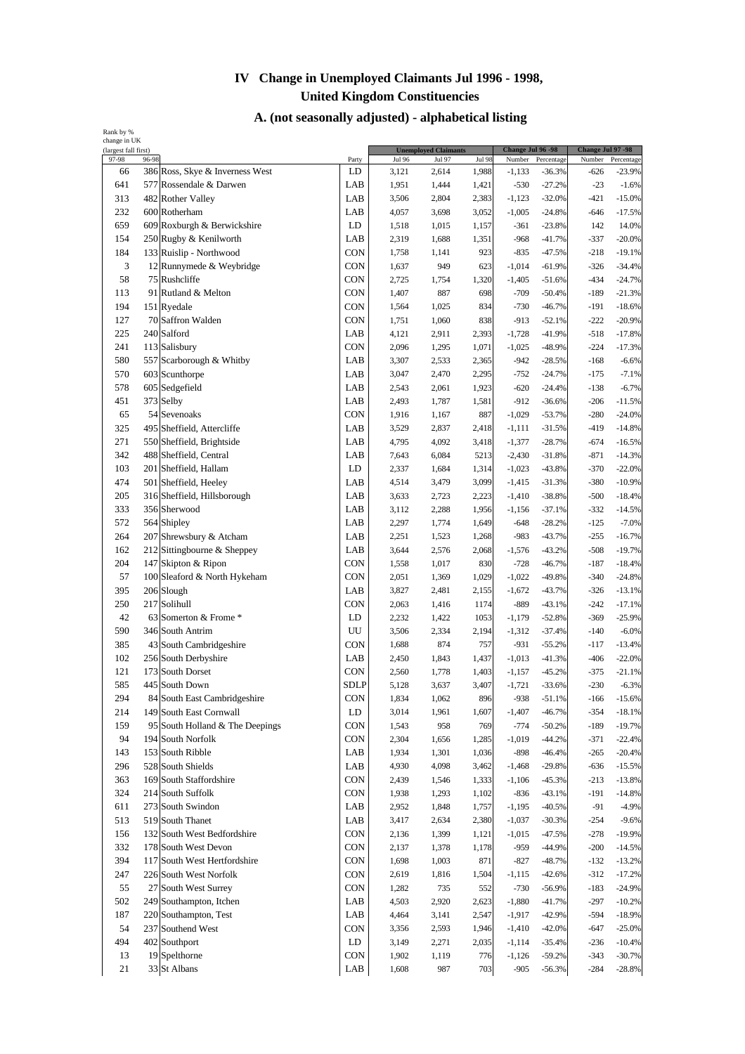# IV Change in Unemployed Claimants Jul 1996 - 1998, United Kingdom Constituencies

## A. (not seasonally adjusted) - alphabetical listing

| Rank by % change in UK (largest fall first) | | | | Unemployed Claimants | | | Change Jul 96 -98 | | Change Jul 97 -98 | |
|---|---|---|---|---|---|---|---|---|---|---|
| 97-98 | 96-98 | | Party | Jul 96 | Jul 97 | Jul 98 | Number | Percentage | Number | Percentage |
| 66 | 386 | Ross, Skye & Inverness West | LD | 3,121 | 2,614 | 1,988 | -1,133 | -36.3% | -626 | -23.9% |
| 641 | 577 | Rossendale & Darwen | LAB | 1,951 | 1,444 | 1,421 | -530 | -27.2% | -23 | -1.6% |
| 313 | 482 | Rother Valley | LAB | 3,506 | 2,804 | 2,383 | -1,123 | -32.0% | -421 | -15.0% |
| 232 | 600 | Rotherham | LAB | 4,057 | 3,698 | 3,052 | -1,005 | -24.8% | -646 | -17.5% |
| 659 | 609 | Roxburgh & Berwickshire | LD | 1,518 | 1,015 | 1,157 | -361 | -23.8% | 142 | 14.0% |
| 154 | 250 | Rugby & Kenilworth | LAB | 2,319 | 1,688 | 1,351 | -968 | -41.7% | -337 | -20.0% |
| 184 | 133 | Ruislip - Northwood | CON | 1,758 | 1,141 | 923 | -835 | -47.5% | -218 | -19.1% |
| 3 | 12 | Runnymede & Weybridge | CON | 1,637 | 949 | 623 | -1,014 | -61.9% | -326 | -34.4% |
| 58 | 75 | Rushcliffe | CON | 2,725 | 1,754 | 1,320 | -1,405 | -51.6% | -434 | -24.7% |
| 113 | 91 | Rutland & Melton | CON | 1,407 | 887 | 698 | -709 | -50.4% | -189 | -21.3% |
| 194 | 151 | Ryedale | CON | 1,564 | 1,025 | 834 | -730 | -46.7% | -191 | -18.6% |
| 127 | 70 | Saffron Walden | CON | 1,751 | 1,060 | 838 | -913 | -52.1% | -222 | -20.9% |
| 225 | 240 | Salford | LAB | 4,121 | 2,911 | 2,393 | -1,728 | -41.9% | -518 | -17.8% |
| 241 | 113 | Salisbury | CON | 2,096 | 1,295 | 1,071 | -1,025 | -48.9% | -224 | -17.3% |
| 580 | 557 | Scarborough & Whitby | LAB | 3,307 | 2,533 | 2,365 | -942 | -28.5% | -168 | -6.6% |
| 570 | 603 | Scunthorpe | LAB | 3,047 | 2,470 | 2,295 | -752 | -24.7% | -175 | -7.1% |
| 578 | 605 | Sedgefield | LAB | 2,543 | 2,061 | 1,923 | -620 | -24.4% | -138 | -6.7% |
| 451 | 373 | Selby | LAB | 2,493 | 1,787 | 1,581 | -912 | -36.6% | -206 | -11.5% |
| 65 | 54 | Sevenoaks | CON | 1,916 | 1,167 | 887 | -1,029 | -53.7% | -280 | -24.0% |
| 325 | 495 | Sheffield, Attercliffe | LAB | 3,529 | 2,837 | 2,418 | -1,111 | -31.5% | -419 | -14.8% |
| 271 | 550 | Sheffield, Brightside | LAB | 4,795 | 4,092 | 3,418 | -1,377 | -28.7% | -674 | -16.5% |
| 342 | 488 | Sheffield, Central | LAB | 7,643 | 6,084 | 5213 | -2,430 | -31.8% | -871 | -14.3% |
| 103 | 201 | Sheffield, Hallam | LD | 2,337 | 1,684 | 1,314 | -1,023 | -43.8% | -370 | -22.0% |
| 474 | 501 | Sheffield, Heeley | LAB | 4,514 | 3,479 | 3,099 | -1,415 | -31.3% | -380 | -10.9% |
| 205 | 316 | Sheffield, Hillsborough | LAB | 3,633 | 2,723 | 2,223 | -1,410 | -38.8% | -500 | -18.4% |
| 333 | 356 | Sherwood | LAB | 3,112 | 2,288 | 1,956 | -1,156 | -37.1% | -332 | -14.5% |
| 572 | 564 | Shipley | LAB | 2,297 | 1,774 | 1,649 | -648 | -28.2% | -125 | -7.0% |
| 264 | 207 | Shrewsbury & Atcham | LAB | 2,251 | 1,523 | 1,268 | -983 | -43.7% | -255 | -16.7% |
| 162 | 212 | Sittingbourne & Sheppey | LAB | 3,644 | 2,576 | 2,068 | -1,576 | -43.2% | -508 | -19.7% |
| 204 | 147 | Skipton & Ripon | CON | 1,558 | 1,017 | 830 | -728 | -46.7% | -187 | -18.4% |
| 57 | 100 | Sleaford & North Hykeham | CON | 2,051 | 1,369 | 1,029 | -1,022 | -49.8% | -340 | -24.8% |
| 395 | 206 | Slough | LAB | 3,827 | 2,481 | 2,155 | -1,672 | -43.7% | -326 | -13.1% |
| 250 | 217 | Solihull | CON | 2,063 | 1,416 | 1174 | -889 | -43.1% | -242 | -17.1% |
| 42 | 63 | Somerton & Frome * | LD | 2,232 | 1,422 | 1053 | -1,179 | -52.8% | -369 | -25.9% |
| 590 | 346 | South Antrim | UU | 3,506 | 2,334 | 2,194 | -1,312 | -37.4% | -140 | -6.0% |
| 385 | 43 | South Cambridgeshire | CON | 1,688 | 874 | 757 | -931 | -55.2% | -117 | -13.4% |
| 102 | 256 | South Derbyshire | LAB | 2,450 | 1,843 | 1,437 | -1,013 | -41.3% | -406 | -22.0% |
| 121 | 173 | South Dorset | CON | 2,560 | 1,778 | 1,403 | -1,157 | -45.2% | -375 | -21.1% |
| 585 | 445 | South Down | SDLP | 5,128 | 3,637 | 3,407 | -1,721 | -33.6% | -230 | -6.3% |
| 294 | 84 | South East Cambridgeshire | CON | 1,834 | 1,062 | 896 | -938 | -51.1% | -166 | -15.6% |
| 214 | 149 | South East Cornwall | LD | 3,014 | 1,961 | 1,607 | -1,407 | -46.7% | -354 | -18.1% |
| 159 | 95 | South Holland & The Deepings | CON | 1,543 | 958 | 769 | -774 | -50.2% | -189 | -19.7% |
| 94 | 194 | South Norfolk | CON | 2,304 | 1,656 | 1,285 | -1,019 | -44.2% | -371 | -22.4% |
| 143 | 153 | South Ribble | LAB | 1,934 | 1,301 | 1,036 | -898 | -46.4% | -265 | -20.4% |
| 296 | 528 | South Shields | LAB | 4,930 | 4,098 | 3,462 | -1,468 | -29.8% | -636 | -15.5% |
| 363 | 169 | South Staffordshire | CON | 2,439 | 1,546 | 1,333 | -1,106 | -45.3% | -213 | -13.8% |
| 324 | 214 | South Suffolk | CON | 1,938 | 1,293 | 1,102 | -836 | -43.1% | -191 | -14.8% |
| 611 | 273 | South Swindon | LAB | 2,952 | 1,848 | 1,757 | -1,195 | -40.5% | -91 | -4.9% |
| 513 | 519 | South Thanet | LAB | 3,417 | 2,634 | 2,380 | -1,037 | -30.3% | -254 | -9.6% |
| 156 | 132 | South West Bedfordshire | CON | 2,136 | 1,399 | 1,121 | -1,015 | -47.5% | -278 | -19.9% |
| 332 | 178 | South West Devon | CON | 2,137 | 1,378 | 1,178 | -959 | -44.9% | -200 | -14.5% |
| 394 | 117 | South West Hertfordshire | CON | 1,698 | 1,003 | 871 | -827 | -48.7% | -132 | -13.2% |
| 247 | 226 | South West Norfolk | CON | 2,619 | 1,816 | 1,504 | -1,115 | -42.6% | -312 | -17.2% |
| 55 | 27 | South West Surrey | CON | 1,282 | 735 | 552 | -730 | -56.9% | -183 | -24.9% |
| 502 | 249 | Southampton, Itchen | LAB | 4,503 | 2,920 | 2,623 | -1,880 | -41.7% | -297 | -10.2% |
| 187 | 220 | Southampton, Test | LAB | 4,464 | 3,141 | 2,547 | -1,917 | -42.9% | -594 | -18.9% |
| 54 | 237 | Southend West | CON | 3,356 | 2,593 | 1,946 | -1,410 | -42.0% | -647 | -25.0% |
| 494 | 402 | Southport | LD | 3,149 | 2,271 | 2,035 | -1,114 | -35.4% | -236 | -10.4% |
| 13 | 19 | Spelthorne | CON | 1,902 | 1,119 | 776 | -1,126 | -59.2% | -343 | -30.7% |
| 21 | 33 | St Albans | LAB | 1,608 | 987 | 703 | -905 | -56.3% | -284 | -28.8% |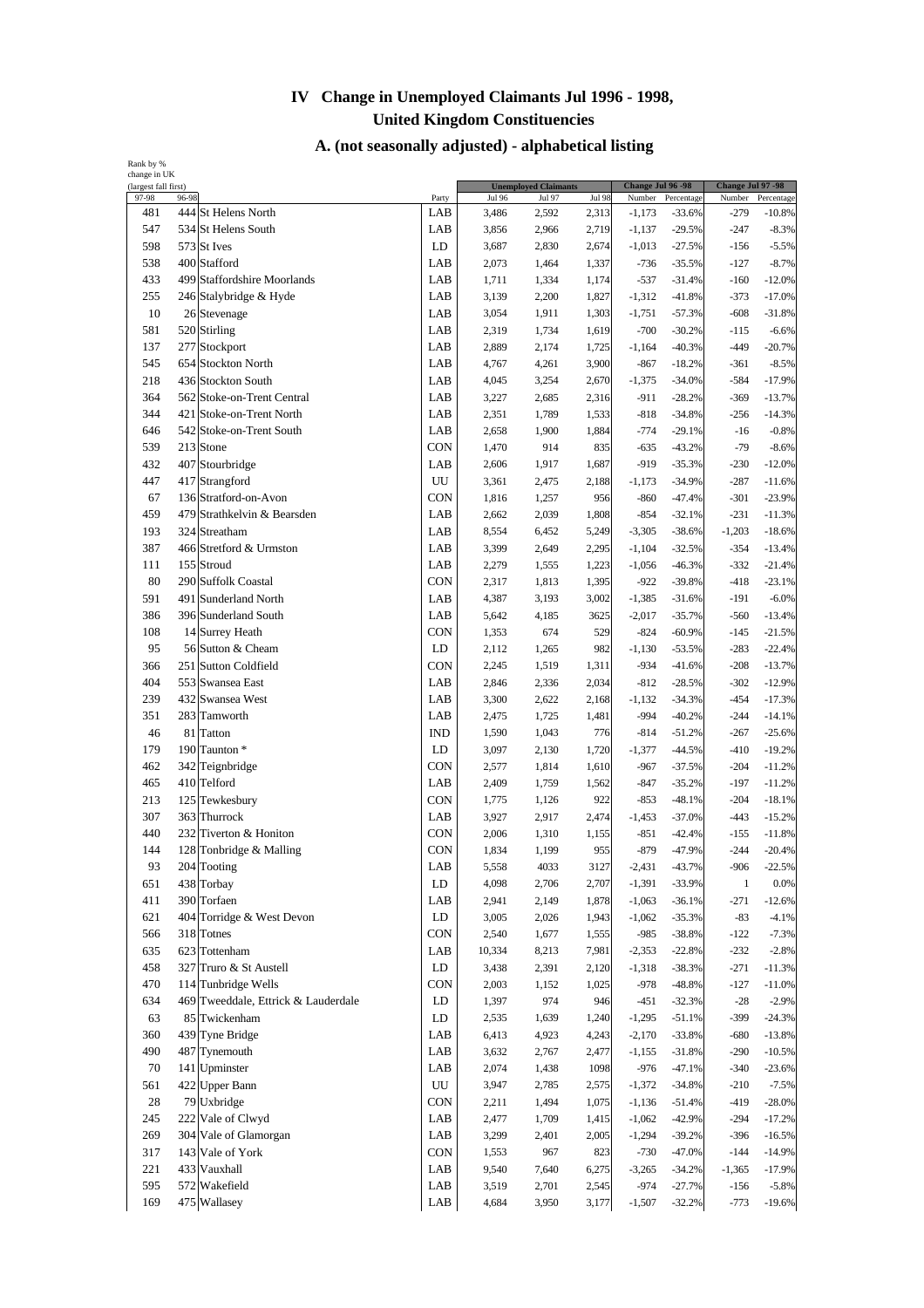# IV Change in Unemployed Claimants Jul 1996 - 1998, United Kingdom Constituencies

## A. (not seasonally adjusted) - alphabetical listing

| Rank by % change in UK (largest fall first) | | | | Unemployed Claimants | | | Change Jul 96 -98 | | Change Jul 97 -98 | |
|---|---|---|---|---|---|---|---|---|---|---|
| 97-98 | 96-98 | | Party | Jul 96 | Jul 97 | Jul 98 | Number | Percentage | Number | Percentage |
| 481 | 444 | St Helens North | LAB | 3,486 | 2,592 | 2,313 | -1,173 | -33.6% | -279 | -10.8% |
| 547 | 534 | St Helens South | LAB | 3,856 | 2,966 | 2,719 | -1,137 | -29.5% | -247 | -8.3% |
| 598 | 573 | St Ives | LD | 3,687 | 2,830 | 2,674 | -1,013 | -27.5% | -156 | -5.5% |
| 538 | 400 | Stafford | LAB | 2,073 | 1,464 | 1,337 | -736 | -35.5% | -127 | -8.7% |
| 433 | 499 | Staffordshire Moorlands | LAB | 1,711 | 1,334 | 1,174 | -537 | -31.4% | -160 | -12.0% |
| 255 | 246 | Stalybridge & Hyde | LAB | 3,139 | 2,200 | 1,827 | -1,312 | -41.8% | -373 | -17.0% |
| 10 | 26 | Stevenage | LAB | 3,054 | 1,911 | 1,303 | -1,751 | -57.3% | -608 | -31.8% |
| 581 | 520 | Stirling | LAB | 2,319 | 1,734 | 1,619 | -700 | -30.2% | -115 | -6.6% |
| 137 | 277 | Stockport | LAB | 2,889 | 2,174 | 1,725 | -1,164 | -40.3% | -449 | -20.7% |
| 545 | 654 | Stockton North | LAB | 4,767 | 4,261 | 3,900 | -867 | -18.2% | -361 | -8.5% |
| 218 | 436 | Stockton South | LAB | 4,045 | 3,254 | 2,670 | -1,375 | -34.0% | -584 | -17.9% |
| 364 | 562 | Stoke-on-Trent Central | LAB | 3,227 | 2,685 | 2,316 | -911 | -28.2% | -369 | -13.7% |
| 344 | 421 | Stoke-on-Trent North | LAB | 2,351 | 1,789 | 1,533 | -818 | -34.8% | -256 | -14.3% |
| 646 | 542 | Stoke-on-Trent South | LAB | 2,658 | 1,900 | 1,884 | -774 | -29.1% | -16 | -0.8% |
| 539 | 213 | Stone | CON | 1,470 | 914 | 835 | -635 | -43.2% | -79 | -8.6% |
| 432 | 407 | Stourbridge | LAB | 2,606 | 1,917 | 1,687 | -919 | -35.3% | -230 | -12.0% |
| 447 | 417 | Strangford | UU | 3,361 | 2,475 | 2,188 | -1,173 | -34.9% | -287 | -11.6% |
| 67 | 136 | Stratford-on-Avon | CON | 1,816 | 1,257 | 956 | -860 | -47.4% | -301 | -23.9% |
| 459 | 479 | Strathkelvin & Bearsden | LAB | 2,662 | 2,039 | 1,808 | -854 | -32.1% | -231 | -11.3% |
| 193 | 324 | Streatham | LAB | 8,554 | 6,452 | 5,249 | -3,305 | -38.6% | -1,203 | -18.6% |
| 387 | 466 | Stretford & Urmston | LAB | 3,399 | 2,649 | 2,295 | -1,104 | -32.5% | -354 | -13.4% |
| 111 | 155 | Stroud | LAB | 2,279 | 1,555 | 1,223 | -1,056 | -46.3% | -332 | -21.4% |
| 80 | 290 | Suffolk Coastal | CON | 2,317 | 1,813 | 1,395 | -922 | -39.8% | -418 | -23.1% |
| 591 | 491 | Sunderland North | LAB | 4,387 | 3,193 | 3,002 | -1,385 | -31.6% | -191 | -6.0% |
| 386 | 396 | Sunderland South | LAB | 5,642 | 4,185 | 3625 | -2,017 | -35.7% | -560 | -13.4% |
| 108 | 14 | Surrey Heath | CON | 1,353 | 674 | 529 | -824 | -60.9% | -145 | -21.5% |
| 95 | 56 | Sutton & Cheam | LD | 2,112 | 1,265 | 982 | -1,130 | -53.5% | -283 | -22.4% |
| 366 | 251 | Sutton Coldfield | CON | 2,245 | 1,519 | 1,311 | -934 | -41.6% | -208 | -13.7% |
| 404 | 553 | Swansea East | LAB | 2,846 | 2,336 | 2,034 | -812 | -28.5% | -302 | -12.9% |
| 239 | 432 | Swansea West | LAB | 3,300 | 2,622 | 2,168 | -1,132 | -34.3% | -454 | -17.3% |
| 351 | 283 | Tamworth | LAB | 2,475 | 1,725 | 1,481 | -994 | -40.2% | -244 | -14.1% |
| 46 | 81 | Tatton | IND | 1,590 | 1,043 | 776 | -814 | -51.2% | -267 | -25.6% |
| 179 | 190 | Taunton * | LD | 3,097 | 2,130 | 1,720 | -1,377 | -44.5% | -410 | -19.2% |
| 462 | 342 | Teignbridge | CON | 2,577 | 1,814 | 1,610 | -967 | -37.5% | -204 | -11.2% |
| 465 | 410 | Telford | LAB | 2,409 | 1,759 | 1,562 | -847 | -35.2% | -197 | -11.2% |
| 213 | 125 | Tewkesbury | CON | 1,775 | 1,126 | 922 | -853 | -48.1% | -204 | -18.1% |
| 307 | 363 | Thurrock | LAB | 3,927 | 2,917 | 2,474 | -1,453 | -37.0% | -443 | -15.2% |
| 440 | 232 | Tiverton & Honiton | CON | 2,006 | 1,310 | 1,155 | -851 | -42.4% | -155 | -11.8% |
| 144 | 128 | Tonbridge & Malling | CON | 1,834 | 1,199 | 955 | -879 | -47.9% | -244 | -20.4% |
| 93 | 204 | Tooting | LAB | 5,558 | 4033 | 3127 | -2,431 | -43.7% | -906 | -22.5% |
| 651 | 438 | Torbay | LD | 4,098 | 2,706 | 2,707 | -1,391 | -33.9% | 1 | 0.0% |
| 411 | 390 | Torfaen | LAB | 2,941 | 2,149 | 1,878 | -1,063 | -36.1% | -271 | -12.6% |
| 621 | 404 | Torridge & West Devon | LD | 3,005 | 2,026 | 1,943 | -1,062 | -35.3% | -83 | -4.1% |
| 566 | 318 | Totnes | CON | 2,540 | 1,677 | 1,555 | -985 | -38.8% | -122 | -7.3% |
| 635 | 623 | Tottenham | LAB | 10,334 | 8,213 | 7,981 | -2,353 | -22.8% | -232 | -2.8% |
| 458 | 327 | Truro & St Austell | LD | 3,438 | 2,391 | 2,120 | -1,318 | -38.3% | -271 | -11.3% |
| 470 | 114 | Tunbridge Wells | CON | 2,003 | 1,152 | 1,025 | -978 | -48.8% | -127 | -11.0% |
| 634 | 469 | Tweeddale, Ettrick & Lauderdale | LD | 1,397 | 974 | 946 | -451 | -32.3% | -28 | -2.9% |
| 63 | 85 | Twickenham | LD | 2,535 | 1,639 | 1,240 | -1,295 | -51.1% | -399 | -24.3% |
| 360 | 439 | Tyne Bridge | LAB | 6,413 | 4,923 | 4,243 | -2,170 | -33.8% | -680 | -13.8% |
| 490 | 487 | Tynemouth | LAB | 3,632 | 2,767 | 2,477 | -1,155 | -31.8% | -290 | -10.5% |
| 70 | 141 | Upminster | LAB | 2,074 | 1,438 | 1098 | -976 | -47.1% | -340 | -23.6% |
| 561 | 422 | Upper Bann | UU | 3,947 | 2,785 | 2,575 | -1,372 | -34.8% | -210 | -7.5% |
| 28 | 79 | Uxbridge | CON | 2,211 | 1,494 | 1,075 | -1,136 | -51.4% | -419 | -28.0% |
| 245 | 222 | Vale of Clwyd | LAB | 2,477 | 1,709 | 1,415 | -1,062 | -42.9% | -294 | -17.2% |
| 269 | 304 | Vale of Glamorgan | LAB | 3,299 | 2,401 | 2,005 | -1,294 | -39.2% | -396 | -16.5% |
| 317 | 143 | Vale of York | CON | 1,553 | 967 | 823 | -730 | -47.0% | -144 | -14.9% |
| 221 | 433 | Vauxhall | LAB | 9,540 | 7,640 | 6,275 | -3,265 | -34.2% | -1,365 | -17.9% |
| 595 | 572 | Wakefield | LAB | 3,519 | 2,701 | 2,545 | -974 | -27.7% | -156 | -5.8% |
| 169 | 475 | Wallasey | LAB | 4,684 | 3,950 | 3,177 | -1,507 | -32.2% | -773 | -19.6% |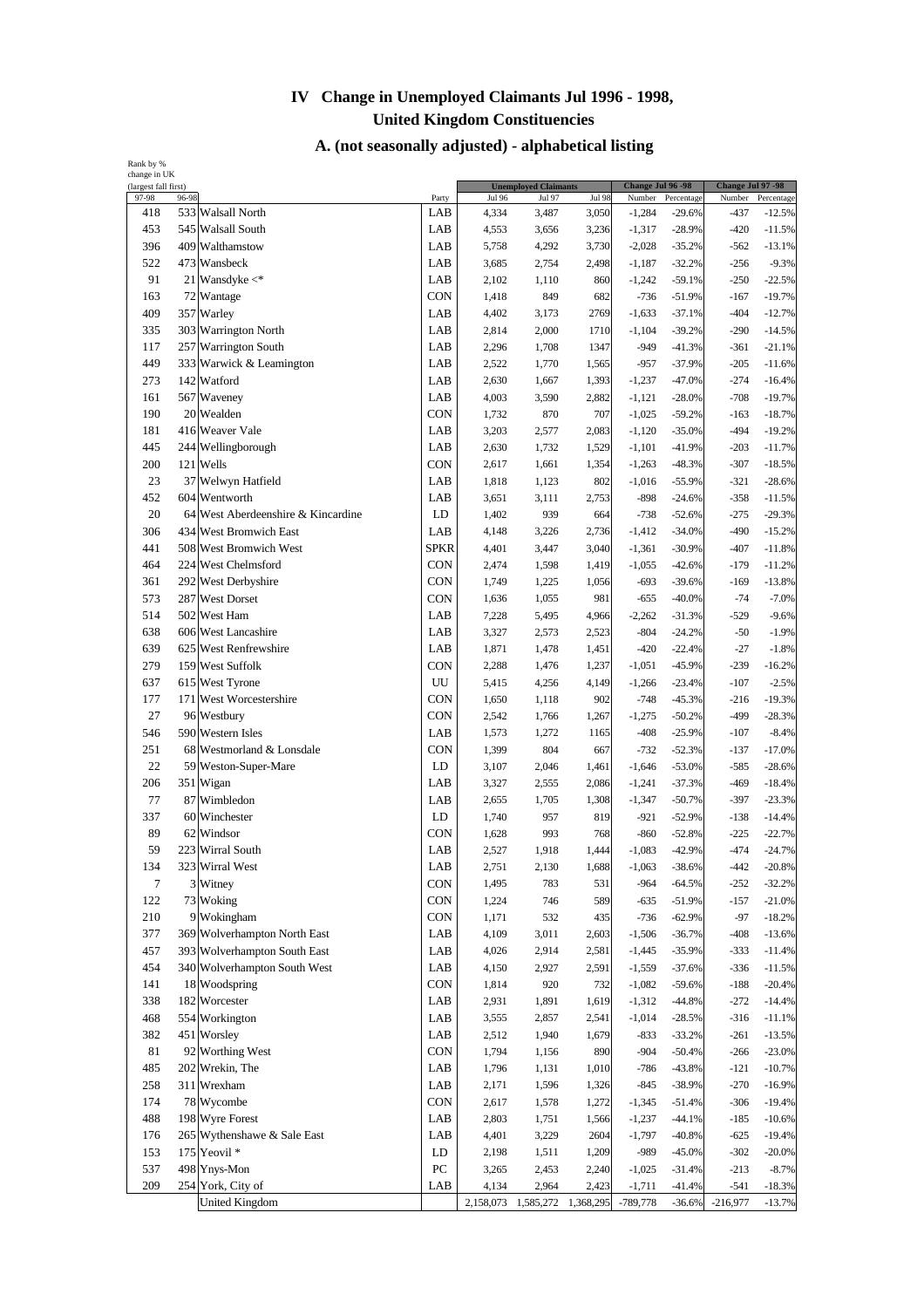# IV Change in Unemployed Claimants Jul 1996 - 1998, United Kingdom Constituencies

## A. (not seasonally adjusted) - alphabetical listing

| Rank by % change in UK (largest fall first) | | | | Unemployed Claimants | | | Change Jul 96 -98 | | Change Jul 97 -98 | |
|---|---|---|---|---|---|---|---|---|---|---|
| 97-98 | 96-98 | | Party | Jul 96 | Jul 97 | Jul 98 | Number | Percentage | Number | Percentage |
| 418 | 533 | Walsall North | LAB | 4,334 | 3,487 | 3,050 | -1,284 | -29.6% | -437 | -12.5% |
| 453 | 545 | Walsall South | LAB | 4,553 | 3,656 | 3,236 | -1,317 | -28.9% | -420 | -11.5% |
| 396 | 409 | Walthamstow | LAB | 5,758 | 4,292 | 3,730 | -2,028 | -35.2% | -562 | -13.1% |
| 522 | 473 | Wansbeck | LAB | 3,685 | 2,754 | 2,498 | -1,187 | -32.2% | -256 | -9.3% |
| 91 | 21 | Wansdyke <* | LAB | 2,102 | 1,110 | 860 | -1,242 | -59.1% | -250 | -22.5% |
| 163 | 72 | Wantage | CON | 1,418 | 849 | 682 | -736 | -51.9% | -167 | -19.7% |
| 409 | 357 | Warley | LAB | 4,402 | 3,173 | 2769 | -1,633 | -37.1% | -404 | -12.7% |
| 335 | 303 | Warrington North | LAB | 2,814 | 2,000 | 1710 | -1,104 | -39.2% | -290 | -14.5% |
| 117 | 257 | Warrington South | LAB | 2,296 | 1,708 | 1347 | -949 | -41.3% | -361 | -21.1% |
| 449 | 333 | Warwick & Leamington | LAB | 2,522 | 1,770 | 1,565 | -957 | -37.9% | -205 | -11.6% |
| 273 | 142 | Watford | LAB | 2,630 | 1,667 | 1,393 | -1,237 | -47.0% | -274 | -16.4% |
| 161 | 567 | Waveney | LAB | 4,003 | 3,590 | 2,882 | -1,121 | -28.0% | -708 | -19.7% |
| 190 | 20 | Wealden | CON | 1,732 | 870 | 707 | -1,025 | -59.2% | -163 | -18.7% |
| 181 | 416 | Weaver Vale | LAB | 3,203 | 2,577 | 2,083 | -1,120 | -35.0% | -494 | -19.2% |
| 445 | 244 | Wellingborough | LAB | 2,630 | 1,732 | 1,529 | -1,101 | -41.9% | -203 | -11.7% |
| 200 | 121 | Wells | CON | 2,617 | 1,661 | 1,354 | -1,263 | -48.3% | -307 | -18.5% |
| 23 | 37 | Welwyn Hatfield | LAB | 1,818 | 1,123 | 802 | -1,016 | -55.9% | -321 | -28.6% |
| 452 | 604 | Wentworth | LAB | 3,651 | 3,111 | 2,753 | -898 | -24.6% | -358 | -11.5% |
| 20 | 64 | West Aberdeenshire & Kincardine | LD | 1,402 | 939 | 664 | -738 | -52.6% | -275 | -29.3% |
| 306 | 434 | West Bromwich East | LAB | 4,148 | 3,226 | 2,736 | -1,412 | -34.0% | -490 | -15.2% |
| 441 | 508 | West Bromwich West | SPKR | 4,401 | 3,447 | 3,040 | -1,361 | -30.9% | -407 | -11.8% |
| 464 | 224 | West Chelmsford | CON | 2,474 | 1,598 | 1,419 | -1,055 | -42.6% | -179 | -11.2% |
| 361 | 292 | West Derbyshire | CON | 1,749 | 1,225 | 1,056 | -693 | -39.6% | -169 | -13.8% |
| 573 | 287 | West Dorset | CON | 1,636 | 1,055 | 981 | -655 | -40.0% | -74 | -7.0% |
| 514 | 502 | West Ham | LAB | 7,228 | 5,495 | 4,966 | -2,262 | -31.3% | -529 | -9.6% |
| 638 | 606 | West Lancashire | LAB | 3,327 | 2,573 | 2,523 | -804 | -24.2% | -50 | -1.9% |
| 639 | 625 | West Renfrewshire | LAB | 1,871 | 1,478 | 1,451 | -420 | -22.4% | -27 | -1.8% |
| 279 | 159 | West Suffolk | CON | 2,288 | 1,476 | 1,237 | -1,051 | -45.9% | -239 | -16.2% |
| 637 | 615 | West Tyrone | UU | 5,415 | 4,256 | 4,149 | -1,266 | -23.4% | -107 | -2.5% |
| 177 | 171 | West Worcestershire | CON | 1,650 | 1,118 | 902 | -748 | -45.3% | -216 | -19.3% |
| 27 | 96 | Westbury | CON | 2,542 | 1,766 | 1,267 | -1,275 | -50.2% | -499 | -28.3% |
| 546 | 590 | Western Isles | LAB | 1,573 | 1,272 | 1165 | -408 | -25.9% | -107 | -8.4% |
| 251 | 68 | Westmorland & Lonsdale | CON | 1,399 | 804 | 667 | -732 | -52.3% | -137 | -17.0% |
| 22 | 59 | Weston-Super-Mare | LD | 3,107 | 2,046 | 1,461 | -1,646 | -53.0% | -585 | -28.6% |
| 206 | 351 | Wigan | LAB | 3,327 | 2,555 | 2,086 | -1,241 | -37.3% | -469 | -18.4% |
| 77 | 87 | Wimbledon | LAB | 2,655 | 1,705 | 1,308 | -1,347 | -50.7% | -397 | -23.3% |
| 337 | 60 | Winchester | LD | 1,740 | 957 | 819 | -921 | -52.9% | -138 | -14.4% |
| 89 | 62 | Windsor | CON | 1,628 | 993 | 768 | -860 | -52.8% | -225 | -22.7% |
| 59 | 223 | Wirral South | LAB | 2,527 | 1,918 | 1,444 | -1,083 | -42.9% | -474 | -24.7% |
| 134 | 323 | Wirral West | LAB | 2,751 | 2,130 | 1,688 | -1,063 | -38.6% | -442 | -20.8% |
| 7 | 3 | Witney | CON | 1,495 | 783 | 531 | -964 | -64.5% | -252 | -32.2% |
| 122 | 73 | Woking | CON | 1,224 | 746 | 589 | -635 | -51.9% | -157 | -21.0% |
| 210 | 9 | Wokingham | CON | 1,171 | 532 | 435 | -736 | -62.9% | -97 | -18.2% |
| 377 | 369 | Wolverhampton North East | LAB | 4,109 | 3,011 | 2,603 | -1,506 | -36.7% | -408 | -13.6% |
| 457 | 393 | Wolverhampton South East | LAB | 4,026 | 2,914 | 2,581 | -1,445 | -35.9% | -333 | -11.4% |
| 454 | 340 | Wolverhampton South West | LAB | 4,150 | 2,927 | 2,591 | -1,559 | -37.6% | -336 | -11.5% |
| 141 | 18 | Woodspring | CON | 1,814 | 920 | 732 | -1,082 | -59.6% | -188 | -20.4% |
| 338 | 182 | Worcester | LAB | 2,931 | 1,891 | 1,619 | -1,312 | -44.8% | -272 | -14.4% |
| 468 | 554 | Workington | LAB | 3,555 | 2,857 | 2,541 | -1,014 | -28.5% | -316 | -11.1% |
| 382 | 451 | Worsley | LAB | 2,512 | 1,940 | 1,679 | -833 | -33.2% | -261 | -13.5% |
| 81 | 92 | Worthing West | CON | 1,794 | 1,156 | 890 | -904 | -50.4% | -266 | -23.0% |
| 485 | 202 | Wrekin, The | LAB | 1,796 | 1,131 | 1,010 | -786 | -43.8% | -121 | -10.7% |
| 258 | 311 | Wrexham | LAB | 2,171 | 1,596 | 1,326 | -845 | -38.9% | -270 | -16.9% |
| 174 | 78 | Wycombe | CON | 2,617 | 1,578 | 1,272 | -1,345 | -51.4% | -306 | -19.4% |
| 488 | 198 | Wyre Forest | LAB | 2,803 | 1,751 | 1,566 | -1,237 | -44.1% | -185 | -10.6% |
| 176 | 265 | Wythenshawe & Sale East | LAB | 4,401 | 3,229 | 2604 | -1,797 | -40.8% | -625 | -19.4% |
| 153 | 175 | Yeovil * | LD | 2,198 | 1,511 | 1,209 | -989 | -45.0% | -302 | -20.0% |
| 537 | 498 | Ynys-Mon | PC | 3,265 | 2,453 | 2,240 | -1,025 | -31.4% | -213 | -8.7% |
| 209 | 254 | York, City of | LAB | 4,134 | 2,964 | 2,423 | -1,711 | -41.4% | -541 | -18.3% |
| | | United Kingdom | | 2,158,073 | 1,585,272 | 1,368,295 | -789,778 | -36.6% | -216,977 | -13.7% |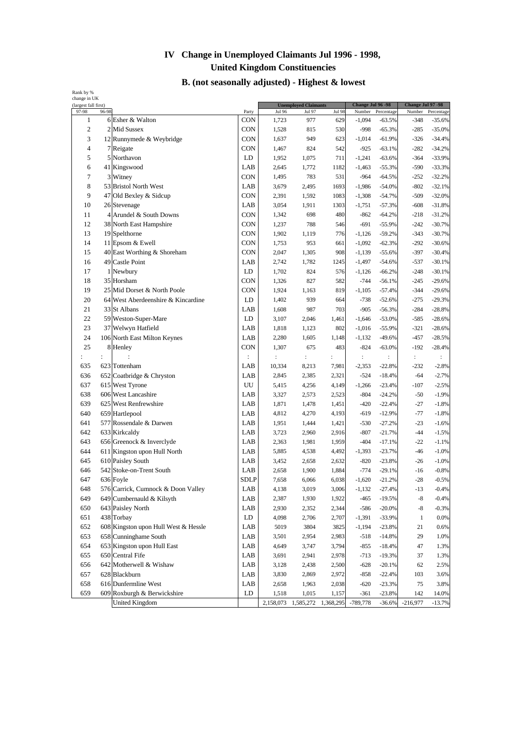# IV Change in Unemployed Claimants Jul 1996 - 1998, United Kingdom Constituencies

## B. (not seasonally adjusted) - Highest & lowest

| Rank by % change in UK (largest fall first) | | | | Unemployed Claimants | | | Change Jul 96 -98 | | Change Jul 97 -98 | |
|---|---|---|---|---|---|---|---|---|---|---|
| 97-98 | 96-98 | | Party | Jul 96 | Jul 97 | Jul 98 | Number | Percentage | Number | Percentage |
| 1 | 6 | Esher & Walton | CON | 1,723 | 977 | 629 | -1,094 | -63.5% | -348 | -35.6% |
| 2 | 2 | Mid Sussex | CON | 1,528 | 815 | 530 | -998 | -65.3% | -285 | -35.0% |
| 3 | 12 | Runnymede & Weybridge | CON | 1,637 | 949 | 623 | -1,014 | -61.9% | -326 | -34.4% |
| 4 | 7 | Reigate | CON | 1,467 | 824 | 542 | -925 | -63.1% | -282 | -34.2% |
| 5 | 5 | Northavon | LD | 1,952 | 1,075 | 711 | -1,241 | -63.6% | -364 | -33.9% |
| 6 | 41 | Kingswood | LAB | 2,645 | 1,772 | 1182 | -1,463 | -55.3% | -590 | -33.3% |
| 7 | 3 | Witney | CON | 1,495 | 783 | 531 | -964 | -64.5% | -252 | -32.2% |
| 8 | 53 | Bristol North West | LAB | 3,679 | 2,495 | 1693 | -1,986 | -54.0% | -802 | -32.1% |
| 9 | 47 | Old Bexley & Sidcup | CON | 2,391 | 1,592 | 1083 | -1,308 | -54.7% | -509 | -32.0% |
| 10 | 26 | Stevenage | LAB | 3,054 | 1,911 | 1303 | -1,751 | -57.3% | -608 | -31.8% |
| 11 | 4 | Arundel & South Downs | CON | 1,342 | 698 | 480 | -862 | -64.2% | -218 | -31.2% |
| 12 | 38 | North East Hampshire | CON | 1,237 | 788 | 546 | -691 | -55.9% | -242 | -30.7% |
| 13 | 19 | Spelthorne | CON | 1,902 | 1,119 | 776 | -1,126 | -59.2% | -343 | -30.7% |
| 14 | 11 | Epsom & Ewell | CON | 1,753 | 953 | 661 | -1,092 | -62.3% | -292 | -30.6% |
| 15 | 40 | East Worthing & Shoreham | CON | 2,047 | 1,305 | 908 | -1,139 | -55.6% | -397 | -30.4% |
| 16 | 49 | Castle Point | LAB | 2,742 | 1,782 | 1245 | -1,497 | -54.6% | -537 | -30.1% |
| 17 | 1 | Newbury | LD | 1,702 | 824 | 576 | -1,126 | -66.2% | -248 | -30.1% |
| 18 | 35 | Horsham | CON | 1,326 | 827 | 582 | -744 | -56.1% | -245 | -29.6% |
| 19 | 25 | Mid Dorset & North Poole | CON | 1,924 | 1,163 | 819 | -1,105 | -57.4% | -344 | -29.6% |
| 20 | 64 | West Aberdeenshire & Kincardine | LD | 1,402 | 939 | 664 | -738 | -52.6% | -275 | -29.3% |
| 21 | 33 | St Albans | LAB | 1,608 | 987 | 703 | -905 | -56.3% | -284 | -28.8% |
| 22 | 59 | Weston-Super-Mare | LD | 3,107 | 2,046 | 1,461 | -1,646 | -53.0% | -585 | -28.6% |
| 23 | 37 | Welwyn Hatfield | LAB | 1,818 | 1,123 | 802 | -1,016 | -55.9% | -321 | -28.6% |
| 24 | 106 | North East Milton Keynes | LAB | 2,280 | 1,605 | 1,148 | -1,132 | -49.6% | -457 | -28.5% |
| 25 | 8 | Henley | CON | 1,307 | 675 | 483 | -824 | -63.0% | -192 | -28.4% |
| : | : | : | : | : | : | : | : | : | : | : |
| 635 | 623 | Tottenham | LAB | 10,334 | 8,213 | 7,981 | -2,353 | -22.8% | -232 | -2.8% |
| 636 | 652 | Coatbridge & Chryston | LAB | 2,845 | 2,385 | 2,321 | -524 | -18.4% | -64 | -2.7% |
| 637 | 615 | West Tyrone | UU | 5,415 | 4,256 | 4,149 | -1,266 | -23.4% | -107 | -2.5% |
| 638 | 606 | West Lancashire | LAB | 3,327 | 2,573 | 2,523 | -804 | -24.2% | -50 | -1.9% |
| 639 | 625 | West Renfrewshire | LAB | 1,871 | 1,478 | 1,451 | -420 | -22.4% | -27 | -1.8% |
| 640 | 659 | Hartlepool | LAB | 4,812 | 4,270 | 4,193 | -619 | -12.9% | -77 | -1.8% |
| 641 | 577 | Rossendale & Darwen | LAB | 1,951 | 1,444 | 1,421 | -530 | -27.2% | -23 | -1.6% |
| 642 | 633 | Kirkcaldy | LAB | 3,723 | 2,960 | 2,916 | -807 | -21.7% | -44 | -1.5% |
| 643 | 656 | Greenock & Inverclyde | LAB | 2,363 | 1,981 | 1,959 | -404 | -17.1% | -22 | -1.1% |
| 644 | 611 | Kingston upon Hull North | LAB | 5,885 | 4,538 | 4,492 | -1,393 | -23.7% | -46 | -1.0% |
| 645 | 610 | Paisley South | LAB | 3,452 | 2,658 | 2,632 | -820 | -23.8% | -26 | -1.0% |
| 646 | 542 | Stoke-on-Trent South | LAB | 2,658 | 1,900 | 1,884 | -774 | -29.1% | -16 | -0.8% |
| 647 | 636 | Foyle | SDLP | 7,658 | 6,066 | 6,038 | -1,620 | -21.2% | -28 | -0.5% |
| 648 | 576 | Carrick, Cumnock & Doon Valley | LAB | 4,138 | 3,019 | 3,006 | -1,132 | -27.4% | -13 | -0.4% |
| 649 | 649 | Cumbernauld & Kilsyth | LAB | 2,387 | 1,930 | 1,922 | -465 | -19.5% | -8 | -0.4% |
| 650 | 643 | Paisley North | LAB | 2,930 | 2,352 | 2,344 | -586 | -20.0% | -8 | -0.3% |
| 651 | 438 | Torbay | LD | 4,098 | 2,706 | 2,707 | -1,391 | -33.9% | 1 | 0.0% |
| 652 | 608 | Kingston upon Hull West & Hessle | LAB | 5019 | 3804 | 3825 | -1,194 | -23.8% | 21 | 0.6% |
| 653 | 658 | Cunninghame South | LAB | 3,501 | 2,954 | 2,983 | -518 | -14.8% | 29 | 1.0% |
| 654 | 653 | Kingston upon Hull East | LAB | 4,649 | 3,747 | 3,794 | -855 | -18.4% | 47 | 1.3% |
| 655 | 650 | Central Fife | LAB | 3,691 | 2,941 | 2,978 | -713 | -19.3% | 37 | 1.3% |
| 656 | 642 | Motherwell & Wishaw | LAB | 3,128 | 2,438 | 2,500 | -628 | -20.1% | 62 | 2.5% |
| 657 | 628 | Blackburn | LAB | 3,830 | 2,869 | 2,972 | -858 | -22.4% | 103 | 3.6% |
| 658 | 616 | Dunfermline West | LAB | 2,658 | 1,963 | 2,038 | -620 | -23.3% | 75 | 3.8% |
| 659 | 609 | Roxburgh & Berwickshire | LD | 1,518 | 1,015 | 1,157 | -361 | -23.8% | 142 | 14.0% |
| | | United Kingdom | | 2,158,073 | 1,585,272 | 1,368,295 | -789,778 | -36.6% | -216,977 | -13.7% |